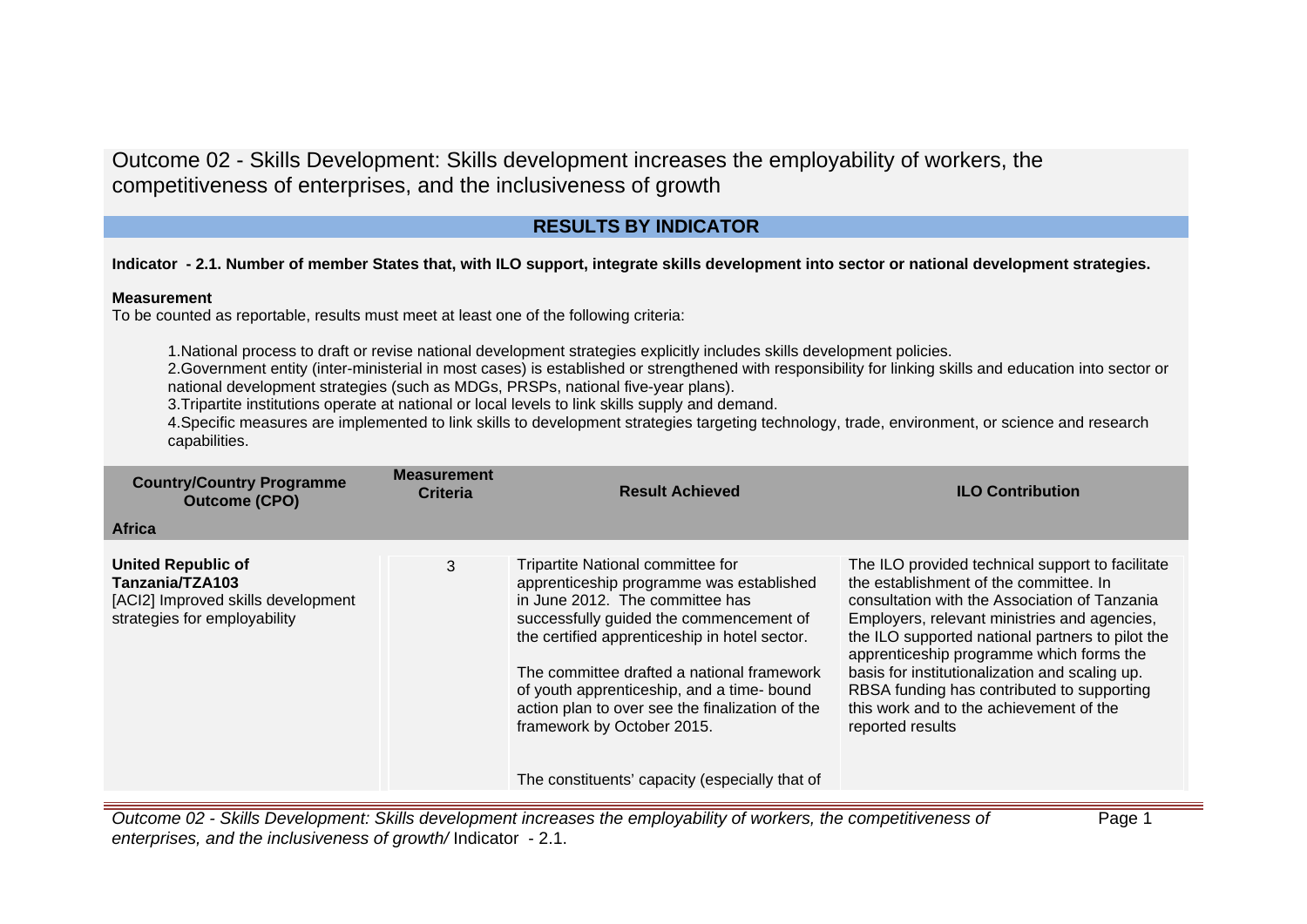# Outcome 02 - Skills Development: Skills development increases the employability of workers, the competitiveness of enterprises, and the inclusiveness of growth

## RESULTS BY INDICATOR

**Indicator - 2.1. Number of member States that, with ILO support, integrate skills development into sector or national development strategies.**

**Measurement**

To be counted as reportable, results must meet at least one of the following criteria:

1. National process to draft or revise national development strategies explicitly includes skills development policies.
2. Government entity (inter-ministerial in most cases) is established or strengthened with responsibility for linking skills and education into sector or national development strategies (such as MDGs, PRSPs, national five-year plans).
3. Tripartite institutions operate at national or local levels to link skills supply and demand.
4. Specific measures are implemented to link skills to development strategies targeting technology, trade, environment, or science and research capabilities.

| Country/Country Programme Outcome (CPO) | Measurement Criteria | Result Achieved | ILO Contribution |
|---|---|---|---|
| **Africa** | | | |
| **United Republic of Tanzania/TZA103**<br>[ACI2] Improved skills development strategies for employability | 3 | Tripartite National committee for apprenticeship programme was established in June 2012. The committee has successfully guided the commencement of the certified apprenticeship in hotel sector.<br><br>The committee drafted a national framework of youth apprenticeship, and a time- bound action plan to over see the finalization of the framework by October 2015.<br><br>The constituents' capacity (especially that of | The ILO provided technical support to facilitate the establishment of the committee. In consultation with the Association of Tanzania Employers, relevant ministries and agencies, the ILO supported national partners to pilot the apprenticeship programme which forms the basis for institutionalization and scaling up. RBSA funding has contributed to supporting this work and to the achievement of the reported results |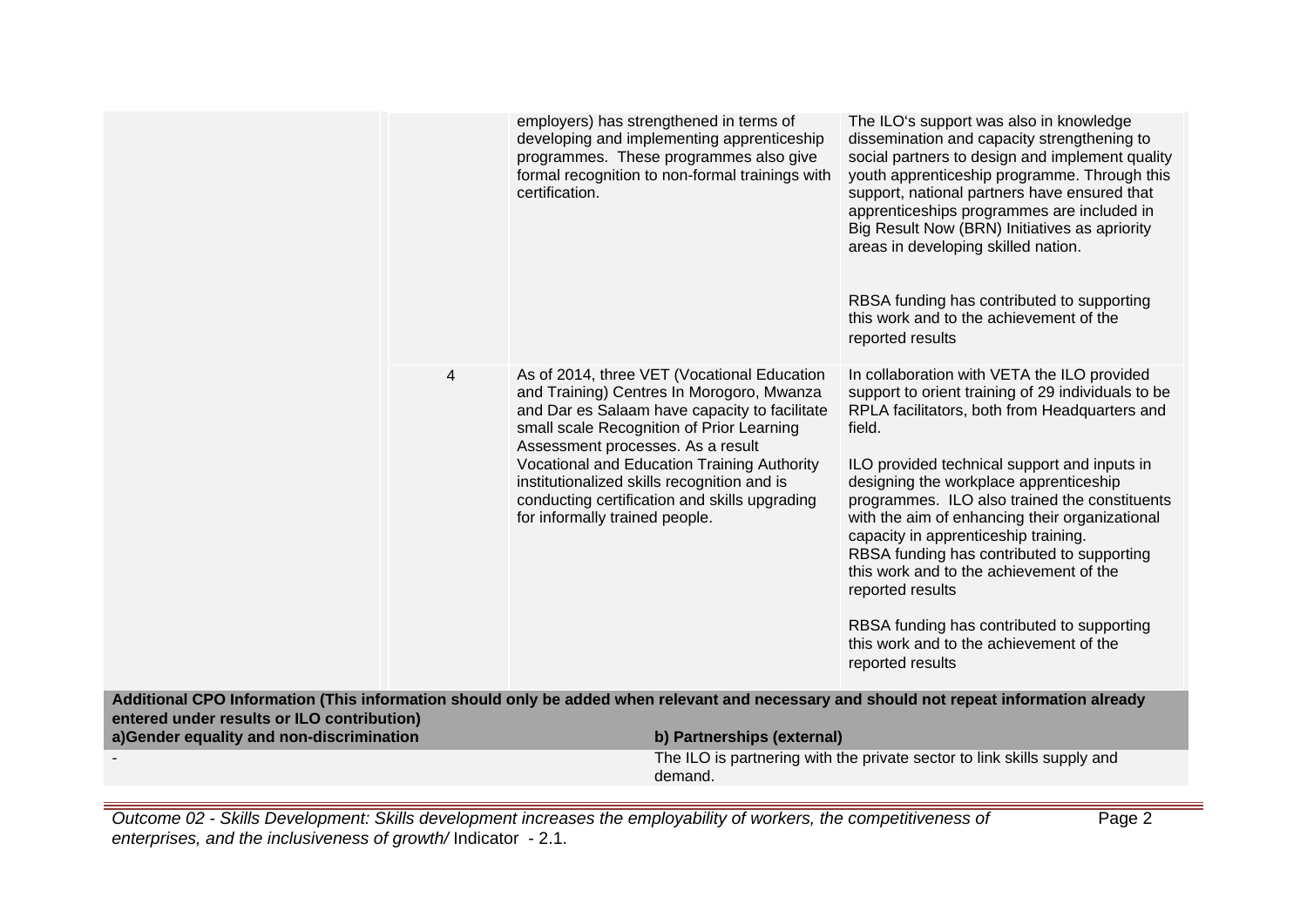| | | | |
|---|---|---|---|
| | | employers) has strengthened in terms of developing and implementing apprenticeship programmes. These programmes also give formal recognition to non-formal trainings with certification. | The ILO's support was also in knowledge dissemination and capacity strengthening to social partners to design and implement quality youth apprenticeship programme. Through this support, national partners have ensured that apprenticeships programmes are included in Big Result Now (BRN) Initiatives as apriority areas in developing skilled nation.<br><br>RBSA funding has contributed to supporting this work and to the achievement of the reported results |
| | 4 | As of 2014, three VET (Vocational Education and Training) Centres In Morogoro, Mwanza and Dar es Salaam have capacity to facilitate small scale Recognition of Prior Learning Assessment processes. As a result Vocational and Education Training Authority institutionalized skills recognition and is conducting certification and skills upgrading for informally trained people. | In collaboration with VETA the ILO provided support to orient training of 29 individuals to be RPLA facilitators, both from Headquarters and field.<br><br>ILO provided technical support and inputs in designing the workplace apprenticeship programmes. ILO also trained the constituents with the aim of enhancing their organizational capacity in apprenticeship training.<br>RBSA funding has contributed to supporting this work and to the achievement of the reported results<br><br>RBSA funding has contributed to supporting this work and to the achievement of the reported results |

**Additional CPO Information (This information should only be added when relevant and necessary and should not repeat information already entered under results or ILO contribution)**

| a)Gender equality and non-discrimination | b) Partnerships (external) |
|---|---|
| - | The ILO is partnering with the private sector to link skills supply and demand. |

*Outcome 02 - Skills Development: Skills development increases the employability of workers, the competitiveness of enterprises, and the inclusiveness of growth/* Indicator - 2.1.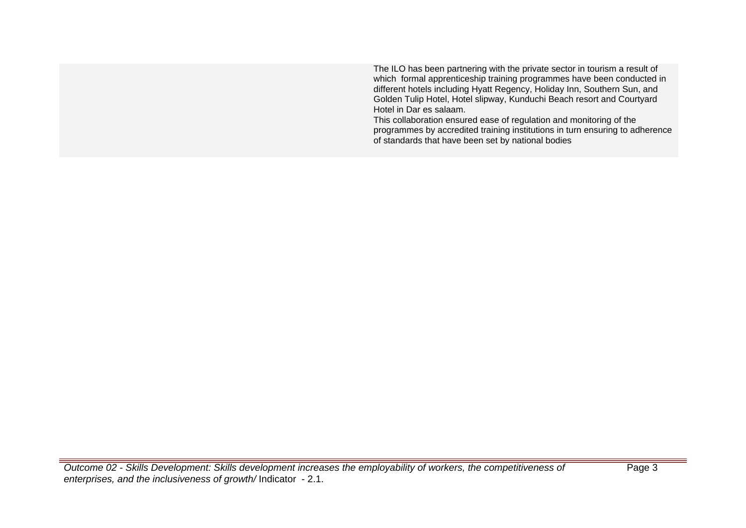|  |  |
| --- | --- |
|  | The ILO has been partnering with the private sector in tourism a result of which formal apprenticeship training programmes have been conducted in different hotels including Hyatt Regency, Holiday Inn, Southern Sun, and Golden Tulip Hotel, Hotel slipway, Kunduchi Beach resort and Courtyard Hotel in Dar es salaam.<br>This collaboration ensured ease of regulation and monitoring of the programmes by accredited training institutions in turn ensuring to adherence of standards that have been set by national bodies |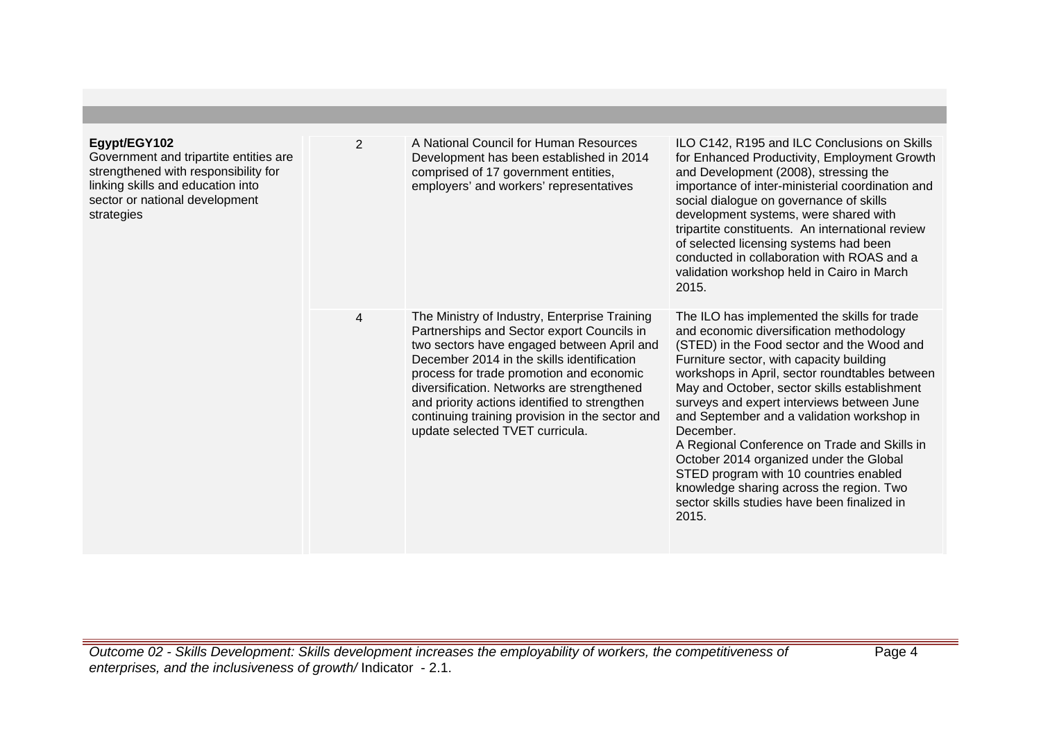| | | | |
|---|---|---|---|
| **Egypt/EGY102**<br>Government and tripartite entities are strengthened with responsibility for linking skills and education into sector or national development strategies | 2 | A National Council for Human Resources Development has been established in 2014 comprised of 17 government entities, employers' and workers' representatives | ILO C142, R195 and ILC Conclusions on Skills for Enhanced Productivity, Employment Growth and Development (2008), stressing the importance of inter-ministerial coordination and social dialogue on governance of skills development systems, were shared with tripartite constituents. An international review of selected licensing systems had been conducted in collaboration with ROAS and a validation workshop held in Cairo in March 2015. |
| | 4 | The Ministry of Industry, Enterprise Training Partnerships and Sector export Councils in two sectors have engaged between April and December 2014 in the skills identification process for trade promotion and economic diversification. Networks are strengthened and priority actions identified to strengthen continuing training provision in the sector and update selected TVET curricula. | The ILO has implemented the skills for trade and economic diversification methodology (STED) in the Food sector and the Wood and Furniture sector, with capacity building workshops in April, sector roundtables between May and October, sector skills establishment surveys and expert interviews between June and September and a validation workshop in December.<br>A Regional Conference on Trade and Skills in October 2014 organized under the Global STED program with 10 countries enabled knowledge sharing across the region. Two sector skills studies have been finalized in 2015. |

*Outcome 02 - Skills Development: Skills development increases the employability of workers, the competitiveness of enterprises, and the inclusiveness of growth/* Indicator - 2.1.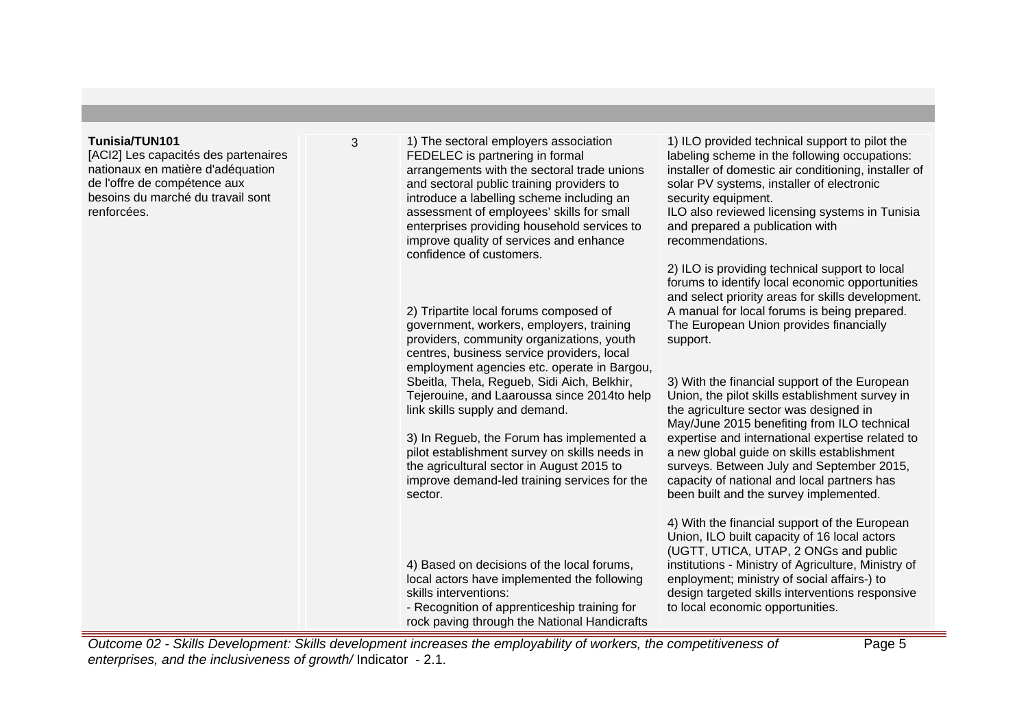| | | | |
|---|---|---|---|
| **Tunisia/TUN101**<br>[ACI2] Les capacités des partenaires nationaux en matière d'adéquation de l'offre de compétence aux besoins du marché du travail sont renforcées. | 3 | 1) The sectoral employers association FEDELEC is partnering in formal arrangements with the sectoral trade unions and sectoral public training providers to introduce a labelling scheme including an assessment of employees' skills for small enterprises providing household services to improve quality of services and enhance confidence of customers.<br><br>2) Tripartite local forums composed of government, workers, employers, training providers, community organizations, youth centres, business service providers, local employment agencies etc. operate in Bargou, Sbeitla, Thela, Regueb, Sidi Aich, Belkhir, Tejerouine, and Laaroussa since 2014to help link skills supply and demand.<br><br>3) In Regueb, the Forum has implemented a pilot establishment survey on skills needs in the agricultural sector in August 2015 to improve demand-led training services for the sector.<br><br>4) Based on decisions of the local forums, local actors have implemented the following skills interventions:<br>- Recognition of apprenticeship training for rock paving through the National Handicrafts | 1) ILO provided technical support to pilot the labeling scheme in the following occupations: installer of domestic air conditioning, installer of solar PV systems, installer of electronic security equipment.<br>ILO also reviewed licensing systems in Tunisia and prepared a publication with recommendations.<br><br>2) ILO is providing technical support to local forums to identify local economic opportunities and select priority areas for skills development. A manual for local forums is being prepared. The European Union provides financially support.<br><br>3) With the financial support of the European Union, the pilot skills establishment survey in the agriculture sector was designed in May/June 2015 benefiting from ILO technical expertise and international expertise related to a new global guide on skills establishment surveys. Between July and September 2015, capacity of national and local partners has been built and the survey implemented.<br><br>4) With the financial support of the European Union, ILO built capacity of 16 local actors (UGTT, UTICA, UTAP, 2 ONGs and public institutions - Ministry of Agriculture, Ministry of enployment; ministry of social affairs-) to design targeted skills interventions responsive to local economic opportunities. |

*Outcome 02 - Skills Development: Skills development increases the employability of workers, the competitiveness of enterprises, and the inclusiveness of growth/* Indicator - 2.1.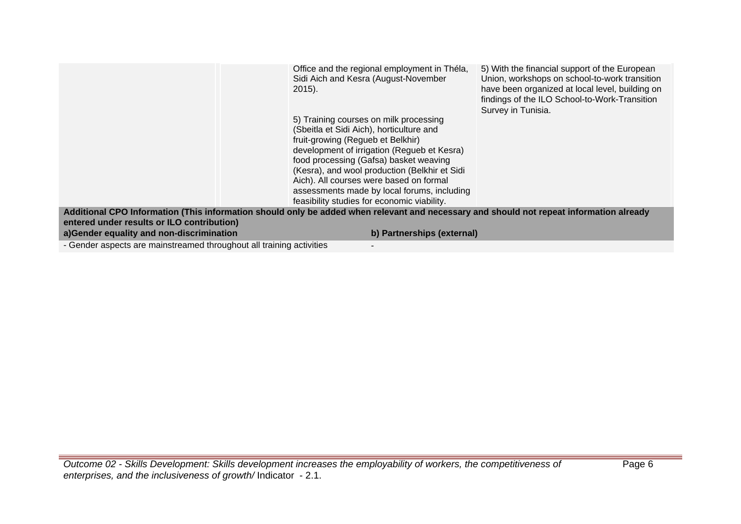| | | | |
|---|---|---|---|
| | | Office and the regional employment in Théla, Sidi Aich and Kesra (August-November 2015).<br><br>5) Training courses on milk processing (Sbeitla et Sidi Aich), horticulture and fruit-growing (Regueb et Belkhir) development of irrigation (Regueb et Kesra) food processing (Gafsa) basket weaving (Kesra), and wool production (Belkhir et Sidi Aich). All courses were based on formal assessments made by local forums, including feasibility studies for economic viability. | 5) With the financial support of the European Union, workshops on school-to-work transition have been organized at local level, building on findings of the ILO School-to-Work-Transition Survey in Tunisia. |

**Additional CPO Information (This information should only be added when relevant and necessary and should not repeat information already entered under results or ILO contribution)**

| a)Gender equality and non-discrimination | b) Partnerships (external) |
|---|---|
| - Gender aspects are mainstreamed throughout all training activities | - |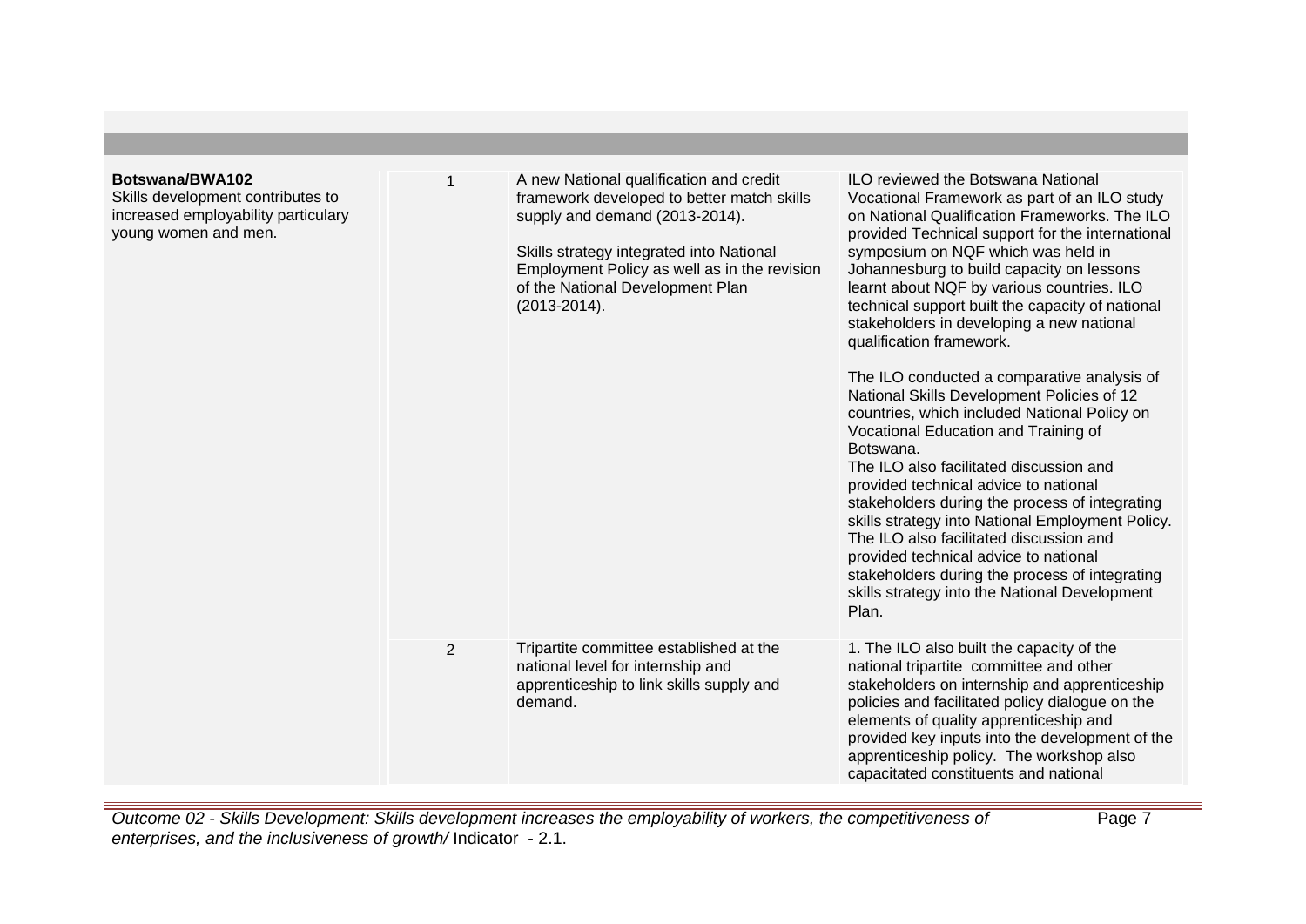| | | | |
|---|---|---|---|
| **Botswana/BWA102**<br>Skills development contributes to increased employability particulary young women and men. | 1 | A new National qualification and credit framework developed to better match skills supply and demand (2013-2014).<br><br>Skills strategy integrated into National Employment Policy as well as in the revision of the National Development Plan (2013-2014). | ILO reviewed the Botswana National Vocational Framework as part of an ILO study on National Qualification Frameworks. The ILO provided Technical support for the international symposium on NQF which was held in Johannesburg to build capacity on lessons learnt about NQF by various countries. ILO technical support built the capacity of national stakeholders in developing a new national qualification framework.<br><br>The ILO conducted a comparative analysis of National Skills Development Policies of 12 countries, which included National Policy on Vocational Education and Training of Botswana.<br>The ILO also facilitated discussion and provided technical advice to national stakeholders during the process of integrating skills strategy into National Employment Policy.<br>The ILO also facilitated discussion and provided technical advice to national stakeholders during the process of integrating skills strategy into the National Development Plan. |
| | 2 | Tripartite committee established at the national level for internship and apprenticeship to link skills supply and demand. | 1. The ILO also built the capacity of the national tripartite committee and other stakeholders on internship and apprenticeship policies and facilitated policy dialogue on the elements of quality apprenticeship and provided key inputs into the development of the apprenticeship policy. The workshop also capacitated constituents and national |

*Outcome 02 - Skills Development: Skills development increases the employability of workers, the competitiveness of enterprises, and the inclusiveness of growth/* Indicator - 2.1.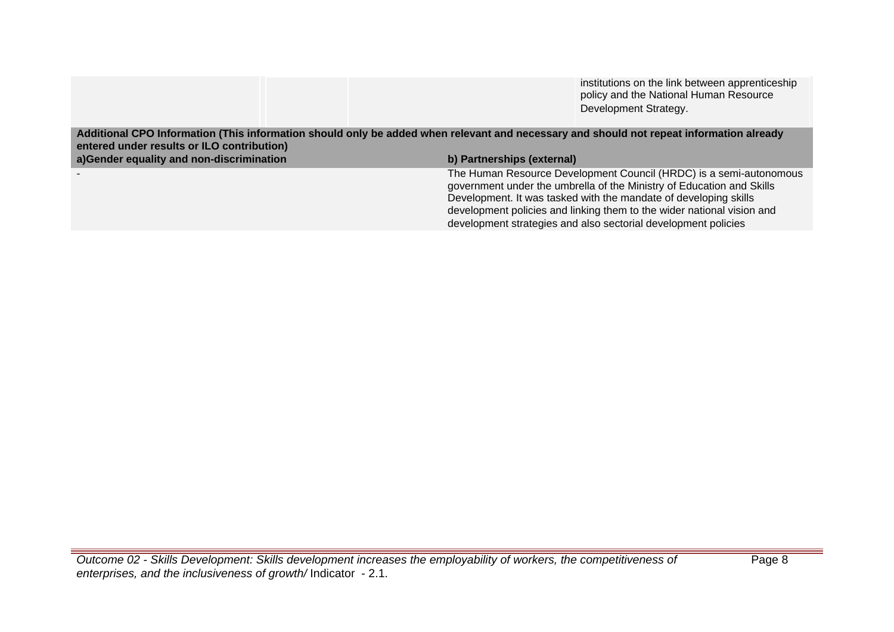| | | | |
|---|---|---|---|
| | | | institutions on the link between apprenticeship policy and the National Human Resource Development Strategy. |

**Additional CPO Information (This information should only be added when relevant and necessary and should not repeat information already entered under results or ILO contribution)**

| a)Gender equality and non-discrimination | b) Partnerships (external) |
|---|---|
| - | The Human Resource Development Council (HRDC) is a semi-autonomous government under the umbrella of the Ministry of Education and Skills Development. It was tasked with the mandate of developing skills development policies and linking them to the wider national vision and development strategies and also sectorial development policies |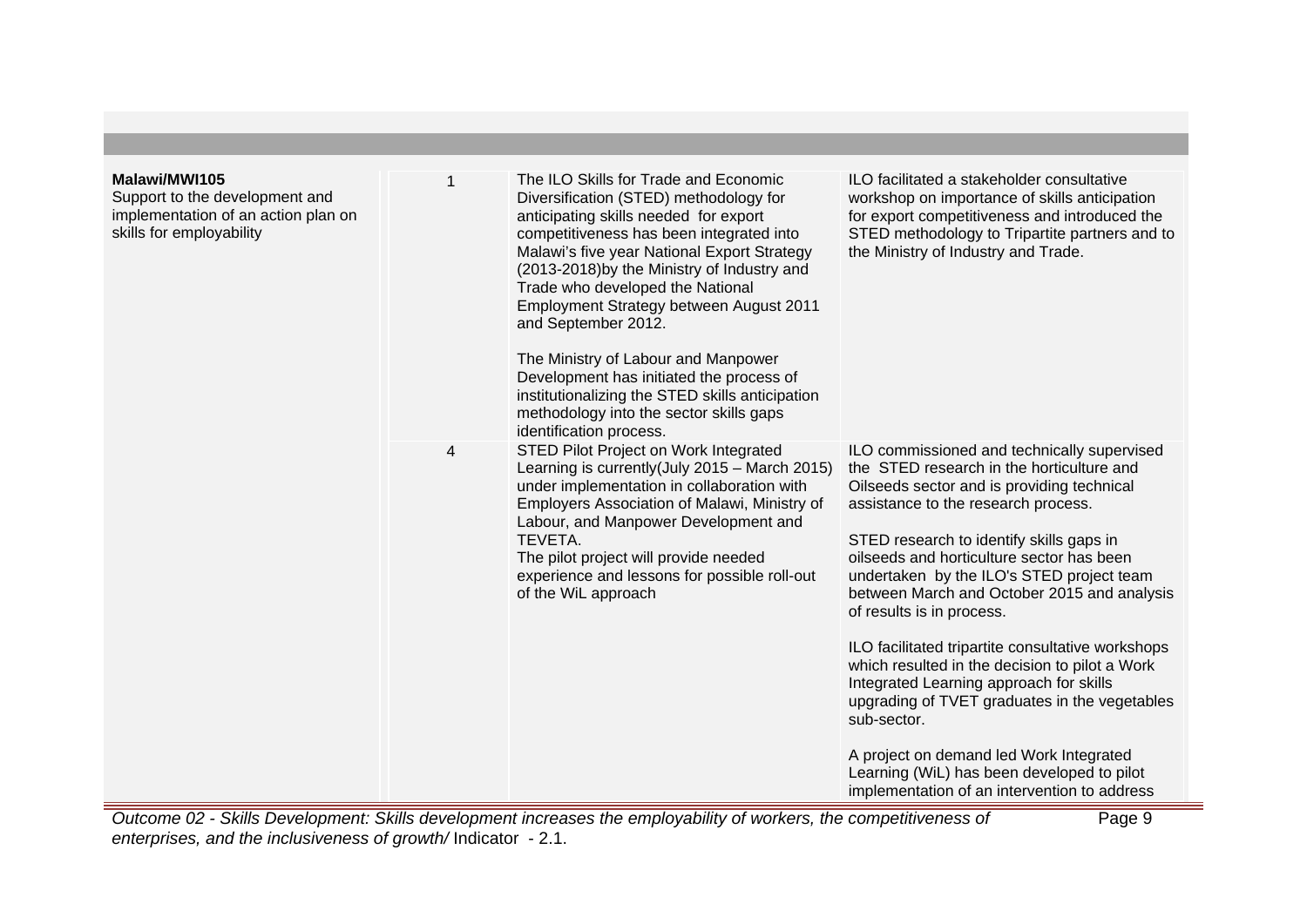| | | | |
|---|---|---|---|
| **Malawi/MWI105**<br>Support to the development and implementation of an action plan on skills for employability | 1 | The ILO Skills for Trade and Economic Diversification (STED) methodology for anticipating skills needed for export competitiveness has been integrated into Malawi's five year National Export Strategy (2013-2018)by the Ministry of Industry and Trade who developed the National Employment Strategy between August 2011 and September 2012.<br><br>The Ministry of Labour and Manpower Development has initiated the process of institutionalizing the STED skills anticipation methodology into the sector skills gaps identification process. | ILO facilitated a stakeholder consultative workshop on importance of skills anticipation for export competitiveness and introduced the STED methodology to Tripartite partners and to the Ministry of Industry and Trade. |
| | 4 | STED Pilot Project on Work Integrated Learning is currently(July 2015 – March 2015) under implementation in collaboration with Employers Association of Malawi, Ministry of Labour, and Manpower Development and TEVETA.<br>The pilot project will provide needed experience and lessons for possible roll-out of the WiL approach | ILO commissioned and technically supervised the STED research in the horticulture and Oilseeds sector and is providing technical assistance to the research process.<br><br>STED research to identify skills gaps in oilseeds and horticulture sector has been undertaken by the ILO's STED project team between March and October 2015 and analysis of results is in process.<br><br>ILO facilitated tripartite consultative workshops which resulted in the decision to pilot a Work Integrated Learning approach for skills upgrading of TVET graduates in the vegetables sub-sector.<br><br>A project on demand led Work Integrated Learning (WiL) has been developed to pilot implementation of an intervention to address |

*Outcome 02 - Skills Development: Skills development increases the employability of workers, the competitiveness of enterprises, and the inclusiveness of growth/* Indicator - 2.1.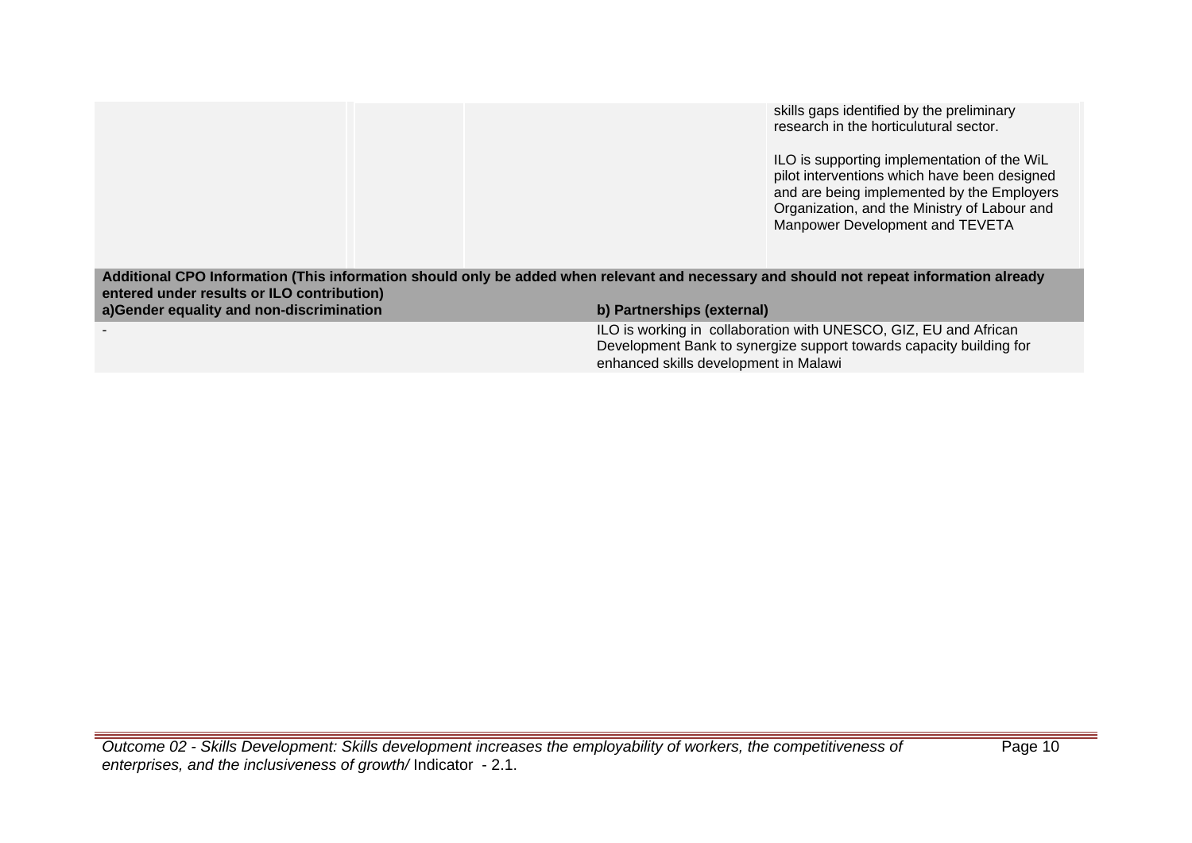| | | | |
|---|---|---|---|
| | | | skills gaps identified by the preliminary research in the horticulutural sector.<br><br>ILO is supporting implementation of the WiL pilot interventions which have been designed and are being implemented by the Employers Organization, and the Ministry of Labour and Manpower Development and TEVETA |

| **Additional CPO Information (This information should only be added when relevant and necessary and should not repeat information already entered under results or ILO contribution)** | |
|---|---|
| **a)Gender equality and non-discrimination** | **b) Partnerships (external)** |
| - | ILO is working in collaboration with UNESCO, GIZ, EU and African Development Bank to synergize support towards capacity building for enhanced skills development in Malawi |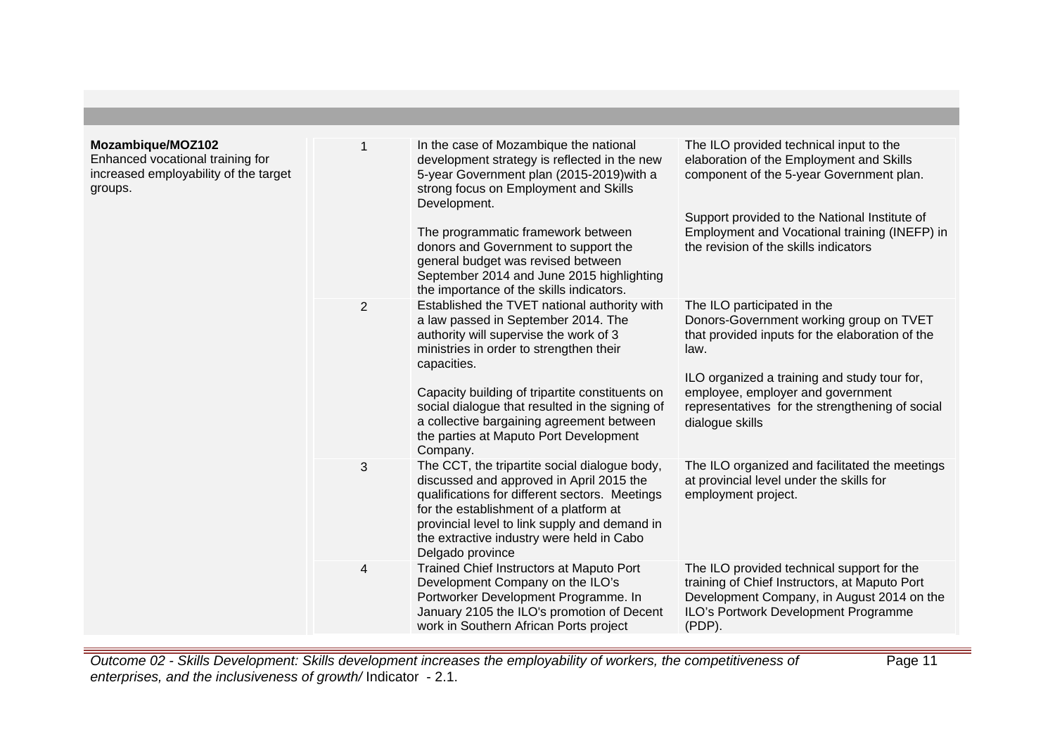| | | | |
|---|---|---|---|
| **Mozambique/MOZ102**<br>Enhanced vocational training for increased employability of the target groups. | 1 | In the case of Mozambique the national development strategy is reflected in the new 5-year Government plan (2015-2019)with a strong focus on Employment and Skills Development.<br><br>The programmatic framework between donors and Government to support the general budget was revised between September 2014 and June 2015 highlighting the importance of the skills indicators. | The ILO provided technical input to the elaboration of the Employment and Skills component of the 5-year Government plan.<br><br>Support provided to the National Institute of Employment and Vocational training (INEFP) in the revision of the skills indicators |
| | 2 | Established the TVET national authority with a law passed in September 2014. The authority will supervise the work of 3 ministries in order to strengthen their capacities.<br><br>Capacity building of tripartite constituents on social dialogue that resulted in the signing of a collective bargaining agreement between the parties at Maputo Port Development Company. | The ILO participated in the Donors-Government working group on TVET that provided inputs for the elaboration of the law.<br><br>ILO organized a training and study tour for, employee, employer and government representatives for the strengthening of social dialogue skills |
| | 3 | The CCT, the tripartite social dialogue body, discussed and approved in April 2015 the qualifications for different sectors. Meetings for the establishment of a platform at provincial level to link supply and demand in the extractive industry were held in Cabo Delgado province | The ILO organized and facilitated the meetings at provincial level under the skills for employment project. |
| | 4 | Trained Chief Instructors at Maputo Port Development Company on the ILO's Portworker Development Programme. In January 2105 the ILO's promotion of Decent work in Southern African Ports project | The ILO provided technical support for the training of Chief Instructors, at Maputo Port Development Company, in August 2014 on the ILO's Portwork Development Programme (PDP). |

*Outcome 02 - Skills Development: Skills development increases the employability of workers, the competitiveness of enterprises, and the inclusiveness of growth/* Indicator - 2.1.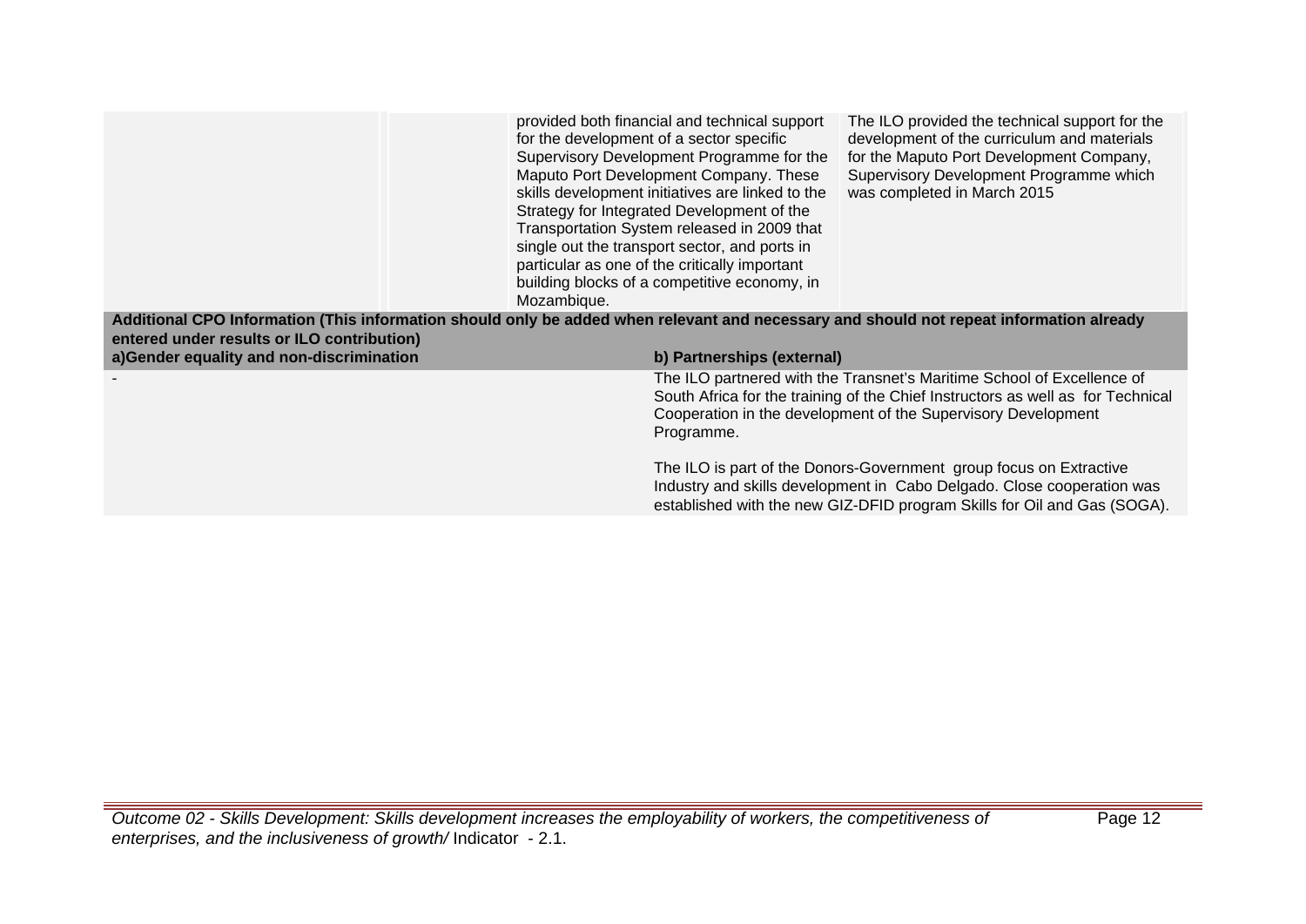| | | | |
|---|---|---|---|
| | | provided both financial and technical support for the development of a sector specific Supervisory Development Programme for the Maputo Port Development Company. These skills development initiatives are linked to the Strategy for Integrated Development of the Transportation System released in 2009 that single out the transport sector, and ports in particular as one of the critically important building blocks of a competitive economy, in Mozambique. | The ILO provided the technical support for the development of the curriculum and materials for the Maputo Port Development Company, Supervisory Development Programme which was completed in March 2015 |

| **Additional CPO Information (This information should only be added when relevant and necessary and should not repeat information already entered under results or ILO contribution)** | |
|---|---|
| **a)Gender equality and non-discrimination** | **b) Partnerships (external)** |
| - | The ILO partnered with the Transnet's Maritime School of Excellence of South Africa for the training of the Chief Instructors as well as for Technical Cooperation in the development of the Supervisory Development Programme.<br><br>The ILO is part of the Donors-Government group focus on Extractive Industry and skills development in Cabo Delgado. Close cooperation was established with the new GIZ-DFID program Skills for Oil and Gas (SOGA). |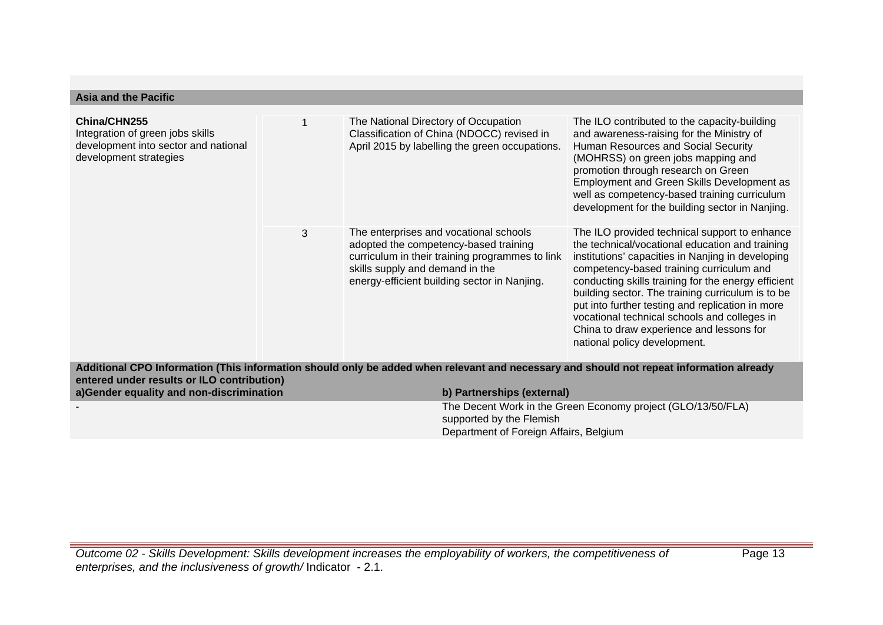**Asia and the Pacific**

| | | | |
|---|---|---|---|
| **China/CHN255**<br>Integration of green jobs skills development into sector and national development strategies | 1 | The National Directory of Occupation Classification of China (NDOCC) revised in April 2015 by labelling the green occupations. | The ILO contributed to the capacity-building and awareness-raising for the Ministry of Human Resources and Social Security (MOHRSS) on green jobs mapping and promotion through research on Green Employment and Green Skills Development as well as competency-based training curriculum development for the building sector in Nanjing. |
| | 3 | The enterprises and vocational schools adopted the competency-based training curriculum in their training programmes to link skills supply and demand in the energy-efficient building sector in Nanjing. | The ILO provided technical support to enhance the technical/vocational education and training institutions' capacities in Nanjing in developing competency-based training curriculum and conducting skills training for the energy efficient building sector. The training curriculum is to be put into further testing and replication in more vocational technical schools and colleges in China to draw experience and lessons for national policy development. |

**Additional CPO Information (This information should only be added when relevant and necessary and should not repeat information already entered under results or ILO contribution)**

| a)Gender equality and non-discrimination | b) Partnerships (external) |
|---|---|
| - | The Decent Work in the Green Economy project (GLO/13/50/FLA) supported by the Flemish Department of Foreign Affairs, Belgium |

*Outcome 02 - Skills Development: Skills development increases the employability of workers, the competitiveness of enterprises, and the inclusiveness of growth/* Indicator - 2.1.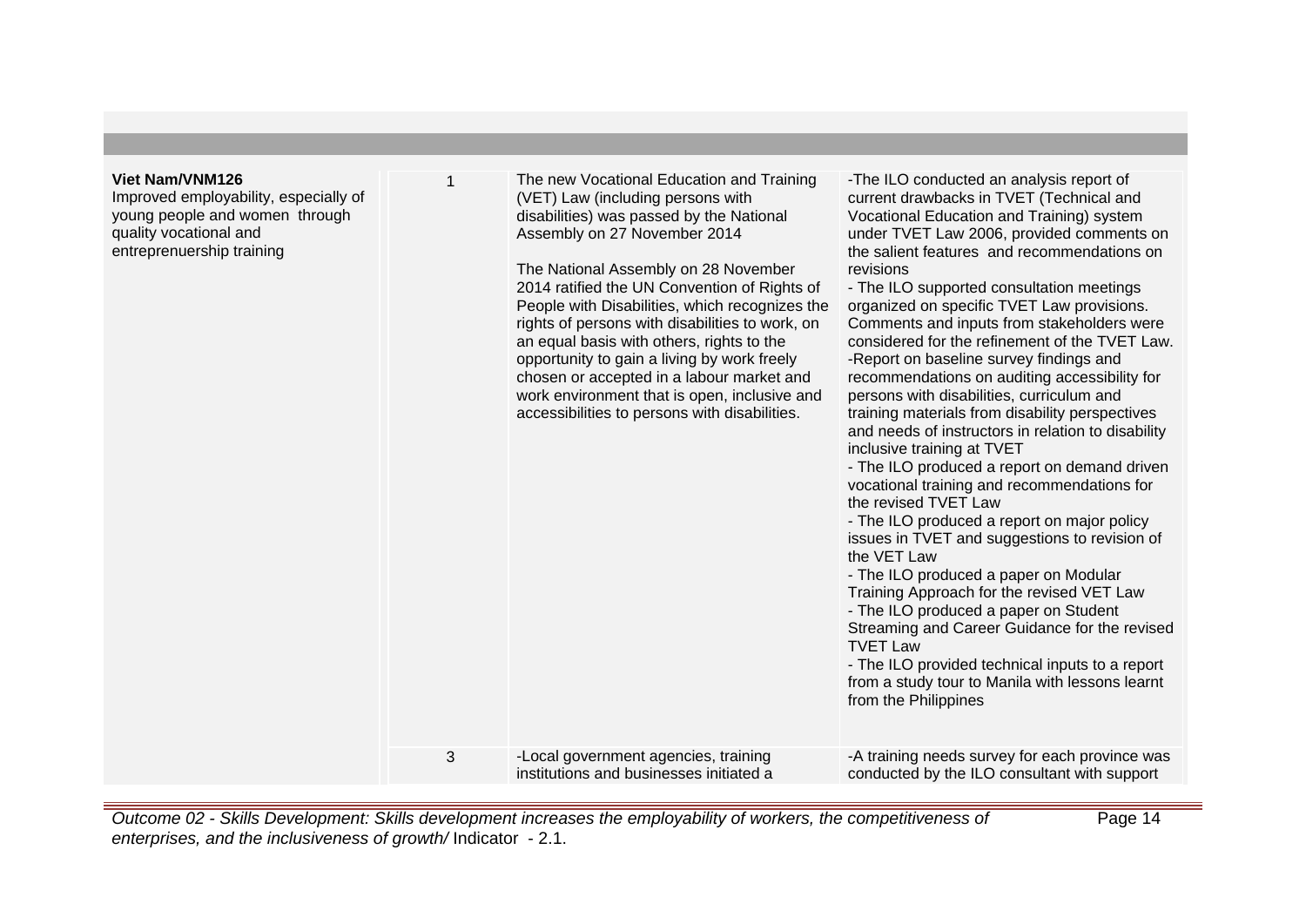| | | | |
|---|---|---|---|
| **Viet Nam/VNM126**<br>Improved employability, especially of young people and women through quality vocational and entreprenuership training | 1 | The new Vocational Education and Training (VET) Law (including persons with disabilities) was passed by the National Assembly on 27 November 2014<br><br>The National Assembly on 28 November 2014 ratified the UN Convention of Rights of People with Disabilities, which recognizes the rights of persons with disabilities to work, on an equal basis with others, rights to the opportunity to gain a living by work freely chosen or accepted in a labour market and work environment that is open, inclusive and accessibilities to persons with disabilities. | -The ILO conducted an analysis report of current drawbacks in TVET (Technical and Vocational Education and Training) system under TVET Law 2006, provided comments on the salient features and recommendations on revisions<br>- The ILO supported consultation meetings organized on specific TVET Law provisions. Comments and inputs from stakeholders were considered for the refinement of the TVET Law.<br>-Report on baseline survey findings and recommendations on auditing accessibility for persons with disabilities, curriculum and training materials from disability perspectives and needs of instructors in relation to disability inclusive training at TVET<br>- The ILO produced a report on demand driven vocational training and recommendations for the revised TVET Law<br>- The ILO produced a report on major policy issues in TVET and suggestions to revision of the VET Law<br>- The ILO produced a paper on Modular Training Approach for the revised VET Law<br>- The ILO produced a paper on Student Streaming and Career Guidance for the revised TVET Law<br>- The ILO provided technical inputs to a report from a study tour to Manila with lessons learnt from the Philippines |
| | 3 | -Local government agencies, training institutions and businesses initiated a | -A training needs survey for each province was conducted by the ILO consultant with support |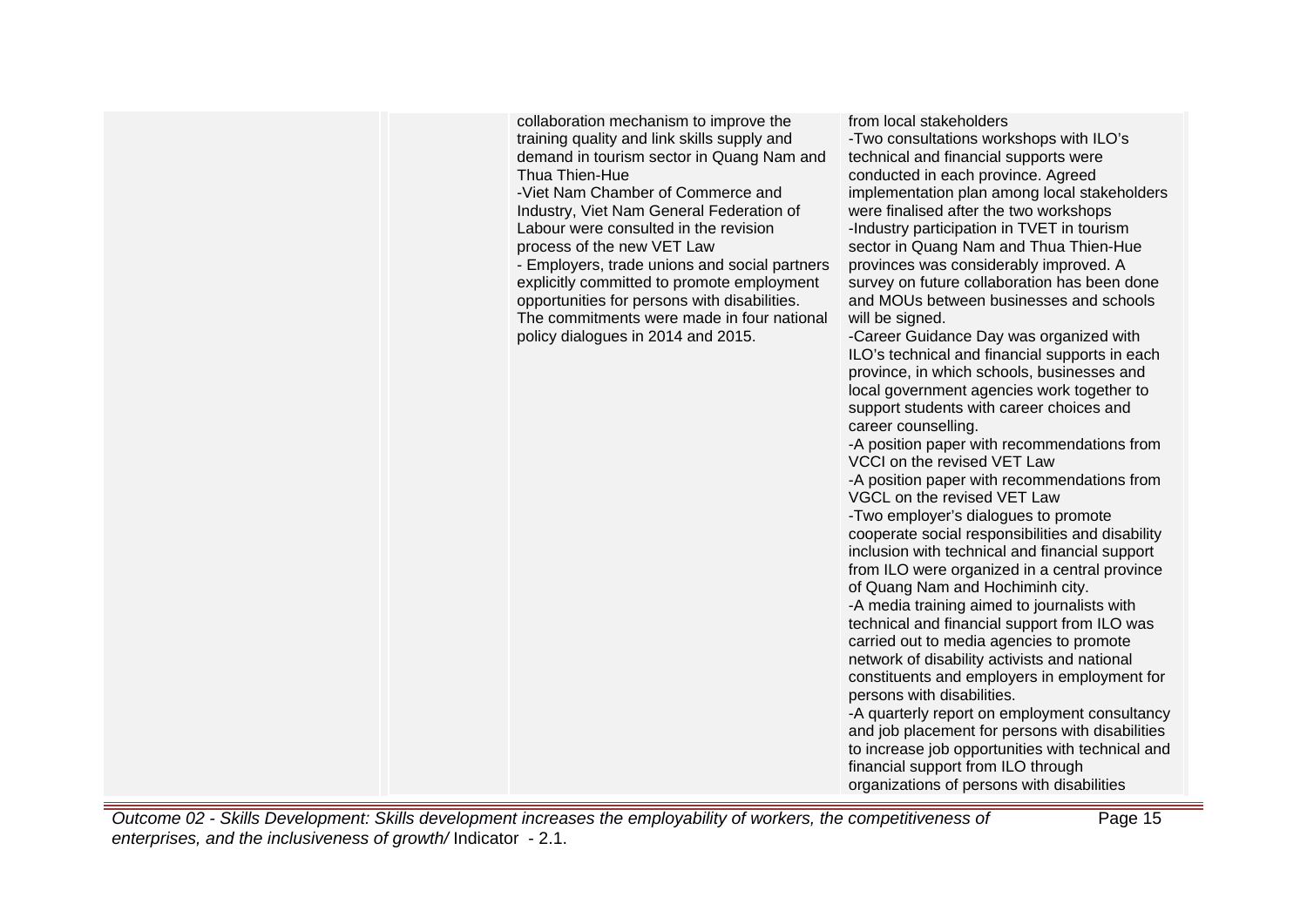| | | | |
|---|---|---|---|
| | | collaboration mechanism to improve the training quality and link skills supply and demand in tourism sector in Quang Nam and Thua Thien-Hue<br>-Viet Nam Chamber of Commerce and Industry, Viet Nam General Federation of Labour were consulted in the revision process of the new VET Law<br>- Employers, trade unions and social partners explicitly committed to promote employment opportunities for persons with disabilities. The commitments were made in four national policy dialogues in 2014 and 2015. | from local stakeholders<br>-Two consultations workshops with ILO's technical and financial supports were conducted in each province. Agreed implementation plan among local stakeholders were finalised after the two workshops<br>-Industry participation in TVET in tourism sector in Quang Nam and Thua Thien-Hue provinces was considerably improved. A survey on future collaboration has been done and MOUs between businesses and schools will be signed.<br>-Career Guidance Day was organized with ILO's technical and financial supports in each province, in which schools, businesses and local government agencies work together to support students with career choices and career counselling.<br>-A position paper with recommendations from VCCI on the revised VET Law<br>-A position paper with recommendations from VGCL on the revised VET Law<br>-Two employer's dialogues to promote cooperate social responsibilities and disability inclusion with technical and financial support from ILO were organized in a central province of Quang Nam and Hochiminh city.<br>-A media training aimed to journalists with technical and financial support from ILO was carried out to media agencies to promote network of disability activists and national constituents and employers in employment for persons with disabilities.<br>-A quarterly report on employment consultancy and job placement for persons with disabilities to increase job opportunities with technical and financial support from ILO through organizations of persons with disabilities |

*Outcome 02 - Skills Development: Skills development increases the employability of workers, the competitiveness of enterprises, and the inclusiveness of growth/* Indicator - 2.1.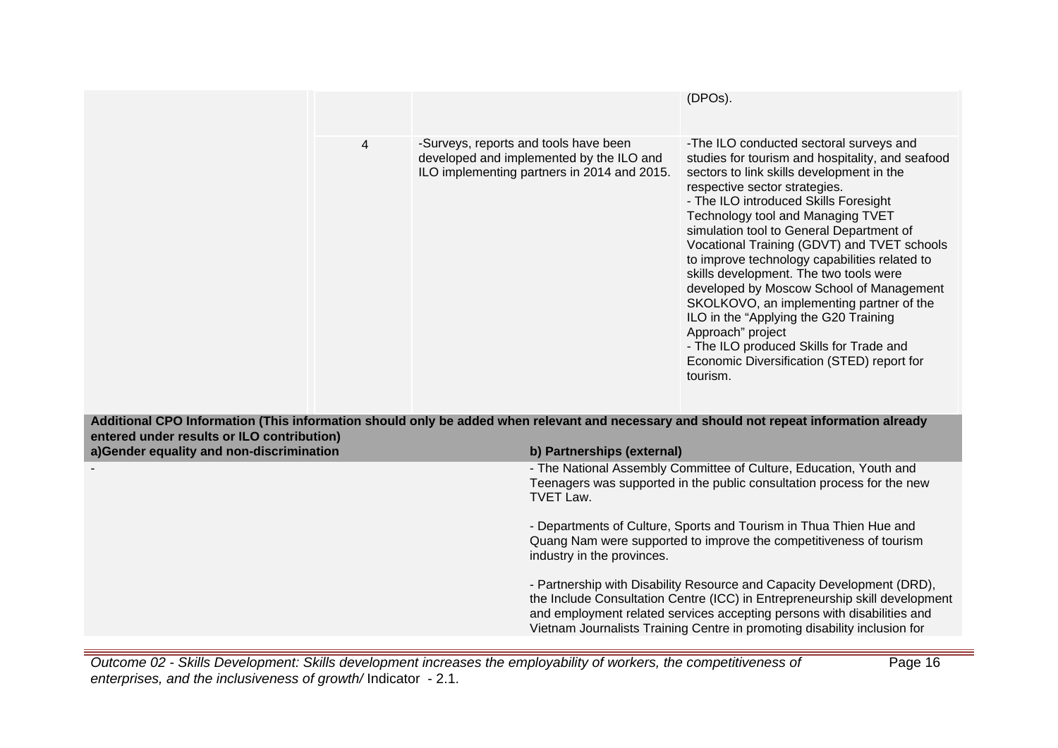| | | | |
|---|---|---|---|
| | | | (DPOs). |
| | 4 | -Surveys, reports and tools have been developed and implemented by the ILO and ILO implementing partners in 2014 and 2015. | -The ILO conducted sectoral surveys and studies for tourism and hospitality, and seafood sectors to link skills development in the respective sector strategies.<br>- The ILO introduced Skills Foresight Technology tool and Managing TVET simulation tool to General Department of Vocational Training (GDVT) and TVET schools to improve technology capabilities related to skills development. The two tools were developed by Moscow School of Management SKOLKOVO, an implementing partner of the ILO in the "Applying the G20 Training Approach" project<br>- The ILO produced Skills for Trade and Economic Diversification (STED) report for tourism. |

**Additional CPO Information (This information should only be added when relevant and necessary and should not repeat information already entered under results or ILO contribution)**

| a)Gender equality and non-discrimination | b) Partnerships (external) |
|---|---|
| - | - The National Assembly Committee of Culture, Education, Youth and Teenagers was supported in the public consultation process for the new TVET Law.<br><br>- Departments of Culture, Sports and Tourism in Thua Thien Hue and Quang Nam were supported to improve the competitiveness of tourism industry in the provinces.<br><br>- Partnership with Disability Resource and Capacity Development (DRD), the Include Consultation Centre (ICC) in Entrepreneurship skill development and employment related services accepting persons with disabilities and Vietnam Journalists Training Centre in promoting disability inclusion for |

*Outcome 02 - Skills Development: Skills development increases the employability of workers, the competitiveness of enterprises, and the inclusiveness of growth/* Indicator - 2.1.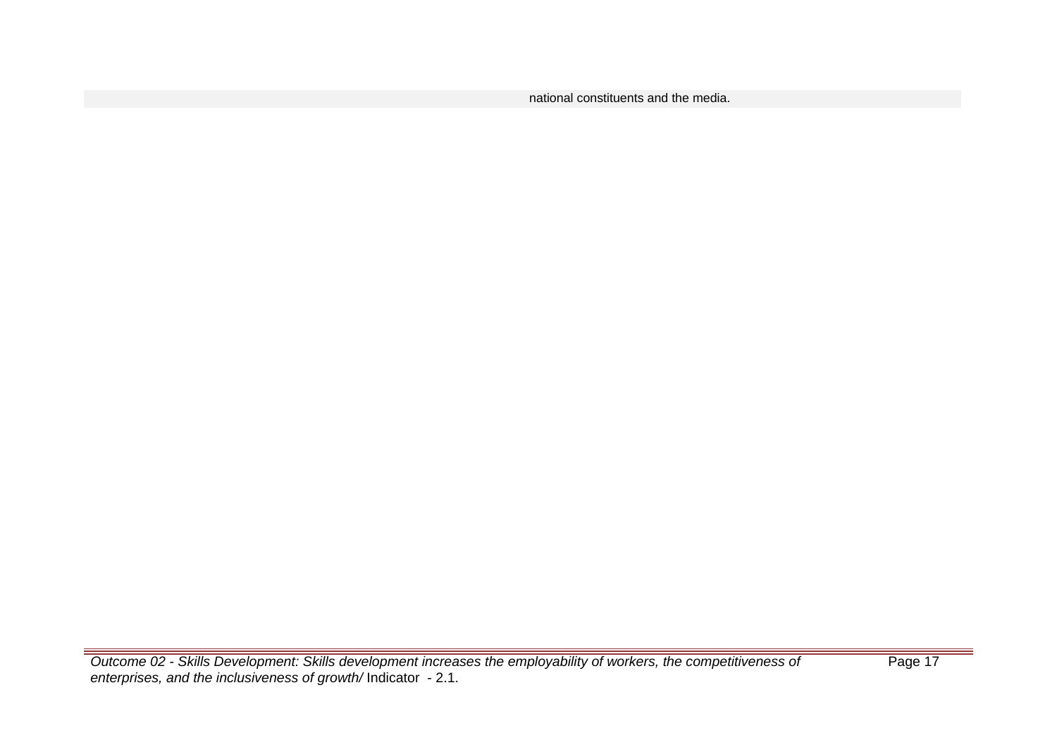| | |
|---|---|
| | national constituents and the media. |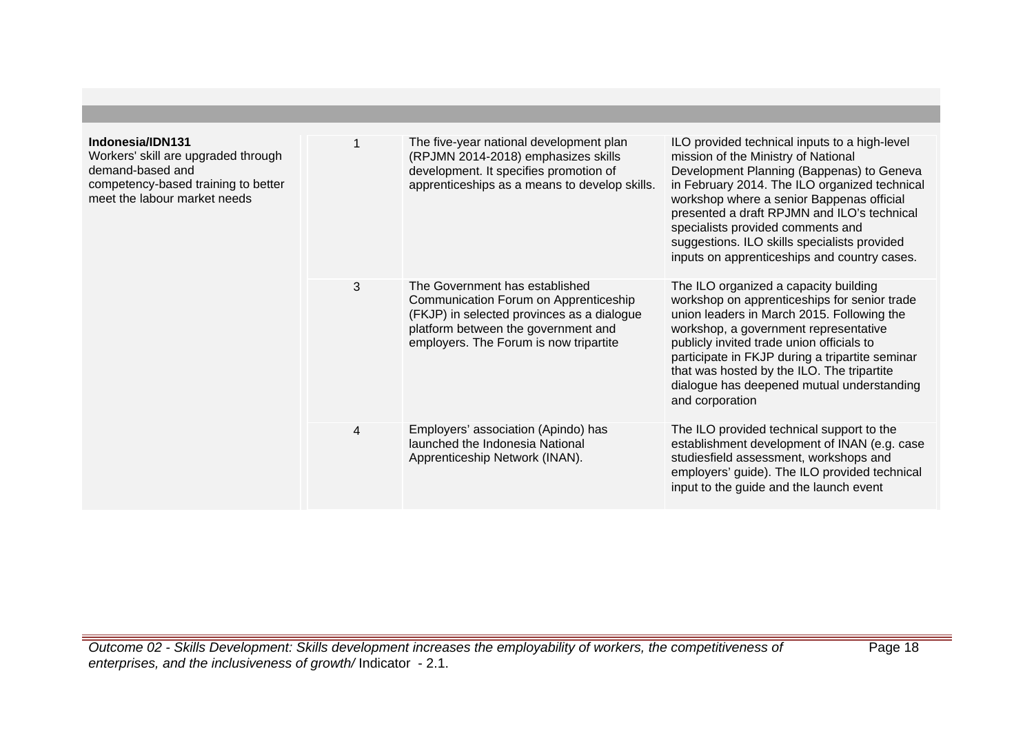| | | | |
|---|---|---|---|
| **Indonesia/IDN131**<br>Workers' skill are upgraded through demand-based and competency-based training to better meet the labour market needs | 1 | The five-year national development plan (RPJMN 2014-2018) emphasizes skills development. It specifies promotion of apprenticeships as a means to develop skills. | ILO provided technical inputs to a high-level mission of the Ministry of National Development Planning (Bappenas) to Geneva in February 2014. The ILO organized technical workshop where a senior Bappenas official presented a draft RPJMN and ILO's technical specialists provided comments and suggestions. ILO skills specialists provided inputs on apprenticeships and country cases. |
| | 3 | The Government has established Communication Forum on Apprenticeship (FKJP) in selected provinces as a dialogue platform between the government and employers. The Forum is now tripartite | The ILO organized a capacity building workshop on apprenticeships for senior trade union leaders in March 2015. Following the workshop, a government representative publicly invited trade union officials to participate in FKJP during a tripartite seminar that was hosted by the ILO. The tripartite dialogue has deepened mutual understanding and corporation |
| | 4 | Employers' association (Apindo) has launched the Indonesia National Apprenticeship Network (INAN). | The ILO provided technical support to the establishment development of INAN (e.g. case studiesfield assessment, workshops and employers' guide). The ILO provided technical input to the guide and the launch event |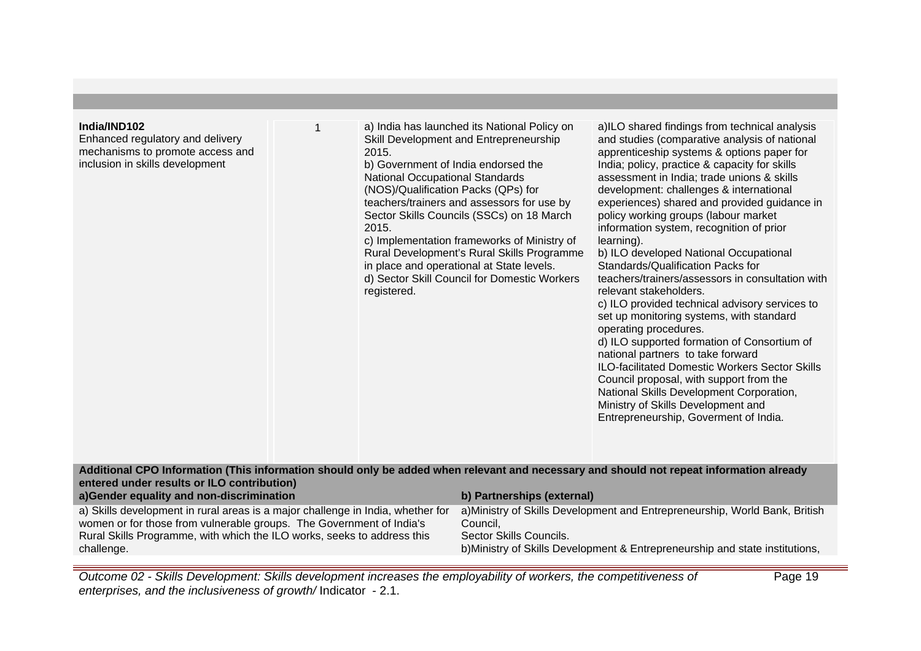| | | | |
|---|---|---|---|
| **India/IND102**<br>Enhanced regulatory and delivery mechanisms to promote access and inclusion in skills development | 1 | a) India has launched its National Policy on Skill Development and Entrepreneurship 2015.<br>b) Government of India endorsed the National Occupational Standards (NOS)/Qualification Packs (QPs) for teachers/trainers and assessors for use by Sector Skills Councils (SSCs) on 18 March 2015.<br>c) Implementation frameworks of Ministry of Rural Development's Rural Skills Programme in place and operational at State levels.<br>d) Sector Skill Council for Domestic Workers registered. | a)ILO shared findings from technical analysis and studies (comparative analysis of national apprenticeship systems & options paper for India; policy, practice & capacity for skills assessment in India; trade unions & skills development: challenges & international experiences) shared and provided guidance in policy working groups (labour market information system, recognition of prior learning).<br>b) ILO developed National Occupational Standards/Qualification Packs for teachers/trainers/assessors in consultation with relevant stakeholders.<br>c) ILO provided technical advisory services to set up monitoring systems, with standard operating procedures.<br>d) ILO supported formation of Consortium of national partners to take forward ILO-facilitated Domestic Workers Sector Skills Council proposal, with support from the National Skills Development Corporation, Ministry of Skills Development and Entrepreneurship, Goverment of India. |

**Additional CPO Information (This information should only be added when relevant and necessary and should not repeat information already entered under results or ILO contribution)**

| a)Gender equality and non-discrimination | b) Partnerships (external) |
|---|---|
| a) Skills development in rural areas is a major challenge in India, whether for women or for those from vulnerable groups. The Government of India's Rural Skills Programme, with which the ILO works, seeks to address this challenge. | a)Ministry of Skills Development and Entrepreneurship, World Bank, British Council,<br>Sector Skills Councils.<br>b)Ministry of Skills Development & Entrepreneurship and state institutions, |

*Outcome 02 - Skills Development: Skills development increases the employability of workers, the competitiveness of enterprises, and the inclusiveness of growth/* Indicator - 2.1.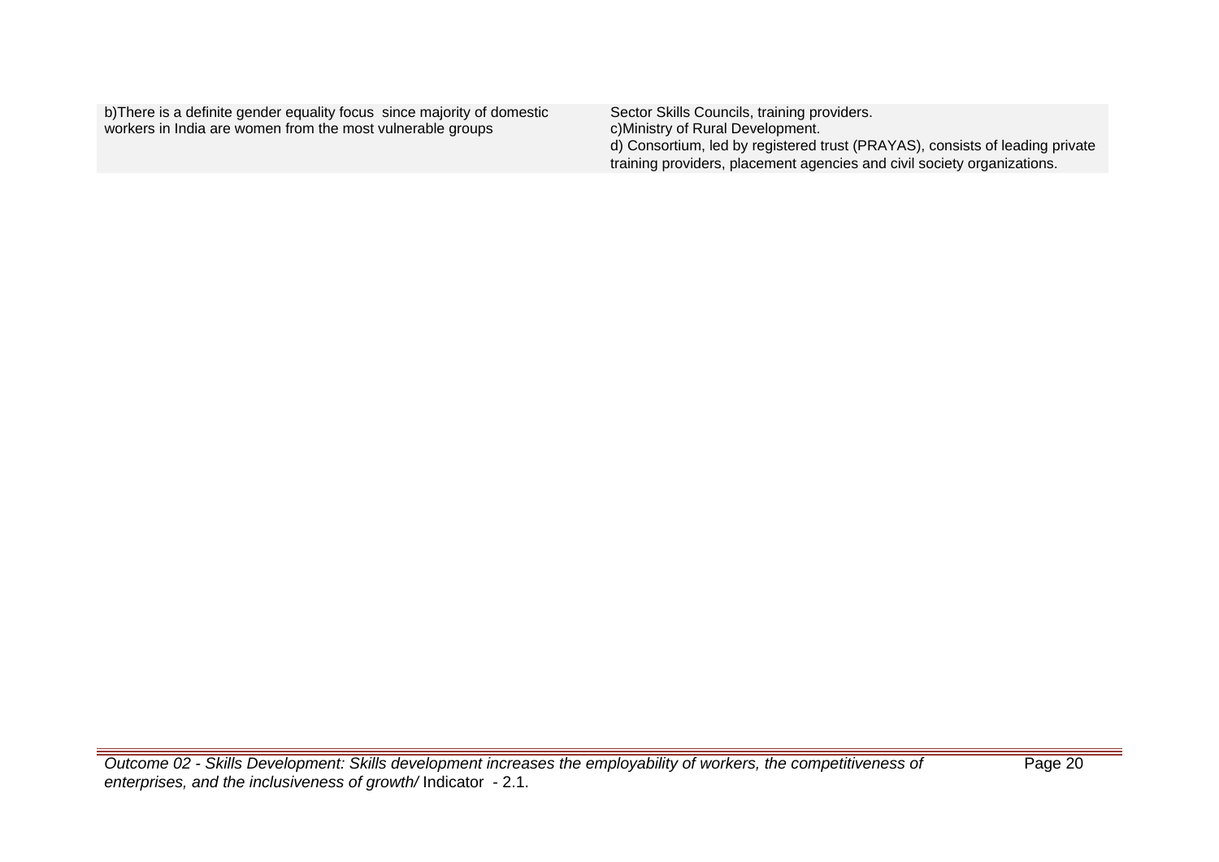| | |
|---|---|
| b)There is a definite gender equality focus since majority of domestic workers in India are women from the most vulnerable groups | Sector Skills Councils, training providers.<br>c)Ministry of Rural Development.<br>d) Consortium, led by registered trust (PRAYAS), consists of leading private training providers, placement agencies and civil society organizations. |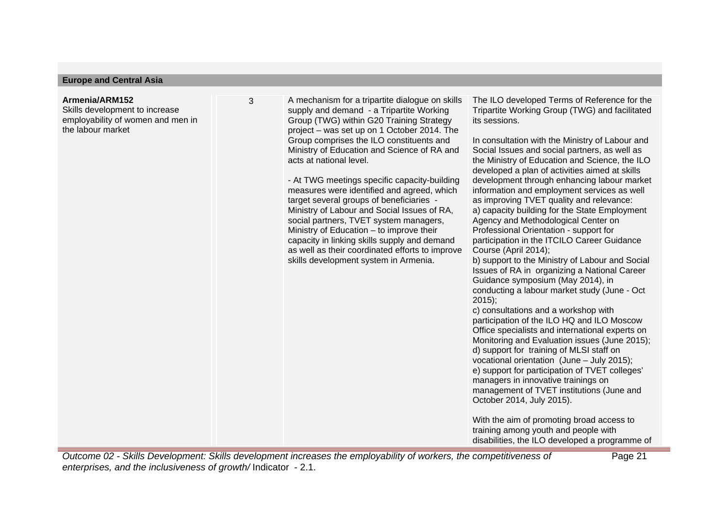| Europe and Central Asia | | | |
|---|---|---|---|
| **Armenia/ARM152**<br>Skills development to increase employability of women and men in the labour market | 3 | A mechanism for a tripartite dialogue on skills supply and demand - a Tripartite Working Group (TWG) within G20 Training Strategy project – was set up on 1 October 2014. The Group comprises the ILO constituents and Ministry of Education and Science of RA and acts at national level.<br><br>- At TWG meetings specific capacity-building measures were identified and agreed, which target several groups of beneficiaries - Ministry of Labour and Social Issues of RA, social partners, TVET system managers, Ministry of Education – to improve their capacity in linking skills supply and demand as well as their coordinated efforts to improve skills development system in Armenia. | The ILO developed Terms of Reference for the Tripartite Working Group (TWG) and facilitated its sessions.<br><br>In consultation with the Ministry of Labour and Social Issues and social partners, as well as the Ministry of Education and Science, the ILO developed a plan of activities aimed at skills development through enhancing labour market information and employment services as well as improving TVET quality and relevance:<br>a) capacity building for the State Employment Agency and Methodological Center on Professional Orientation - support for participation in the ITCILO Career Guidance Course (April 2014);<br>b) support to the Ministry of Labour and Social Issues of RA in organizing a National Career Guidance symposium (May 2014), in conducting a labour market study (June - Oct 2015);<br>c) consultations and a workshop with participation of the ILO HQ and ILO Moscow Office specialists and international experts on Monitoring and Evaluation issues (June 2015);<br>d) support for training of MLSI staff on vocational orientation (June – July 2015);<br>e) support for participation of TVET colleges' managers in innovative trainings on management of TVET institutions (June and October 2014, July 2015).<br><br>With the aim of promoting broad access to training among youth and people with disabilities, the ILO developed a programme of |

*Outcome 02 - Skills Development: Skills development increases the employability of workers, the competitiveness of enterprises, and the inclusiveness of growth/* Indicator - 2.1.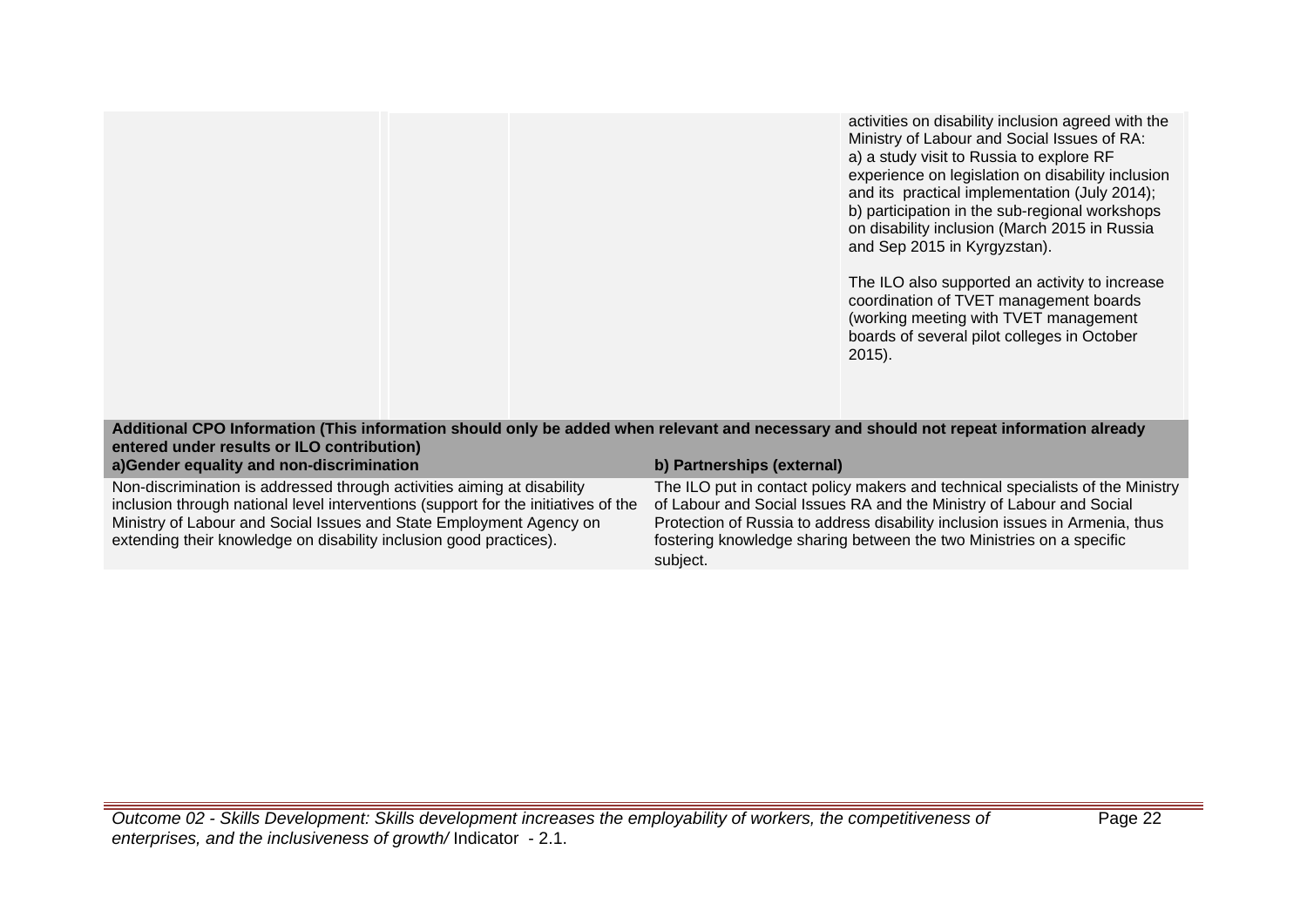| | | | |
|---|---|---|---|
| | | | activities on disability inclusion agreed with the Ministry of Labour and Social Issues of RA:<br>a) a study visit to Russia to explore RF experience on legislation on disability inclusion and its practical implementation (July 2014);<br>b) participation in the sub-regional workshops on disability inclusion (March 2015 in Russia and Sep 2015 in Kyrgyzstan).<br><br>The ILO also supported an activity to increase coordination of TVET management boards (working meeting with TVET management boards of several pilot colleges in October 2015). |

**Additional CPO Information (This information should only be added when relevant and necessary and should not repeat information already entered under results or ILO contribution)**

| a)Gender equality and non-discrimination | b) Partnerships (external) |
|---|---|
| Non-discrimination is addressed through activities aiming at disability inclusion through national level interventions (support for the initiatives of the Ministry of Labour and Social Issues and State Employment Agency on extending their knowledge on disability inclusion good practices). | The ILO put in contact policy makers and technical specialists of the Ministry of Labour and Social Issues RA and the Ministry of Labour and Social Protection of Russia to address disability inclusion issues in Armenia, thus fostering knowledge sharing between the two Ministries on a specific subject. |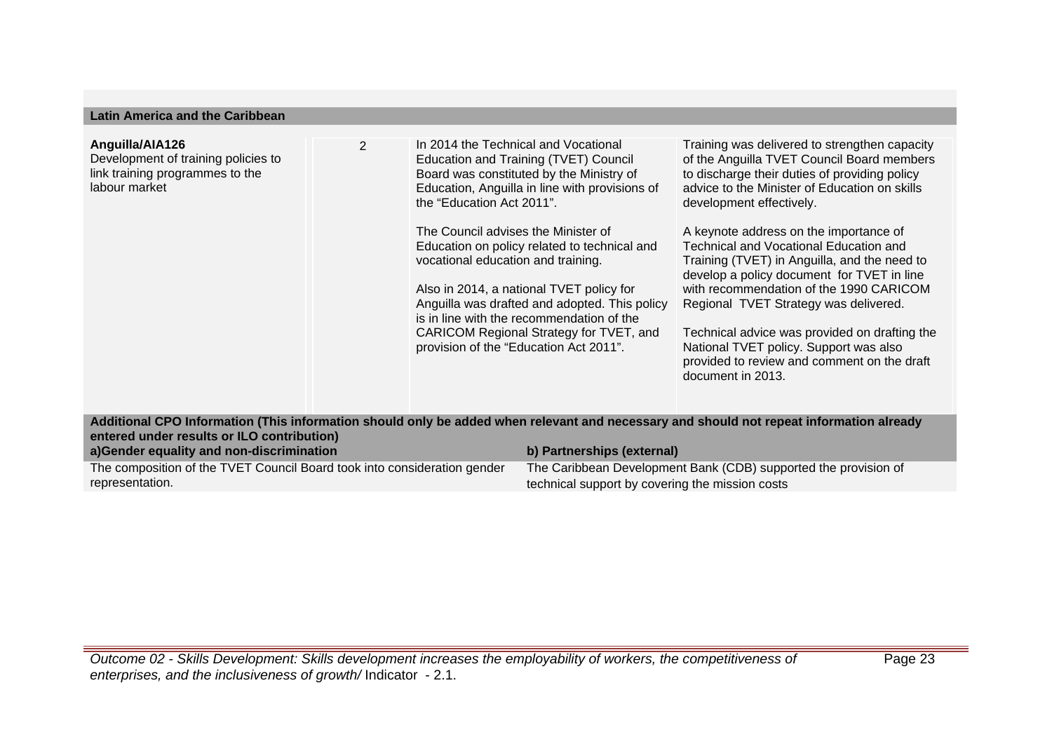| Latin America and the Caribbean | | | |
|---|---|---|---|
| **Anguilla/AIA126**<br>Development of training policies to link training programmes to the labour market | 2 | In 2014 the Technical and Vocational Education and Training (TVET) Council Board was constituted by the Ministry of Education, Anguilla in line with provisions of the "Education Act 2011".<br><br>The Council advises the Minister of Education on policy related to technical and vocational education and training.<br><br>Also in 2014, a national TVET policy for Anguilla was drafted and adopted. This policy is in line with the recommendation of the CARICOM Regional Strategy for TVET, and provision of the "Education Act 2011". | Training was delivered to strengthen capacity of the Anguilla TVET Council Board members to discharge their duties of providing policy advice to the Minister of Education on skills development effectively.<br><br>A keynote address on the importance of Technical and Vocational Education and Training (TVET) in Anguilla, and the need to develop a policy document for TVET in line with recommendation of the 1990 CARICOM Regional TVET Strategy was delivered.<br><br>Technical advice was provided on drafting the National TVET policy. Support was also provided to review and comment on the draft document in 2013. |

**Additional CPO Information (This information should only be added when relevant and necessary and should not repeat information already entered under results or ILO contribution)**

| a)Gender equality and non-discrimination | b) Partnerships (external) |
|---|---|
| The composition of the TVET Council Board took into consideration gender representation. | The Caribbean Development Bank (CDB) supported the provision of technical support by covering the mission costs |

*Outcome 02 - Skills Development: Skills development increases the employability of workers, the competitiveness of enterprises, and the inclusiveness of growth/* Indicator - 2.1.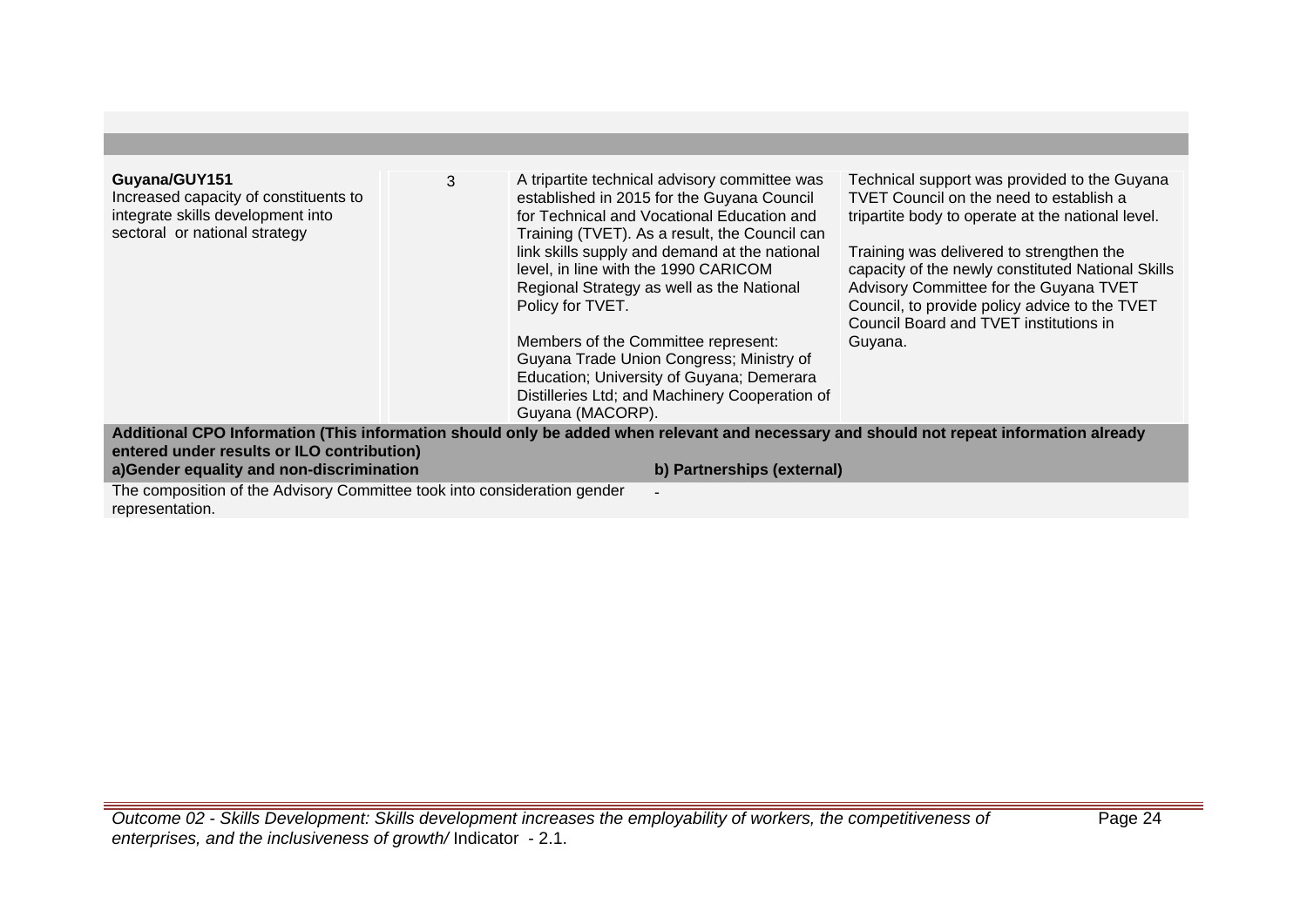| | | | |
|---|---|---|---|
| **Guyana/GUY151**<br>Increased capacity of constituents to integrate skills development into sectoral or national strategy | 3 | A tripartite technical advisory committee was established in 2015 for the Guyana Council for Technical and Vocational Education and Training (TVET). As a result, the Council can link skills supply and demand at the national level, in line with the 1990 CARICOM Regional Strategy as well as the National Policy for TVET.<br><br>Members of the Committee represent: Guyana Trade Union Congress; Ministry of Education; University of Guyana; Demerara Distilleries Ltd; and Machinery Cooperation of Guyana (MACORP). | Technical support was provided to the Guyana TVET Council on the need to establish a tripartite body to operate at the national level.<br><br>Training was delivered to strengthen the capacity of the newly constituted National Skills Advisory Committee for the Guyana TVET Council, to provide policy advice to the TVET Council Board and TVET institutions in Guyana. |

**Additional CPO Information (This information should only be added when relevant and necessary and should not repeat information already entered under results or ILO contribution)**

| a)Gender equality and non-discrimination | b) Partnerships (external) |
|---|---|
| The composition of the Advisory Committee took into consideration gender representation. | - |

*Outcome 02 - Skills Development: Skills development increases the employability of workers, the competitiveness of enterprises, and the inclusiveness of growth/* Indicator - 2.1.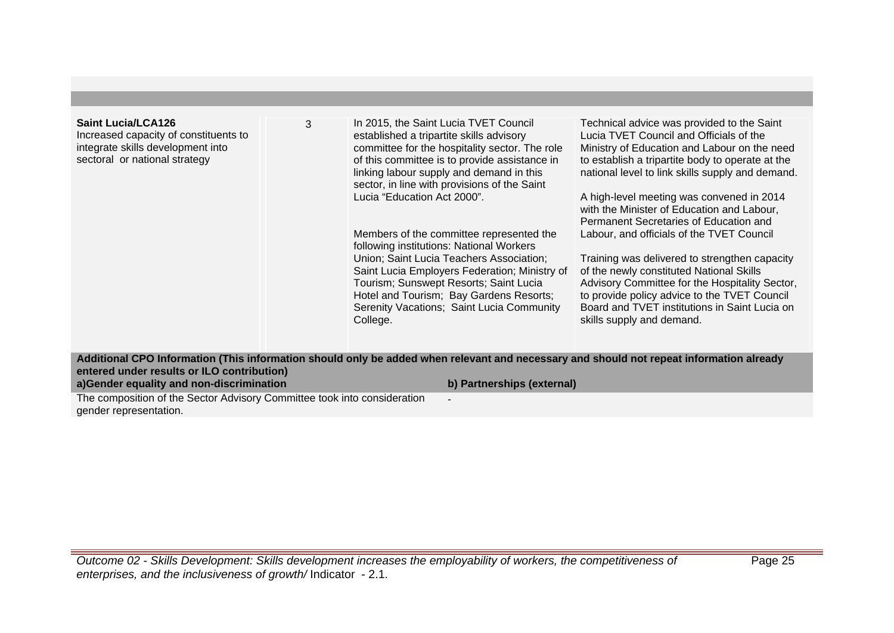| | | | |
|---|---|---|---|
| **Saint Lucia/LCA126**<br>Increased capacity of constituents to integrate skills development into sectoral or national strategy | 3 | In 2015, the Saint Lucia TVET Council established a tripartite skills advisory committee for the hospitality sector. The role of this committee is to provide assistance in linking labour supply and demand in this sector, in line with provisions of the Saint Lucia "Education Act 2000".<br><br>Members of the committee represented the following institutions: National Workers Union; Saint Lucia Teachers Association; Saint Lucia Employers Federation; Ministry of Tourism; Sunswept Resorts; Saint Lucia Hotel and Tourism; Bay Gardens Resorts; Serenity Vacations; Saint Lucia Community College. | Technical advice was provided to the Saint Lucia TVET Council and Officials of the Ministry of Education and Labour on the need to establish a tripartite body to operate at the national level to link skills supply and demand.<br><br>A high-level meeting was convened in 2014 with the Minister of Education and Labour, Permanent Secretaries of Education and Labour, and officials of the TVET Council<br><br>Training was delivered to strengthen capacity of the newly constituted National Skills Advisory Committee for the Hospitality Sector, to provide policy advice to the TVET Council Board and TVET institutions in Saint Lucia on skills supply and demand. |

**Additional CPO Information (This information should only be added when relevant and necessary and should not repeat information already entered under results or ILO contribution)**

| a)Gender equality and non-discrimination | b) Partnerships (external) |
|---|---|
| The composition of the Sector Advisory Committee took into consideration gender representation. | - |

*Outcome 02 - Skills Development: Skills development increases the employability of workers, the competitiveness of enterprises, and the inclusiveness of growth/* Indicator - 2.1.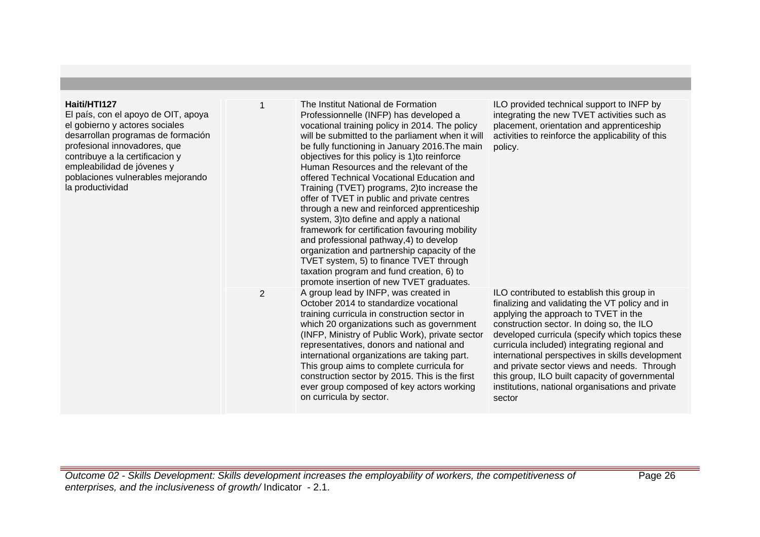| | | | |
|---|---|---|---|
| **Haiti/HTI127**<br>El país, con el apoyo de OIT, apoya el gobierno y actores sociales desarrollan programas de formación profesional innovadores, que contribuye a la certificacion y empleabilidad de jóvenes y poblaciones vulnerables mejorando la productividad | 1 | The Institut National de Formation Professionnelle (INFP) has developed a vocational training policy in 2014. The policy will be submitted to the parliament when it will be fully functioning in January 2016.The main objectives for this policy is 1)to reinforce Human Resources and the relevant of the offered Technical Vocational Education and Training (TVET) programs, 2)to increase the offer of TVET in public and private centres through a new and reinforced apprenticeship system, 3)to define and apply a national framework for certification favouring mobility and professional pathway,4) to develop organization and partnership capacity of the TVET system, 5) to finance TVET through taxation program and fund creation, 6) to promote insertion of new TVET graduates. | ILO provided technical support to INFP by integrating the new TVET activities such as placement, orientation and apprenticeship activities to reinforce the applicability of this policy. |
| | 2 | A group lead by INFP, was created in October 2014 to standardize vocational training curricula in construction sector in which 20 organizations such as government (INFP, Ministry of Public Work), private sector representatives, donors and national and international organizations are taking part. This group aims to complete curricula for construction sector by 2015. This is the first ever group composed of key actors working on curricula by sector. | ILO contributed to establish this group in finalizing and validating the VT policy and in applying the approach to TVET in the construction sector. In doing so, the ILO developed curricula (specify which topics these curricula included) integrating regional and international perspectives in skills development and private sector views and needs. Through this group, ILO built capacity of governmental institutions, national organisations and private sector |

*Outcome 02 - Skills Development: Skills development increases the employability of workers, the competitiveness of enterprises, and the inclusiveness of growth/* Indicator - 2.1.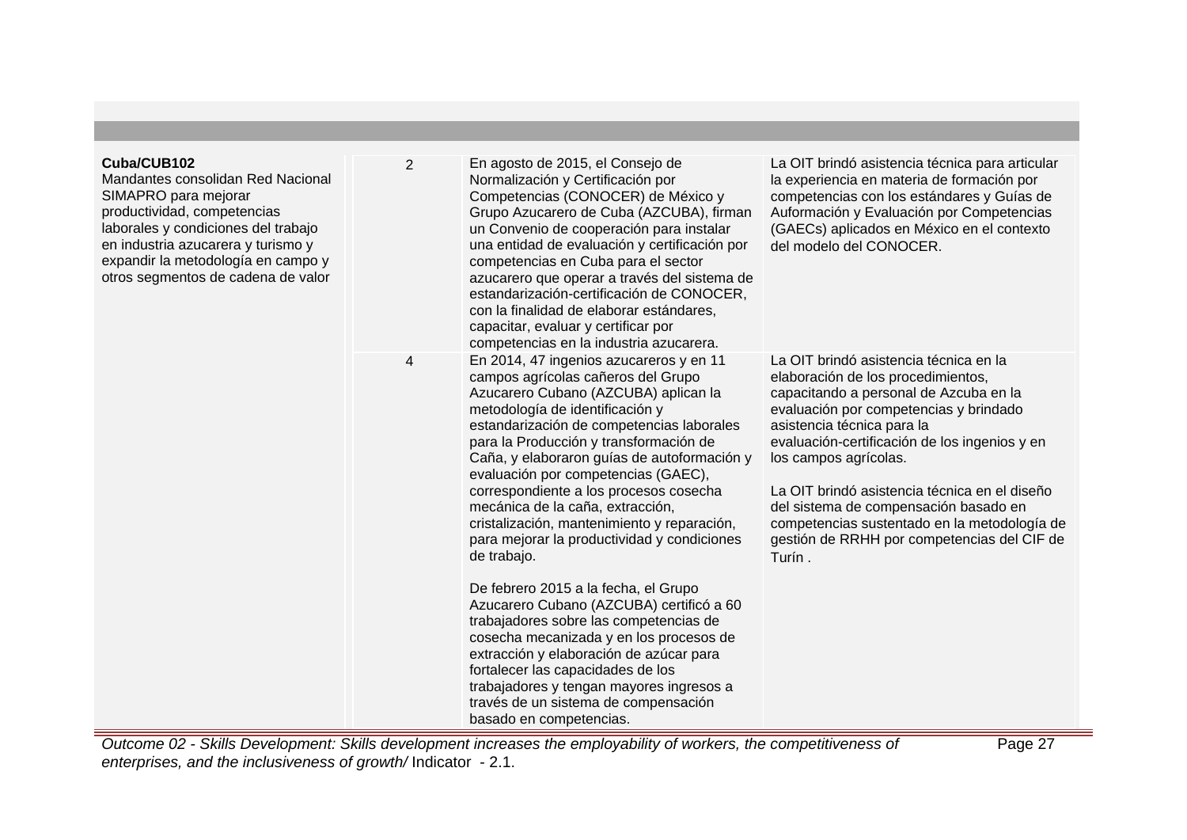| | | | |
|---|---|---|---|
| **Cuba/CUB102**<br>Mandantes consolidan Red Nacional SIMAPRO para mejorar productividad, competencias laborales y condiciones del trabajo en industria azucarera y turismo y expandir la metodología en campo y otros segmentos de cadena de valor | 2 | En agosto de 2015, el Consejo de Normalización y Certificación por Competencias (CONOCER) de México y Grupo Azucarero de Cuba (AZCUBA), firman un Convenio de cooperación para instalar una entidad de evaluación y certificación por competencias en Cuba para el sector azucarero que operar a través del sistema de estandarización-certificación de CONOCER, con la finalidad de elaborar estándares, capacitar, evaluar y certificar por competencias en la industria azucarera. | La OIT brindó asistencia técnica para articular la experiencia en materia de formación por competencias con los estándares y Guías de Auformación y Evaluación por Competencias (GAECs) aplicados en México en el contexto del modelo del CONOCER. |
| | 4 | En 2014, 47 ingenios azucareros y en 11 campos agrícolas cañeros del Grupo Azucarero Cubano (AZCUBA) aplican la metodología de identificación y estandarización de competencias laborales para la Producción y transformación de Caña, y elaboraron guías de autoformación y evaluación por competencias (GAEC), correspondiente a los procesos cosecha mecánica de la caña, extracción, cristalización, mantenimiento y reparación, para mejorar la productividad y condiciones de trabajo.<br><br>De febrero 2015 a la fecha, el Grupo Azucarero Cubano (AZCUBA) certificó a 60 trabajadores sobre las competencias de cosecha mecanizada y en los procesos de extracción y elaboración de azúcar para fortalecer las capacidades de los trabajadores y tengan mayores ingresos a través de un sistema de compensación basado en competencias. | La OIT brindó asistencia técnica en la elaboración de los procedimientos, capacitando a personal de Azcuba en la evaluación por competencias y brindado asistencia técnica para la evaluación-certificación de los ingenios y en los campos agrícolas.<br><br>La OIT brindó asistencia técnica en el diseño del sistema de compensación basado en competencias sustentado en la metodología de gestión de RRHH por competencias del CIF de Turín . |

*Outcome 02 - Skills Development: Skills development increases the employability of workers, the competitiveness of enterprises, and the inclusiveness of growth/* Indicator - 2.1.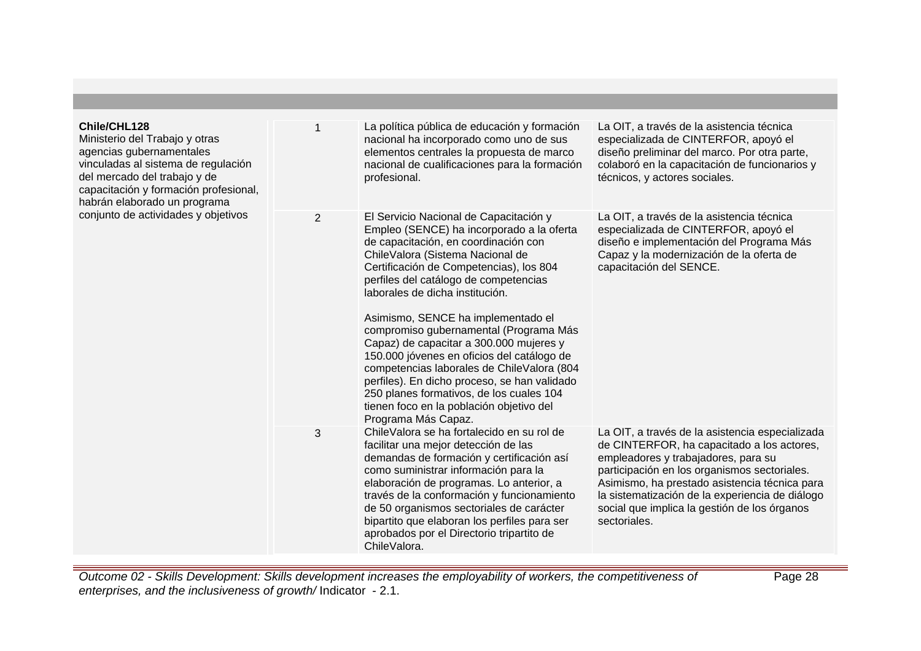| | | | |
|---|---|---|---|
| **Chile/CHL128**<br>Ministerio del Trabajo y otras agencias gubernamentales vinculadas al sistema de regulación del mercado del trabajo y de capacitación y formación profesional, habrán elaborado un programa conjunto de actividades y objetivos | 1 | La política pública de educación y formación nacional ha incorporado como uno de sus elementos centrales la propuesta de marco nacional de cualificaciones para la formación profesional. | La OIT, a través de la asistencia técnica especializada de CINTERFOR, apoyó el diseño preliminar del marco. Por otra parte, colaboró en la capacitación de funcionarios y técnicos, y actores sociales. |
| | 2 | El Servicio Nacional de Capacitación y Empleo (SENCE) ha incorporado a la oferta de capacitación, en coordinación con ChileValora (Sistema Nacional de Certificación de Competencias), los 804 perfiles del catálogo de competencias laborales de dicha institución.<br><br>Asimismo, SENCE ha implementado el compromiso gubernamental (Programa Más Capaz) de capacitar a 300.000 mujeres y 150.000 jóvenes en oficios del catálogo de competencias laborales de ChileValora (804 perfiles). En dicho proceso, se han validado 250 planes formativos, de los cuales 104 tienen foco en la población objetivo del Programa Más Capaz. | La OIT, a través de la asistencia técnica especializada de CINTERFOR, apoyó el diseño e implementación del Programa Más Capaz y la modernización de la oferta de capacitación del SENCE. |
| | 3 | ChileValora se ha fortalecido en su rol de facilitar una mejor detección de las demandas de formación y certificación así como suministrar información para la elaboración de programas. Lo anterior, a través de la conformación y funcionamiento de 50 organismos sectoriales de carácter bipartito que elaboran los perfiles para ser aprobados por el Directorio tripartito de ChileValora. | La OIT, a través de la asistencia especializada de CINTERFOR, ha capacitado a los actores, empleadores y trabajadores, para su participación en los organismos sectoriales. Asimismo, ha prestado asistencia técnica para la sistematización de la experiencia de diálogo social que implica la gestión de los órganos sectoriales. |

*Outcome 02 - Skills Development: Skills development increases the employability of workers, the competitiveness of enterprises, and the inclusiveness of growth/* Indicator - 2.1.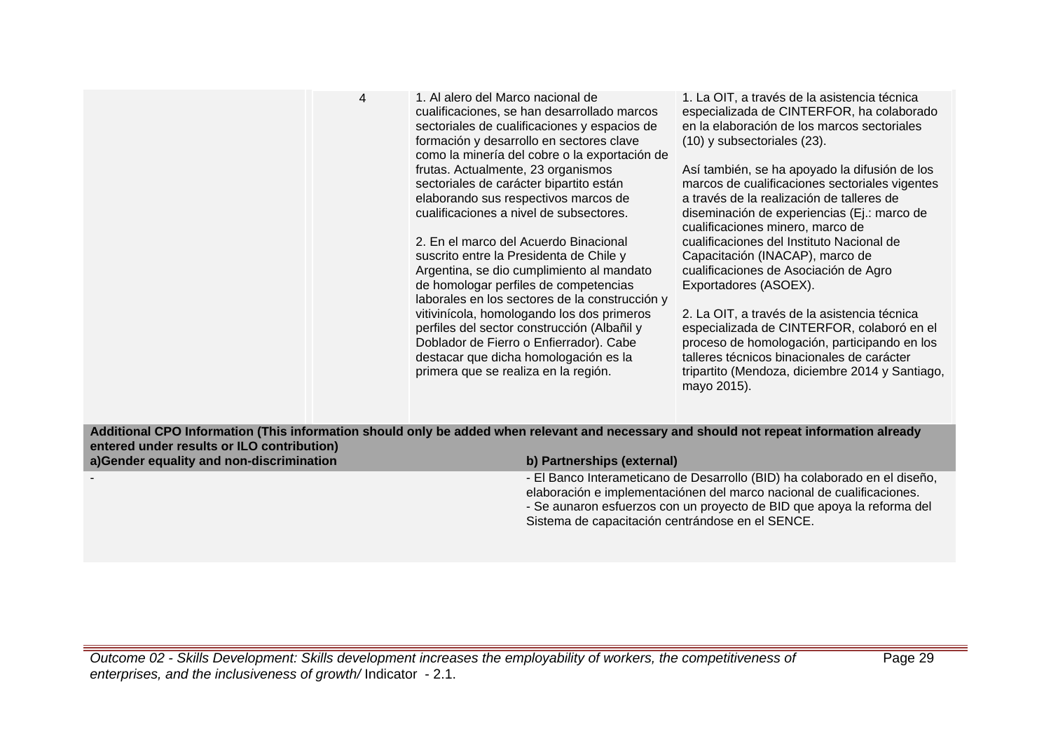| | | | | |
|---|---|---|---|---|
| | | 4 | 1. Al alero del Marco nacional de cualificaciones, se han desarrollado marcos sectoriales de cualificaciones y espacios de formación y desarrollo en sectores clave como la minería del cobre o la exportación de frutas. Actualmente, 23 organismos sectoriales de carácter bipartito están elaborando sus respectivos marcos de cualificaciones a nivel de subsectores.<br><br>2. En el marco del Acuerdo Binacional suscrito entre la Presidenta de Chile y Argentina, se dio cumplimiento al mandato de homologar perfiles de competencias laborales en los sectores de la construcción y vitivinícola, homologando los dos primeros perfiles del sector construcción (Albañil y Doblador de Fierro o Enfierrador). Cabe destacar que dicha homologación es la primera que se realiza en la región. | 1. La OIT, a través de la asistencia técnica especializada de CINTERFOR, ha colaborado en la elaboración de los marcos sectoriales (10) y subsectoriales (23).<br><br>Así también, se ha apoyado la difusión de los marcos de cualificaciones sectoriales vigentes a través de la realización de talleres de diseminación de experiencias (Ej.: marco de cualificaciones minero, marco de cualificaciones del Instituto Nacional de Capacitación (INACAP), marco de cualificaciones de Asociación de Agro Exportadores (ASOEX).<br><br>2. La OIT, a través de la asistencia técnica especializada de CINTERFOR, colaboró en el proceso de homologación, participando en los talleres técnicos binacionales de carácter tripartito (Mendoza, diciembre 2014 y Santiago, mayo 2015). |

| **Additional CPO Information (This information should only be added when relevant and necessary and should not repeat information already entered under results or ILO contribution)** | |
|---|---|
| **a)Gender equality and non-discrimination** | **b) Partnerships (external)** |
| - | - El Banco Interameticano de Desarrollo (BID) ha colaborado en el diseño, elaboración e implementaciónen del marco nacional de cualificaciones.<br>- Se aunaron esfuerzos con un proyecto de BID que apoya la reforma del Sistema de capacitación centrándose en el SENCE. |

*Outcome 02 - Skills Development: Skills development increases the employability of workers, the competitiveness of enterprises, and the inclusiveness of growth/* Indicator - 2.1.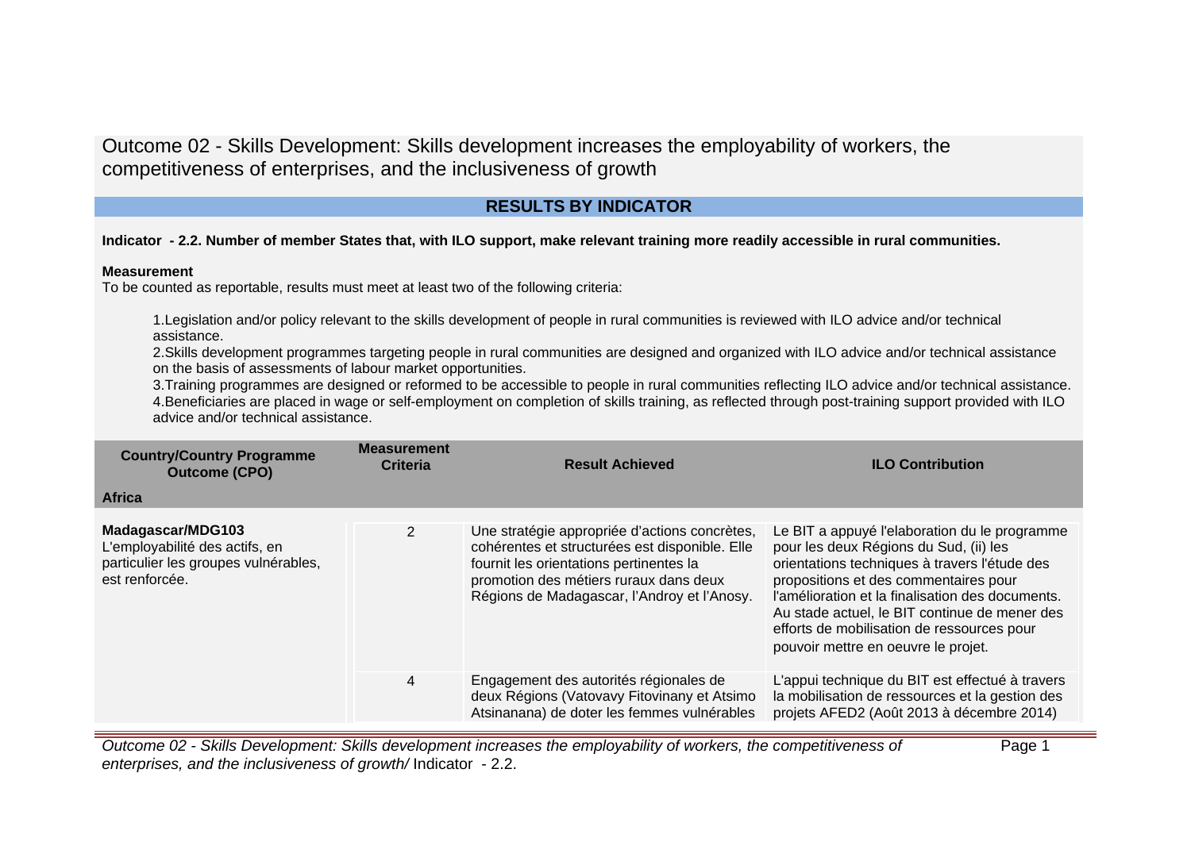# Outcome 02 - Skills Development: Skills development increases the employability of workers, the competitiveness of enterprises, and the inclusiveness of growth

## RESULTS BY INDICATOR

**Indicator - 2.2. Number of member States that, with ILO support, make relevant training more readily accessible in rural communities.**

**Measurement**

To be counted as reportable, results must meet at least two of the following criteria:

1. Legislation and/or policy relevant to the skills development of people in rural communities is reviewed with ILO advice and/or technical assistance.
2. Skills development programmes targeting people in rural communities are designed and organized with ILO advice and/or technical assistance on the basis of assessments of labour market opportunities.
3. Training programmes are designed or reformed to be accessible to people in rural communities reflecting ILO advice and/or technical assistance.
4. Beneficiaries are placed in wage or self-employment on completion of skills training, as reflected through post-training support provided with ILO advice and/or technical assistance.

| Country/Country Programme Outcome (CPO) | Measurement Criteria | Result Achieved | ILO Contribution |
|---|---|---|---|
| **Africa** | | | |
| **Madagascar/MDG103**<br>L'employabilité des actifs, en particulier les groupes vulnérables, est renforcée. | 2 | Une stratégie appropriée d'actions concrètes, cohérentes et structurées est disponible. Elle fournit les orientations pertinentes la promotion des métiers ruraux dans deux Régions de Madagascar, l'Androy et l'Anosy. | Le BIT a appuyé l'elaboration du le programme pour les deux Régions du Sud, (ii) les orientations techniques à travers l'étude des propositions et des commentaires pour l'amélioration et la finalisation des documents. Au stade actuel, le BIT continue de mener des efforts de mobilisation de ressources pour pouvoir mettre en oeuvre le projet. |
| | 4 | Engagement des autorités régionales de deux Régions (Vatovavy Fitovinany et Atsimo Atsinanana) de doter les femmes vulnérables | L'appui technique du BIT est effectué à travers la mobilisation de ressources et la gestion des projets AFED2 (Août 2013 à décembre 2014) |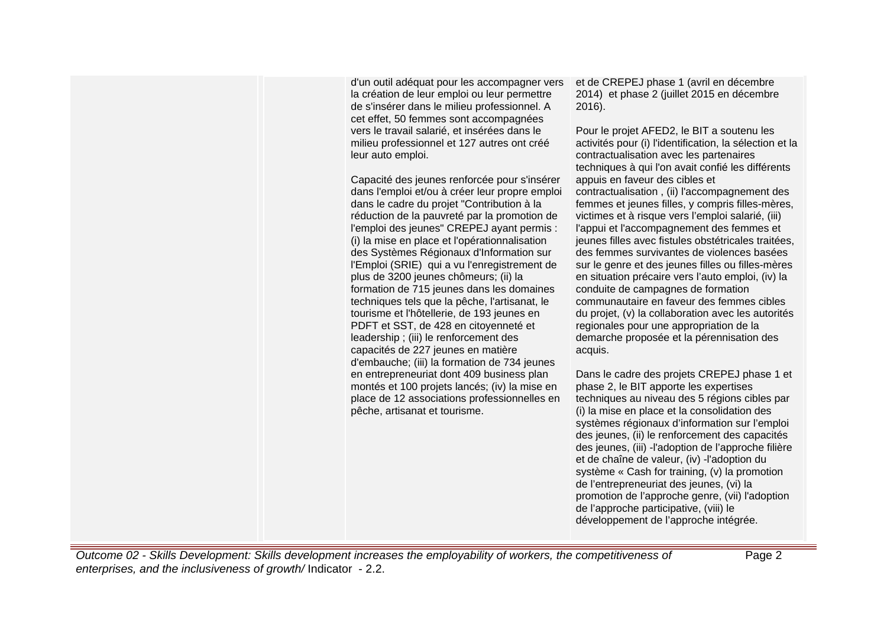| | | | |
|---|---|---|---|
| | | d'un outil adéquat pour les accompagner vers la création de leur emploi ou leur permettre de s'insérer dans le milieu professionnel. A cet effet, 50 femmes sont accompagnées vers le travail salarié, et insérées dans le milieu professionnel et 127 autres ont créé leur auto emploi.<br><br>Capacité des jeunes renforcée pour s'insérer dans l'emploi et/ou à créer leur propre emploi dans le cadre du projet "Contribution à la réduction de la pauvreté par la promotion de l'emploi des jeunes" CREPEJ ayant permis : (i) la mise en place et l'opérationnalisation des Systèmes Régionaux d'Information sur l'Emploi (SRIE) qui a vu l'enregistrement de plus de 3200 jeunes chômeurs; (ii) la formation de 715 jeunes dans les domaines techniques tels que la pêche, l'artisanat, le tourisme et l'hôtellerie, de 193 jeunes en PDFT et SST, de 428 en citoyenneté et leadership ; (iii) le renforcement des capacités de 227 jeunes en matière d'embauche; (iii) la formation de 734 jeunes en entrepreneuriat dont 409 business plan montés et 100 projets lancés; (iv) la mise en place de 12 associations professionnelles en pêche, artisanat et tourisme. | et de CREPEJ phase 1 (avril en décembre 2014) et phase 2 (juillet 2015 en décembre 2016).<br><br>Pour le projet AFED2, le BIT a soutenu les activités pour (i) l'identification, la sélection et la contractualisation avec les partenaires techniques à qui l'on avait confié les différents appuis en faveur des cibles et contractualisation , (ii) l'accompagnement des femmes et jeunes filles, y compris filles-mères, victimes et à risque vers l'emploi salarié, (iii) l'appui et l'accompagnement des femmes et jeunes filles avec fistules obstétricales traitées, des femmes survivantes de violences basées sur le genre et des jeunes filles ou filles-mères en situation précaire vers l'auto emploi, (iv) la conduite de campagnes de formation communautaire en faveur des femmes cibles du projet, (v) la collaboration avec les autorités regionales pour une appropriation de la demarche proposée et la pérennisation des acquis.<br><br>Dans le cadre des projets CREPEJ phase 1 et phase 2, le BIT apporte les expertises techniques au niveau des 5 régions cibles par (i) la mise en place et la consolidation des systèmes régionaux d'information sur l'emploi des jeunes, (ii) le renforcement des capacités des jeunes, (iii) -l'adoption de l'approche filière et de chaîne de valeur, (iv) -l'adoption du système « Cash for training, (v) la promotion de l'entrepreneuriat des jeunes, (vi) la promotion de l'approche genre, (vii) l'adoption de l'approche participative, (viii) le développement de l'approche intégrée. |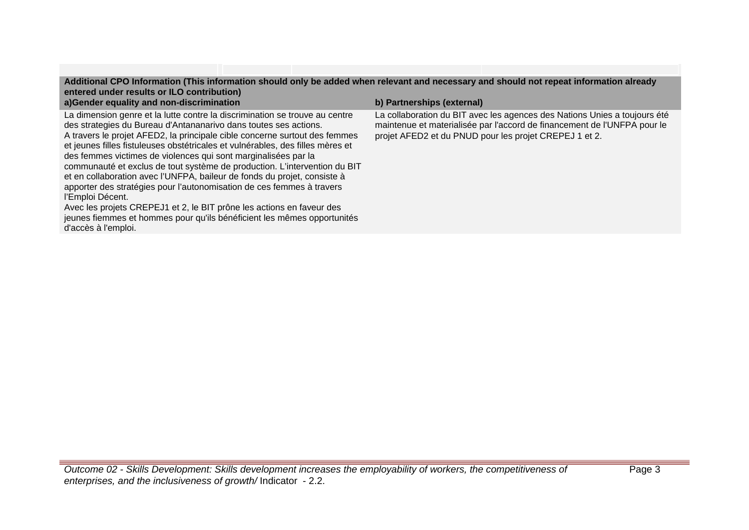| Additional CPO Information (This information should only be added when relevant and necessary and should not repeat information already entered under results or ILO contribution) | |
|---|---|
| **a)Gender equality and non-discrimination** | **b) Partnerships (external)** |
| La dimension genre et la lutte contre la discrimination se trouve au centre des strategies du Bureau d'Antananarivo dans toutes ses actions.<br>A travers le projet AFED2, la principale cible concerne surtout des femmes et jeunes filles fistuleuses obstétricales et vulnérables, des filles mères et des femmes victimes de violences qui sont marginalisées par la communauté et exclus de tout système de production. L'intervention du BIT et en collaboration avec l'UNFPA, bailleur de fonds du projet, consiste à apporter des stratégies pour l'autonomisation de ces femmes à travers l'Emploi Décent.<br>Avec les projets CREPEJ1 et 2, le BIT prône les actions en faveur des jeunes fiemmes et hommes pour qu'ils bénéficient les mêmes opportunités d'accès à l'emploi. | La collaboration du BIT avec les agences des Nations Unies a toujours été maintenue et materialisée par l'accord de financement de l'UNFPA pour le projet AFED2 et du PNUD pour les projet CREPEJ 1 et 2. |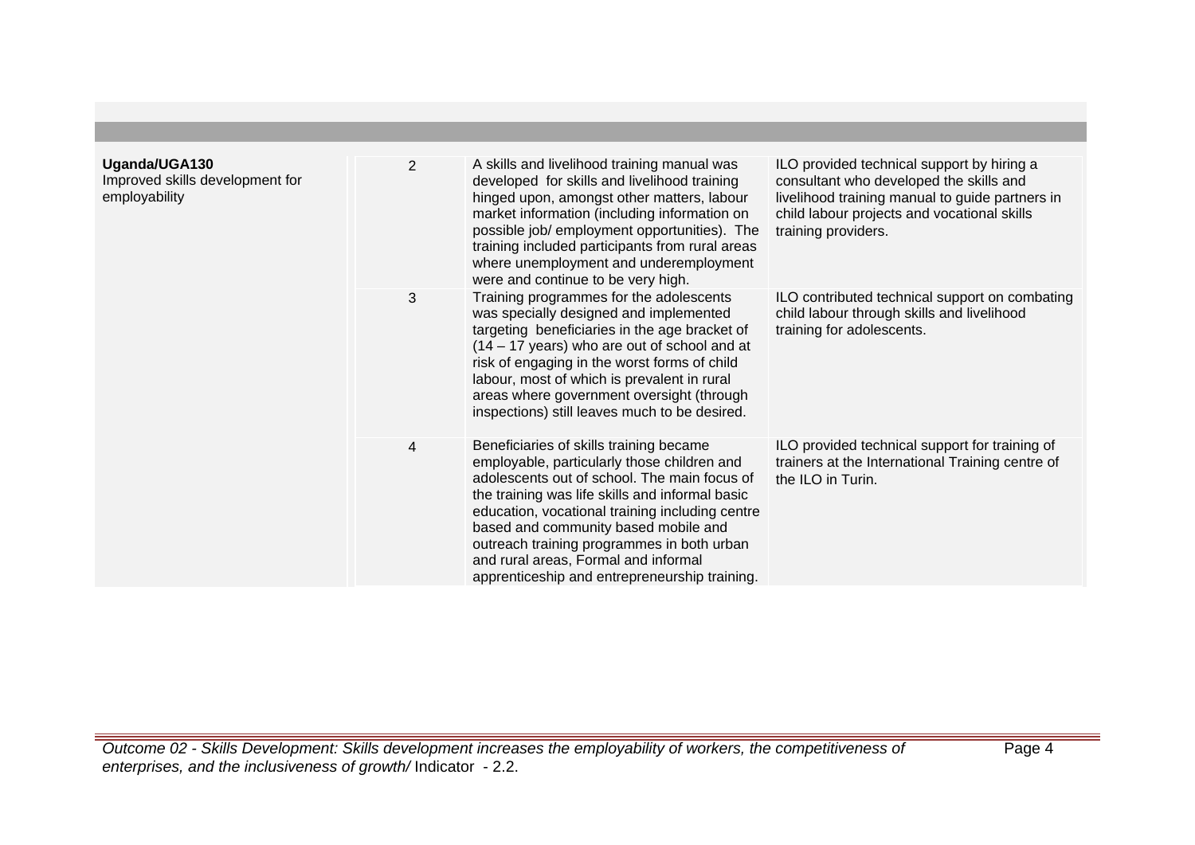| | | | |
|---|---|---|---|
| **Uganda/UGA130**<br>Improved skills development for employability | 2 | A skills and livelihood training manual was developed for skills and livelihood training hinged upon, amongst other matters, labour market information (including information on possible job/ employment opportunities). The training included participants from rural areas where unemployment and underemployment were and continue to be very high. | ILO provided technical support by hiring a consultant who developed the skills and livelihood training manual to guide partners in child labour projects and vocational skills training providers. |
| | 3 | Training programmes for the adolescents was specially designed and implemented targeting beneficiaries in the age bracket of (14 – 17 years) who are out of school and at risk of engaging in the worst forms of child labour, most of which is prevalent in rural areas where government oversight (through inspections) still leaves much to be desired. | ILO contributed technical support on combating child labour through skills and livelihood training for adolescents. |
| | 4 | Beneficiaries of skills training became employable, particularly those children and adolescents out of school. The main focus of the training was life skills and informal basic education, vocational training including centre based and community based mobile and outreach training programmes in both urban and rural areas, Formal and informal apprenticeship and entrepreneurship training. | ILO provided technical support for training of trainers at the International Training centre of the ILO in Turin. |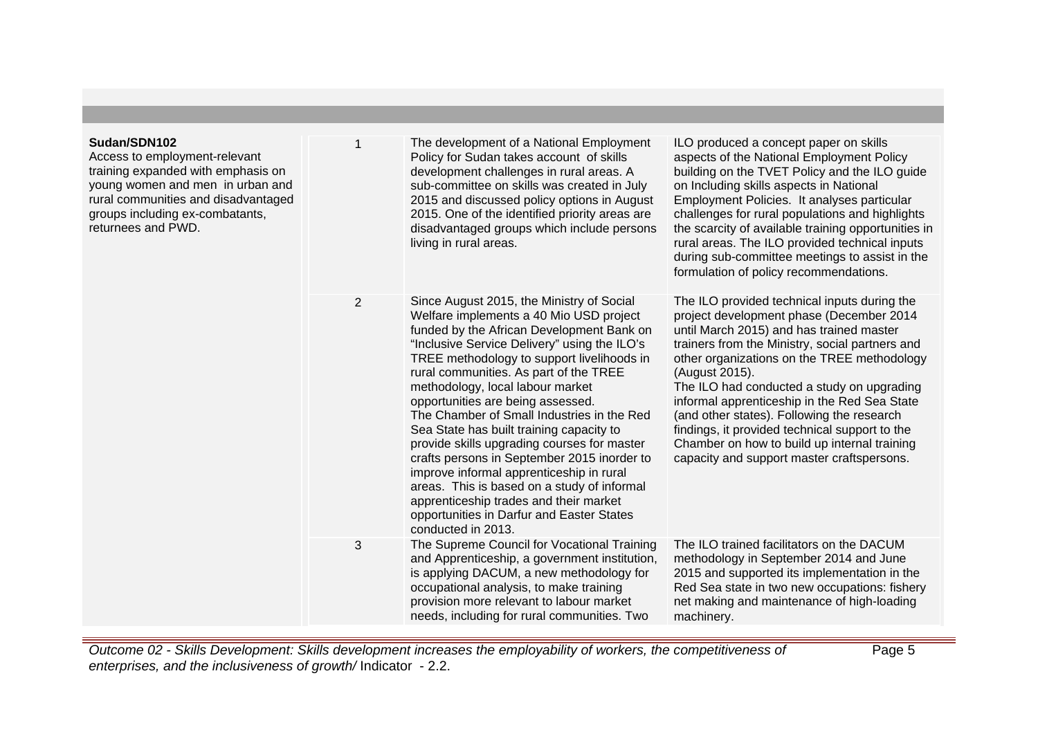| | | | |
|---|---|---|---|
| **Sudan/SDN102**<br>Access to employment-relevant training expanded with emphasis on young women and men in urban and rural communities and disadvantaged groups including ex-combatants, returnees and PWD. | 1 | The development of a National Employment Policy for Sudan takes account of skills development challenges in rural areas. A sub-committee on skills was created in July 2015 and discussed policy options in August 2015. One of the identified priority areas are disadvantaged groups which include persons living in rural areas. | ILO produced a concept paper on skills aspects of the National Employment Policy building on the TVET Policy and the ILO guide on Including skills aspects in National Employment Policies. It analyses particular challenges for rural populations and highlights the scarcity of available training opportunities in rural areas. The ILO provided technical inputs during sub-committee meetings to assist in the formulation of policy recommendations. |
| | 2 | Since August 2015, the Ministry of Social Welfare implements a 40 Mio USD project funded by the African Development Bank on "Inclusive Service Delivery" using the ILO's TREE methodology to support livelihoods in rural communities. As part of the TREE methodology, local labour market opportunities are being assessed.<br>The Chamber of Small Industries in the Red Sea State has built training capacity to provide skills upgrading courses for master crafts persons in September 2015 inorder to improve informal apprenticeship in rural areas. This is based on a study of informal apprenticeship trades and their market opportunities in Darfur and Easter States conducted in 2013. | The ILO provided technical inputs during the project development phase (December 2014 until March 2015) and has trained master trainers from the Ministry, social partners and other organizations on the TREE methodology (August 2015).<br>The ILO had conducted a study on upgrading informal apprenticeship in the Red Sea State (and other states). Following the research findings, it provided technical support to the Chamber on how to build up internal training capacity and support master craftspersons. |
| | 3 | The Supreme Council for Vocational Training and Apprenticeship, a government institution, is applying DACUM, a new methodology for occupational analysis, to make training provision more relevant to labour market needs, including for rural communities. Two | The ILO trained facilitators on the DACUM methodology in September 2014 and June 2015 and supported its implementation in the Red Sea state in two new occupations: fishery net making and maintenance of high-loading machinery. |

*Outcome 02 - Skills Development: Skills development increases the employability of workers, the competitiveness of enterprises, and the inclusiveness of growth/* Indicator - 2.2.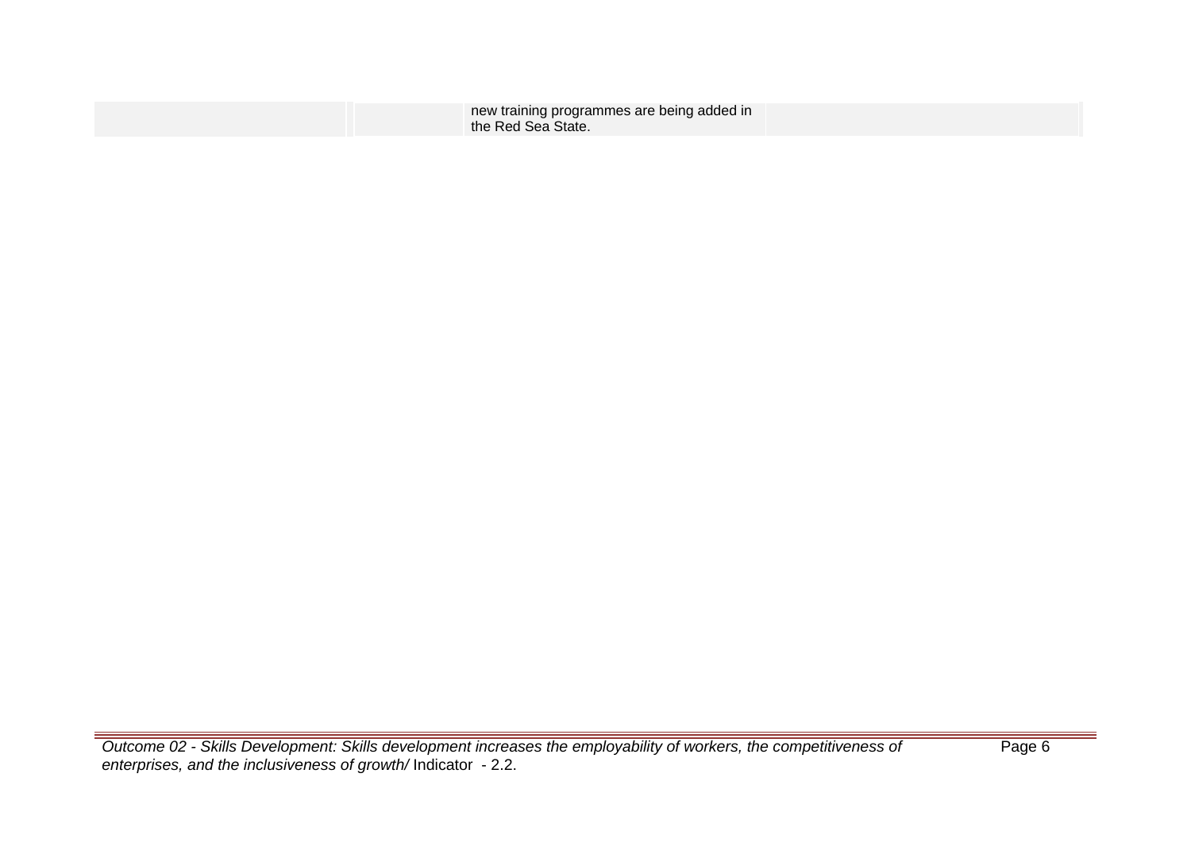| | | | |
|---|---|---|---|
| | | new training programmes are being added in the Red Sea State. | |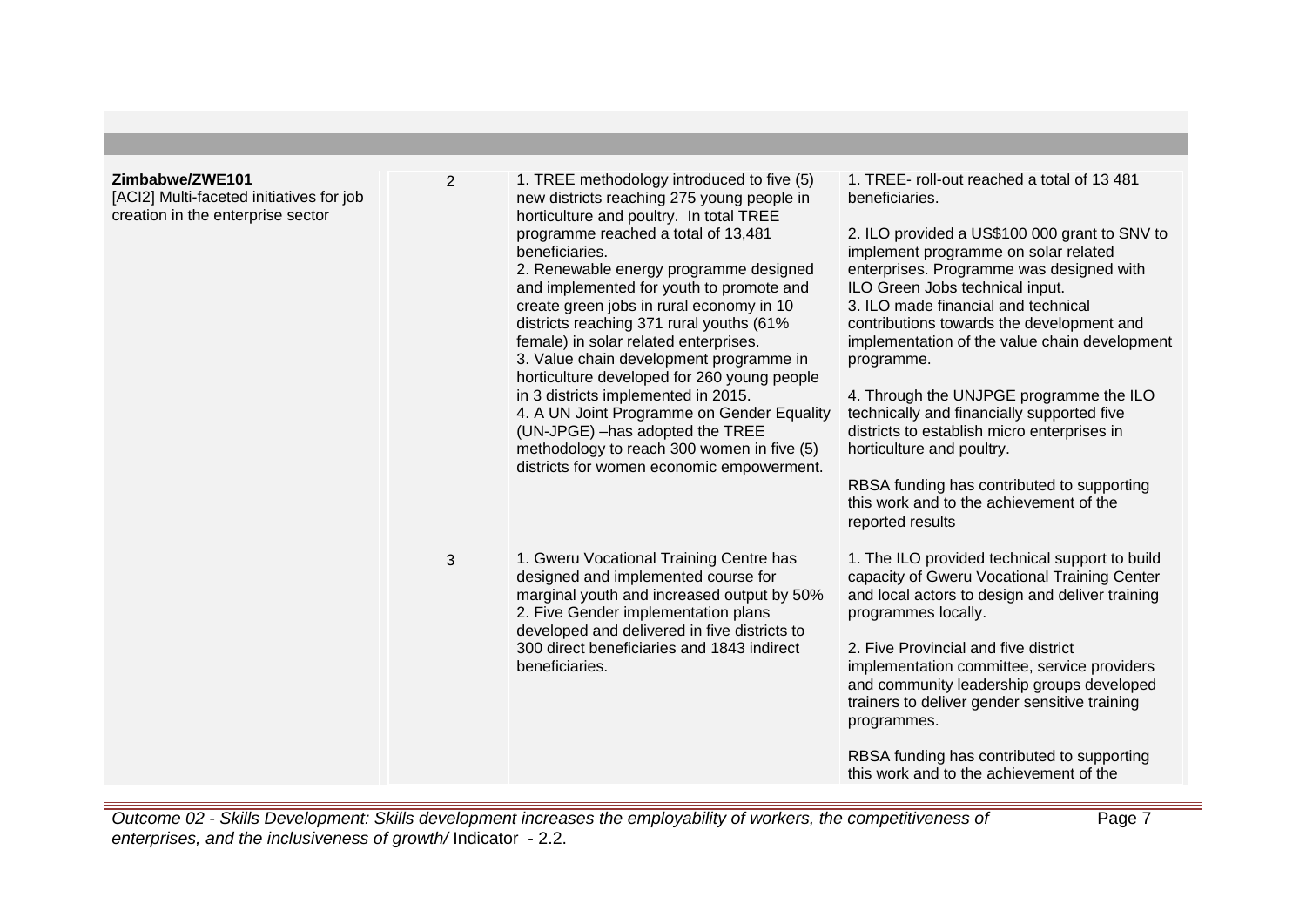| | | | |
|---|---|---|---|
| **Zimbabwe/ZWE101**<br>[ACI2] Multi-faceted initiatives for job creation in the enterprise sector | 2 | 1. TREE methodology introduced to five (5) new districts reaching 275 young people in horticulture and poultry. In total TREE programme reached a total of 13,481 beneficiaries.<br>2. Renewable energy programme designed and implemented for youth to promote and create green jobs in rural economy in 10 districts reaching 371 rural youths (61% female) in solar related enterprises.<br>3. Value chain development programme in horticulture developed for 260 young people in 3 districts implemented in 2015.<br>4. A UN Joint Programme on Gender Equality (UN-JPGE) –has adopted the TREE methodology to reach 300 women in five (5) districts for women economic empowerment. | 1. TREE- roll-out reached a total of 13 481 beneficiaries.<br><br>2. ILO provided a US$100 000 grant to SNV to implement programme on solar related enterprises. Programme was designed with ILO Green Jobs technical input.<br>3. ILO made financial and technical contributions towards the development and implementation of the value chain development programme.<br><br>4. Through the UNJPGE programme the ILO technically and financially supported five districts to establish micro enterprises in horticulture and poultry.<br><br>RBSA funding has contributed to supporting this work and to the achievement of the reported results |
| | 3 | 1. Gweru Vocational Training Centre has designed and implemented course for marginal youth and increased output by 50%<br>2. Five Gender implementation plans developed and delivered in five districts to 300 direct beneficiaries and 1843 indirect beneficiaries. | 1. The ILO provided technical support to build capacity of Gweru Vocational Training Center and local actors to design and deliver training programmes locally.<br><br>2. Five Provincial and five district implementation committee, service providers and community leadership groups developed trainers to deliver gender sensitive training programmes.<br><br>RBSA funding has contributed to supporting this work and to the achievement of the |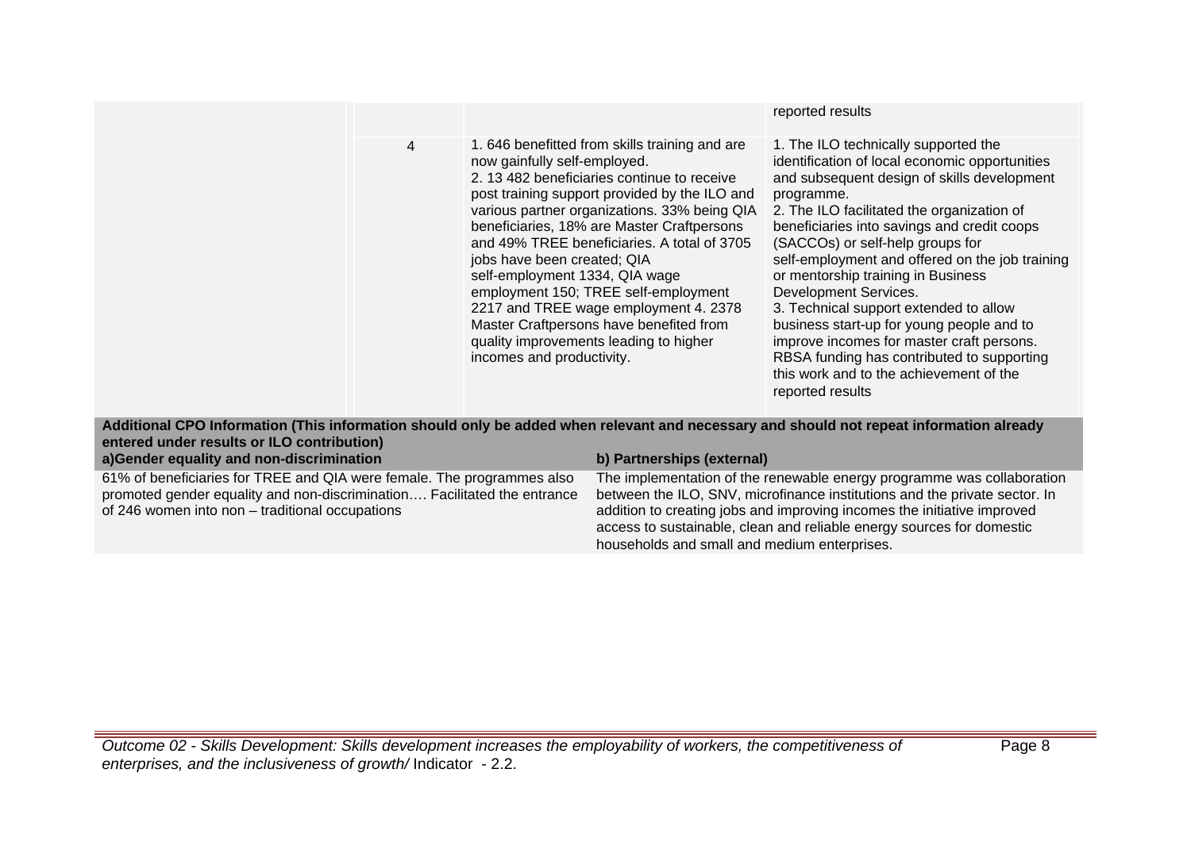| | | | |
|---|---|---|---|
| | | | reported results |
| | 4 | 1. 646 benefitted from skills training and are now gainfully self-employed.<br>2. 13 482 beneficiaries continue to receive post training support provided by the ILO and various partner organizations. 33% being QIA beneficiaries, 18% are Master Craftpersons and 49% TREE beneficiaries. A total of 3705 jobs have been created; QIA self-employment 1334, QIA wage employment 150; TREE self-employment 2217 and TREE wage employment 4. 2378 Master Craftpersons have benefited from quality improvements leading to higher incomes and productivity. | 1. The ILO technically supported the identification of local economic opportunities and subsequent design of skills development programme.<br>2. The ILO facilitated the organization of beneficiaries into savings and credit coops (SACCOs) or self-help groups for self-employment and offered on the job training or mentorship training in Business Development Services.<br>3. Technical support extended to allow business start-up for young people and to improve incomes for master craft persons. RBSA funding has contributed to supporting this work and to the achievement of the reported results |

**Additional CPO Information (This information should only be added when relevant and necessary and should not repeat information already entered under results or ILO contribution)**

| a)Gender equality and non-discrimination | b) Partnerships (external) |
|---|---|
| 61% of beneficiaries for TREE and QIA were female. The programmes also promoted gender equality and non-discrimination…. Facilitated the entrance of 246 women into non – traditional occupations | The implementation of the renewable energy programme was collaboration between the ILO, SNV, microfinance institutions and the private sector. In addition to creating jobs and improving incomes the initiative improved access to sustainable, clean and reliable energy sources for domestic households and small and medium enterprises. |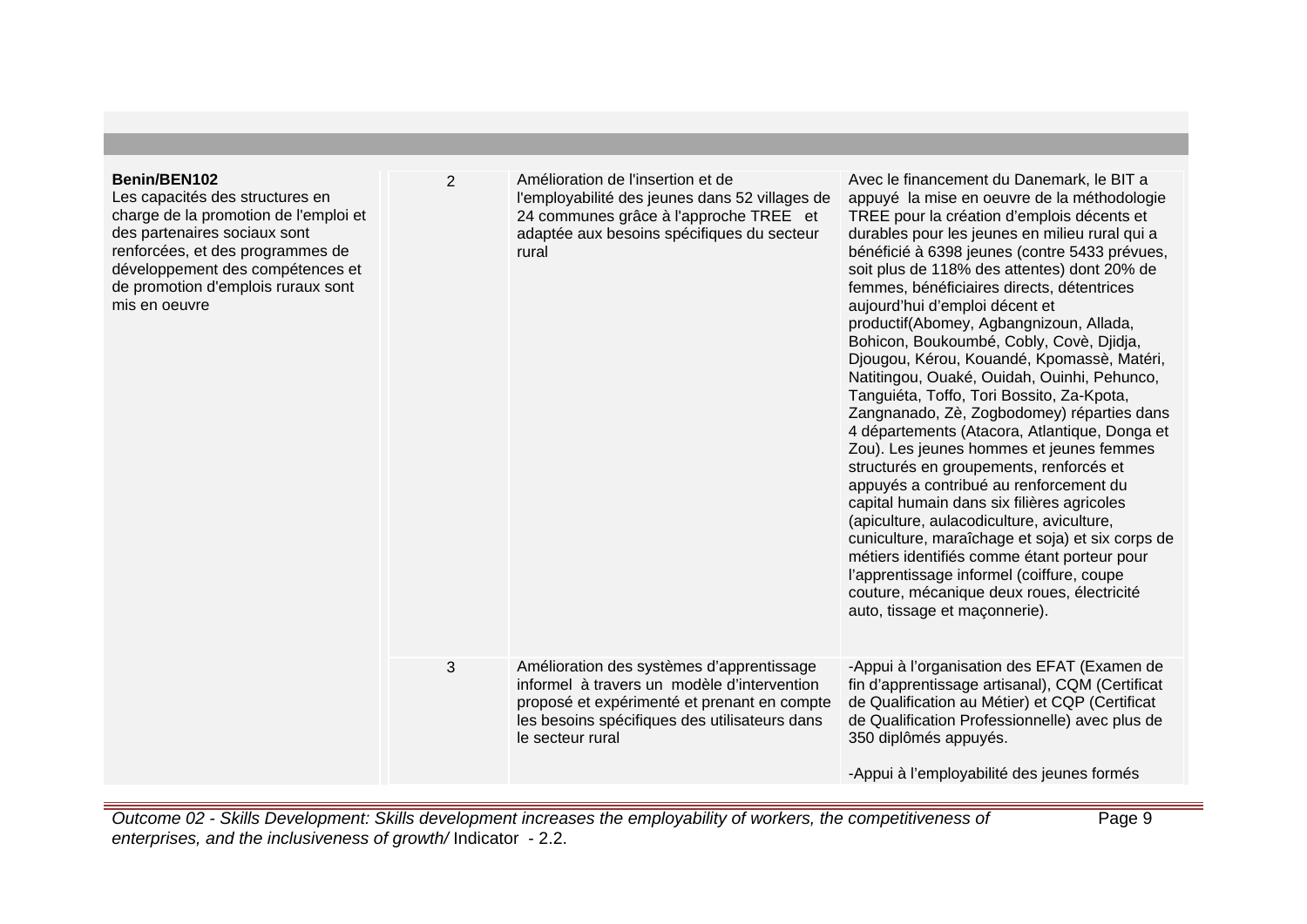| | | | |
|---|---|---|---|
| **Benin/BEN102**<br>Les capacités des structures en charge de la promotion de l'emploi et des partenaires sociaux sont renforcées, et des programmes de développement des compétences et de promotion d'emplois ruraux sont mis en oeuvre | 2 | Amélioration de l'insertion et de l'employabilité des jeunes dans 52 villages de 24 communes grâce à l'approche TREE et adaptée aux besoins spécifiques du secteur rural | Avec le financement du Danemark, le BIT a appuyé la mise en oeuvre de la méthodologie TREE pour la création d'emplois décents et durables pour les jeunes en milieu rural qui a bénéficié à 6398 jeunes (contre 5433 prévues, soit plus de 118% des attentes) dont 20% de femmes, bénéficiaires directs, détentrices aujourd'hui d'emploi décent et productif(Abomey, Agbangnizoun, Allada, Bohicon, Boukoumbé, Cobly, Covè, Djidja, Djougou, Kérou, Kouandé, Kpomassè, Matéri, Natitingou, Ouaké, Ouidah, Ouinhi, Pehunco, Tanguiéta, Toffo, Tori Bossito, Za-Kpota, Zangnanado, Zè, Zogbodomey) réparties dans 4 départements (Atacora, Atlantique, Donga et Zou). Les jeunes hommes et jeunes femmes structurés en groupements, renforcés et appuyés a contribué au renforcement du capital humain dans six filières agricoles (apiculture, aulacodiculture, aviculture, cuniculture, maraîchage et soja) et six corps de métiers identifiés comme étant porteur pour l'apprentissage informel (coiffure, coupe couture, mécanique deux roues, électricité auto, tissage et maçonnerie). |
| | 3 | Amélioration des systèmes d'apprentissage informel à travers un modèle d'intervention proposé et expérimenté et prenant en compte les besoins spécifiques des utilisateurs dans le secteur rural | -Appui à l'organisation des EFAT (Examen de fin d'apprentissage artisanal), CQM (Certificat de Qualification au Métier) et CQP (Certificat de Qualification Professionnelle) avec plus de 350 diplômés appuyés.<br><br>-Appui à l'employabilité des jeunes formés |

*Outcome 02 - Skills Development: Skills development increases the employability of workers, the competitiveness of enterprises, and the inclusiveness of growth/* Indicator - 2.2.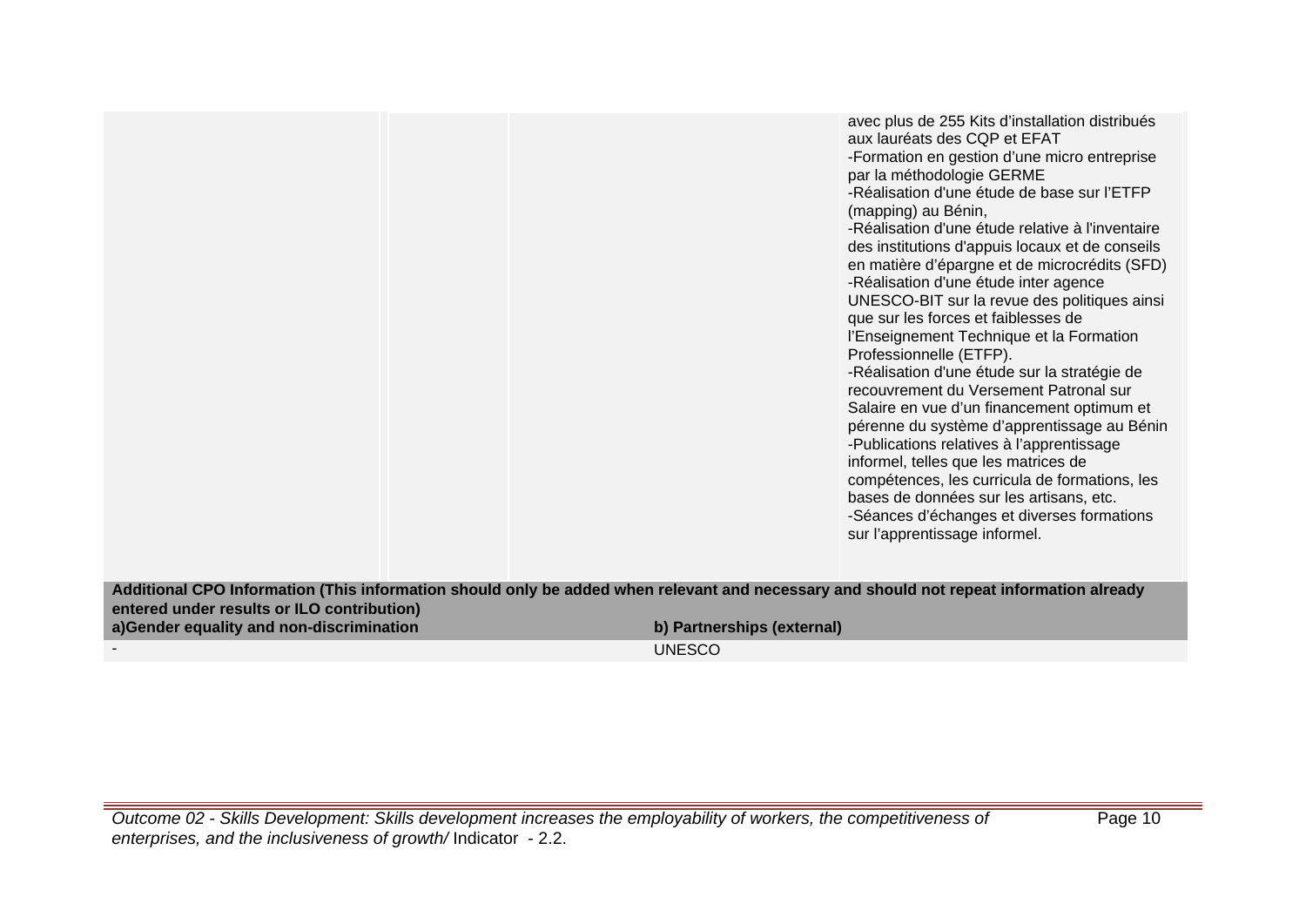| | | | |
|---|---|---|---|
| | | | avec plus de 255 Kits d'installation distribués aux lauréats des CQP et EFAT<br>-Formation en gestion d'une micro entreprise par la méthodologie GERME<br>-Réalisation d'une étude de base sur l'ETFP (mapping) au Bénin,<br>-Réalisation d'une étude relative à l'inventaire des institutions d'appuis locaux et de conseils en matière d'épargne et de microcrédits (SFD)<br>-Réalisation d'une étude inter agence UNESCO-BIT sur la revue des politiques ainsi que sur les forces et faiblesses de l'Enseignement Technique et la Formation Professionnelle (ETFP).<br>-Réalisation d'une étude sur la stratégie de recouvrement du Versement Patronal sur Salaire en vue d'un financement optimum et pérenne du système d'apprentissage au Bénin<br>-Publications relatives à l'apprentissage informel, telles que les matrices de compétences, les curricula de formations, les bases de données sur les artisans, etc.<br>-Séances d'échanges et diverses formations sur l'apprentissage informel. |

**Additional CPO Information (This information should only be added when relevant and necessary and should not repeat information already entered under results or ILO contribution)**

| a)Gender equality and non-discrimination | b) Partnerships (external) |
|---|---|
| - | UNESCO |

*Outcome 02 - Skills Development: Skills development increases the employability of workers, the competitiveness of enterprises, and the inclusiveness of growth/* Indicator - 2.2.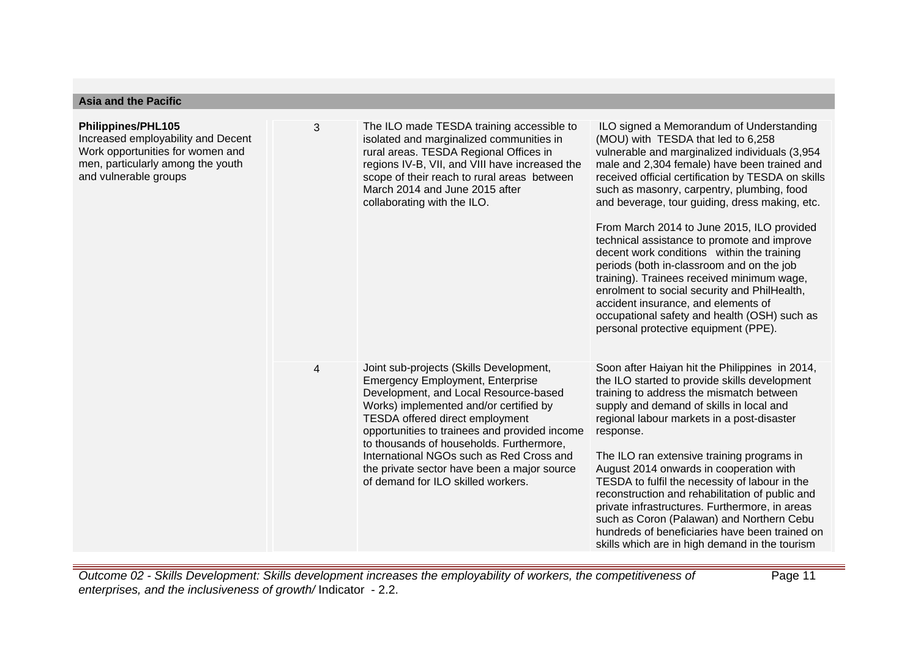**Asia and the Pacific**

| | | | |
|---|---|---|---|
| **Philippines/PHL105**<br>Increased employability and Decent Work opportunities for women and men, particularly among the youth and vulnerable groups | 3 | The ILO made TESDA training accessible to isolated and marginalized communities in rural areas. TESDA Regional Offices in regions IV-B, VII, and VIII have increased the scope of their reach to rural areas between March 2014 and June 2015 after collaborating with the ILO. | ILO signed a Memorandum of Understanding (MOU) with TESDA that led to 6,258 vulnerable and marginalized individuals (3,954 male and 2,304 female) have been trained and received official certification by TESDA on skills such as masonry, carpentry, plumbing, food and beverage, tour guiding, dress making, etc.<br><br>From March 2014 to June 2015, ILO provided technical assistance to promote and improve decent work conditions within the training periods (both in-classroom and on the job training). Trainees received minimum wage, enrolment to social security and PhilHealth, accident insurance, and elements of occupational safety and health (OSH) such as personal protective equipment (PPE). |
| | 4 | Joint sub-projects (Skills Development, Emergency Employment, Enterprise Development, and Local Resource-based Works) implemented and/or certified by TESDA offered direct employment opportunities to trainees and provided income to thousands of households. Furthermore, International NGOs such as Red Cross and the private sector have been a major source of demand for ILO skilled workers. | Soon after Haiyan hit the Philippines in 2014, the ILO started to provide skills development training to address the mismatch between supply and demand of skills in local and regional labour markets in a post-disaster response.<br><br>The ILO ran extensive training programs in August 2014 onwards in cooperation with TESDA to fulfil the necessity of labour in the reconstruction and rehabilitation of public and private infrastructures. Furthermore, in areas such as Coron (Palawan) and Northern Cebu hundreds of beneficiaries have been trained on skills which are in high demand in the tourism |

*Outcome 02 - Skills Development: Skills development increases the employability of workers, the competitiveness of enterprises, and the inclusiveness of growth/* Indicator - 2.2.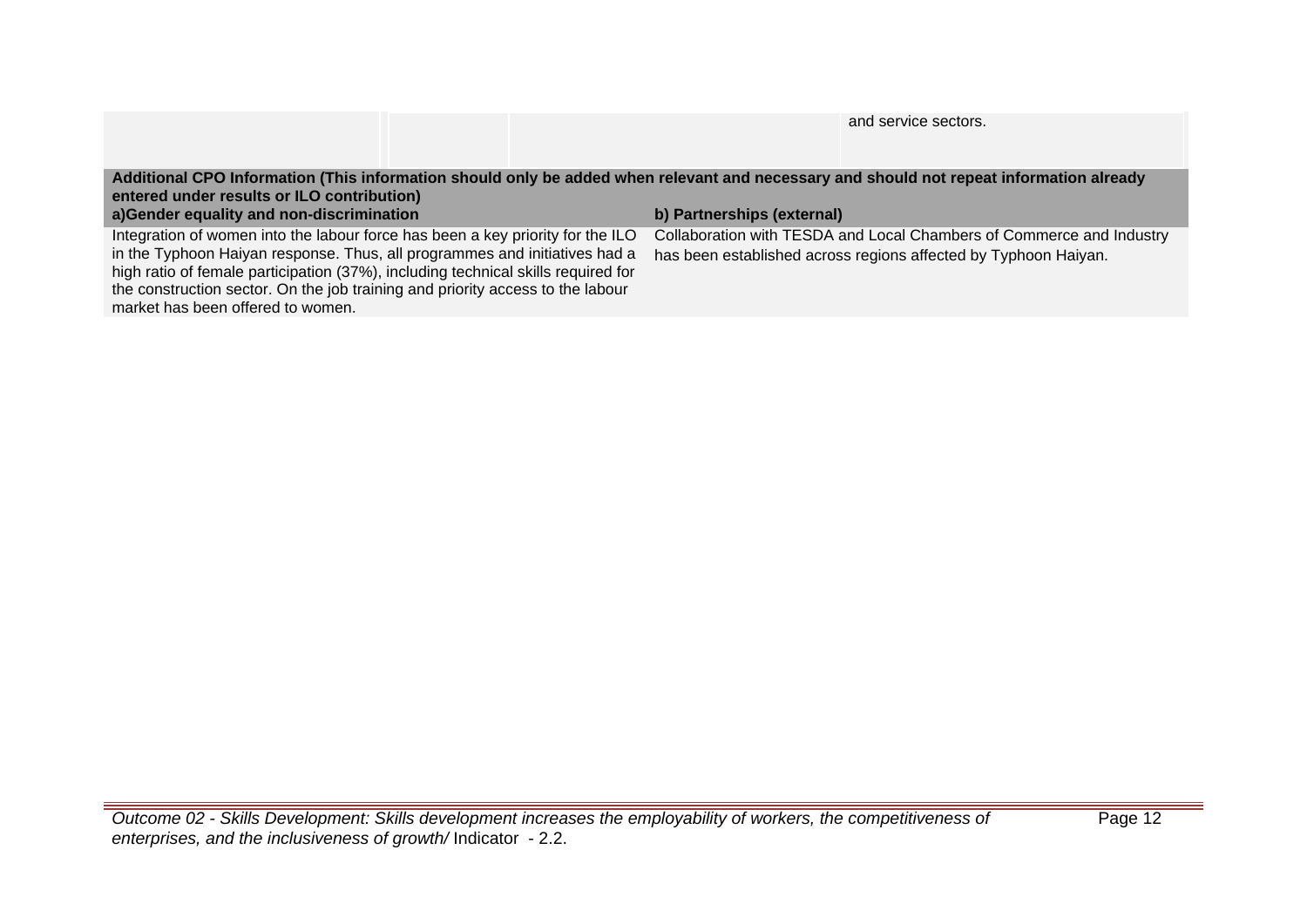| | | | and service sectors. |
|---|---|---|---|

| Additional CPO Information (This information should only be added when relevant and necessary and should not repeat information already entered under results or ILO contribution) | |
|---|---|
| **a)Gender equality and non-discrimination** | **b) Partnerships (external)** |
| Integration of women into the labour force has been a key priority for the ILO in the Typhoon Haiyan response. Thus, all programmes and initiatives had a high ratio of female participation (37%), including technical skills required for the construction sector. On the job training and priority access to the labour market has been offered to women. | Collaboration with TESDA and Local Chambers of Commerce and Industry has been established across regions affected by Typhoon Haiyan. |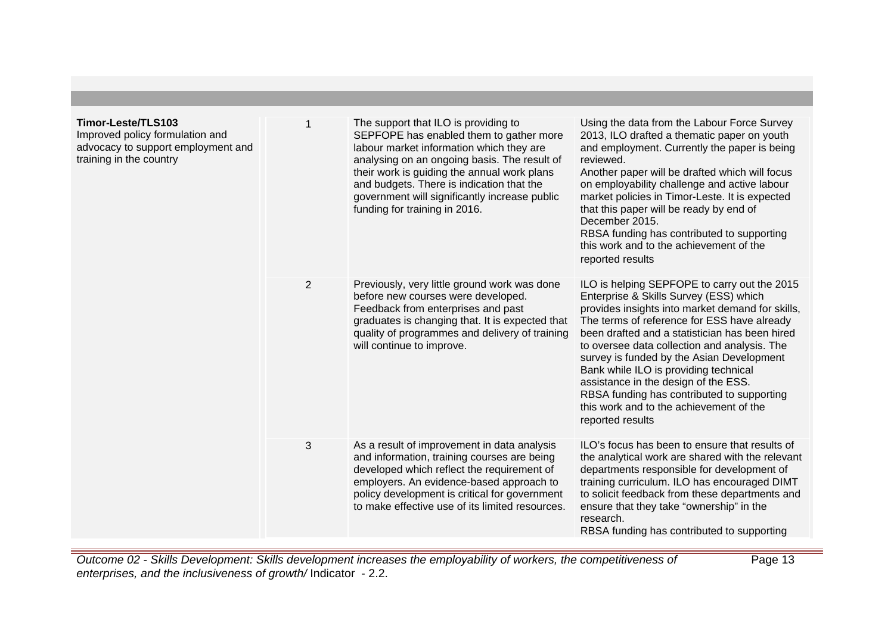| | | | |
|---|---|---|---|
| **Timor-Leste/TLS103**<br>Improved policy formulation and advocacy to support employment and training in the country | 1 | The support that ILO is providing to SEPFOPE has enabled them to gather more labour market information which they are analysing on an ongoing basis. The result of their work is guiding the annual work plans and budgets. There is indication that the government will significantly increase public funding for training in 2016. | Using the data from the Labour Force Survey 2013, ILO drafted a thematic paper on youth and employment. Currently the paper is being reviewed.<br>Another paper will be drafted which will focus on employability challenge and active labour market policies in Timor-Leste. It is expected that this paper will be ready by end of December 2015.<br>RBSA funding has contributed to supporting this work and to the achievement of the reported results |
| | 2 | Previously, very little ground work was done before new courses were developed. Feedback from enterprises and past graduates is changing that. It is expected that quality of programmes and delivery of training will continue to improve. | ILO is helping SEPFOPE to carry out the 2015 Enterprise & Skills Survey (ESS) which provides insights into market demand for skills, The terms of reference for ESS have already been drafted and a statistician has been hired to oversee data collection and analysis. The survey is funded by the Asian Development Bank while ILO is providing technical assistance in the design of the ESS.<br>RBSA funding has contributed to supporting this work and to the achievement of the reported results |
| | 3 | As a result of improvement in data analysis and information, training courses are being developed which reflect the requirement of employers. An evidence-based approach to policy development is critical for government to make effective use of its limited resources. | ILO's focus has been to ensure that results of the analytical work are shared with the relevant departments responsible for development of training curriculum. ILO has encouraged DIMT to solicit feedback from these departments and ensure that they take "ownership" in the research.<br>RBSA funding has contributed to supporting |

*Outcome 02 - Skills Development: Skills development increases the employability of workers, the competitiveness of enterprises, and the inclusiveness of growth/* Indicator - 2.2.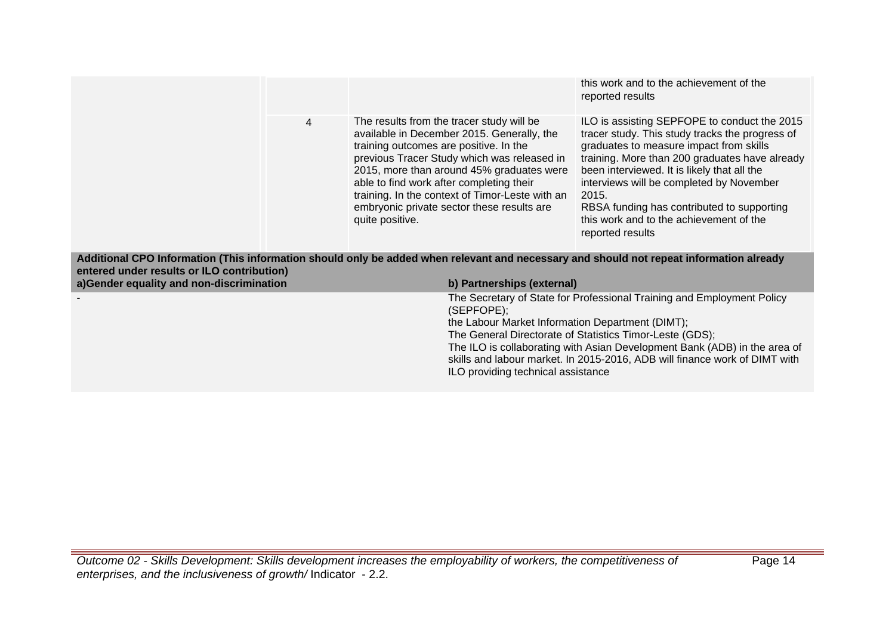| | | | |
|---|---|---|---|
| | | | this work and to the achievement of the reported results |
| | 4 | The results from the tracer study will be available in December 2015. Generally, the training outcomes are positive. In the previous Tracer Study which was released in 2015, more than around 45% graduates were able to find work after completing their training. In the context of Timor-Leste with an embryonic private sector these results are quite positive. | ILO is assisting SEPFOPE to conduct the 2015 tracer study. This study tracks the progress of graduates to measure impact from skills training. More than 200 graduates have already been interviewed. It is likely that all the interviews will be completed by November 2015.<br>RBSA funding has contributed to supporting this work and to the achievement of the reported results |

**Additional CPO Information (This information should only be added when relevant and necessary and should not repeat information already entered under results or ILO contribution)**

| a)Gender equality and non-discrimination | b) Partnerships (external) |
|---|---|
| - | The Secretary of State for Professional Training and Employment Policy (SEPFOPE);<br>the Labour Market Information Department (DIMT);<br>The General Directorate of Statistics Timor-Leste (GDS);<br>The ILO is collaborating with Asian Development Bank (ADB) in the area of skills and labour market. In 2015-2016, ADB will finance work of DIMT with ILO providing technical assistance |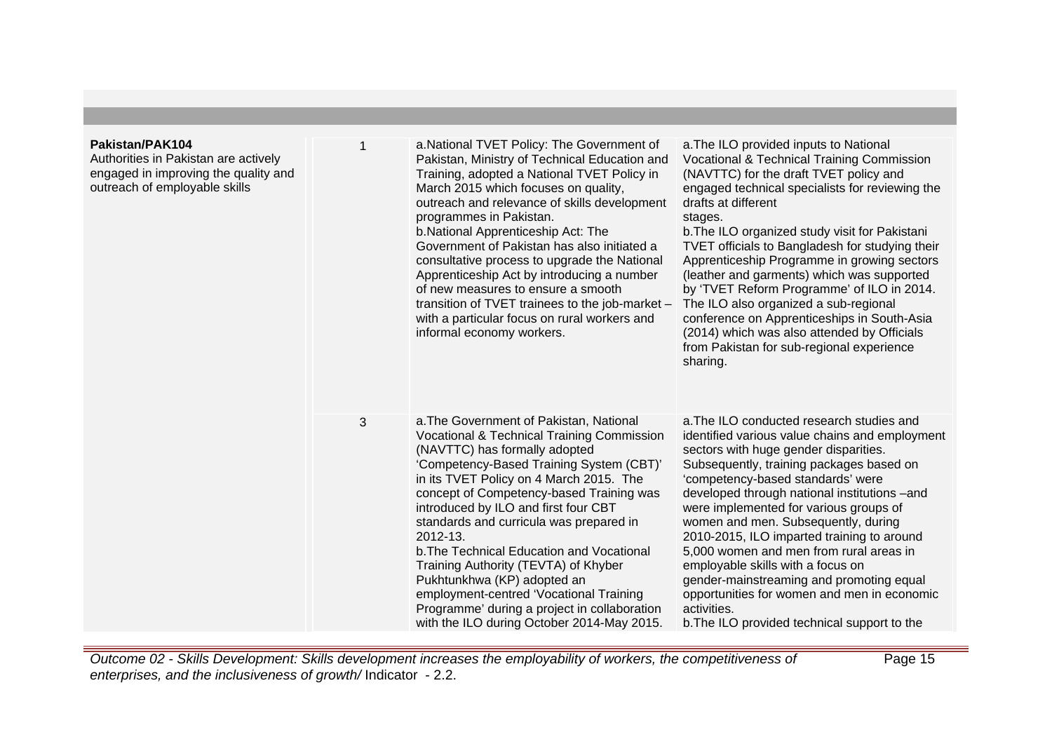| | | | |
|---|---|---|---|
| **Pakistan/PAK104**<br>Authorities in Pakistan are actively engaged in improving the quality and outreach of employable skills | 1 | a.National TVET Policy: The Government of Pakistan, Ministry of Technical Education and Training, adopted a National TVET Policy in March 2015 which focuses on quality, outreach and relevance of skills development programmes in Pakistan.<br>b.National Apprenticeship Act: The Government of Pakistan has also initiated a consultative process to upgrade the National Apprenticeship Act by introducing a number of new measures to ensure a smooth transition of TVET trainees to the job-market – with a particular focus on rural workers and informal economy workers. | a.The ILO provided inputs to National Vocational & Technical Training Commission (NAVTTC) for the draft TVET policy and engaged technical specialists for reviewing the drafts at different stages.<br>b.The ILO organized study visit for Pakistani TVET officials to Bangladesh for studying their Apprenticeship Programme in growing sectors (leather and garments) which was supported by 'TVET Reform Programme' of ILO in 2014. The ILO also organized a sub-regional conference on Apprenticeships in South-Asia (2014) which was also attended by Officials from Pakistan for sub-regional experience sharing. |
| | 3 | a.The Government of Pakistan, National Vocational & Technical Training Commission (NAVTTC) has formally adopted 'Competency-Based Training System (CBT)' in its TVET Policy on 4 March 2015. The concept of Competency-based Training was introduced by ILO and first four CBT standards and curricula was prepared in 2012-13.<br>b.The Technical Education and Vocational Training Authority (TEVTA) of Khyber Pukhtunkhwa (KP) adopted an employment-centred 'Vocational Training Programme' during a project in collaboration with the ILO during October 2014-May 2015. | a.The ILO conducted research studies and identified various value chains and employment sectors with huge gender disparities. Subsequently, training packages based on 'competency-based standards' were developed through national institutions –and were implemented for various groups of women and men. Subsequently, during 2010-2015, ILO imparted training to around 5,000 women and men from rural areas in employable skills with a focus on gender-mainstreaming and promoting equal opportunities for women and men in economic activities.<br>b.The ILO provided technical support to the |

*Outcome 02 - Skills Development: Skills development increases the employability of workers, the competitiveness of enterprises, and the inclusiveness of growth/* Indicator - 2.2.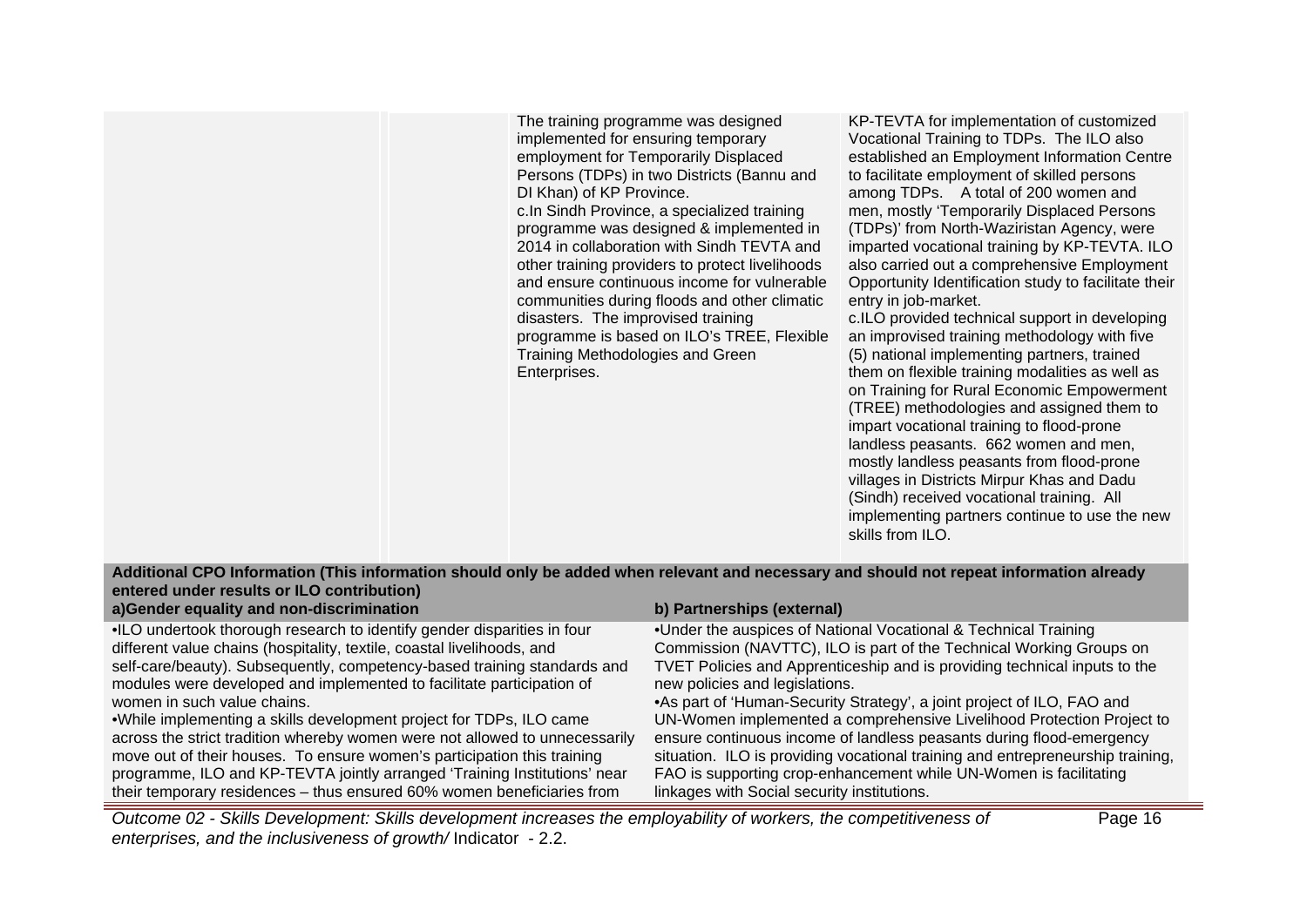| | | | |
|---|---|---|---|
| | | The training programme was designed implemented for ensuring temporary employment for Temporarily Displaced Persons (TDPs) in two Districts (Bannu and DI Khan) of KP Province.<br>c.In Sindh Province, a specialized training programme was designed & implemented in 2014 in collaboration with Sindh TEVTA and other training providers to protect livelihoods and ensure continuous income for vulnerable communities during floods and other climatic disasters. The improvised training programme is based on ILO's TREE, Flexible Training Methodologies and Green Enterprises. | KP-TEVTA for implementation of customized Vocational Training to TDPs. The ILO also established an Employment Information Centre to facilitate employment of skilled persons among TDPs. A total of 200 women and men, mostly 'Temporarily Displaced Persons (TDPs)' from North-Waziristan Agency, were imparted vocational training by KP-TEVTA. ILO also carried out a comprehensive Employment Opportunity Identification study to facilitate their entry in job-market.<br>c.ILO provided technical support in developing an improvised training methodology with five (5) national implementing partners, trained them on flexible training modalities as well as on Training for Rural Economic Empowerment (TREE) methodologies and assigned them to impart vocational training to flood-prone landless peasants. 662 women and men, mostly landless peasants from flood-prone villages in Districts Mirpur Khas and Dadu (Sindh) received vocational training. All implementing partners continue to use the new skills from ILO. |

| **Additional CPO Information (This information should only be added when relevant and necessary and should not repeat information already entered under results or ILO contribution)** | |
|---|---|
| **a)Gender equality and non-discrimination** | **b) Partnerships (external)** |
| •ILO undertook thorough research to identify gender disparities in four different value chains (hospitality, textile, coastal livelihoods, and self-care/beauty). Subsequently, competency-based training standards and modules were developed and implemented to facilitate participation of women in such value chains.<br>•While implementing a skills development project for TDPs, ILO came across the strict tradition whereby women were not allowed to unnecessarily move out of their houses. To ensure women's participation this training programme, ILO and KP-TEVTA jointly arranged 'Training Institutions' near their temporary residences – thus ensured 60% women beneficiaries from | •Under the auspices of National Vocational & Technical Training Commission (NAVTTC), ILO is part of the Technical Working Groups on TVET Policies and Apprenticeship and is providing technical inputs to the new policies and legislations.<br>•As part of 'Human-Security Strategy', a joint project of ILO, FAO and UN-Women implemented a comprehensive Livelihood Protection Project to ensure continuous income of landless peasants during flood-emergency situation. ILO is providing vocational training and entrepreneurship training, FAO is supporting crop-enhancement while UN-Women is facilitating linkages with Social security institutions. |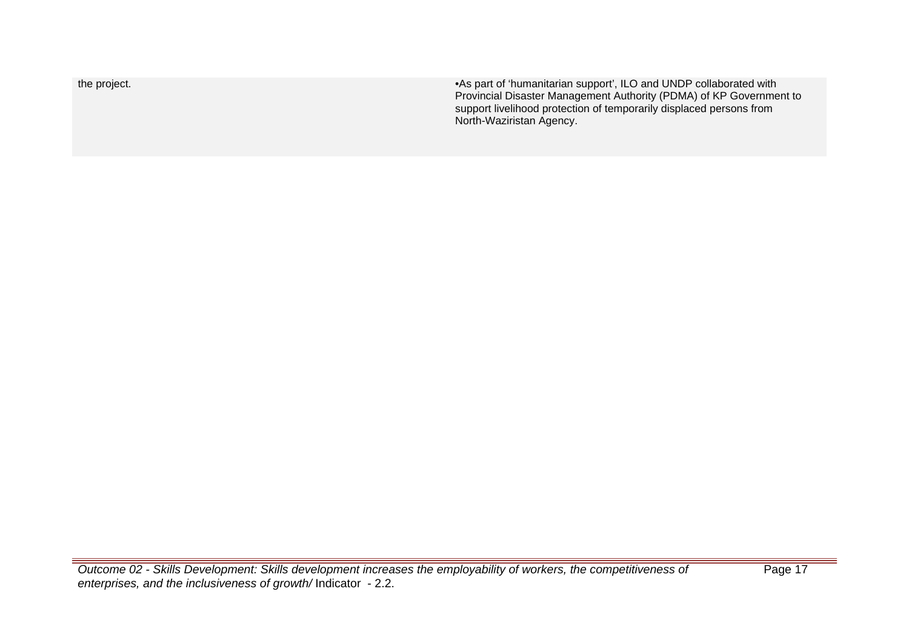| | |
|---|---|
| the project. | •As part of 'humanitarian support', ILO and UNDP collaborated with Provincial Disaster Management Authority (PDMA) of KP Government to support livelihood protection of temporarily displaced persons from North-Waziristan Agency. |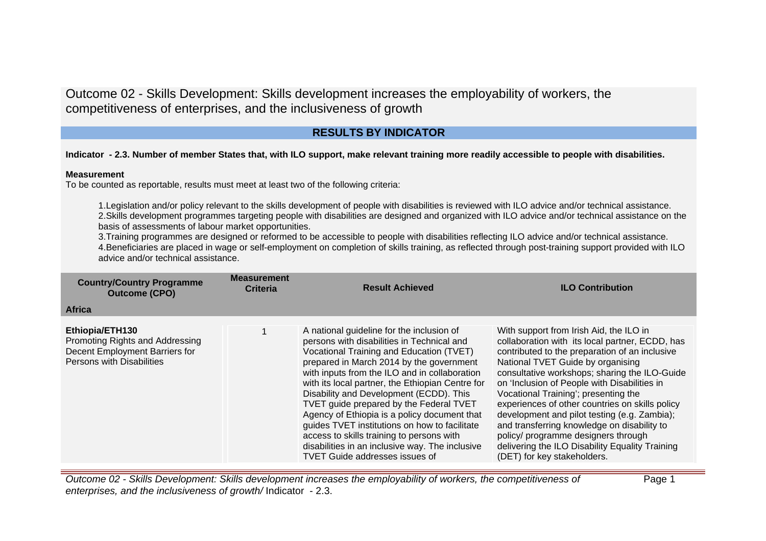# Outcome 02 - Skills Development: Skills development increases the employability of workers, the competitiveness of enterprises, and the inclusiveness of growth

## RESULTS BY INDICATOR

**Indicator - 2.3. Number of member States that, with ILO support, make relevant training more readily accessible to people with disabilities.**

**Measurement**

To be counted as reportable, results must meet at least two of the following criteria:

1. Legislation and/or policy relevant to the skills development of people with disabilities is reviewed with ILO advice and/or technical assistance.
2. Skills development programmes targeting people with disabilities are designed and organized with ILO advice and/or technical assistance on the basis of assessments of labour market opportunities.
3. Training programmes are designed or reformed to be accessible to people with disabilities reflecting ILO advice and/or technical assistance.
4. Beneficiaries are placed in wage or self-employment on completion of skills training, as reflected through post-training support provided with ILO advice and/or technical assistance.

| Country/Country Programme Outcome (CPO) | Measurement Criteria | Result Achieved | ILO Contribution |
|---|---|---|---|
| **Africa** | | | |
| **Ethiopia/ETH130**<br>Promoting Rights and Addressing Decent Employment Barriers for Persons with Disabilities | 1 | A national guideline for the inclusion of persons with disabilities in Technical and Vocational Training and Education (TVET) prepared in March 2014 by the government with inputs from the ILO and in collaboration with its local partner, the Ethiopian Centre for Disability and Development (ECDD). This TVET guide prepared by the Federal TVET Agency of Ethiopia is a policy document that guides TVET institutions on how to facilitate access to skills training to persons with disabilities in an inclusive way. The inclusive TVET Guide addresses issues of | With support from Irish Aid, the ILO in collaboration with its local partner, ECDD, has contributed to the preparation of an inclusive National TVET Guide by organising consultative workshops; sharing the ILO-Guide on 'Inclusion of People with Disabilities in Vocational Training'; presenting the experiences of other countries on skills policy development and pilot testing (e.g. Zambia); and transferring knowledge on disability to policy/ programme designers through delivering the ILO Disability Equality Training (DET) for key stakeholders. |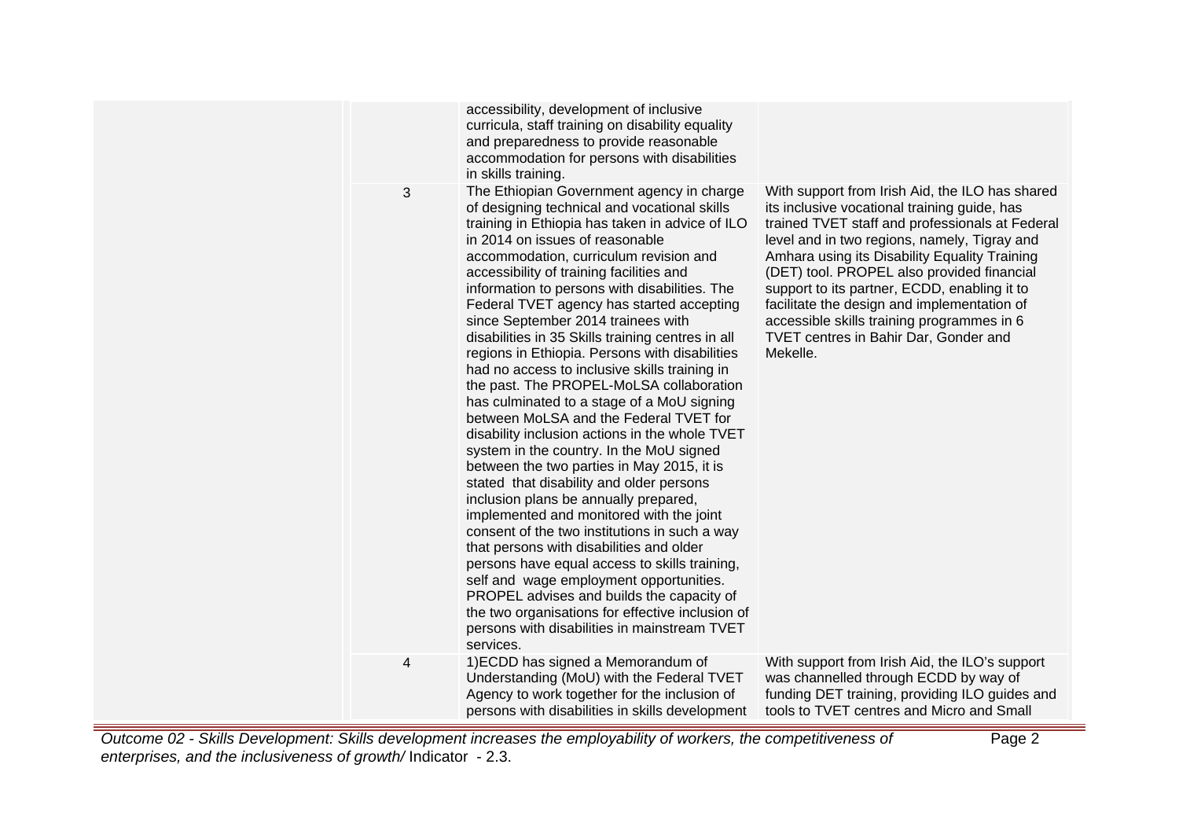| | | | |
|---|---|---|---|
| | | accessibility, development of inclusive curricula, staff training on disability equality and preparedness to provide reasonable accommodation for persons with disabilities in skills training. | |
| | 3 | The Ethiopian Government agency in charge of designing technical and vocational skills training in Ethiopia has taken in advice of ILO in 2014 on issues of reasonable accommodation, curriculum revision and accessibility of training facilities and information to persons with disabilities. The Federal TVET agency has started accepting since September 2014 trainees with disabilities in 35 Skills training centres in all regions in Ethiopia. Persons with disabilities had no access to inclusive skills training in the past. The PROPEL-MoLSA collaboration has culminated to a stage of a MoU signing between MoLSA and the Federal TVET for disability inclusion actions in the whole TVET system in the country. In the MoU signed between the two parties in May 2015, it is stated that disability and older persons inclusion plans be annually prepared, implemented and monitored with the joint consent of the two institutions in such a way that persons with disabilities and older persons have equal access to skills training, self and wage employment opportunities. PROPEL advises and builds the capacity of the two organisations for effective inclusion of persons with disabilities in mainstream TVET services. | With support from Irish Aid, the ILO has shared its inclusive vocational training guide, has trained TVET staff and professionals at Federal level and in two regions, namely, Tigray and Amhara using its Disability Equality Training (DET) tool. PROPEL also provided financial support to its partner, ECDD, enabling it to facilitate the design and implementation of accessible skills training programmes in 6 TVET centres in Bahir Dar, Gonder and Mekelle. |
| | 4 | 1)ECDD has signed a Memorandum of Understanding (MoU) with the Federal TVET Agency to work together for the inclusion of persons with disabilities in skills development | With support from Irish Aid, the ILO's support was channelled through ECDD by way of funding DET training, providing ILO guides and tools to TVET centres and Micro and Small |

*Outcome 02 - Skills Development: Skills development increases the employability of workers, the competitiveness of enterprises, and the inclusiveness of growth/* Indicator - 2.3.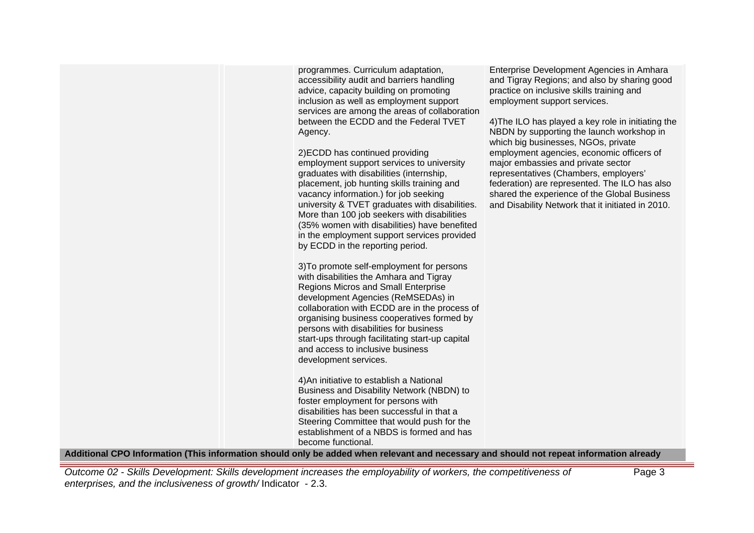| | | | |
|---|---|---|---|
| | | programmes. Curriculum adaptation, accessibility audit and barriers handling advice, capacity building on promoting inclusion as well as employment support services are among the areas of collaboration between the ECDD and the Federal TVET Agency.<br><br>2)ECDD has continued providing employment support services to university graduates with disabilities (internship, placement, job hunting skills training and vacancy information.) for job seeking university & TVET graduates with disabilities. More than 100 job seekers with disabilities (35% women with disabilities) have benefited in the employment support services provided by ECDD in the reporting period.<br><br>3)To promote self-employment for persons with disabilities the Amhara and Tigray Regions Micros and Small Enterprise development Agencies (ReMSEDAs) in collaboration with ECDD are in the process of organising business cooperatives formed by persons with disabilities for business start-ups through facilitating start-up capital and access to inclusive business development services.<br><br>4)An initiative to establish a National Business and Disability Network (NBDN) to foster employment for persons with disabilities has been successful in that a Steering Committee that would push for the establishment of a NBDS is formed and has become functional. | Enterprise Development Agencies in Amhara and Tigray Regions; and also by sharing good practice on inclusive skills training and employment support services.<br><br>4)The ILO has played a key role in initiating the NBDN by supporting the launch workshop in which big businesses, NGOs, private employment agencies, economic officers of major embassies and private sector representatives (Chambers, employers' federation) are represented. The ILO has also shared the experience of the Global Business and Disability Network that it initiated in 2010. |

**Additional CPO Information (This information should only be added when relevant and necessary and should not repeat information already**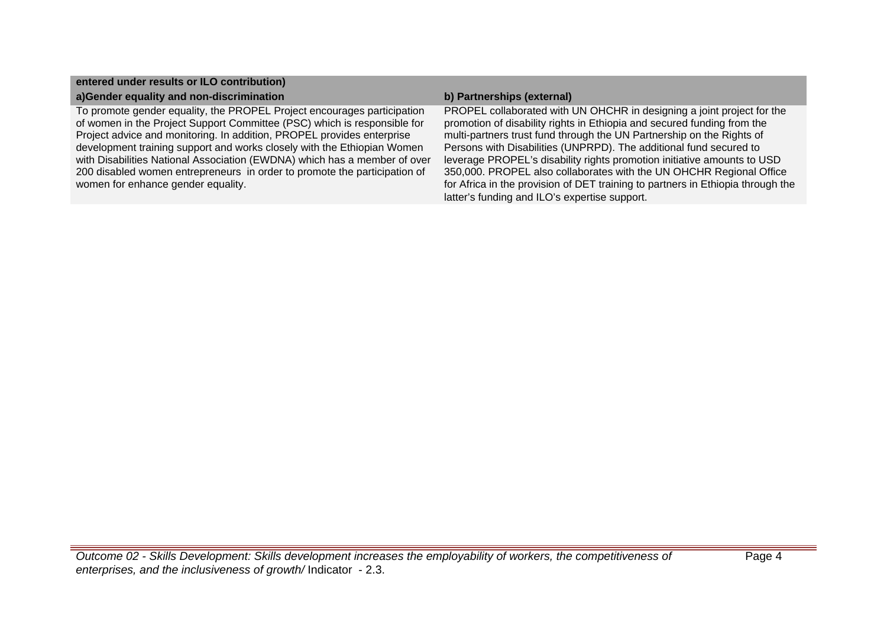| entered under results or ILO contribution) | |
|---|---|
| **a)Gender equality and non-discrimination** | **b) Partnerships (external)** |
| To promote gender equality, the PROPEL Project encourages participation of women in the Project Support Committee (PSC) which is responsible for Project advice and monitoring. In addition, PROPEL provides enterprise development training support and works closely with the Ethiopian Women with Disabilities National Association (EWDNA) which has a member of over 200 disabled women entrepreneurs in order to promote the participation of women for enhance gender equality. | PROPEL collaborated with UN OHCHR in designing a joint project for the promotion of disability rights in Ethiopia and secured funding from the multi-partners trust fund through the UN Partnership on the Rights of Persons with Disabilities (UNPRPD). The additional fund secured to leverage PROPEL's disability rights promotion initiative amounts to USD 350,000. PROPEL also collaborates with the UN OHCHR Regional Office for Africa in the provision of DET training to partners in Ethiopia through the latter's funding and ILO's expertise support. |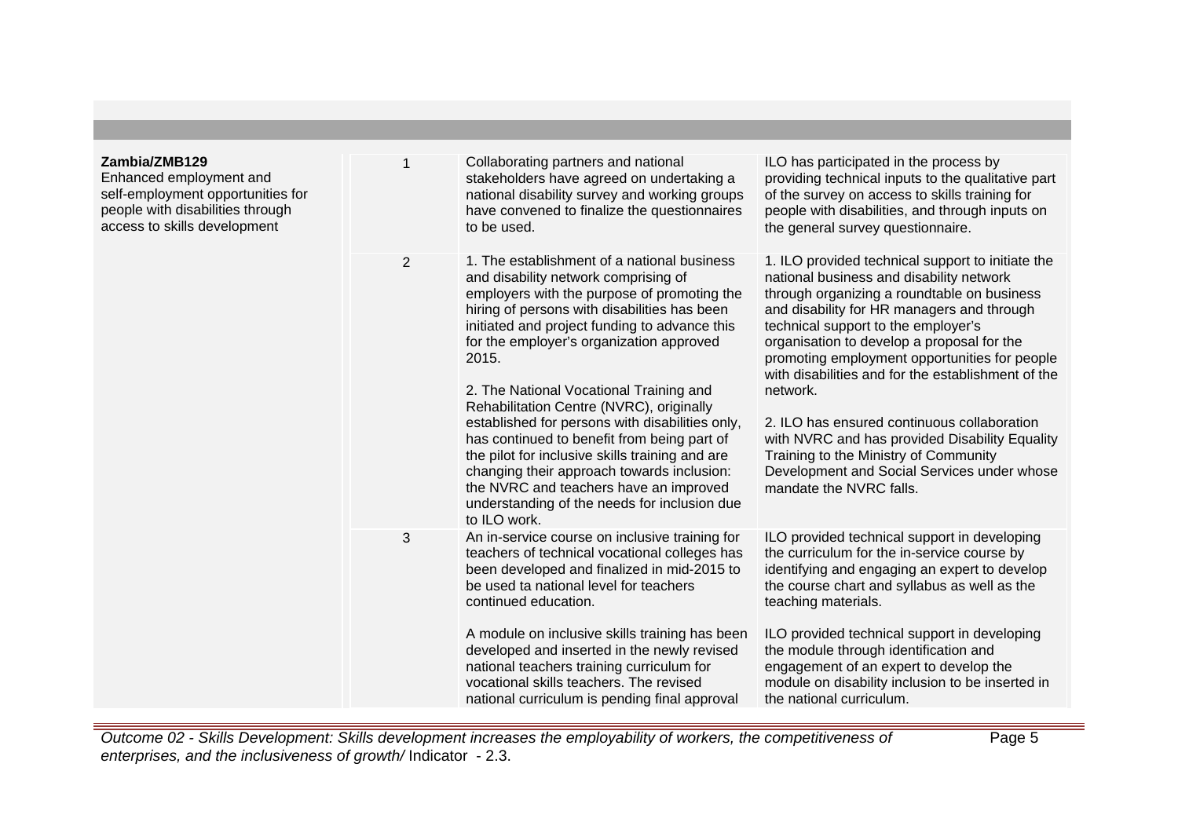| | | | |
|---|---|---|---|
| **Zambia/ZMB129**<br>Enhanced employment and self-employment opportunities for people with disabilities through access to skills development | 1 | Collaborating partners and national stakeholders have agreed on undertaking a national disability survey and working groups have convened to finalize the questionnaires to be used. | ILO has participated in the process by providing technical inputs to the qualitative part of the survey on access to skills training for people with disabilities, and through inputs on the general survey questionnaire. |
| | 2 | 1. The establishment of a national business and disability network comprising of employers with the purpose of promoting the hiring of persons with disabilities has been initiated and project funding to advance this for the employer's organization approved 2015.<br><br>2. The National Vocational Training and Rehabilitation Centre (NVRC), originally established for persons with disabilities only, has continued to benefit from being part of the pilot for inclusive skills training and are changing their approach towards inclusion: the NVRC and teachers have an improved understanding of the needs for inclusion due to ILO work. | 1. ILO provided technical support to initiate the national business and disability network through organizing a roundtable on business and disability for HR managers and through technical support to the employer's organisation to develop a proposal for the promoting employment opportunities for people with disabilities and for the establishment of the network.<br><br>2. ILO has ensured continuous collaboration with NVRC and has provided Disability Equality Training to the Ministry of Community Development and Social Services under whose mandate the NVRC falls. |
| | 3 | An in-service course on inclusive training for teachers of technical vocational colleges has been developed and finalized in mid-2015 to be used ta national level for teachers continued education.<br><br>A module on inclusive skills training has been developed and inserted in the newly revised national teachers training curriculum for vocational skills teachers. The revised national curriculum is pending final approval | ILO provided technical support in developing the curriculum for the in-service course by identifying and engaging an expert to develop the course chart and syllabus as well as the teaching materials.<br><br>ILO provided technical support in developing the module through identification and engagement of an expert to develop the module on disability inclusion to be inserted in the national curriculum. |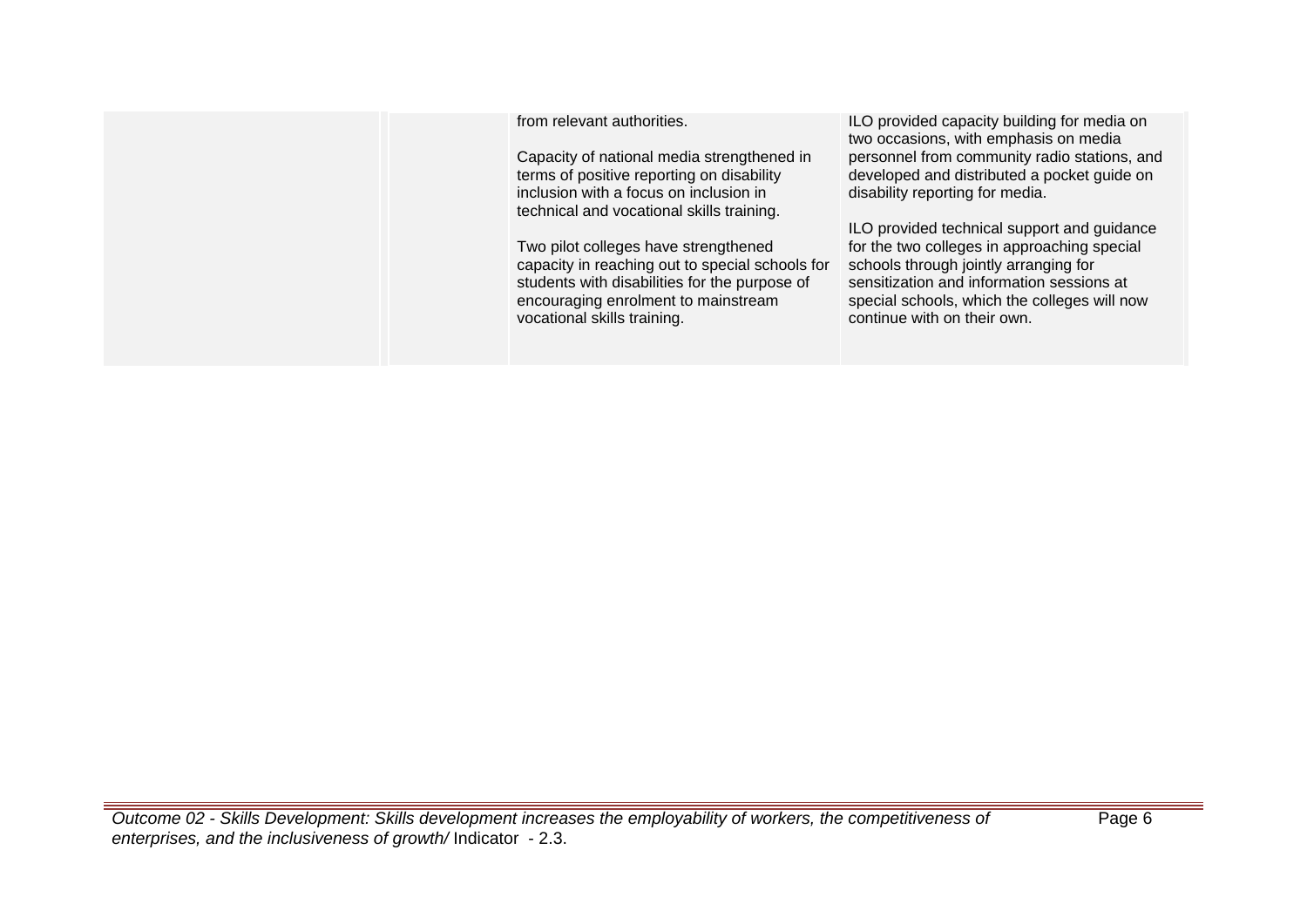| | | | |
|---|---|---|---|
| | | from relevant authorities.<br><br>Capacity of national media strengthened in terms of positive reporting on disability inclusion with a focus on inclusion in technical and vocational skills training.<br><br>Two pilot colleges have strengthened capacity in reaching out to special schools for students with disabilities for the purpose of encouraging enrolment to mainstream vocational skills training. | ILO provided capacity building for media on two occasions, with emphasis on media personnel from community radio stations, and developed and distributed a pocket guide on disability reporting for media.<br><br>ILO provided technical support and guidance for the two colleges in approaching special schools through jointly arranging for sensitization and information sessions at special schools, which the colleges will now continue with on their own. |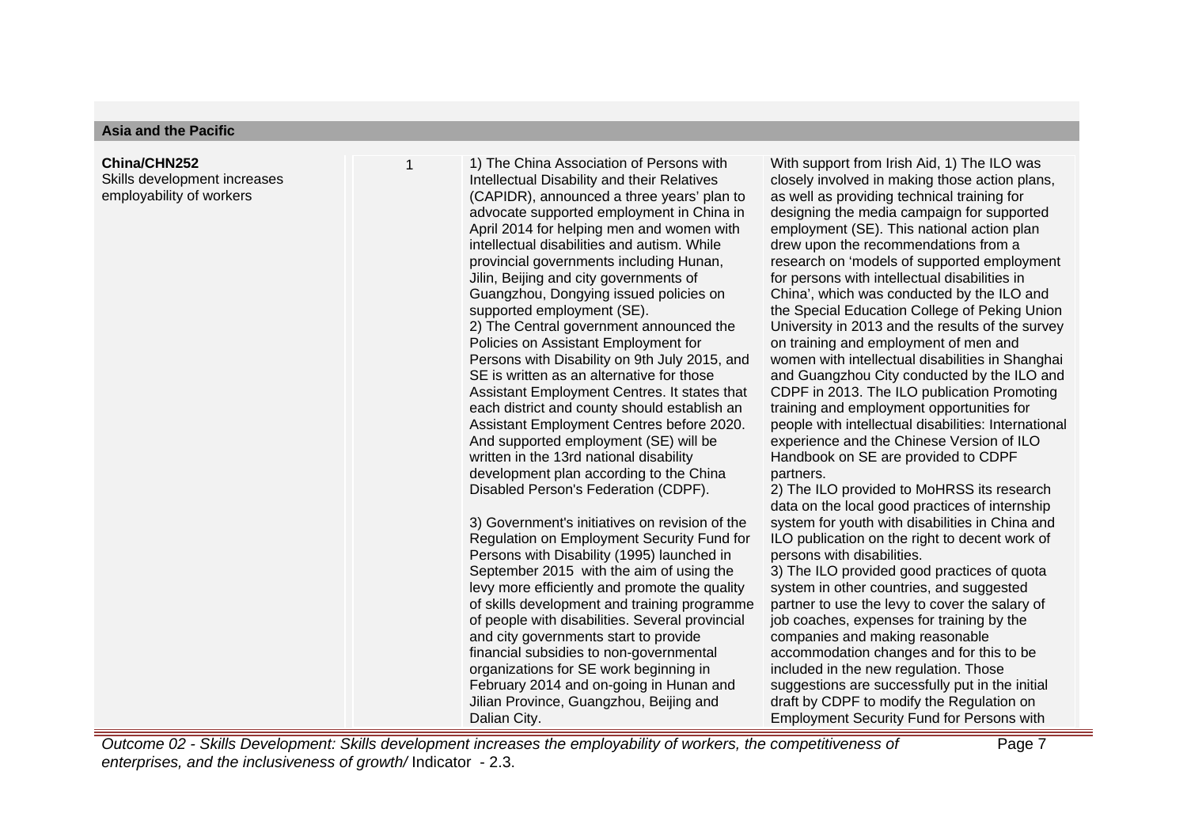**Asia and the Pacific**

| | | | |
|---|---|---|---|
| **China/CHN252**<br>Skills development increases employability of workers | 1 | 1) The China Association of Persons with Intellectual Disability and their Relatives (CAPIDR), announced a three years' plan to advocate supported employment in China in April 2014 for helping men and women with intellectual disabilities and autism. While provincial governments including Hunan, Jilin, Beijing and city governments of Guangzhou, Dongying issued policies on supported employment (SE).<br>2) The Central government announced the Policies on Assistant Employment for Persons with Disability on 9th July 2015, and SE is written as an alternative for those Assistant Employment Centres. It states that each district and county should establish an Assistant Employment Centres before 2020. And supported employment (SE) will be written in the 13rd national disability development plan according to the China Disabled Person's Federation (CDPF).<br><br>3) Government's initiatives on revision of the Regulation on Employment Security Fund for Persons with Disability (1995) launched in September 2015 with the aim of using the levy more efficiently and promote the quality of skills development and training programme of people with disabilities. Several provincial and city governments start to provide financial subsidies to non-governmental organizations for SE work beginning in February 2014 and on-going in Hunan and Jilian Province, Guangzhou, Beijing and Dalian City. | With support from Irish Aid, 1) The ILO was closely involved in making those action plans, as well as providing technical training for designing the media campaign for supported employment (SE). This national action plan drew upon the recommendations from a research on 'models of supported employment for persons with intellectual disabilities in China', which was conducted by the ILO and the Special Education College of Peking Union University in 2013 and the results of the survey on training and employment of men and women with intellectual disabilities in Shanghai and Guangzhou City conducted by the ILO and CDPF in 2013. The ILO publication Promoting training and employment opportunities for people with intellectual disabilities: International experience and the Chinese Version of ILO Handbook on SE are provided to CDPF partners.<br>2) The ILO provided to MoHRSS its research data on the local good practices of internship system for youth with disabilities in China and ILO publication on the right to decent work of persons with disabilities.<br>3) The ILO provided good practices of quota system in other countries, and suggested partner to use the levy to cover the salary of job coaches, expenses for training by the companies and making reasonable accommodation changes and for this to be included in the new regulation. Those suggestions are successfully put in the initial draft by CDPF to modify the Regulation on Employment Security Fund for Persons with |

*Outcome 02 - Skills Development: Skills development increases the employability of workers, the competitiveness of enterprises, and the inclusiveness of growth/* Indicator - 2.3.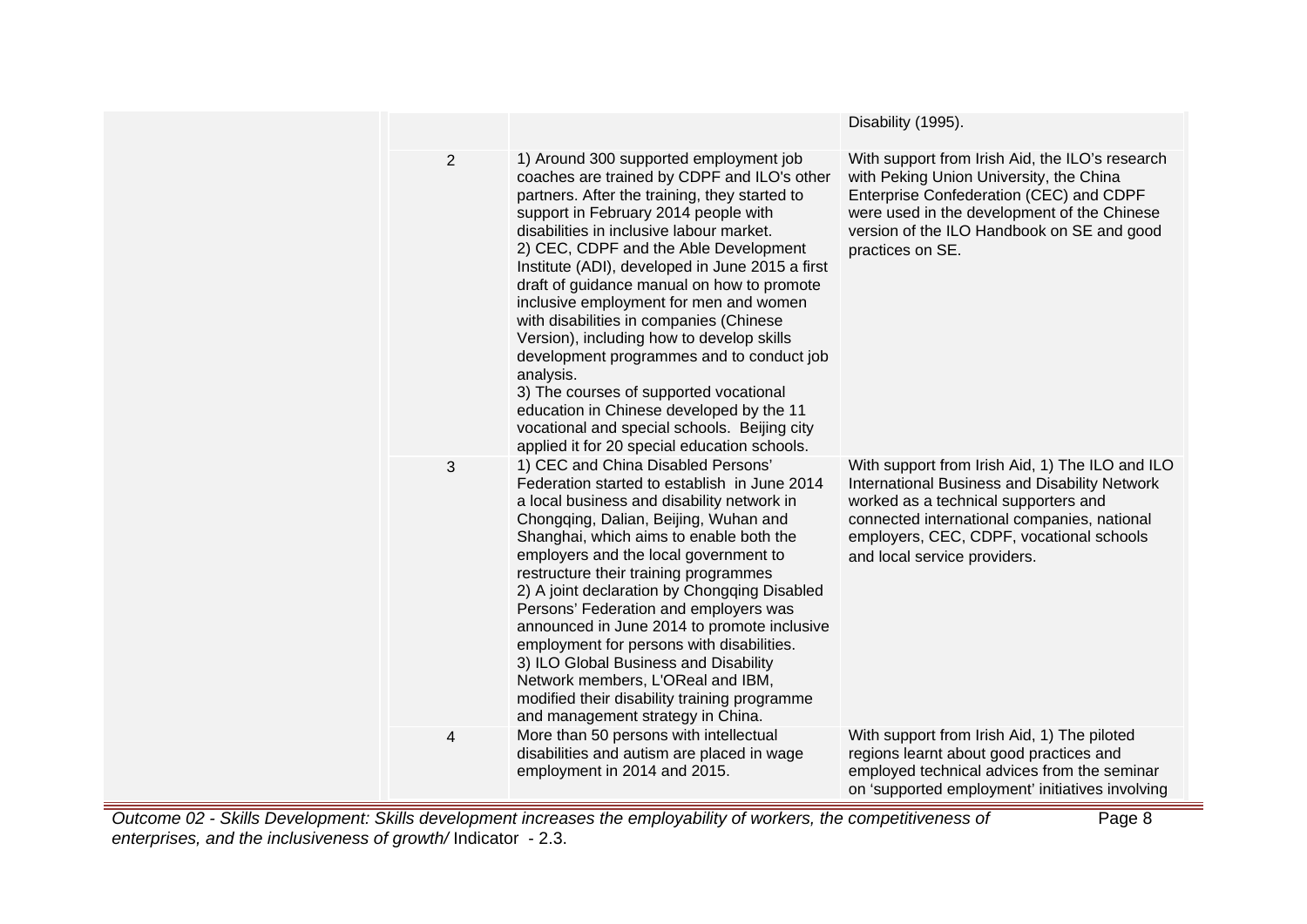| | | | |
|---|---|---|---|
| | | | Disability (1995). |
| | 2 | 1) Around 300 supported employment job coaches are trained by CDPF and ILO's other partners. After the training, they started to support in February 2014 people with disabilities in inclusive labour market.<br>2) CEC, CDPF and the Able Development Institute (ADI), developed in June 2015 a first draft of guidance manual on how to promote inclusive employment for men and women with disabilities in companies (Chinese Version), including how to develop skills development programmes and to conduct job analysis.<br>3) The courses of supported vocational education in Chinese developed by the 11 vocational and special schools. Beijing city applied it for 20 special education schools. | With support from Irish Aid, the ILO's research with Peking Union University, the China Enterprise Confederation (CEC) and CDPF were used in the development of the Chinese version of the ILO Handbook on SE and good practices on SE. |
| | 3 | 1) CEC and China Disabled Persons' Federation started to establish in June 2014 a local business and disability network in Chongqing, Dalian, Beijing, Wuhan and Shanghai, which aims to enable both the employers and the local government to restructure their training programmes<br>2) A joint declaration by Chongqing Disabled Persons' Federation and employers was announced in June 2014 to promote inclusive employment for persons with disabilities.<br>3) ILO Global Business and Disability Network members, L'OReal and IBM, modified their disability training programme and management strategy in China. | With support from Irish Aid, 1) The ILO and ILO International Business and Disability Network worked as a technical supporters and connected international companies, national employers, CEC, CDPF, vocational schools and local service providers. |
| | 4 | More than 50 persons with intellectual disabilities and autism are placed in wage employment in 2014 and 2015. | With support from Irish Aid, 1) The piloted regions learnt about good practices and employed technical advices from the seminar on 'supported employment' initiatives involving |

*Outcome 02 - Skills Development: Skills development increases the employability of workers, the competitiveness of enterprises, and the inclusiveness of growth/* Indicator - 2.3.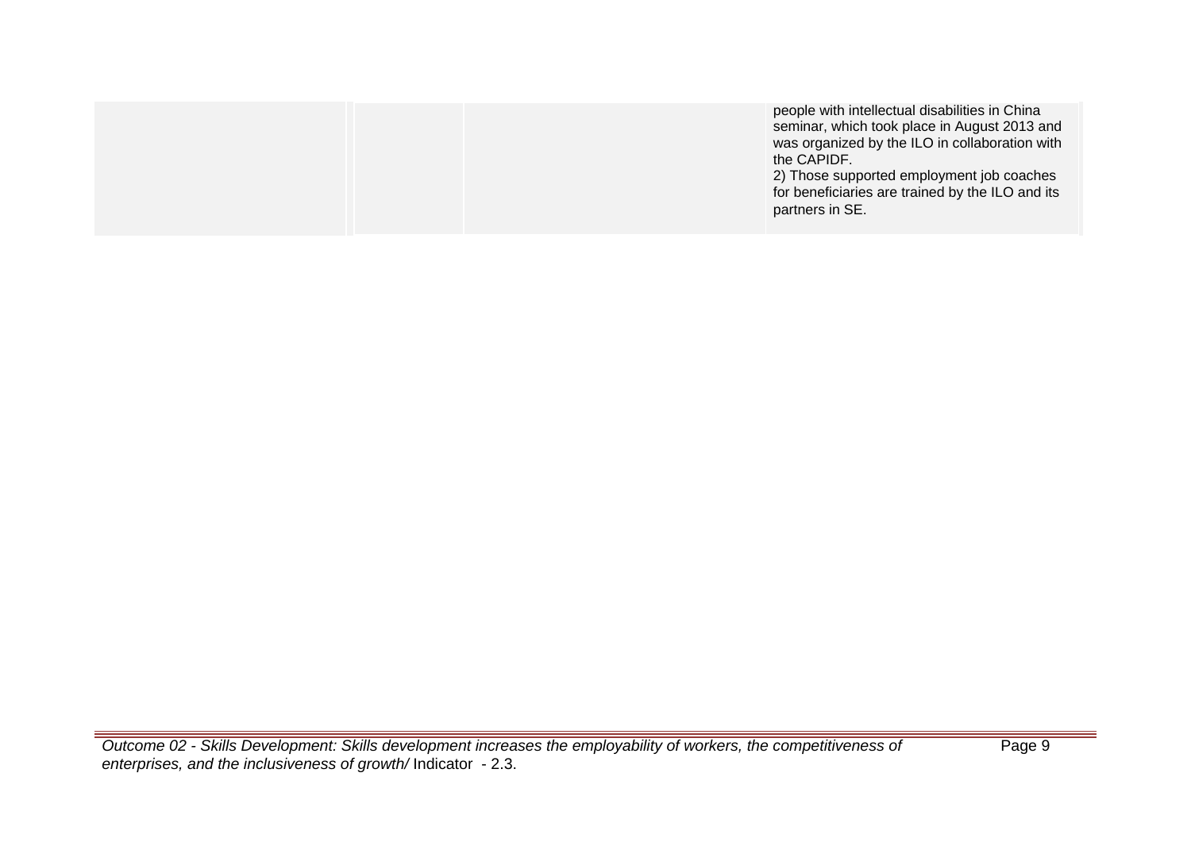| | | | |
|---|---|---|---|
| | | | people with intellectual disabilities in China seminar, which took place in August 2013 and was organized by the ILO in collaboration with the CAPIDF.<br>2) Those supported employment job coaches for beneficiaries are trained by the ILO and its partners in SE. |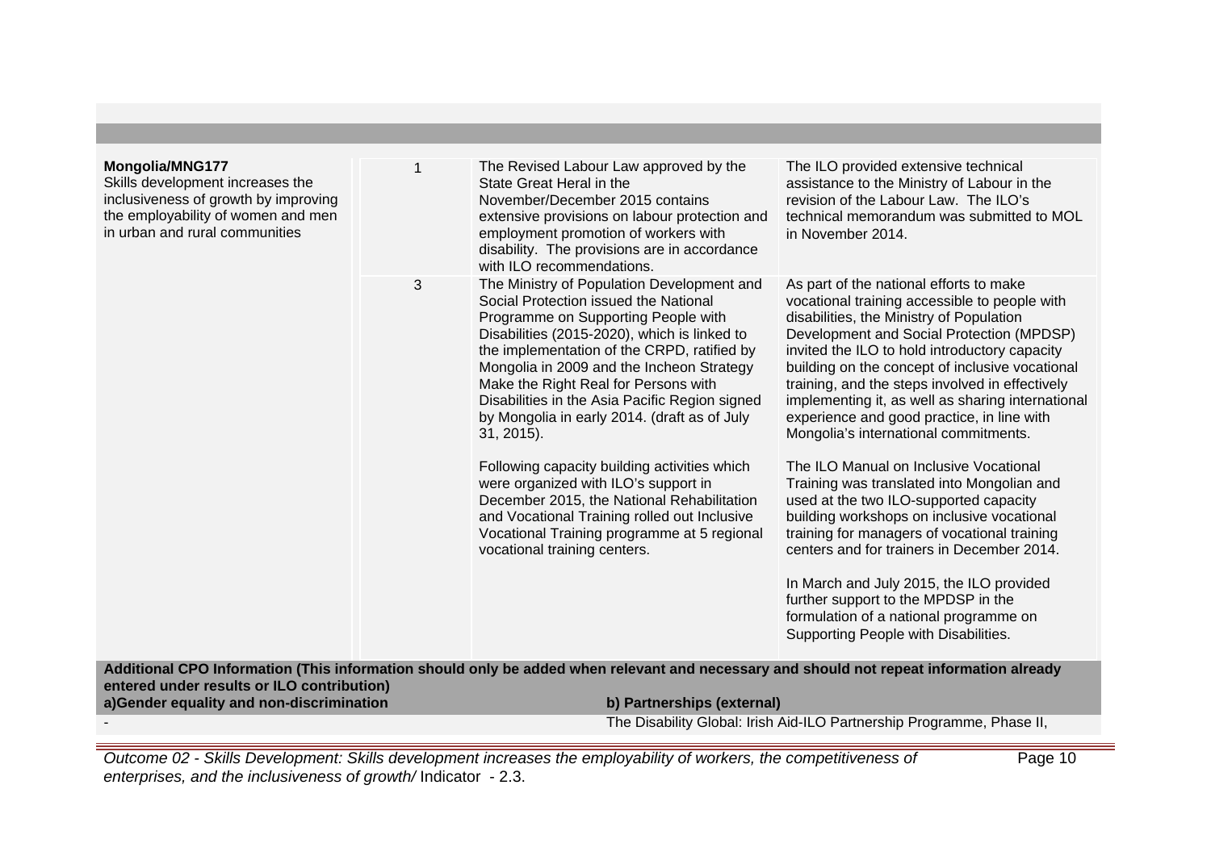| | | | |
|---|---|---|---|
| **Mongolia/MNG177**<br>Skills development increases the inclusiveness of growth by improving the employability of women and men in urban and rural communities | 1 | The Revised Labour Law approved by the State Great Heral in the November/December 2015 contains extensive provisions on labour protection and employment promotion of workers with disability. The provisions are in accordance with ILO recommendations. | The ILO provided extensive technical assistance to the Ministry of Labour in the revision of the Labour Law. The ILO's technical memorandum was submitted to MOL in November 2014. |
| | 3 | The Ministry of Population Development and Social Protection issued the National Programme on Supporting People with Disabilities (2015-2020), which is linked to the implementation of the CRPD, ratified by Mongolia in 2009 and the Incheon Strategy Make the Right Real for Persons with Disabilities in the Asia Pacific Region signed by Mongolia in early 2014. (draft as of July 31, 2015).<br><br>Following capacity building activities which were organized with ILO's support in December 2015, the National Rehabilitation and Vocational Training rolled out Inclusive Vocational Training programme at 5 regional vocational training centers. | As part of the national efforts to make vocational training accessible to people with disabilities, the Ministry of Population Development and Social Protection (MPDSP) invited the ILO to hold introductory capacity building on the concept of inclusive vocational training, and the steps involved in effectively implementing it, as well as sharing international experience and good practice, in line with Mongolia's international commitments.<br><br>The ILO Manual on Inclusive Vocational Training was translated into Mongolian and used at the two ILO-supported capacity building workshops on inclusive vocational training for managers of vocational training centers and for trainers in December 2014.<br><br>In March and July 2015, the ILO provided further support to the MPDSP in the formulation of a national programme on Supporting People with Disabilities. |

**Additional CPO Information (This information should only be added when relevant and necessary and should not repeat information already entered under results or ILO contribution)**

| a)Gender equality and non-discrimination | b) Partnerships (external) |
|---|---|
| - | The Disability Global: Irish Aid-ILO Partnership Programme, Phase II, |

*Outcome 02 - Skills Development: Skills development increases the employability of workers, the competitiveness of enterprises, and the inclusiveness of growth/* Indicator - 2.3.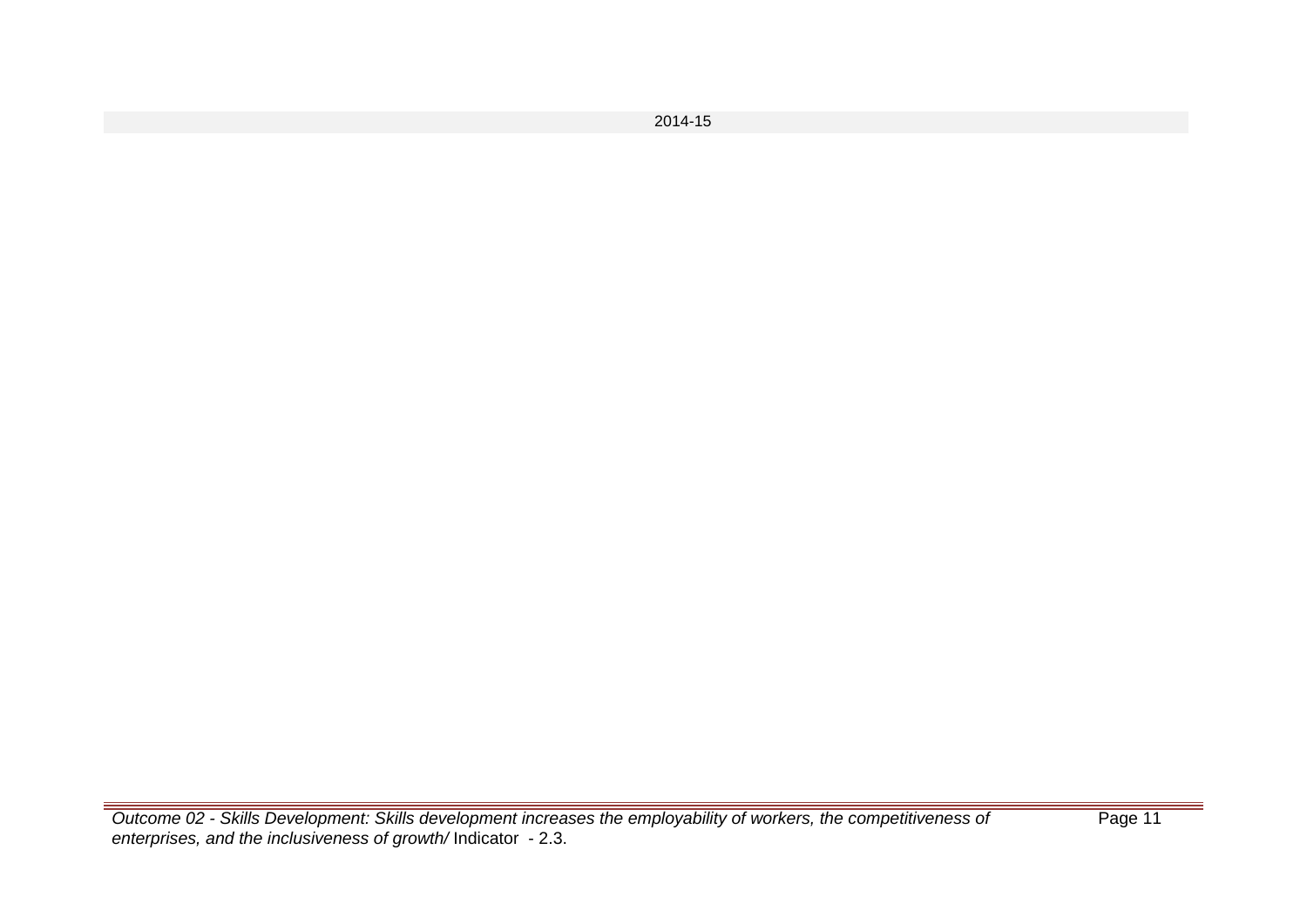| 2014-15 |
| --- |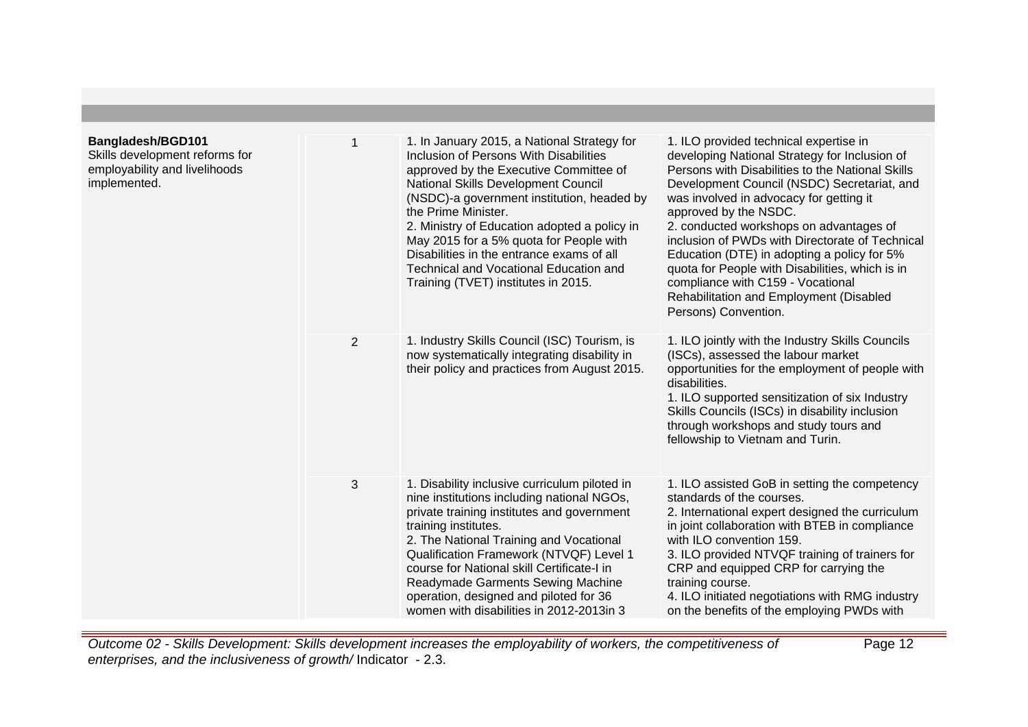| | | | |
|---|---|---|---|
| **Bangladesh/BGD101**<br>Skills development reforms for employability and livelihoods implemented. | 1 | 1. In January 2015, a National Strategy for Inclusion of Persons With Disabilities approved by the Executive Committee of National Skills Development Council (NSDC)-a government institution, headed by the Prime Minister.<br>2. Ministry of Education adopted a policy in May 2015 for a 5% quota for People with Disabilities in the entrance exams of all Technical and Vocational Education and Training (TVET) institutes in 2015. | 1. ILO provided technical expertise in developing National Strategy for Inclusion of Persons with Disabilities to the National Skills Development Council (NSDC) Secretariat, and was involved in advocacy for getting it approved by the NSDC.<br>2. conducted workshops on advantages of inclusion of PWDs with Directorate of Technical Education (DTE) in adopting a policy for 5% quota for People with Disabilities, which is in compliance with C159 - Vocational Rehabilitation and Employment (Disabled Persons) Convention. |
| | 2 | 1. Industry Skills Council (ISC) Tourism, is now systematically integrating disability in their policy and practices from August 2015. | 1. ILO jointly with the Industry Skills Councils (ISCs), assessed the labour market opportunities for the employment of people with disabilities.<br>1. ILO supported sensitization of six Industry Skills Councils (ISCs) in disability inclusion through workshops and study tours and fellowship to Vietnam and Turin. |
| | 3 | 1. Disability inclusive curriculum piloted in nine institutions including national NGOs, private training institutes and government training institutes.<br>2. The National Training and Vocational Qualification Framework (NTVQF) Level 1 course for National skill Certificate-I in Readymade Garments Sewing Machine operation, designed and piloted for 36 women with disabilities in 2012-2013in 3 | 1. ILO assisted GoB in setting the competency standards of the courses.<br>2. International expert designed the curriculum in joint collaboration with BTEB in compliance with ILO convention 159.<br>3. ILO provided NTVQF training of trainers for CRP and equipped CRP for carrying the training course.<br>4. ILO initiated negotiations with RMG industry on the benefits of the employing PWDs with |

*Outcome 02 - Skills Development: Skills development increases the employability of workers, the competitiveness of enterprises, and the inclusiveness of growth/* Indicator - 2.3.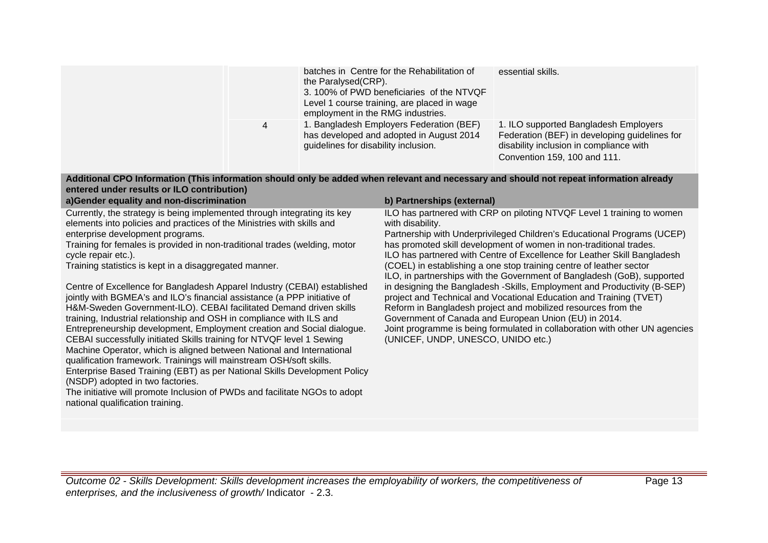| | | | |
|---|---|---|---|
| | | batches in Centre for the Rehabilitation of the Paralysed(CRP).<br>3. 100% of PWD beneficiaries of the NTVQF Level 1 course training, are placed in wage employment in the RMG industries. | essential skills. |
| | 4 | 1. Bangladesh Employers Federation (BEF) has developed and adopted in August 2014 guidelines for disability inclusion. | 1. ILO supported Bangladesh Employers Federation (BEF) in developing guidelines for disability inclusion in compliance with Convention 159, 100 and 111. |

**Additional CPO Information (This information should only be added when relevant and necessary and should not repeat information already entered under results or ILO contribution)**

**a)Gender equality and non-discrimination**

Currently, the strategy is being implemented through integrating its key elements into policies and practices of the Ministries with skills and enterprise development programs.
Training for females is provided in non-traditional trades (welding, motor cycle repair etc.).
Training statistics is kept in a disaggregated manner.

Centre of Excellence for Bangladesh Apparel Industry (CEBAI) established jointly with BGMEA's and ILO's financial assistance (a PPP initiative of H&M-Sweden Government-ILO). CEBAI facilitated Demand driven skills training, Industrial relationship and OSH in compliance with ILS and Entrepreneurship development, Employment creation and Social dialogue. CEBAI successfully initiated Skills training for NTVQF level 1 Sewing Machine Operator, which is aligned between National and International qualification framework. Trainings will mainstream OSH/soft skills.
Enterprise Based Training (EBT) as per National Skills Development Policy (NSDP) adopted in two factories.
The initiative will promote Inclusion of PWDs and facilitate NGOs to adopt national qualification training.

**b) Partnerships (external)**

ILO has partnered with CRP on piloting NTVQF Level 1 training to women with disability.
Partnership with Underprivileged Children's Educational Programs (UCEP) has promoted skill development of women in non-traditional trades.
ILO has partnered with Centre of Excellence for Leather Skill Bangladesh (COEL) in establishing a one stop training centre of leather sector
ILO, in partnerships with the Government of Bangladesh (GoB), supported in designing the Bangladesh -Skills, Employment and Productivity (B-SEP) project and Technical and Vocational Education and Training (TVET) Reform in Bangladesh project and mobilized resources from the Government of Canada and European Union (EU) in 2014.
Joint programme is being formulated in collaboration with other UN agencies (UNICEF, UNDP, UNESCO, UNIDO etc.)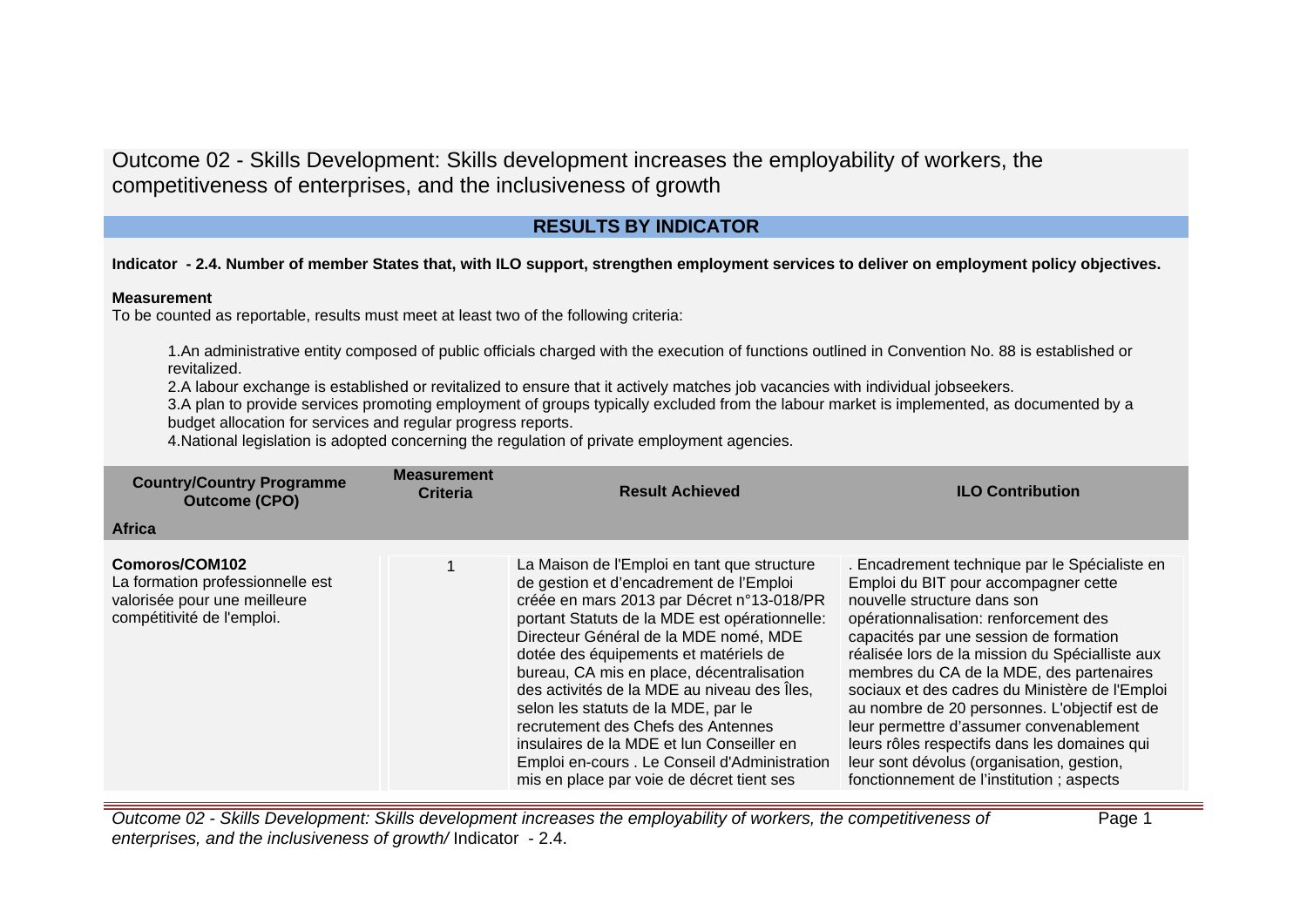# Outcome 02 - Skills Development: Skills development increases the employability of workers, the competitiveness of enterprises, and the inclusiveness of growth

## RESULTS BY INDICATOR

**Indicator - 2.4. Number of member States that, with ILO support, strengthen employment services to deliver on employment policy objectives.**

**Measurement**
To be counted as reportable, results must meet at least two of the following criteria:

1.An administrative entity composed of public officials charged with the execution of functions outlined in Convention No. 88 is established or revitalized.
2.A labour exchange is established or revitalized to ensure that it actively matches job vacancies with individual jobseekers.
3.A plan to provide services promoting employment of groups typically excluded from the labour market is implemented, as documented by a budget allocation for services and regular progress reports.
4.National legislation is adopted concerning the regulation of private employment agencies.

| Country/Country Programme Outcome (CPO) | Measurement Criteria | Result Achieved | ILO Contribution |
|---|---|---|---|
| **Africa** | | | |
| **Comoros/COM102**<br>La formation professionnelle est valorisée pour une meilleure compétitivité de l'emploi. | 1 | La Maison de l'Emploi en tant que structure de gestion et d'encadrement de l'Emploi créée en mars 2013 par Décret n°13-018/PR portant Statuts de la MDE est opérationnelle: Directeur Général de la MDE nomé, MDE dotée des équipements et matériels de bureau, CA mis en place, décentralisation des activités de la MDE au niveau des Îles, selon les statuts de la MDE, par le recrutement des Chefs des Antennes insulaires de la MDE et lun Conseiller en Emploi en-cours . Le Conseil d'Administration mis en place par voie de décret tient ses | . Encadrement technique par le Spécialiste en Emploi du BIT pour accompagner cette nouvelle structure dans son opérationnalisation: renforcement des capacités par une session de formation réalisée lors de la mission du Spécialliste aux membres du CA de la MDE, des partenaires sociaux et des cadres du Ministère de l'Emploi au nombre de 20 personnes. L'objectif est de leur permettre d'assumer convenablement leurs rôles respectifs dans les domaines qui leur sont dévolus (organisation, gestion, fonctionnement de l'institution ; aspects |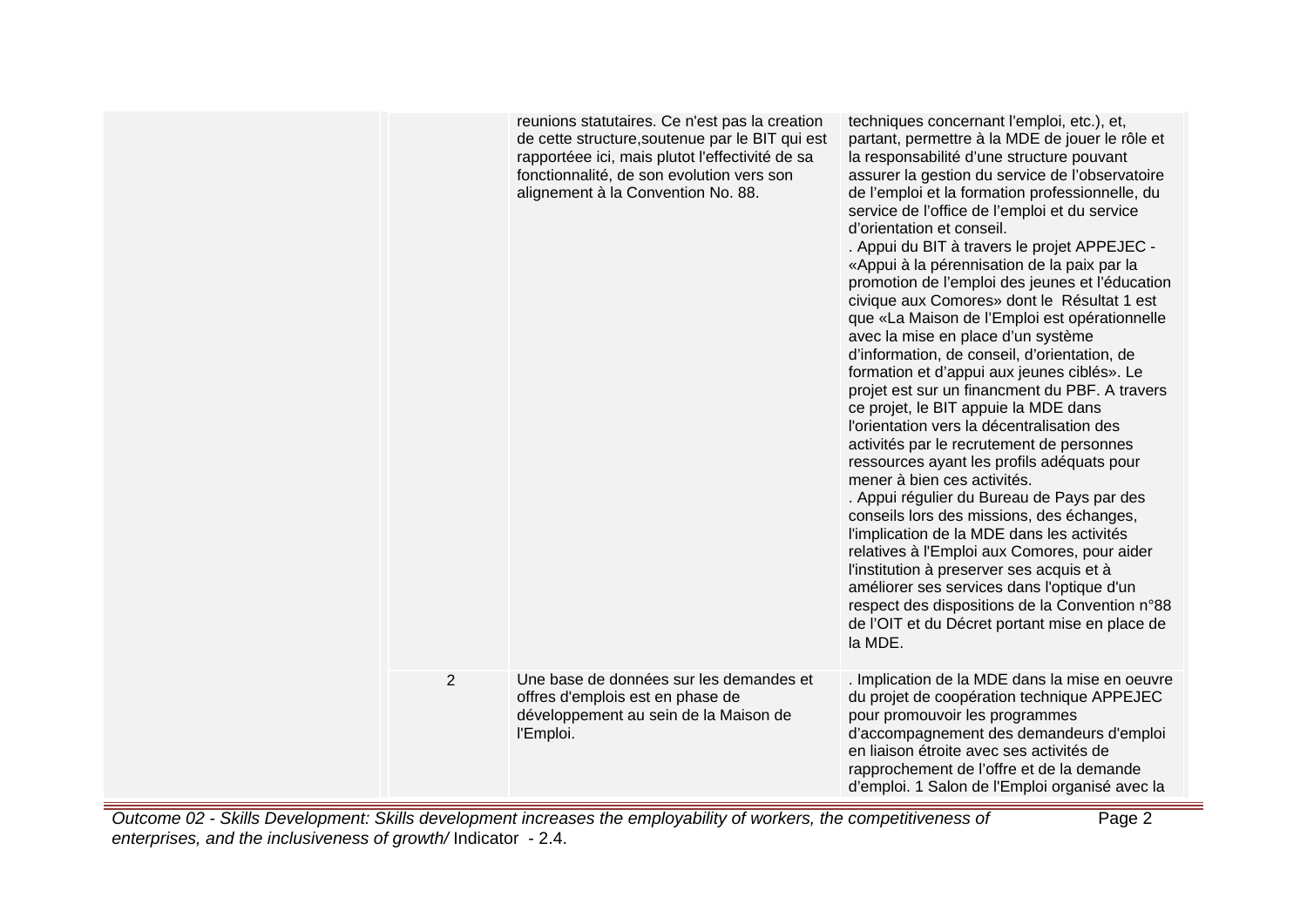| | | | |
|---|---|---|---|
| | | reunions statutaires. Ce n'est pas la creation de cette structure,soutenue par le BIT qui est rapportéee ici, mais plutot l'effectivité de sa fonctionnalité, de son evolution vers son alignement à la Convention No. 88. | techniques concernant l'emploi, etc.), et, partant, permettre à la MDE de jouer le rôle et la responsabilité d'une structure pouvant assurer la gestion du service de l'observatoire de l'emploi et la formation professionnelle, du service de l'office de l'emploi et du service d'orientation et conseil.<br>. Appui du BIT à travers le projet APPEJEC - «Appui à la pérennisation de la paix par la promotion de l'emploi des jeunes et l'éducation civique aux Comores» dont le Résultat 1 est que «La Maison de l'Emploi est opérationnelle avec la mise en place d'un système d'information, de conseil, d'orientation, de formation et d'appui aux jeunes ciblés». Le projet est sur un financment du PBF. A travers ce projet, le BIT appuie la MDE dans l'orientation vers la décentralisation des activités par le recrutement de personnes ressources ayant les profils adéquats pour mener à bien ces activités.<br>. Appui régulier du Bureau de Pays par des conseils lors des missions, des échanges, l'implication de la MDE dans les activités relatives à l'Emploi aux Comores, pour aider l'institution à preserver ses acquis et à améliorer ses services dans l'optique d'un respect des dispositions de la Convention n°88 de l'OIT et du Décret portant mise en place de la MDE. |
| | 2 | Une base de données sur les demandes et offres d'emplois est en phase de développement au sein de la Maison de l'Emploi. | . Implication de la MDE dans la mise en oeuvre du projet de coopération technique APPEJEC pour promouvoir les programmes d'accompagnement des demandeurs d'emploi en liaison étroite avec ses activités de rapprochement de l'offre et de la demande d'emploi. 1 Salon de l'Emploi organisé avec la |

*Outcome 02 - Skills Development: Skills development increases the employability of workers, the competitiveness of enterprises, and the inclusiveness of growth/* Indicator - 2.4.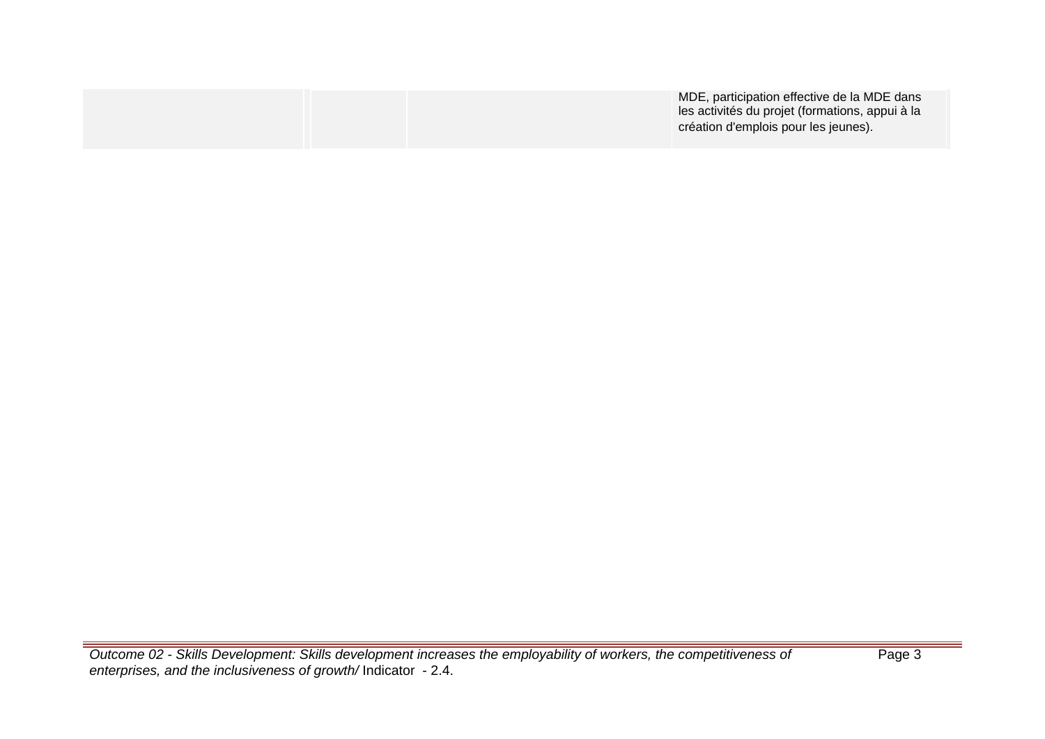| | | | |
|---|---|---|---|
| | | | MDE, participation effective de la MDE dans les activités du projet (formations, appui à la création d'emplois pour les jeunes). |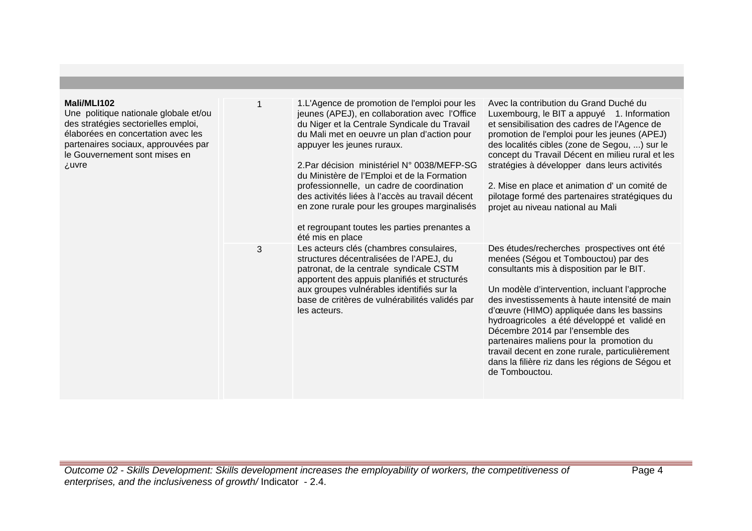| | | | |
|---|---|---|---|
| **Mali/MLI102**<br>Une politique nationale globale et/ou des stratégies sectorielles emploi, élaborées en concertation avec les partenaires sociaux, approuvées par le Gouvernement sont mises en ¿uvre | 1 | 1.L'Agence de promotion de l'emploi pour les jeunes (APEJ), en collaboration avec l'Office du Niger et la Centrale Syndicale du Travail du Mali met en oeuvre un plan d'action pour appuyer les jeunes ruraux.<br><br>2.Par décision ministériel N° 0038/MEFP-SG du Ministère de l'Emploi et de la Formation professionnelle, un cadre de coordination des activités liées à l'accès au travail décent en zone rurale pour les groupes marginalisés<br><br>et regroupant toutes les parties prenantes a été mis en place | Avec la contribution du Grand Duché du Luxembourg, le BIT a appuyé 1. Information et sensibilisation des cadres de l'Agence de promotion de l'emploi pour les jeunes (APEJ) des localités cibles (zone de Segou, ...) sur le concept du Travail Décent en milieu rural et les stratégies à développer dans leurs activités<br><br>2. Mise en place et animation d' un comité de pilotage formé des partenaires stratégiques du projet au niveau national au Mali |
| | 3 | Les acteurs clés (chambres consulaires, structures décentralisées de l'APEJ, du patronat, de la centrale syndicale CSTM apportent des appuis planifiés et structurés aux groupes vulnérables identifiés sur la base de critères de vulnérabilités validés par les acteurs. | Des études/recherches prospectives ont été menées (Ségou et Tombouctou) par des consultants mis à disposition par le BIT.<br><br>Un modèle d'intervention, incluant l'approche des investissements à haute intensité de main d'œuvre (HIMO) appliquée dans les bassins hydroagricoles a été développé et validé en Décembre 2014 par l'ensemble des partenaires maliens pour la promotion du travail decent en zone rurale, particulièrement dans la filière riz dans les régions de Ségou et de Tombouctou. |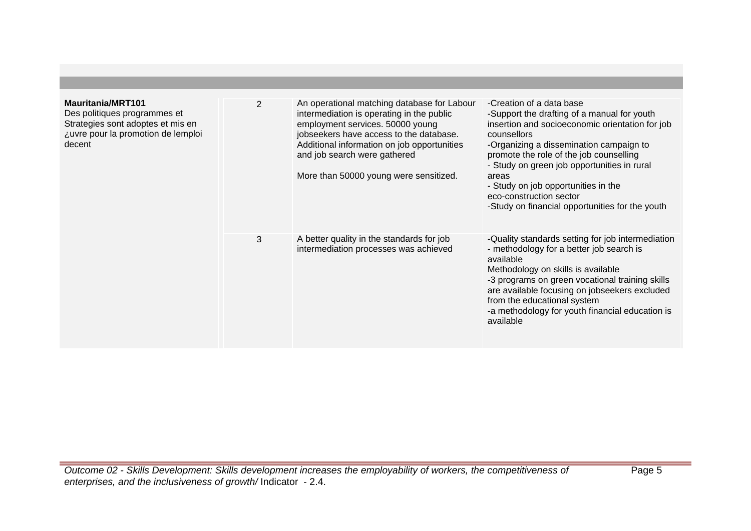| | | | |
|---|---|---|---|
| **Mauritania/MRT101**<br>Des politiques programmes et Strategies sont adoptes et mis en ¿uvre pour la promotion de lemploi decent | 2 | An operational matching database for Labour intermediation is operating in the public employment services. 50000 young jobseekers have access to the database. Additional information on job opportunities and job search were gathered<br><br>More than 50000 young were sensitized. | -Creation of a data base<br>-Support the drafting of a manual for youth insertion and socioeconomic orientation for job counsellors<br>-Organizing a dissemination campaign to promote the role of the job counselling<br>- Study on green job opportunities in rural areas<br>- Study on job opportunities in the eco-construction sector<br>-Study on financial opportunities for the youth |
| | 3 | A better quality in the standards for job intermediation processes was achieved | -Quality standards setting for job intermediation<br>- methodology for a better job search is available<br>Methodology on skills is available<br>-3 programs on green vocational training skills are available focusing on jobseekers excluded from the educational system<br>-a methodology for youth financial education is available |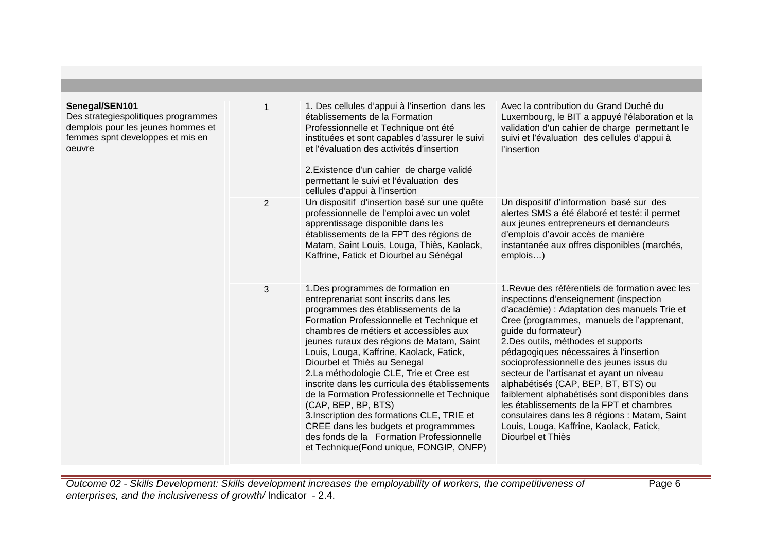| | | | |
|---|---|---|---|
| **Senegal/SEN101**<br>Des strategiespolitiques programmes demplois pour les jeunes hommes et femmes spnt developpes et mis en oeuvre | 1 | 1. Des cellules d'appui à l'insertion dans les établissements de la Formation Professionnelle et Technique ont été instituées et sont capables d'assurer le suivi et l'évaluation des activités d'insertion<br><br>2.Existence d'un cahier de charge validé permettant le suivi et l'évaluation des cellules d'appui à l'insertion | Avec la contribution du Grand Duché du Luxembourg, le BIT a appuyé l'élaboration et la validation d'un cahier de charge permettant le suivi et l'évaluation des cellules d'appui à l'insertion |
| | 2 | Un dispositif d'insertion basé sur une quête professionnelle de l'emploi avec un volet apprentissage disponible dans les établissements de la FPT des régions de Matam, Saint Louis, Louga, Thiès, Kaolack, Kaffrine, Fatick et Diourbel au Sénégal | Un dispositif d'information basé sur des alertes SMS a été élaboré et testé: il permet aux jeunes entrepreneurs et demandeurs d'emplois d'avoir accès de manière instantanée aux offres disponibles (marchés, emplois…) |
| | 3 | 1.Des programmes de formation en entreprenariat sont inscrits dans les programmes des établissements de la Formation Professionnelle et Technique et chambres de métiers et accessibles aux jeunes ruraux des régions de Matam, Saint Louis, Louga, Kaffrine, Kaolack, Fatick, Diourbel et Thiès au Senegal<br>2.La méthodologie CLE, Trie et Cree est inscrite dans les curricula des établissements de la Formation Professionnelle et Technique (CAP, BEP, BP, BTS)<br>3.Inscription des formations CLE, TRIE et CREE dans les budgets et programmmes des fonds de la Formation Professionnelle et Technique(Fond unique, FONGIP, ONFP) | 1.Revue des référentiels de formation avec les inspections d'enseignement (inspection d'académie) : Adaptation des manuels Trie et Cree (programmes, manuels de l'apprenant, guide du formateur)<br>2.Des outils, méthodes et supports pédagogiques nécessaires à l'insertion socioprofessionnelle des jeunes issus du secteur de l'artisanat et ayant un niveau alphabétisés (CAP, BEP, BT, BTS) ou faiblement alphabétisés sont disponibles dans les établissements de la FPT et chambres consulaires dans les 8 régions : Matam, Saint Louis, Louga, Kaffrine, Kaolack, Fatick, Diourbel et Thiès |

*Outcome 02 - Skills Development: Skills development increases the employability of workers, the competitiveness of enterprises, and the inclusiveness of growth/* Indicator - 2.4.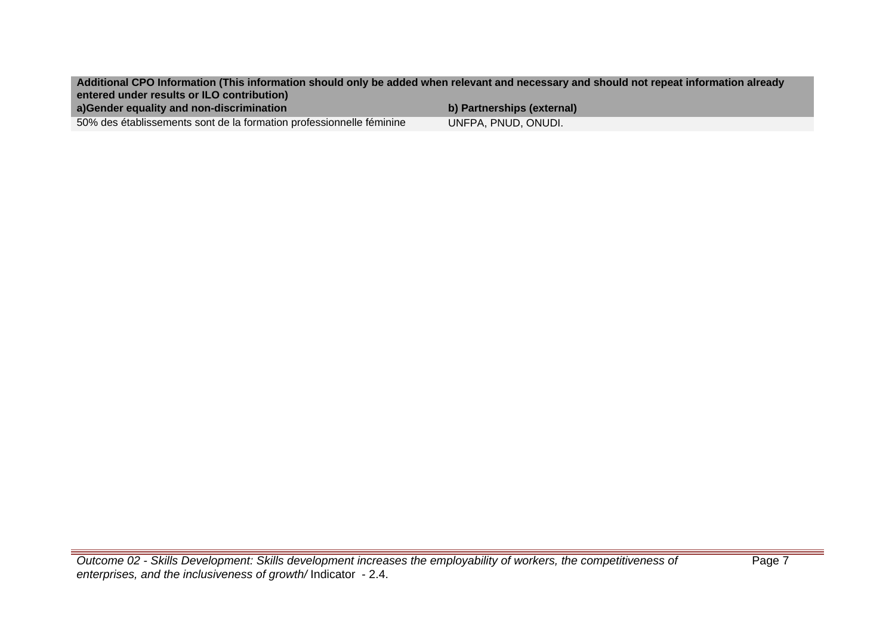| Additional CPO Information (This information should only be added when relevant and necessary and should not repeat information already entered under results or ILO contribution) | |
| --- | --- |
| **a)Gender equality and non-discrimination** | **b) Partnerships (external)** |
| 50% des établissements sont de la formation professionnelle féminine | UNFPA, PNUD, ONUDI. |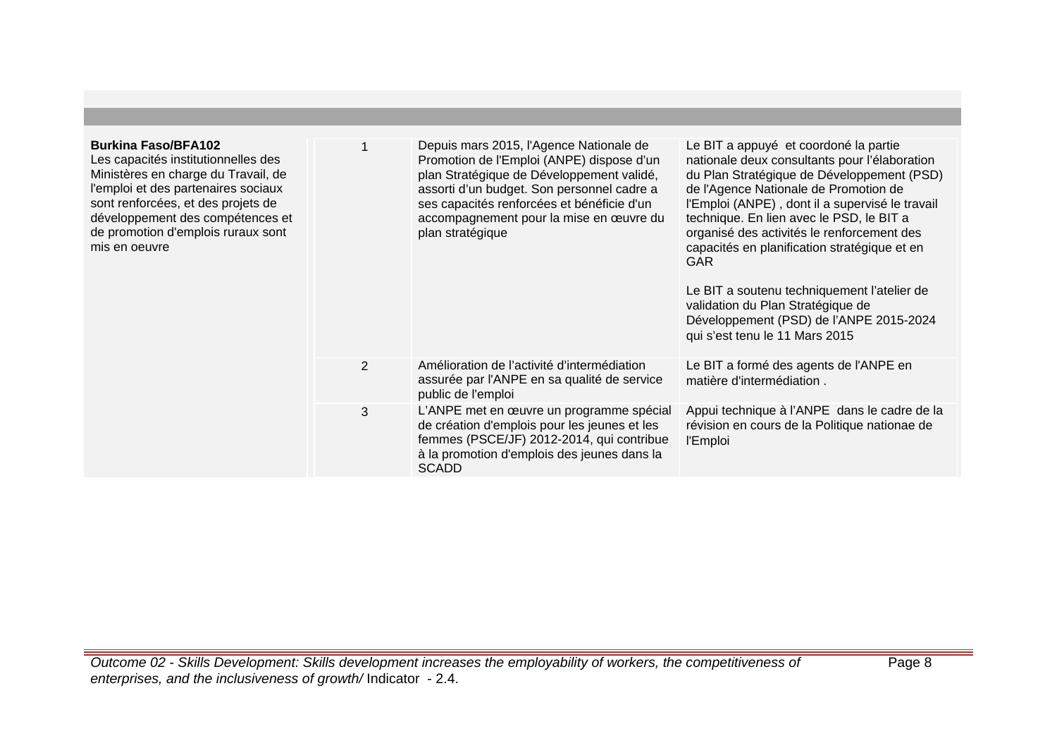| | | | |
|---|---|---|---|
| **Burkina Faso/BFA102**<br>Les capacités institutionnelles des Ministères en charge du Travail, de l'emploi et des partenaires sociaux sont renforcées, et des projets de développement des compétences et de promotion d'emplois ruraux sont mis en oeuvre | 1 | Depuis mars 2015, l'Agence Nationale de Promotion de l'Emploi (ANPE) dispose d'un plan Stratégique de Développement validé, assorti d'un budget. Son personnel cadre a ses capacités renforcées et bénéficie d'un accompagnement pour la mise en œuvre du plan stratégique | Le BIT a appuyé et coordoné la partie nationale deux consultants pour l'élaboration du Plan Stratégique de Développement (PSD) de l'Agence Nationale de Promotion de l'Emploi (ANPE) , dont il a supervisé le travail technique. En lien avec le PSD, le BIT a organisé des activités le renforcement des capacités en planification stratégique et en GAR<br><br>Le BIT a soutenu techniquement l'atelier de validation du Plan Stratégique de Développement (PSD) de l'ANPE 2015-2024 qui s'est tenu le 11 Mars 2015 |
| | 2 | Amélioration de l'activité d'intermédiation assurée par l'ANPE en sa qualité de service public de l'emploi | Le BIT a formé des agents de l'ANPE en matière d'intermédiation . |
| | 3 | L'ANPE met en œuvre un programme spécial de création d'emplois pour les jeunes et les femmes (PSCE/JF) 2012-2014, qui contribue à la promotion d'emplois des jeunes dans la SCADD | Appui technique à l'ANPE dans le cadre de la révision en cours de la Politique nationae de l'Emploi |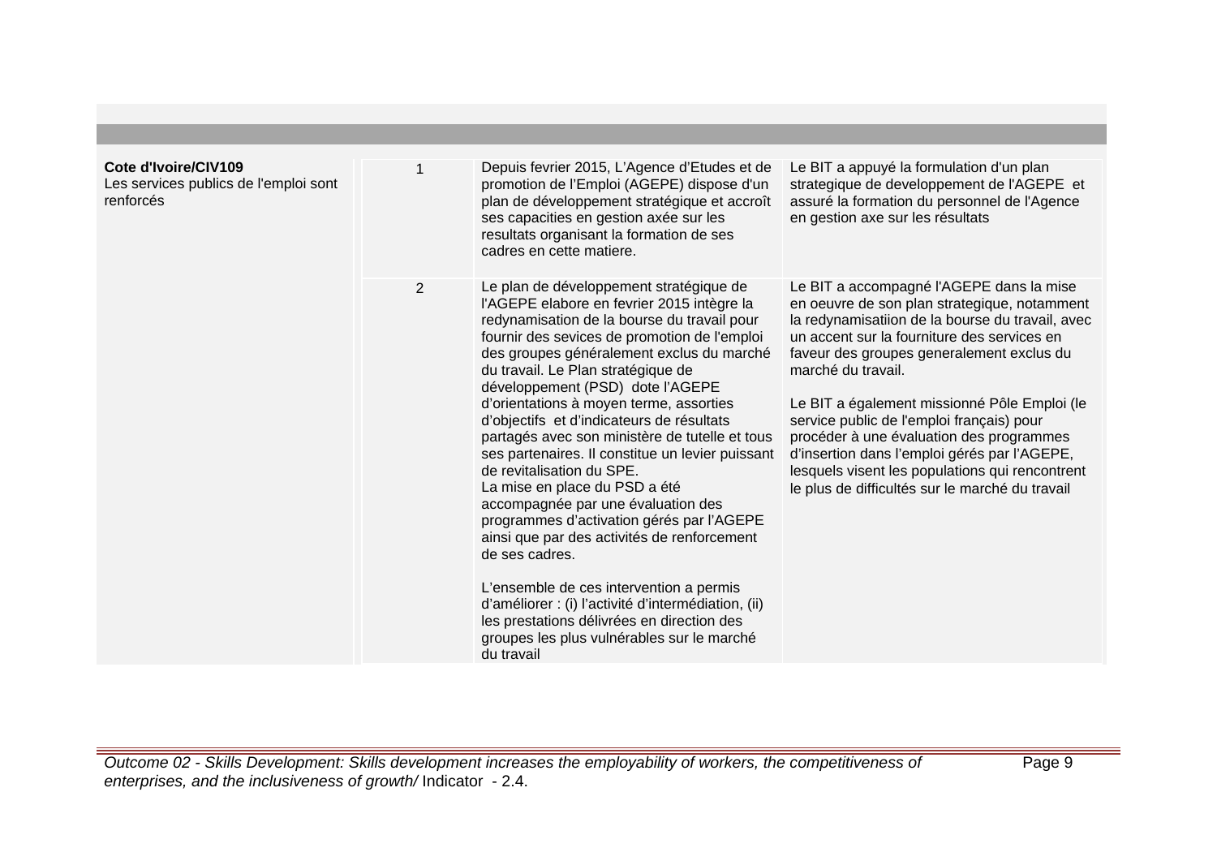| | | | |
|---|---|---|---|
| **Cote d'Ivoire/CIV109**<br>Les services publics de l'emploi sont renforcés | 1 | Depuis fevrier 2015, L'Agence d'Etudes et de promotion de l'Emploi (AGEPE) dispose d'un plan de développement stratégique et accroît ses capacities en gestion axée sur les resultats organisant la formation de ses cadres en cette matiere. | Le BIT a appuyé la formulation d'un plan strategique de developpement de l'AGEPE et assuré la formation du personnel de l'Agence en gestion axe sur les résultats |
| | 2 | Le plan de développement stratégique de l'AGEPE elabore en fevrier 2015 intègre la redynamisation de la bourse du travail pour fournir des sevices de promotion de l'emploi des groupes généralement exclus du marché du travail. Le Plan stratégique de développement (PSD) dote l'AGEPE d'orientations à moyen terme, assorties d'objectifs et d'indicateurs de résultats partagés avec son ministère de tutelle et tous ses partenaires. Il constitue un levier puissant de revitalisation du SPE.<br>La mise en place du PSD a été accompagnée par une évaluation des programmes d'activation gérés par l'AGEPE ainsi que par des activités de renforcement de ses cadres.<br><br>L'ensemble de ces intervention a permis d'améliorer : (i) l'activité d'intermédiation, (ii) les prestations délivrées en direction des groupes les plus vulnérables sur le marché du travail | Le BIT a accompagné l'AGEPE dans la mise en oeuvre de son plan strategique, notamment la redynamisatiion de la bourse du travail, avec un accent sur la fourniture des services en faveur des groupes generalement exclus du marché du travail.<br><br>Le BIT a également missionné Pôle Emploi (le service public de l'emploi français) pour procéder à une évaluation des programmes d'insertion dans l'emploi gérés par l'AGEPE, lesquels visent les populations qui rencontrent le plus de difficultés sur le marché du travail |

*Outcome 02 - Skills Development: Skills development increases the employability of workers, the competitiveness of enterprises, and the inclusiveness of growth/* Indicator - 2.4.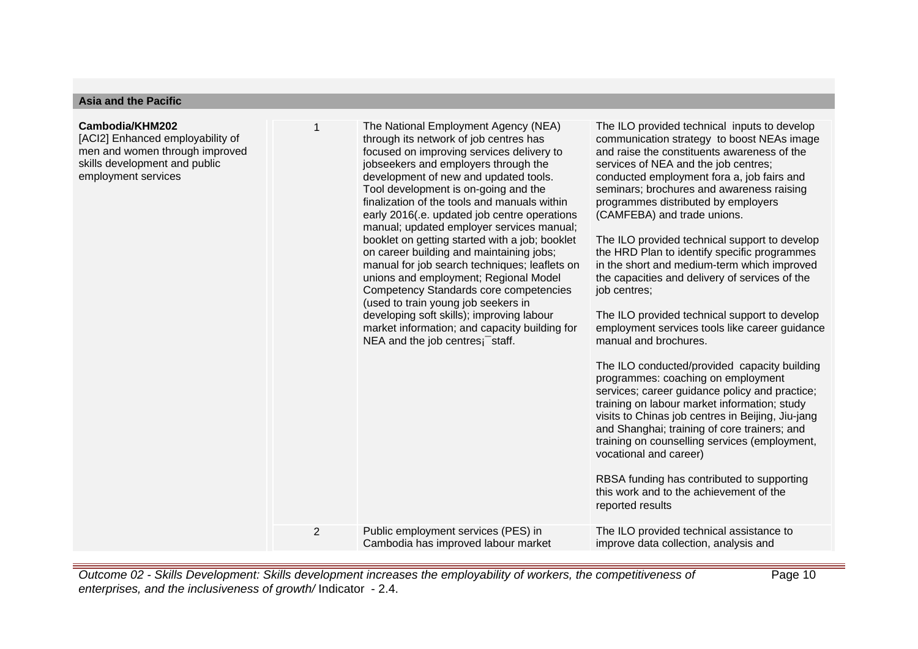## Asia and the Pacific

| | | | |
|---|---|---|---|
| **Cambodia/KHM202**<br>[ACI2] Enhanced employability of men and women through improved skills development and public employment services | 1 | The National Employment Agency (NEA) through its network of job centres has focused on improving services delivery to jobseekers and employers through the development of new and updated tools. Tool development is on-going and the finalization of the tools and manuals within early 2016(.e. updated job centre operations manual; updated employer services manual; booklet on getting started with a job; booklet on career building and maintaining jobs; manual for job search techniques; leaflets on unions and employment; Regional Model Competency Standards core competencies (used to train young job seekers in developing soft skills); improving labour market information; and capacity building for NEA and the job centres¡¯staff. | The ILO provided technical inputs to develop communication strategy to boost NEAs image and raise the constituents awareness of the services of NEA and the job centres; conducted employment fora a, job fairs and seminars; brochures and awareness raising programmes distributed by employers (CAMFEBA) and trade unions.<br><br>The ILO provided technical support to develop the HRD Plan to identify specific programmes in the short and medium-term which improved the capacities and delivery of services of the job centres;<br><br>The ILO provided technical support to develop employment services tools like career guidance manual and brochures.<br><br>The ILO conducted/provided capacity building programmes: coaching on employment services; career guidance policy and practice; training on labour market information; study visits to Chinas job centres in Beijing, Jiu-jang and Shanghai; training of core trainers; and training on counselling services (employment, vocational and career)<br><br>RBSA funding has contributed to supporting this work and to the achievement of the reported results |
| | 2 | Public employment services (PES) in Cambodia has improved labour market | The ILO provided technical assistance to improve data collection, analysis and |

*Outcome 02 - Skills Development: Skills development increases the employability of workers, the competitiveness of enterprises, and the inclusiveness of growth/* Indicator - 2.4.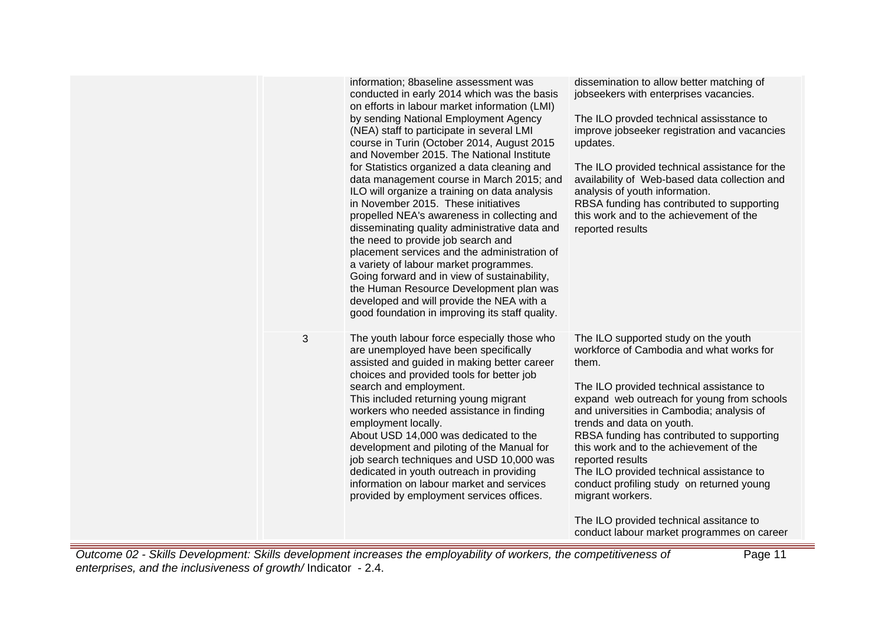| | | | |
|---|---|---|---|
| | | information; 8baseline assessment was conducted in early 2014 which was the basis on efforts in labour market information (LMI) by sending National Employment Agency (NEA) staff to participate in several LMI course in Turin (October 2014, August 2015 and November 2015. The National Institute for Statistics organized a data cleaning and data management course in March 2015; and ILO will organize a training on data analysis in November 2015. These initiatives propelled NEA's awareness in collecting and disseminating quality administrative data and the need to provide job search and placement services and the administration of a variety of labour market programmes. Going forward and in view of sustainability, the Human Resource Development plan was developed and will provide the NEA with a good foundation in improving its staff quality. | dissemination to allow better matching of jobseekers with enterprises vacancies.<br><br>The ILO provded technical assisstance to improve jobseeker registration and vacancies updates.<br><br>The ILO provided technical assistance for the availability of Web-based data collection and analysis of youth information.<br>RBSA funding has contributed to supporting this work and to the achievement of the reported results |
| | 3 | The youth labour force especially those who are unemployed have been specifically assisted and guided in making better career choices and provided tools for better job search and employment.<br>This included returning young migrant workers who needed assistance in finding employment locally.<br>About USD 14,000 was dedicated to the development and piloting of the Manual for job search techniques and USD 10,000 was dedicated in youth outreach in providing information on labour market and services provided by employment services offices. | The ILO supported study on the youth workforce of Cambodia and what works for them.<br><br>The ILO provided technical assistance to expand web outreach for young from schools and universities in Cambodia; analysis of trends and data on youth.<br>RBSA funding has contributed to supporting this work and to the achievement of the reported results<br>The ILO provided technical assistance to conduct profiling study on returned young migrant workers.<br><br>The ILO provided technical assitance to conduct labour market programmes on career |

*Outcome 02 - Skills Development: Skills development increases the employability of workers, the competitiveness of enterprises, and the inclusiveness of growth/* Indicator - 2.4.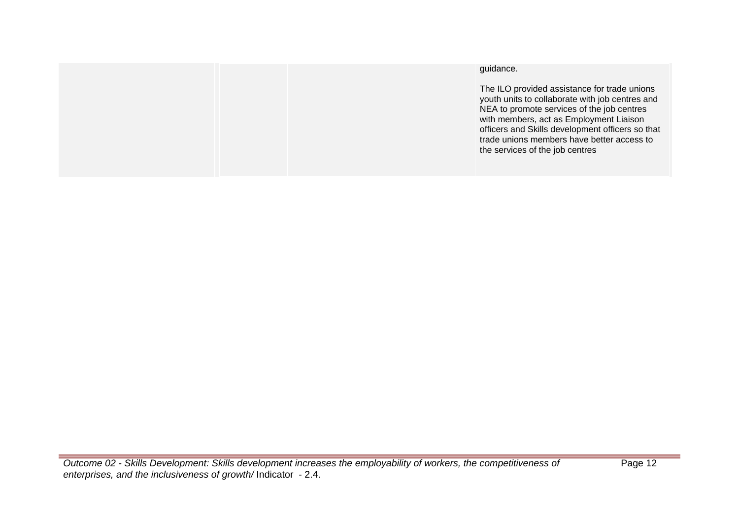|  |  |  | guidance.<br><br>The ILO provided assistance for trade unions youth units to collaborate with job centres and NEA to promote services of the job centres with members, act as Employment Liaison officers and Skills development officers so that trade unions members have better access to the services of the job centres |
| --- | --- | --- | --- |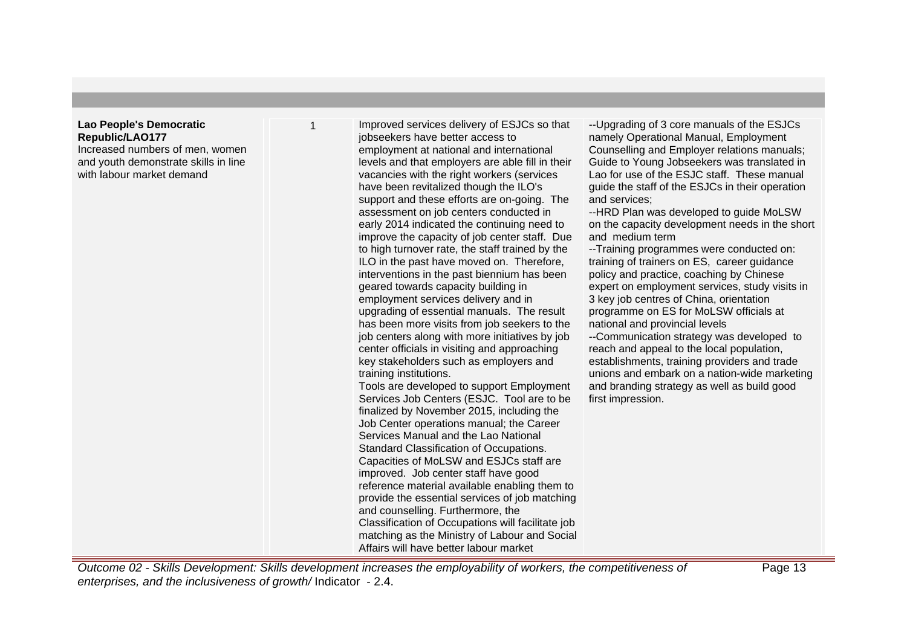| | | | |
|---|---|---|---|
| **Lao People's Democratic Republic/LAO177**<br>Increased numbers of men, women and youth demonstrate skills in line with labour market demand | 1 | Improved services delivery of ESJCs so that jobseekers have better access to employment at national and international levels and that employers are able fill in their vacancies with the right workers (services have been revitalized though the ILO's support and these efforts are on-going. The assessment on job centers conducted in early 2014 indicated the continuing need to improve the capacity of job center staff. Due to high turnover rate, the staff trained by the ILO in the past have moved on. Therefore, interventions in the past biennium has been geared towards capacity building in employment services delivery and in upgrading of essential manuals. The result has been more visits from job seekers to the job centers along with more initiatives by job center officials in visiting and approaching key stakeholders such as employers and training institutions.<br>Tools are developed to support Employment Services Job Centers (ESJC. Tool are to be finalized by November 2015, including the Job Center operations manual; the Career Services Manual and the Lao National Standard Classification of Occupations. Capacities of MoLSW and ESJCs staff are improved. Job center staff have good reference material available enabling them to provide the essential services of job matching and counselling. Furthermore, the Classification of Occupations will facilitate job matching as the Ministry of Labour and Social Affairs will have better labour market | --Upgrading of 3 core manuals of the ESJCs namely Operational Manual, Employment Counselling and Employer relations manuals; Guide to Young Jobseekers was translated in Lao for use of the ESJC staff. These manual guide the staff of the ESJCs in their operation and services;<br>--HRD Plan was developed to guide MoLSW on the capacity development needs in the short and medium term<br>--Training programmes were conducted on: training of trainers on ES, career guidance policy and practice, coaching by Chinese expert on employment services, study visits in 3 key job centres of China, orientation programme on ES for MoLSW officials at national and provincial levels<br>--Communication strategy was developed to reach and appeal to the local population, establishments, training providers and trade unions and embark on a nation-wide marketing and branding strategy as well as build good first impression. |

*Outcome 02 - Skills Development: Skills development increases the employability of workers, the competitiveness of enterprises, and the inclusiveness of growth/* Indicator - 2.4.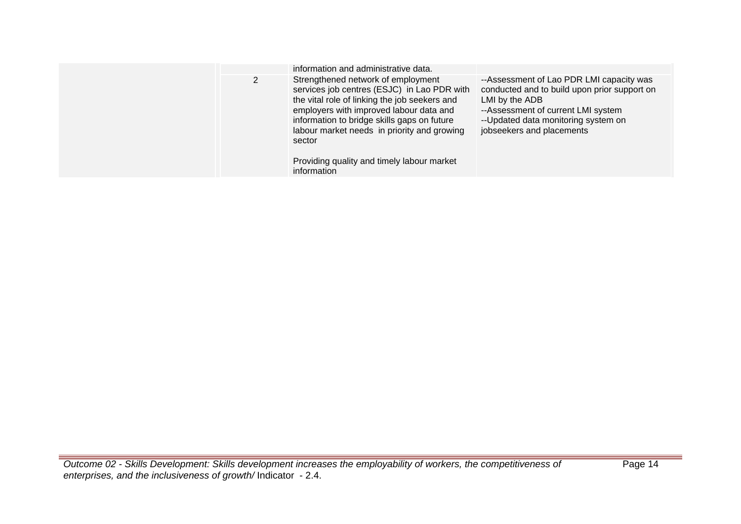| | | | | |
|---|---|---|---|---|
| | | | information and administrative data. | |
| | | 2 | Strengthened network of employment services job centres (ESJC) in Lao PDR with the vital role of linking the job seekers and employers with improved labour data and information to bridge skills gaps on future labour market needs in priority and growing sector<br><br>Providing quality and timely labour market information | --Assessment of Lao PDR LMI capacity was conducted and to build upon prior support on LMI by the ADB<br>--Assessment of current LMI system<br>--Updated data monitoring system on jobseekers and placements |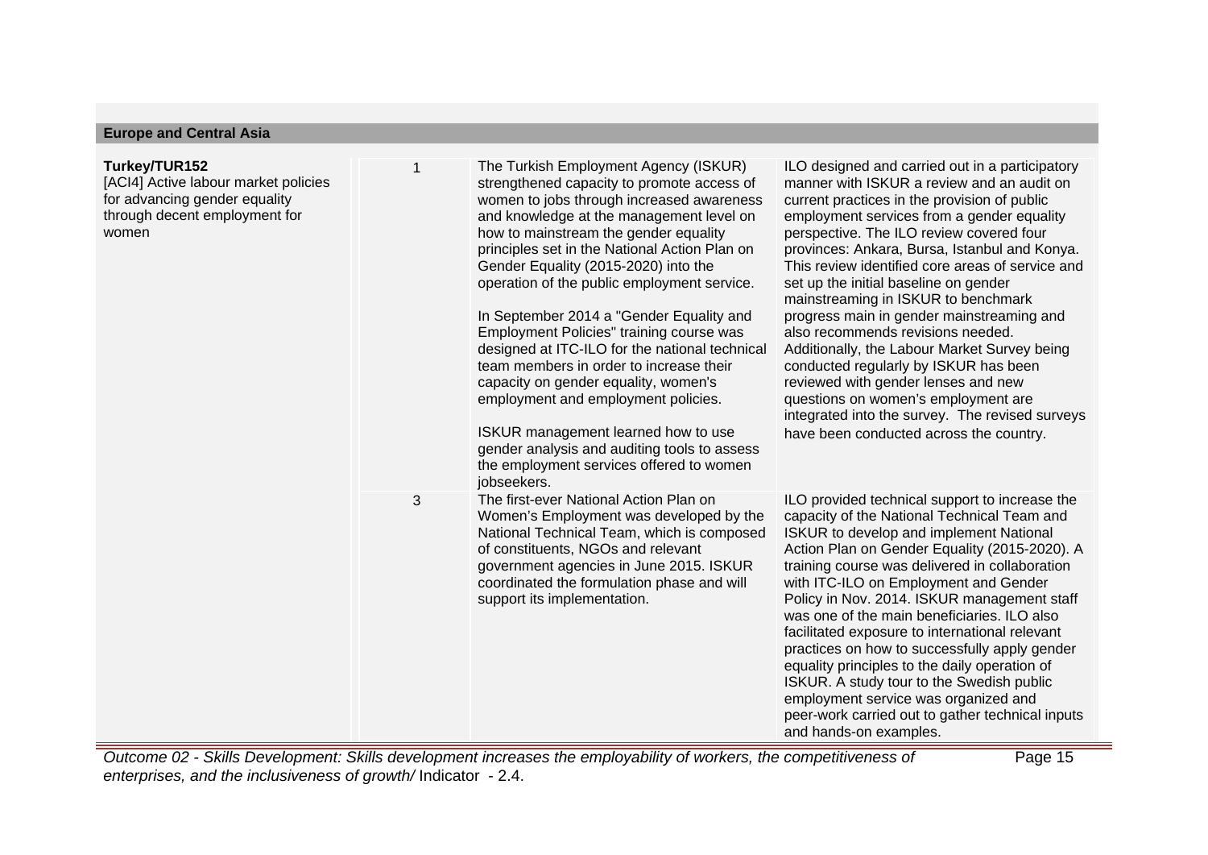## Europe and Central Asia

| | | | |
|---|---|---|---|
| **Turkey/TUR152**<br>[ACI4] Active labour market policies for advancing gender equality through decent employment for women | 1 | The Turkish Employment Agency (ISKUR) strengthened capacity to promote access of women to jobs through increased awareness and knowledge at the management level on how to mainstream the gender equality principles set in the National Action Plan on Gender Equality (2015-2020) into the operation of the public employment service.<br><br>In September 2014 a "Gender Equality and Employment Policies" training course was designed at ITC-ILO for the national technical team members in order to increase their capacity on gender equality, women's employment and employment policies.<br><br>ISKUR management learned how to use gender analysis and auditing tools to assess the employment services offered to women jobseekers. | ILO designed and carried out in a participatory manner with ISKUR a review and an audit on current practices in the provision of public employment services from a gender equality perspective. The ILO review covered four provinces: Ankara, Bursa, Istanbul and Konya. This review identified core areas of service and set up the initial baseline on gender mainstreaming in ISKUR to benchmark progress main in gender mainstreaming and also recommends revisions needed. Additionally, the Labour Market Survey being conducted regularly by ISKUR has been reviewed with gender lenses and new questions on women's employment are integrated into the survey. The revised surveys have been conducted across the country. |
| | 3 | The first-ever National Action Plan on Women's Employment was developed by the National Technical Team, which is composed of constituents, NGOs and relevant government agencies in June 2015. ISKUR coordinated the formulation phase and will support its implementation. | ILO provided technical support to increase the capacity of the National Technical Team and ISKUR to develop and implement National Action Plan on Gender Equality (2015-2020). A training course was delivered in collaboration with ITC-ILO on Employment and Gender Policy in Nov. 2014. ISKUR management staff was one of the main beneficiaries. ILO also facilitated exposure to international relevant practices on how to successfully apply gender equality principles to the daily operation of ISKUR. A study tour to the Swedish public employment service was organized and peer-work carried out to gather technical inputs and hands-on examples. |

*Outcome 02 - Skills Development: Skills development increases the employability of workers, the competitiveness of enterprises, and the inclusiveness of growth/* Indicator - 2.4.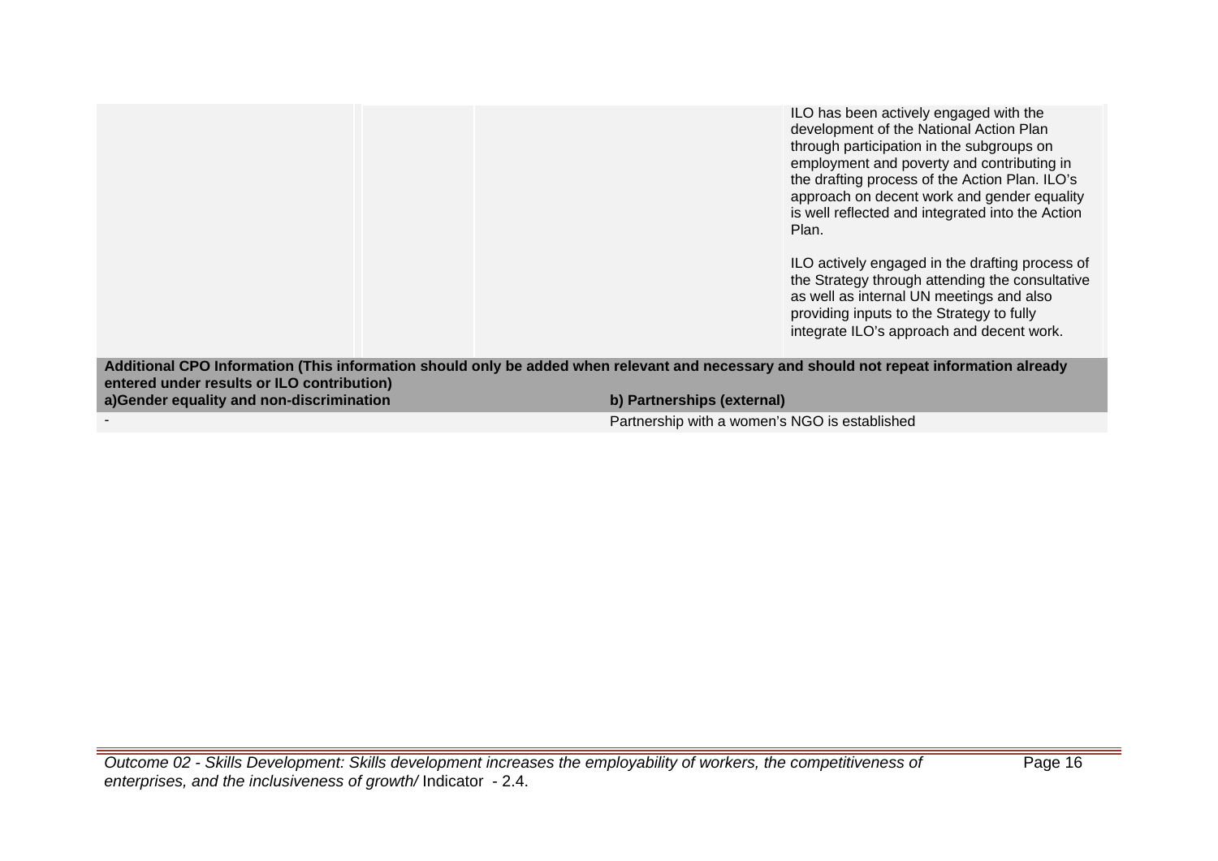| | | | |
|---|---|---|---|
| | | | ILO has been actively engaged with the development of the National Action Plan through participation in the subgroups on employment and poverty and contributing in the drafting process of the Action Plan. ILO's approach on decent work and gender equality is well reflected and integrated into the Action Plan.<br><br>ILO actively engaged in the drafting process of the Strategy through attending the consultative as well as internal UN meetings and also providing inputs to the Strategy to fully integrate ILO's approach and decent work. |

| **Additional CPO Information (This information should only be added when relevant and necessary and should not repeat information already entered under results or ILO contribution)** | |
|---|---|
| **a)Gender equality and non-discrimination** | **b) Partnerships (external)** |
| - | Partnership with a women's NGO is established |

*Outcome 02 - Skills Development: Skills development increases the employability of workers, the competitiveness of enterprises, and the inclusiveness of growth/* Indicator - 2.4.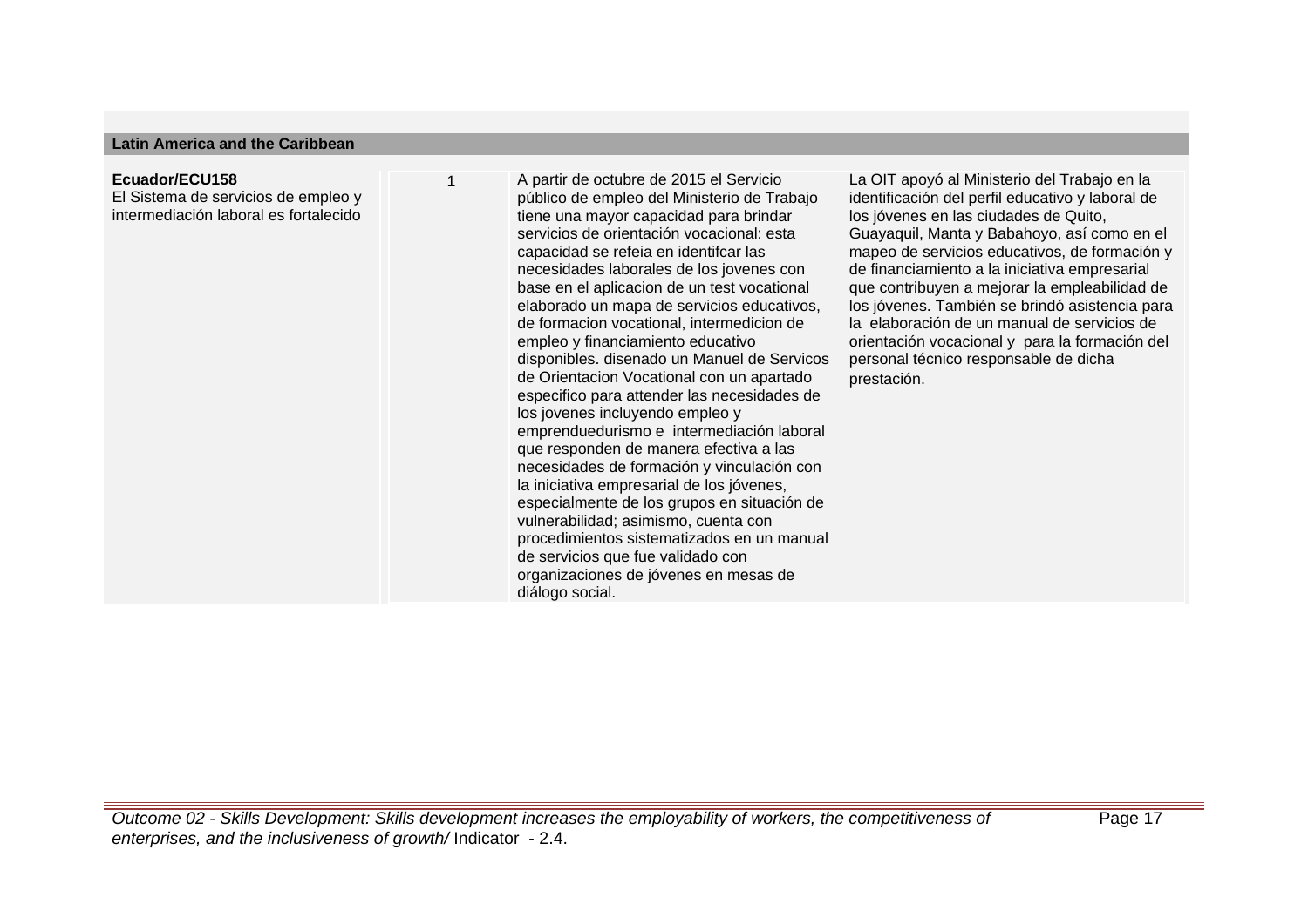**Latin America and the Caribbean**

| | | | |
|---|---|---|---|
| **Ecuador/ECU158**<br>El Sistema de servicios de empleo y intermediación laboral es fortalecido | 1 | A partir de octubre de 2015 el Servicio público de empleo del Ministerio de Trabajo tiene una mayor capacidad para brindar servicios de orientación vocacional: esta capacidad se refeia en identifcar las necesidades laborales de los jovenes con base en el aplicacion de un test vocational elaborado un mapa de servicios educativos, de formacion vocational, intermedicion de empleo y financiamiento educativo disponibles. disenado un Manuel de Servicos de Orientacion Vocational con un apartado especifico para attender las necesidades de los jovenes incluyendo empleo y emprenduedurismo e intermediación laboral que responden de manera efectiva a las necesidades de formación y vinculación con la iniciativa empresarial de los jóvenes, especialmente de los grupos en situación de vulnerabilidad; asimismo, cuenta con procedimientos sistematizados en un manual de servicios que fue validado con organizaciones de jóvenes en mesas de diálogo social. | La OIT apoyó al Ministerio del Trabajo en la identificación del perfil educativo y laboral de los jóvenes en las ciudades de Quito, Guayaquil, Manta y Babahoyo, así como en el mapeo de servicios educativos, de formación y de financiamiento a la iniciativa empresarial que contribuyen a mejorar la empleabilidad de los jóvenes. También se brindó asistencia para la elaboración de un manual de servicios de orientación vocacional y para la formación del personal técnico responsable de dicha prestación. |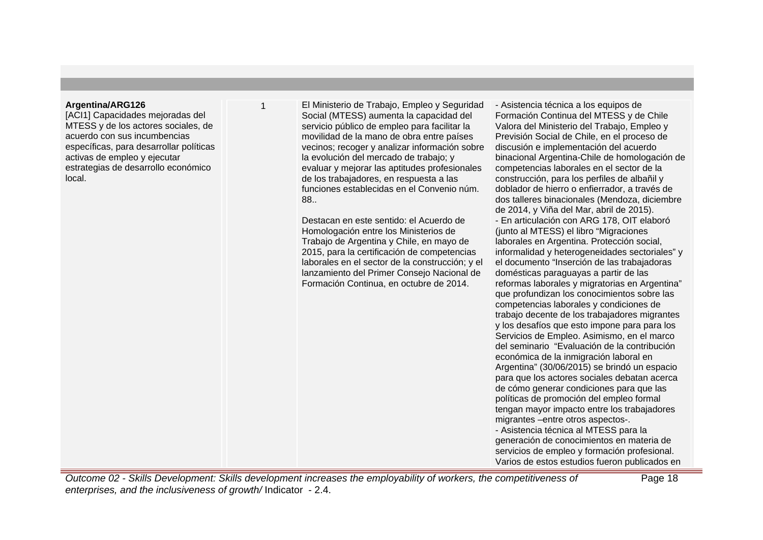| | | | |
|---|---|---|---|
| **Argentina/ARG126**<br>[ACI1] Capacidades mejoradas del MTESS y de los actores sociales, de acuerdo con sus incumbencias específicas, para desarrollar políticas activas de empleo y ejecutar estrategias de desarrollo económico local. | 1 | El Ministerio de Trabajo, Empleo y Seguridad Social (MTESS) aumenta la capacidad del servicio público de empleo para facilitar la movilidad de la mano de obra entre países vecinos; recoger y analizar información sobre la evolución del mercado de trabajo; y evaluar y mejorar las aptitudes profesionales de los trabajadores, en respuesta a las funciones establecidas en el Convenio núm. 88..<br><br>Destacan en este sentido: el Acuerdo de Homologación entre los Ministerios de Trabajo de Argentina y Chile, en mayo de 2015, para la certificación de competencias laborales en el sector de la construcción; y el lanzamiento del Primer Consejo Nacional de Formación Continua, en octubre de 2014. | - Asistencia técnica a los equipos de Formación Continua del MTESS y de Chile Valora del Ministerio del Trabajo, Empleo y Previsión Social de Chile, en el proceso de discusión e implementación del acuerdo binacional Argentina-Chile de homologación de competencias laborales en el sector de la construcción, para los perfiles de albañil y doblador de hierro o enfierrador, a través de dos talleres binacionales (Mendoza, diciembre de 2014, y Viña del Mar, abril de 2015).<br>- En articulación con ARG 178, OIT elaboró (junto al MTESS) el libro "Migraciones laborales en Argentina. Protección social, informalidad y heterogeneidades sectoriales" y el documento "Inserción de las trabajadoras domésticas paraguayas a partir de las reformas laborales y migratorias en Argentina" que profundizan los conocimientos sobre las competencias laborales y condiciones de trabajo decente de los trabajadores migrantes y los desafíos que esto impone para para los Servicios de Empleo. Asimismo, en el marco del seminario "Evaluación de la contribución económica de la inmigración laboral en Argentina" (30/06/2015) se brindó un espacio para que los actores sociales debatan acerca de cómo generar condiciones para que las políticas de promoción del empleo formal tengan mayor impacto entre los trabajadores migrantes –entre otros aspectos-.<br>- Asistencia técnica al MTESS para la generación de conocimientos en materia de servicios de empleo y formación profesional. Varios de estos estudios fueron publicados en |

*Outcome 02 - Skills Development: Skills development increases the employability of workers, the competitiveness of enterprises, and the inclusiveness of growth/* Indicator - 2.4.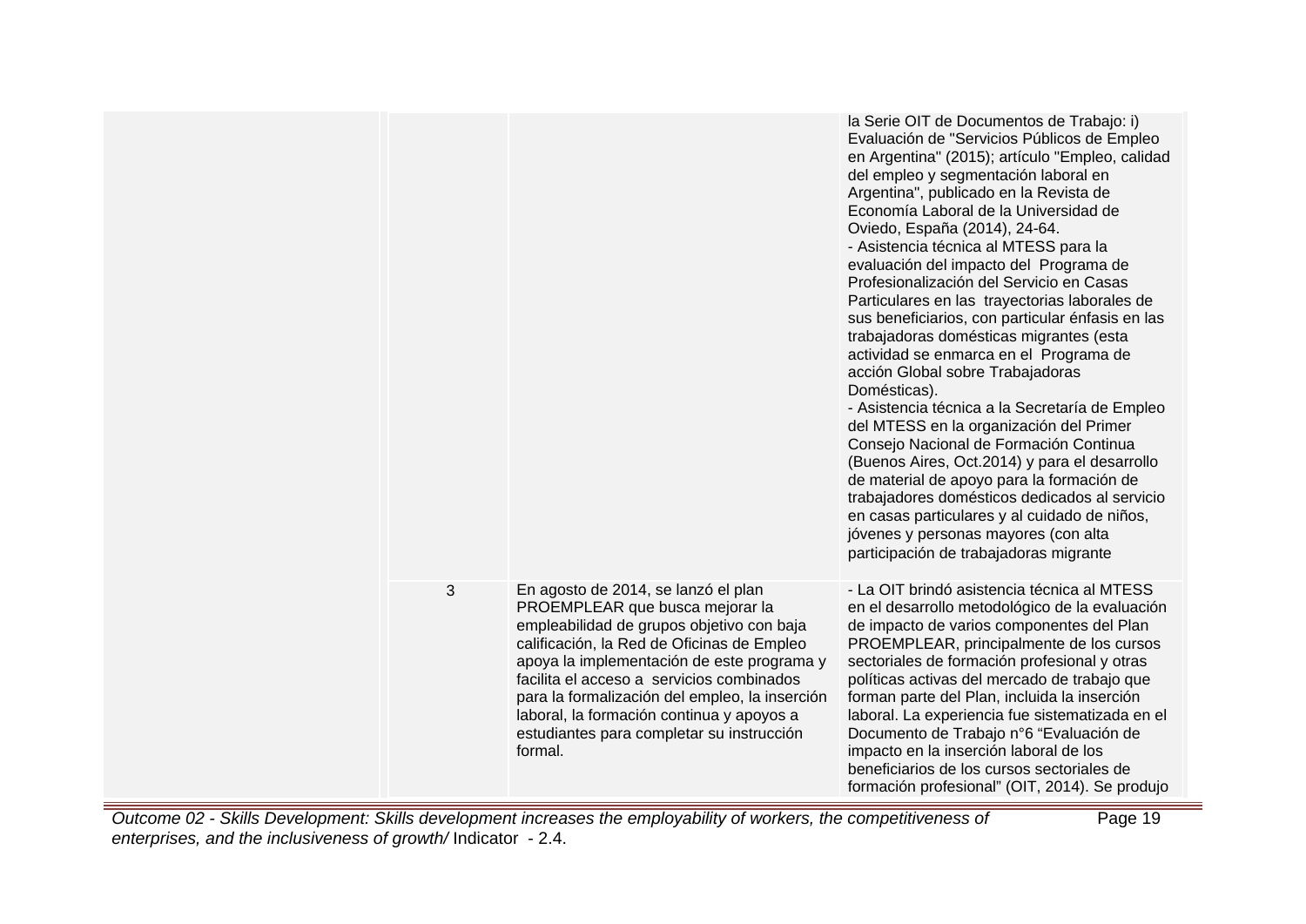| | | | |
|---|---|---|---|
| | | | la Serie OIT de Documentos de Trabajo: i) Evaluación de "Servicios Públicos de Empleo en Argentina" (2015); artículo "Empleo, calidad del empleo y segmentación laboral en Argentina", publicado en la Revista de Economía Laboral de la Universidad de Oviedo, España (2014), 24-64.<br>- Asistencia técnica al MTESS para la evaluación del impacto del Programa de Profesionalización del Servicio en Casas Particulares en las trayectorias laborales de sus beneficiarios, con particular énfasis en las trabajadoras domésticas migrantes (esta actividad se enmarca en el Programa de acción Global sobre Trabajadoras Domésticas).<br>- Asistencia técnica a la Secretaría de Empleo del MTESS en la organización del Primer Consejo Nacional de Formación Continua (Buenos Aires, Oct.2014) y para el desarrollo de material de apoyo para la formación de trabajadores domésticos dedicados al servicio en casas particulares y al cuidado de niños, jóvenes y personas mayores (con alta participación de trabajadoras migrante |
| | 3 | En agosto de 2014, se lanzó el plan PROEMPLEAR que busca mejorar la empleabilidad de grupos objetivo con baja calificación, la Red de Oficinas de Empleo apoya la implementación de este programa y facilita el acceso a servicios combinados para la formalización del empleo, la inserción laboral, la formación continua y apoyos a estudiantes para completar su instrucción formal. | - La OIT brindó asistencia técnica al MTESS en el desarrollo metodológico de la evaluación de impacto de varios componentes del Plan PROEMPLEAR, principalmente de los cursos sectoriales de formación profesional y otras políticas activas del mercado de trabajo que forman parte del Plan, incluida la inserción laboral. La experiencia fue sistematizada en el Documento de Trabajo n°6 "Evaluación de impacto en la inserción laboral de los beneficiarios de los cursos sectoriales de formación profesional" (OIT, 2014). Se produjo |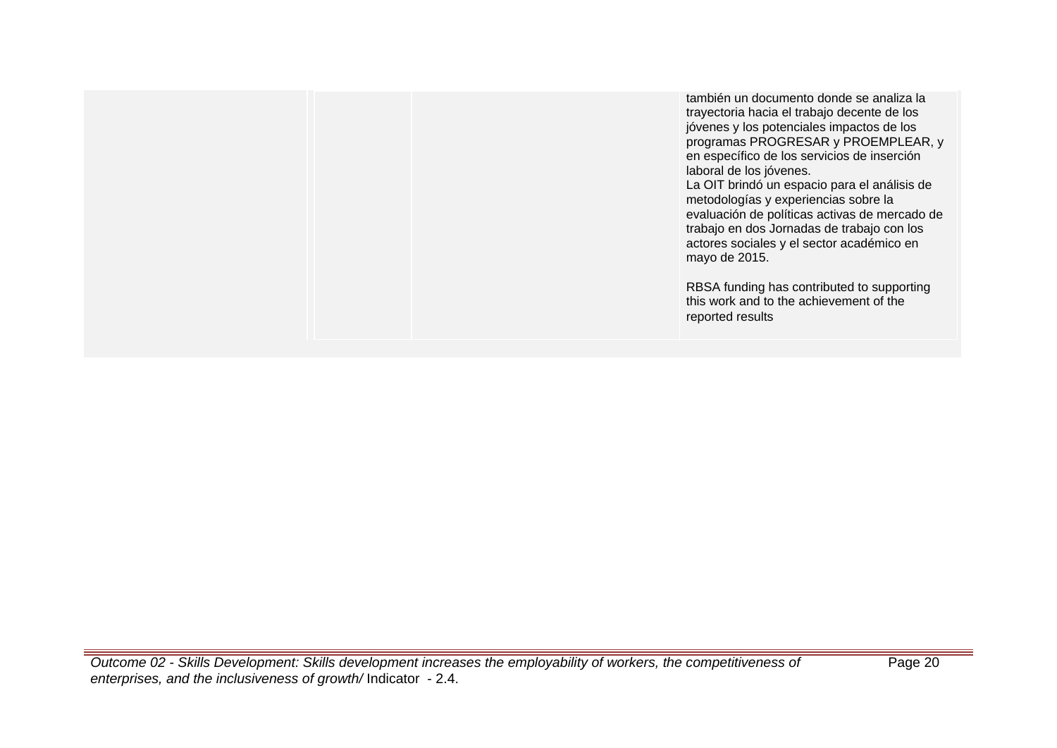| | | | |
|---|---|---|---|
| | | | también un documento donde se analiza la trayectoria hacia el trabajo decente de los jóvenes y los potenciales impactos de los programas PROGRESAR y PROEMPLEAR, y en específico de los servicios de inserción laboral de los jóvenes.<br>La OIT brindó un espacio para el análisis de metodologías y experiencias sobre la evaluación de políticas activas de mercado de trabajo en dos Jornadas de trabajo con los actores sociales y el sector académico en mayo de 2015.<br><br>RBSA funding has contributed to supporting this work and to the achievement of the reported results |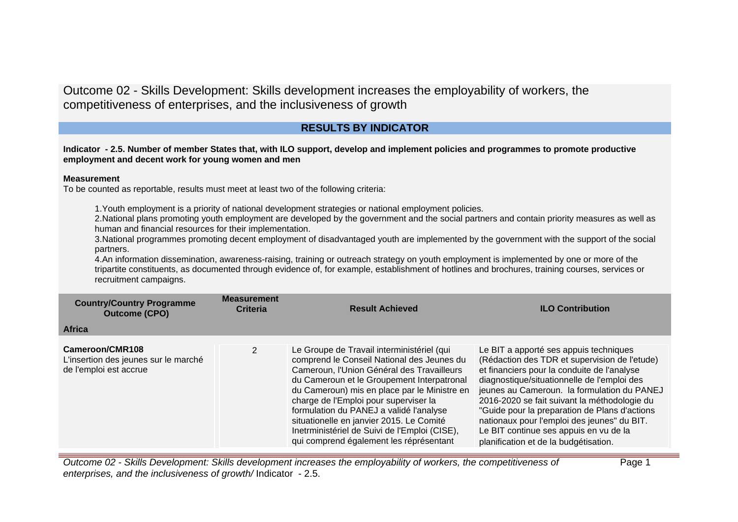# Outcome 02 - Skills Development: Skills development increases the employability of workers, the competitiveness of enterprises, and the inclusiveness of growth

## RESULTS BY INDICATOR

**Indicator - 2.5. Number of member States that, with ILO support, develop and implement policies and programmes to promote productive employment and decent work for young women and men**

**Measurement**

To be counted as reportable, results must meet at least two of the following criteria:

1. Youth employment is a priority of national development strategies or national employment policies.
2. National plans promoting youth employment are developed by the government and the social partners and contain priority measures as well as human and financial resources for their implementation.
3. National programmes promoting decent employment of disadvantaged youth are implemented by the government with the support of the social partners.
4. An information dissemination, awareness-raising, training or outreach strategy on youth employment is implemented by one or more of the tripartite constituents, as documented through evidence of, for example, establishment of hotlines and brochures, training courses, services or recruitment campaigns.

| Country/Country Programme Outcome (CPO) | Measurement Criteria | Result Achieved | ILO Contribution |
|---|---|---|---|
| **Africa** | | | |
| **Cameroon/CMR108**<br>L'insertion des jeunes sur le marché de l'emploi est accrue | 2 | Le Groupe de Travail interministériel (qui comprend le Conseil National des Jeunes du Cameroun, l'Union Général des Travailleurs du Cameroun et le Groupement Interpatronal du Cameroun) mis en place par le Ministre en charge de l'Emploi pour superviser la formulation du PANEJ a validé l'analyse situationelle en janvier 2015. Le Comité Inetrministériel de Suivi de l'Emploi (CISE), qui comprend également les réprésentant | Le BIT a apporté ses appuis techniques (Rédaction des TDR et supervision de l'etude) et financiers pour la conduite de l'analyse diagnostique/situationnelle de l'emploi des jeunes au Cameroun. la formulation du PANEJ 2016-2020 se fait suivant la méthodologie du "Guide pour la preparation de Plans d'actions nationaux pour l'emploi des jeunes" du BIT. Le BIT continue ses appuis en vu de la planification et de la budgétisation. |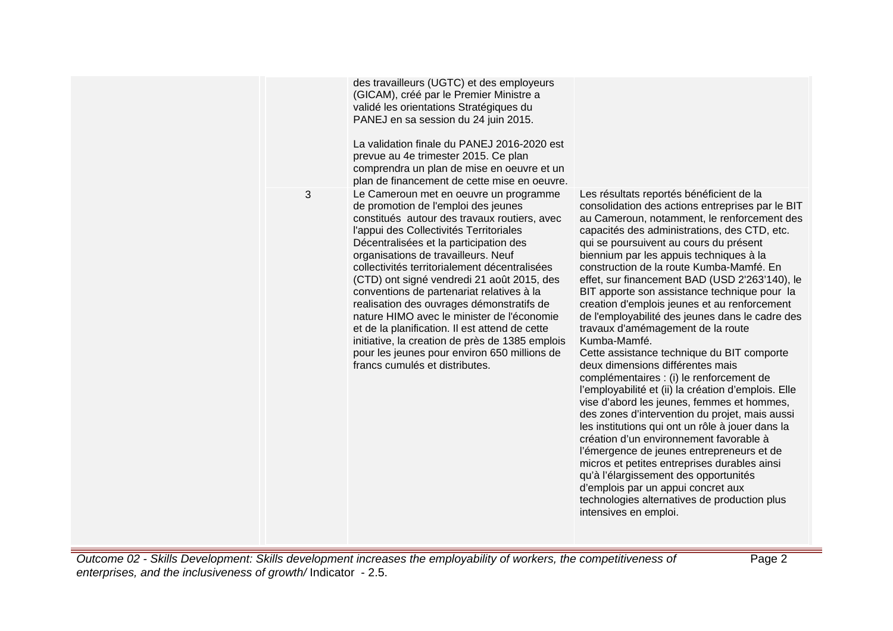| | | | |
|---|---|---|---|
| | | des travailleurs (UGTC) et des employeurs (GICAM), créé par le Premier Ministre a validé les orientations Stratégiques du PANEJ en sa session du 24 juin 2015.<br><br>La validation finale du PANEJ 2016-2020 est prevue au 4e trimester 2015. Ce plan comprendra un plan de mise en oeuvre et un plan de financement de cette mise en oeuvre. | |
| | 3 | Le Cameroun met en oeuvre un programme de promotion de l'emploi des jeunes constitués autour des travaux routiers, avec l'appui des Collectivités Territoriales Décentralisées et la participation des organisations de travailleurs. Neuf collectivités territorialement décentralisées (CTD) ont signé vendredi 21 août 2015, des conventions de partenariat relatives à la realisation des ouvrages démonstratifs de nature HIMO avec le minister de l'économie et de la planification. Il est attend de cette initiative, la creation de près de 1385 emplois pour les jeunes pour environ 650 millions de francs cumulés et distributes. | Les résultats reportés bénéficient de la consolidation des actions entreprises par le BIT au Cameroun, notamment, le renforcement des capacités des administrations, des CTD, etc. qui se poursuivent au cours du présent biennium par les appuis techniques à la construction de la route Kumba-Mamfé. En effet, sur financement BAD (USD 2'263'140), le BIT apporte son assistance technique pour la creation d'emplois jeunes et au renforcement de l'employabilité des jeunes dans le cadre des travaux d'amémagement de la route Kumba-Mamfé.<br>Cette assistance technique du BIT comporte deux dimensions différentes mais complémentaires : (i) le renforcement de l'employabilité et (ii) la création d'emplois. Elle vise d'abord les jeunes, femmes et hommes, des zones d'intervention du projet, mais aussi les institutions qui ont un rôle à jouer dans la création d'un environnement favorable à l'émergence de jeunes entrepreneurs et de micros et petites entreprises durables ainsi qu'à l'élargissement des opportunités d'emplois par un appui concret aux technologies alternatives de production plus intensives en emploi. |

*Outcome 02 - Skills Development: Skills development increases the employability of workers, the competitiveness of enterprises, and the inclusiveness of growth/* Indicator - 2.5.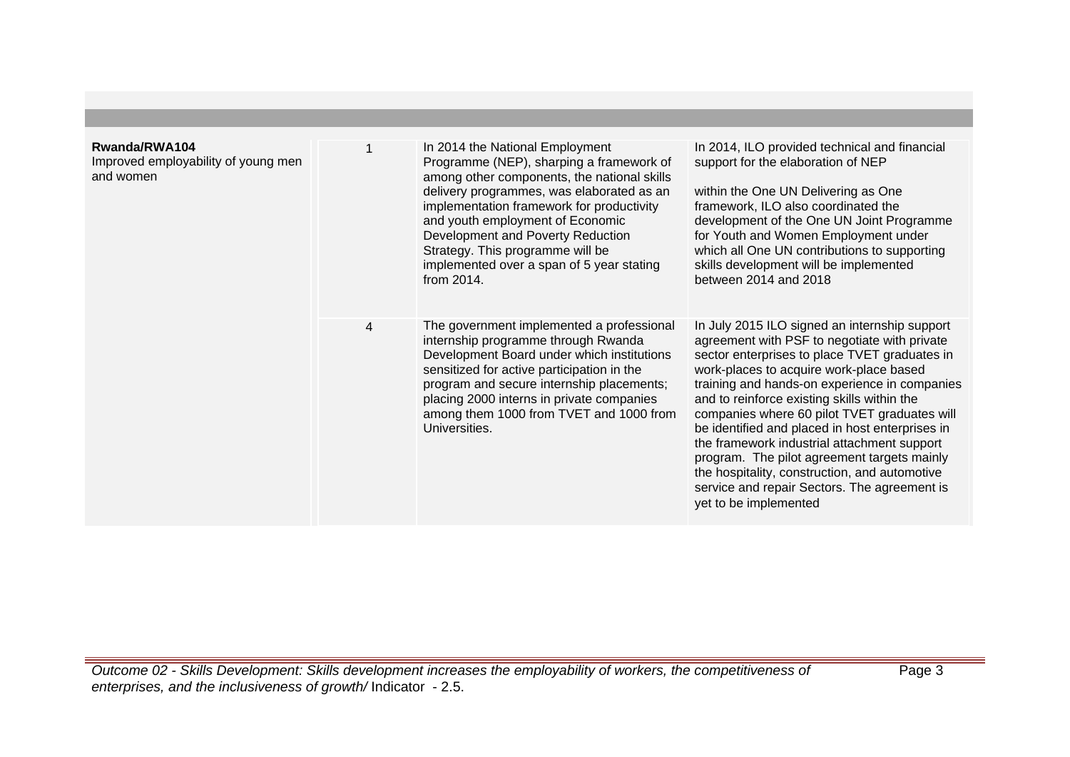| | | | |
|---|---|---|---|
| **Rwanda/RWA104**<br>Improved employability of young men and women | 1 | In 2014 the National Employment Programme (NEP), sharping a framework of among other components, the national skills delivery programmes, was elaborated as an implementation framework for productivity and youth employment of Economic Development and Poverty Reduction Strategy. This programme will be implemented over a span of 5 year stating from 2014. | In 2014, ILO provided technical and financial support for the elaboration of NEP<br><br>within the One UN Delivering as One framework, ILO also coordinated the development of the One UN Joint Programme for Youth and Women Employment under which all One UN contributions to supporting skills development will be implemented between 2014 and 2018 |
| | 4 | The government implemented a professional internship programme through Rwanda Development Board under which institutions sensitized for active participation in the program and secure internship placements; placing 2000 interns in private companies among them 1000 from TVET and 1000 from Universities. | In July 2015 ILO signed an internship support agreement with PSF to negotiate with private sector enterprises to place TVET graduates in work-places to acquire work-place based training and hands-on experience in companies and to reinforce existing skills within the companies where 60 pilot TVET graduates will be identified and placed in host enterprises in the framework industrial attachment support program. The pilot agreement targets mainly the hospitality, construction, and automotive service and repair Sectors. The agreement is yet to be implemented |

*Outcome 02 - Skills Development: Skills development increases the employability of workers, the competitiveness of enterprises, and the inclusiveness of growth/* Indicator - 2.5.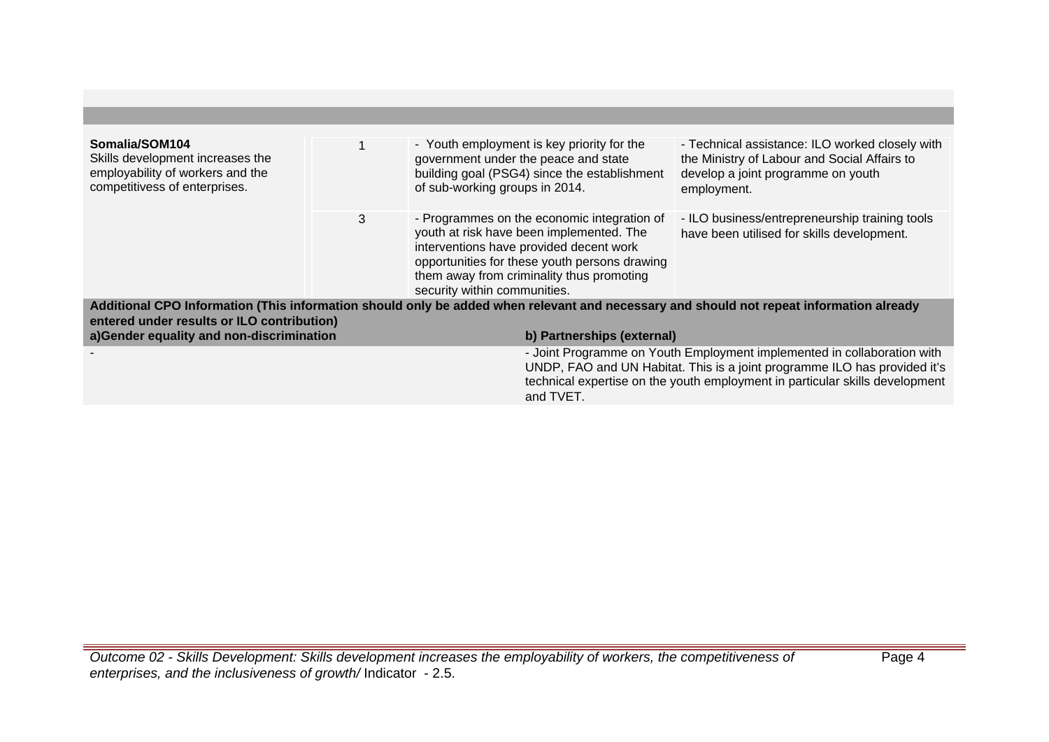| | | | |
|---|---|---|---|
| **Somalia/SOM104**<br>Skills development increases the employability of workers and the competitivess of enterprises. | 1 | - Youth employment is key priority for the government under the peace and state building goal (PSG4) since the establishment of sub-working groups in 2014. | - Technical assistance: ILO worked closely with the Ministry of Labour and Social Affairs to develop a joint programme on youth employment. |
| | 3 | - Programmes on the economic integration of youth at risk have been implemented. The interventions have provided decent work opportunities for these youth persons drawing them away from criminality thus promoting security within communities. | - ILO business/entrepreneurship training tools have been utilised for skills development. |

**Additional CPO Information (This information should only be added when relevant and necessary and should not repeat information already entered under results or ILO contribution)**

| a)Gender equality and non-discrimination | b) Partnerships (external) |
|---|---|
| - | - Joint Programme on Youth Employment implemented in collaboration with UNDP, FAO and UN Habitat. This is a joint programme ILO has provided it's technical expertise on the youth employment in particular skills development and TVET. |

*Outcome 02 - Skills Development: Skills development increases the employability of workers, the competitiveness of enterprises, and the inclusiveness of growth/* Indicator - 2.5.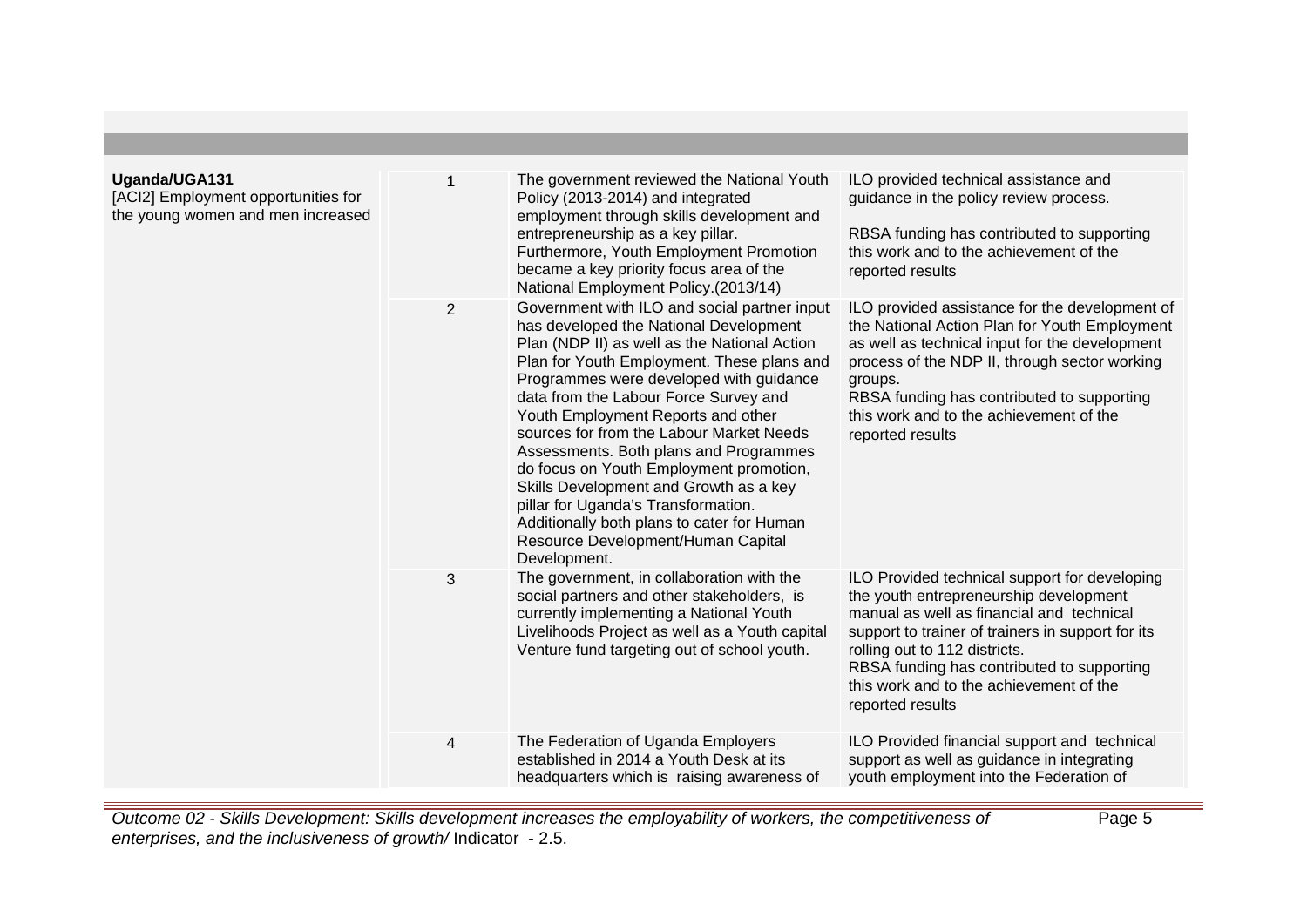| | | | |
|---|---|---|---|
| **Uganda/UGA131**<br>[ACI2] Employment opportunities for the young women and men increased | 1 | The government reviewed the National Youth Policy (2013-2014) and integrated employment through skills development and entrepreneurship as a key pillar. Furthermore, Youth Employment Promotion became a key priority focus area of the National Employment Policy.(2013/14) | ILO provided technical assistance and guidance in the policy review process.<br><br>RBSA funding has contributed to supporting this work and to the achievement of the reported results |
| | 2 | Government with ILO and social partner input has developed the National Development Plan (NDP II) as well as the National Action Plan for Youth Employment. These plans and Programmes were developed with guidance data from the Labour Force Survey and Youth Employment Reports and other sources for from the Labour Market Needs Assessments. Both plans and Programmes do focus on Youth Employment promotion, Skills Development and Growth as a key pillar for Uganda's Transformation. Additionally both plans to cater for Human Resource Development/Human Capital Development. | ILO provided assistance for the development of the National Action Plan for Youth Employment as well as technical input for the development process of the NDP II, through sector working groups.<br>RBSA funding has contributed to supporting this work and to the achievement of the reported results |
| | 3 | The government, in collaboration with the social partners and other stakeholders, is currently implementing a National Youth Livelihoods Project as well as a Youth capital Venture fund targeting out of school youth. | ILO Provided technical support for developing the youth entrepreneurship development manual as well as financial and technical support to trainer of trainers in support for its rolling out to 112 districts.<br>RBSA funding has contributed to supporting this work and to the achievement of the reported results |
| | 4 | The Federation of Uganda Employers established in 2014 a Youth Desk at its headquarters which is raising awareness of | ILO Provided financial support and technical support as well as guidance in integrating youth employment into the Federation of |

*Outcome 02 - Skills Development: Skills development increases the employability of workers, the competitiveness of enterprises, and the inclusiveness of growth/* Indicator - 2.5.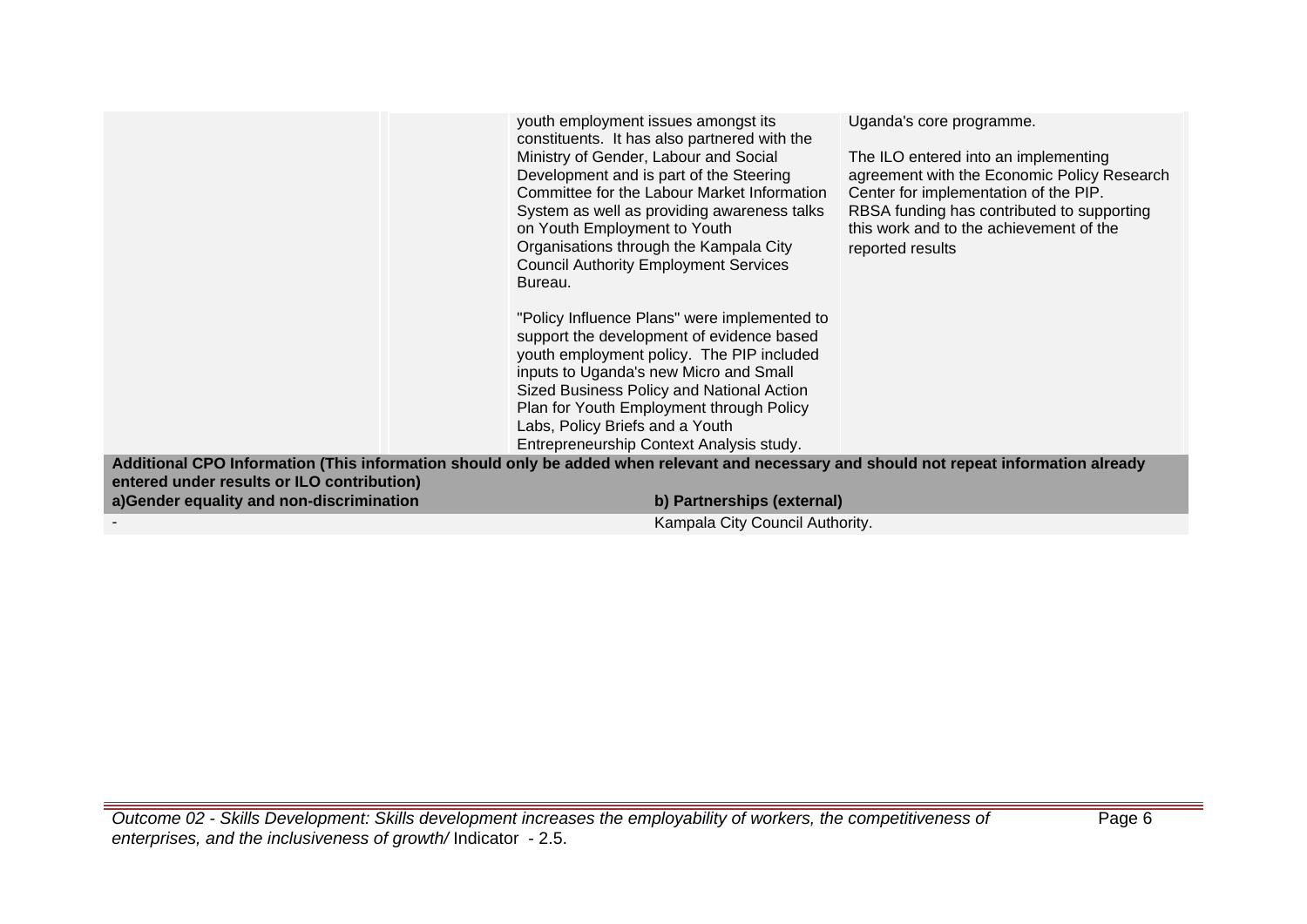| | | | |
|---|---|---|---|
| | | youth employment issues amongst its constituents. It has also partnered with the Ministry of Gender, Labour and Social Development and is part of the Steering Committee for the Labour Market Information System as well as providing awareness talks on Youth Employment to Youth Organisations through the Kampala City Council Authority Employment Services Bureau.<br><br>"Policy Influence Plans" were implemented to support the development of evidence based youth employment policy. The PIP included inputs to Uganda's new Micro and Small Sized Business Policy and National Action Plan for Youth Employment through Policy Labs, Policy Briefs and a Youth Entrepreneurship Context Analysis study. | Uganda's core programme.<br><br>The ILO entered into an implementing agreement with the Economic Policy Research Center for implementation of the PIP. RBSA funding has contributed to supporting this work and to the achievement of the reported results |

**Additional CPO Information (This information should only be added when relevant and necessary and should not repeat information already entered under results or ILO contribution)**

| a)Gender equality and non-discrimination | b) Partnerships (external) |
|---|---|
| - | Kampala City Council Authority. |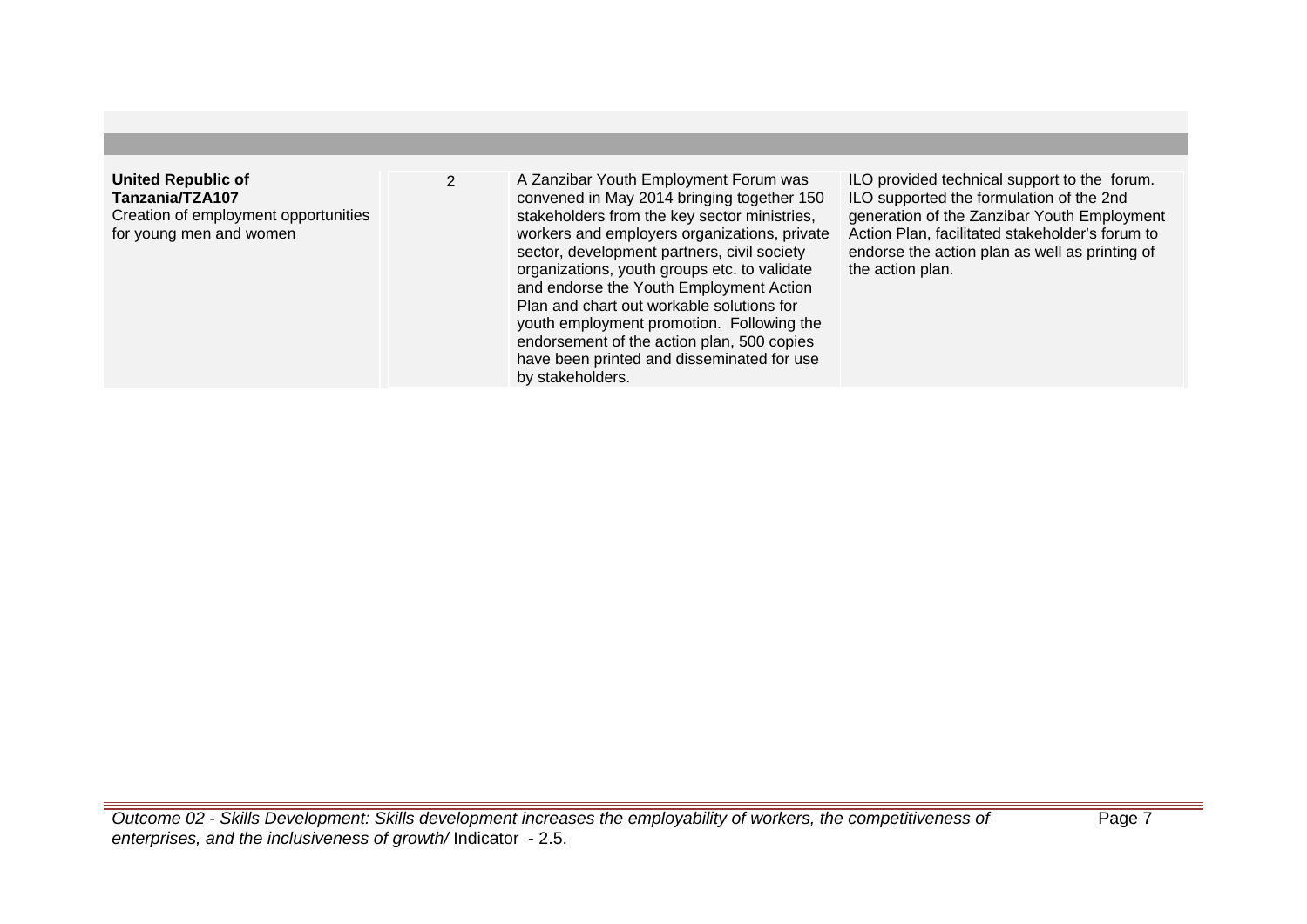| | | | |
|---|---|---|---|
| **United Republic of Tanzania/TZA107** Creation of employment opportunities for young men and women | 2 | A Zanzibar Youth Employment Forum was convened in May 2014 bringing together 150 stakeholders from the key sector ministries, workers and employers organizations, private sector, development partners, civil society organizations, youth groups etc. to validate and endorse the Youth Employment Action Plan and chart out workable solutions for youth employment promotion. Following the endorsement of the action plan, 500 copies have been printed and disseminated for use by stakeholders. | ILO provided technical support to the forum. ILO supported the formulation of the 2nd generation of the Zanzibar Youth Employment Action Plan, facilitated stakeholder's forum to endorse the action plan as well as printing of the action plan. |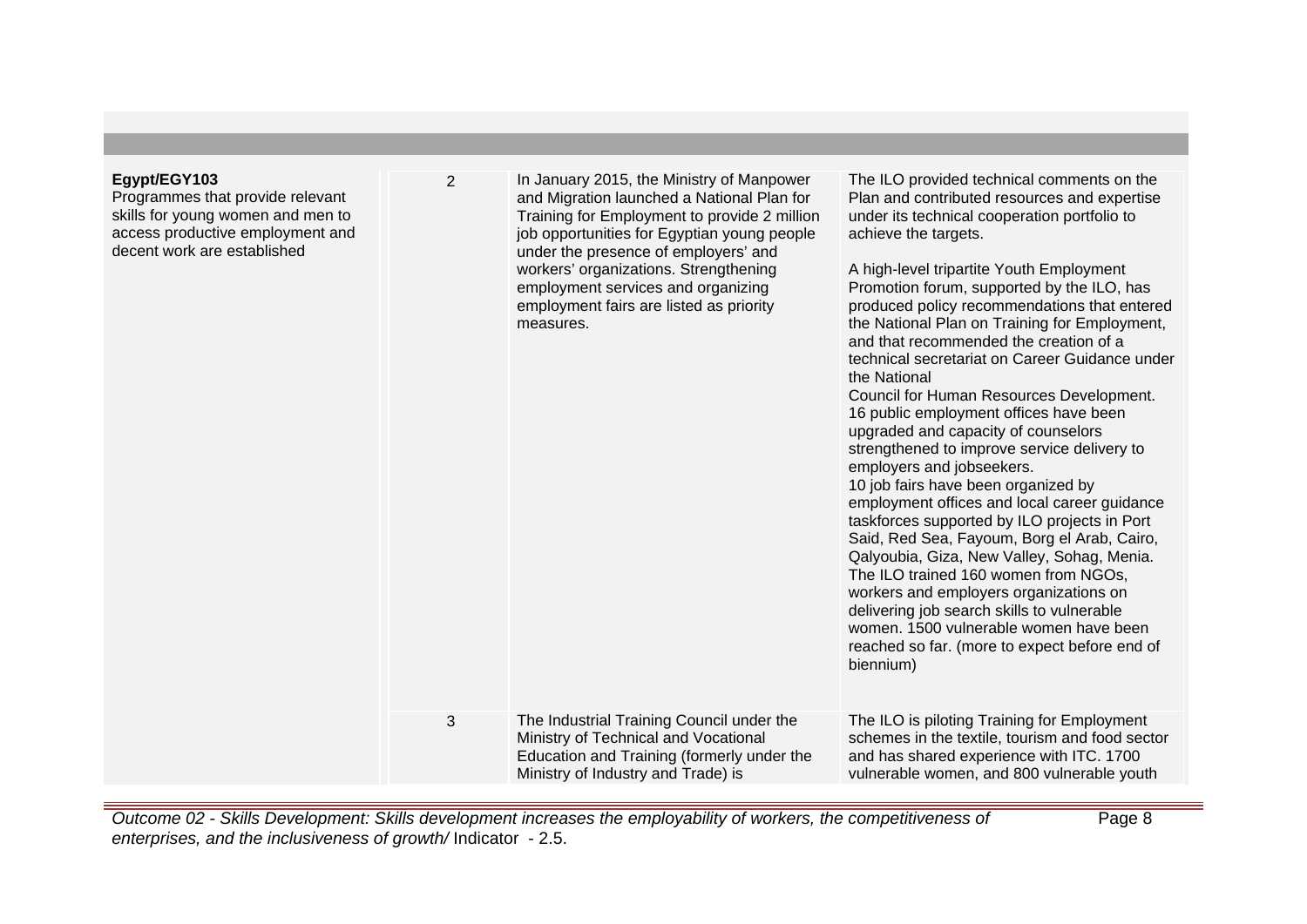| | | | |
|---|---|---|---|
| **Egypt/EGY103**<br>Programmes that provide relevant skills for young women and men to access productive employment and decent work are established | 2 | In January 2015, the Ministry of Manpower and Migration launched a National Plan for Training for Employment to provide 2 million job opportunities for Egyptian young people under the presence of employers' and workers' organizations. Strengthening employment services and organizing employment fairs are listed as priority measures. | The ILO provided technical comments on the Plan and contributed resources and expertise under its technical cooperation portfolio to achieve the targets.<br><br>A high-level tripartite Youth Employment Promotion forum, supported by the ILO, has produced policy recommendations that entered the National Plan on Training for Employment, and that recommended the creation of a technical secretariat on Career Guidance under the National<br>Council for Human Resources Development.<br>16 public employment offices have been upgraded and capacity of counselors strengthened to improve service delivery to employers and jobseekers.<br>10 job fairs have been organized by employment offices and local career guidance taskforces supported by ILO projects in Port Said, Red Sea, Fayoum, Borg el Arab, Cairo, Qalyoubia, Giza, New Valley, Sohag, Menia.<br>The ILO trained 160 women from NGOs, workers and employers organizations on delivering job search skills to vulnerable women. 1500 vulnerable women have been reached so far. (more to expect before end of biennium) |
| | 3 | The Industrial Training Council under the Ministry of Technical and Vocational Education and Training (formerly under the Ministry of Industry and Trade) is | The ILO is piloting Training for Employment schemes in the textile, tourism and food sector and has shared experience with ITC. 1700 vulnerable women, and 800 vulnerable youth |

*Outcome 02 - Skills Development: Skills development increases the employability of workers, the competitiveness of enterprises, and the inclusiveness of growth/* Indicator - 2.5.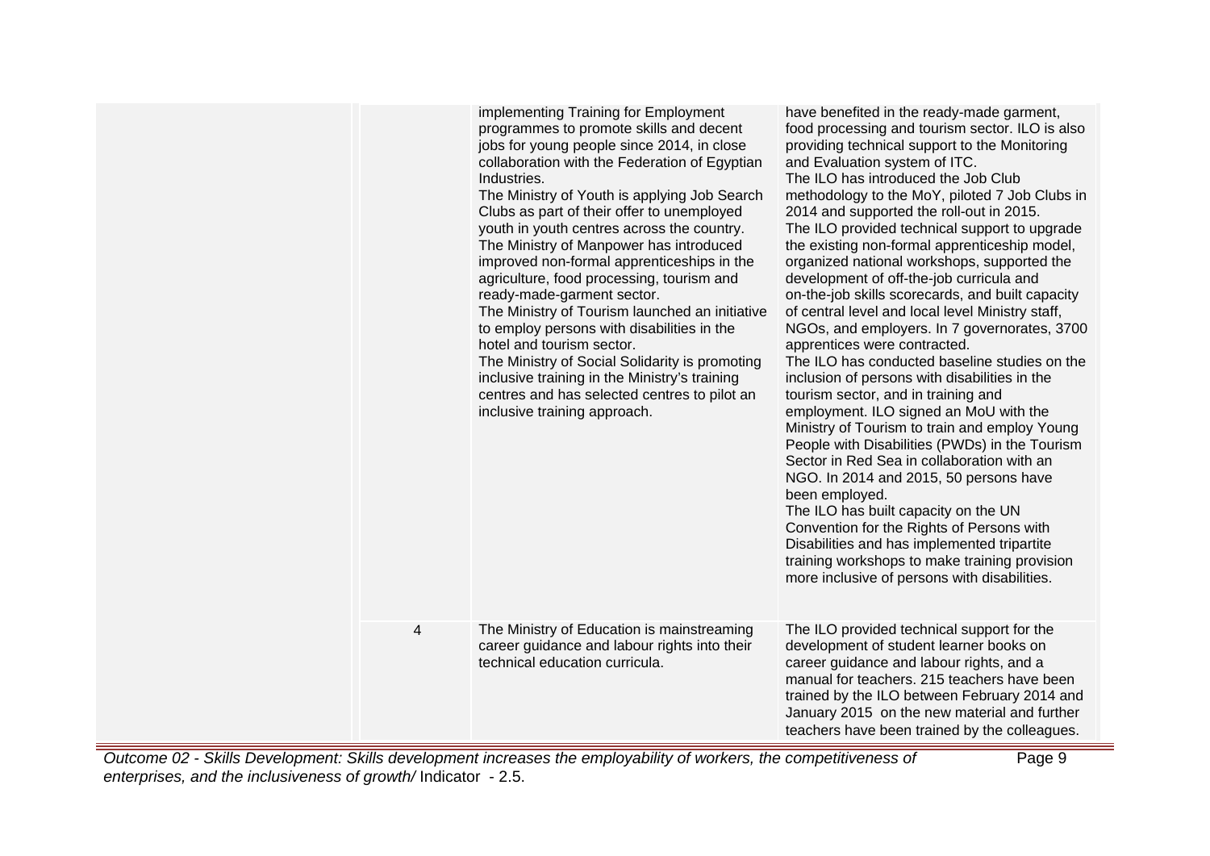| | | | |
|---|---|---|---|
| | | implementing Training for Employment programmes to promote skills and decent jobs for young people since 2014, in close collaboration with the Federation of Egyptian Industries.<br>The Ministry of Youth is applying Job Search Clubs as part of their offer to unemployed youth in youth centres across the country.<br>The Ministry of Manpower has introduced improved non-formal apprenticeships in the agriculture, food processing, tourism and ready-made-garment sector.<br>The Ministry of Tourism launched an initiative to employ persons with disabilities in the hotel and tourism sector.<br>The Ministry of Social Solidarity is promoting inclusive training in the Ministry's training centres and has selected centres to pilot an inclusive training approach. | have benefited in the ready-made garment, food processing and tourism sector. ILO is also providing technical support to the Monitoring and Evaluation system of ITC.<br>The ILO has introduced the Job Club methodology to the MoY, piloted 7 Job Clubs in 2014 and supported the roll-out in 2015.<br>The ILO provided technical support to upgrade the existing non-formal apprenticeship model, organized national workshops, supported the development of off-the-job curricula and on-the-job skills scorecards, and built capacity of central level and local level Ministry staff, NGOs, and employers. In 7 governorates, 3700 apprentices were contracted.<br>The ILO has conducted baseline studies on the inclusion of persons with disabilities in the tourism sector, and in training and employment. ILO signed an MoU with the Ministry of Tourism to train and employ Young People with Disabilities (PWDs) in the Tourism Sector in Red Sea in collaboration with an NGO. In 2014 and 2015, 50 persons have been employed.<br>The ILO has built capacity on the UN Convention for the Rights of Persons with Disabilities and has implemented tripartite training workshops to make training provision more inclusive of persons with disabilities. |
| | 4 | The Ministry of Education is mainstreaming career guidance and labour rights into their technical education curricula. | The ILO provided technical support for the development of student learner books on career guidance and labour rights, and a manual for teachers. 215 teachers have been trained by the ILO between February 2014 and January 2015 on the new material and further teachers have been trained by the colleagues. |

*Outcome 02 - Skills Development: Skills development increases the employability of workers, the competitiveness of enterprises, and the inclusiveness of growth/* Indicator - 2.5.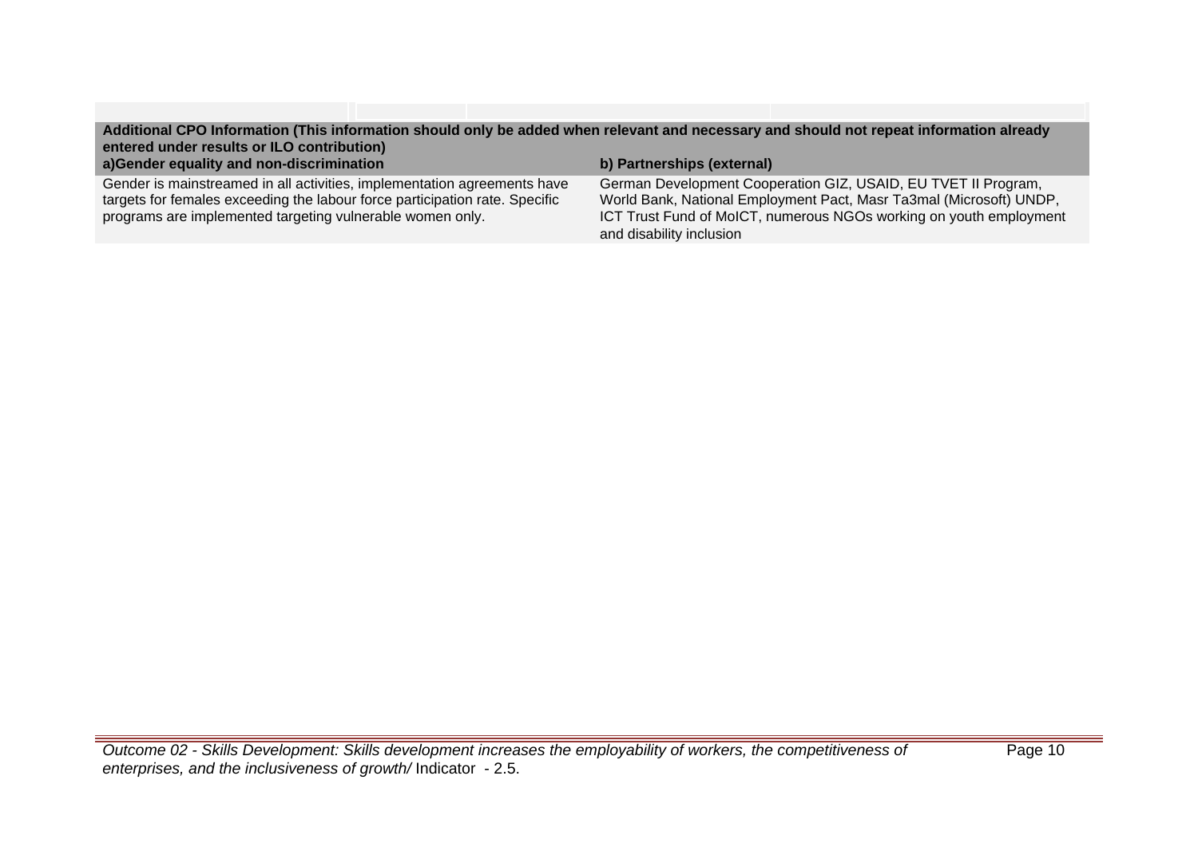**Additional CPO Information (This information should only be added when relevant and necessary and should not repeat information already entered under results or ILO contribution)**

| a)Gender equality and non-discrimination | b) Partnerships (external) |
| --- | --- |
| Gender is mainstreamed in all activities, implementation agreements have targets for females exceeding the labour force participation rate. Specific programs are implemented targeting vulnerable women only. | German Development Cooperation GIZ, USAID, EU TVET II Program, World Bank, National Employment Pact, Masr Ta3mal (Microsoft) UNDP, ICT Trust Fund of MoICT, numerous NGOs working on youth employment and disability inclusion |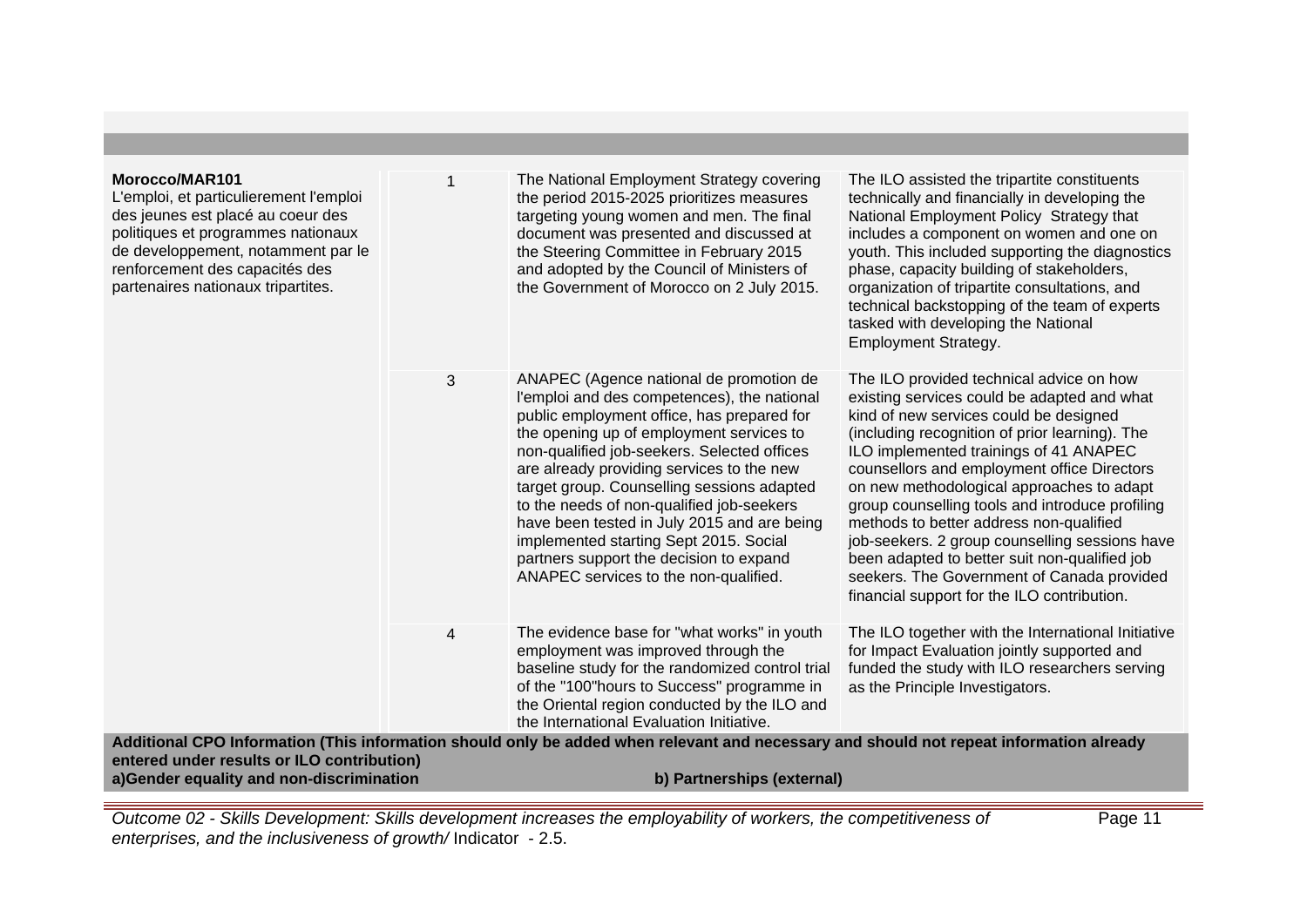| | | | |
|---|---|---|---|
| **Morocco/MAR101**<br>L'emploi, et particulierement l'emploi des jeunes est placé au coeur des politiques et programmes nationaux de developpement, notamment par le renforcement des capacités des partenaires nationaux tripartites. | 1 | The National Employment Strategy covering the period 2015-2025 prioritizes measures targeting young women and men. The final document was presented and discussed at the Steering Committee in February 2015 and adopted by the Council of Ministers of the Government of Morocco on 2 July 2015. | The ILO assisted the tripartite constituents technically and financially in developing the National Employment Policy Strategy that includes a component on women and one on youth. This included supporting the diagnostics phase, capacity building of stakeholders, organization of tripartite consultations, and technical backstopping of the team of experts tasked with developing the National Employment Strategy. |
| | 3 | ANAPEC (Agence national de promotion de l'emploi and des competences), the national public employment office, has prepared for the opening up of employment services to non-qualified job-seekers. Selected offices are already providing services to the new target group. Counselling sessions adapted to the needs of non-qualified job-seekers have been tested in July 2015 and are being implemented starting Sept 2015. Social partners support the decision to expand ANAPEC services to the non-qualified. | The ILO provided technical advice on how existing services could be adapted and what kind of new services could be designed (including recognition of prior learning). The ILO implemented trainings of 41 ANAPEC counsellors and employment office Directors on new methodological approaches to adapt group counselling tools and introduce profiling methods to better address non-qualified job-seekers. 2 group counselling sessions have been adapted to better suit non-qualified job seekers. The Government of Canada provided financial support for the ILO contribution. |
| | 4 | The evidence base for "what works" in youth employment was improved through the baseline study for the randomized control trial of the "100"hours to Success" programme in the Oriental region conducted by the ILO and the International Evaluation Initiative. | The ILO together with the International Initiative for Impact Evaluation jointly supported and funded the study with ILO researchers serving as the Principle Investigators. |

**Additional CPO Information (This information should only be added when relevant and necessary and should not repeat information already entered under results or ILO contribution)**

**a)Gender equality and non-discrimination**

**b) Partnerships (external)**

*Outcome 02 - Skills Development: Skills development increases the employability of workers, the competitiveness of enterprises, and the inclusiveness of growth/* Indicator - 2.5.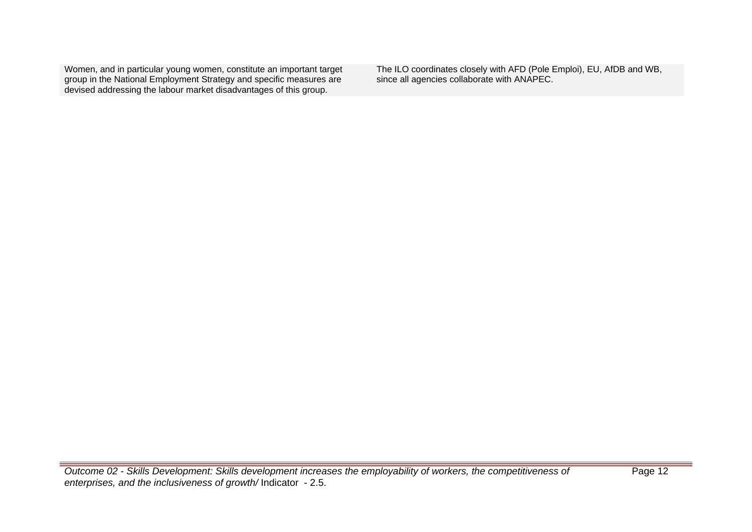| | |
|---|---|
| Women, and in particular young women, constitute an important target group in the National Employment Strategy and specific measures are devised addressing the labour market disadvantages of this group. | The ILO coordinates closely with AFD (Pole Emploi), EU, AfDB and WB, since all agencies collaborate with ANAPEC. |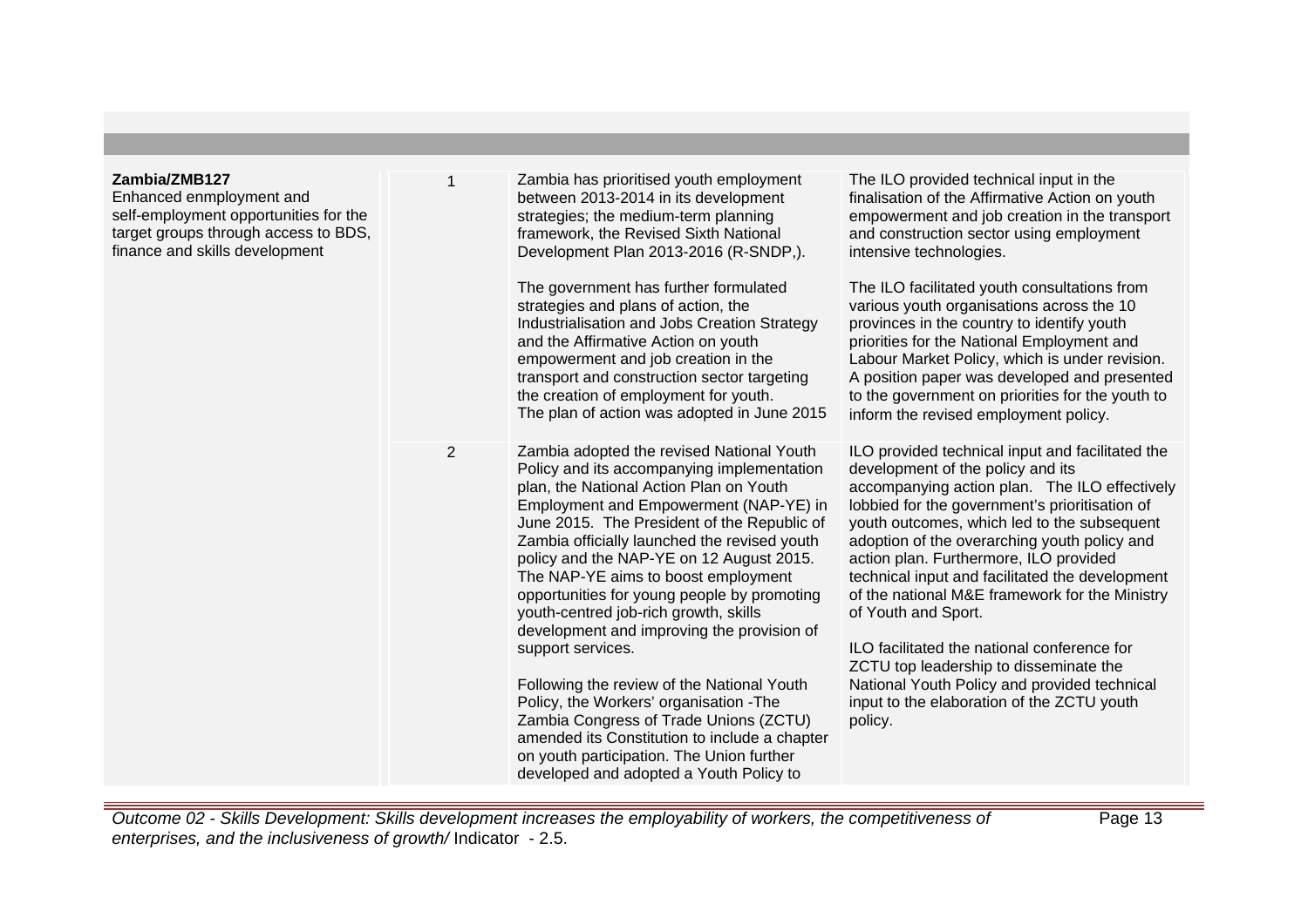| | | | |
|---|---|---|---|
| **Zambia/ZMB127**<br>Enhanced enmployment and self-employment opportunities for the target groups through access to BDS, finance and skills development | 1 | Zambia has prioritised youth employment between 2013-2014 in its development strategies; the medium-term planning framework, the Revised Sixth National Development Plan 2013-2016 (R-SNDP,).<br><br>The government has further formulated strategies and plans of action, the Industrialisation and Jobs Creation Strategy and the Affirmative Action on youth empowerment and job creation in the transport and construction sector targeting the creation of employment for youth.<br>The plan of action was adopted in June 2015 | The ILO provided technical input in the finalisation of the Affirmative Action on youth empowerment and job creation in the transport and construction sector using employment intensive technologies.<br><br>The ILO facilitated youth consultations from various youth organisations across the 10 provinces in the country to identify youth priorities for the National Employment and Labour Market Policy, which is under revision. A position paper was developed and presented to the government on priorities for the youth to inform the revised employment policy. |
| | 2 | Zambia adopted the revised National Youth Policy and its accompanying implementation plan, the National Action Plan on Youth Employment and Empowerment (NAP-YE) in June 2015. The President of the Republic of Zambia officially launched the revised youth policy and the NAP-YE on 12 August 2015. The NAP-YE aims to boost employment opportunities for young people by promoting youth-centred job-rich growth, skills development and improving the provision of support services.<br><br>Following the review of the National Youth Policy, the Workers' organisation -The Zambia Congress of Trade Unions (ZCTU) amended its Constitution to include a chapter on youth participation. The Union further developed and adopted a Youth Policy to | ILO provided technical input and facilitated the development of the policy and its accompanying action plan. The ILO effectively lobbied for the government's prioritisation of youth outcomes, which led to the subsequent adoption of the overarching youth policy and action plan. Furthermore, ILO provided technical input and facilitated the development of the national M&E framework for the Ministry of Youth and Sport.<br><br>ILO facilitated the national conference for ZCTU top leadership to disseminate the National Youth Policy and provided technical input to the elaboration of the ZCTU youth policy. |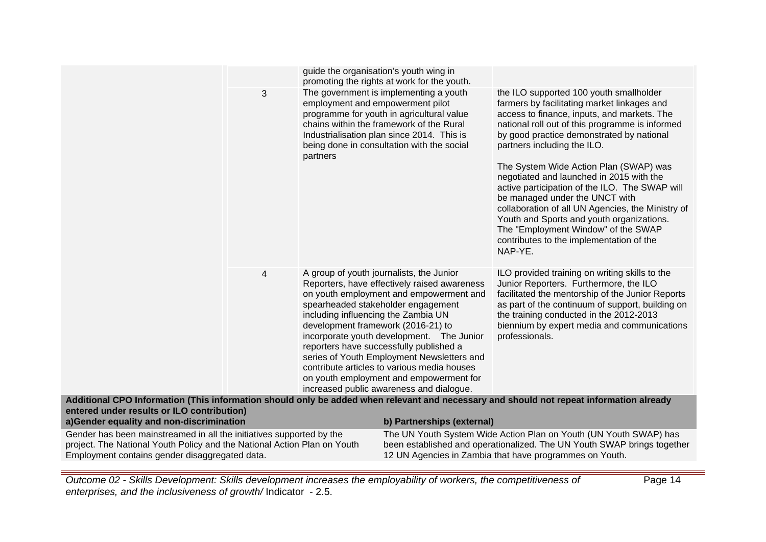| | | | |
|---|---|---|---|
| | | guide the organisation's youth wing in promoting the rights at work for the youth. | |
| | 3 | The government is implementing a youth employment and empowerment pilot programme for youth in agricultural value chains within the framework of the Rural Industrialisation plan since 2014. This is being done in consultation with the social partners | the ILO supported 100 youth smallholder farmers by facilitating market linkages and access to finance, inputs, and markets. The national roll out of this programme is informed by good practice demonstrated by national partners including the ILO.<br><br>The System Wide Action Plan (SWAP) was negotiated and launched in 2015 with the active participation of the ILO. The SWAP will be managed under the UNCT with collaboration of all UN Agencies, the Ministry of Youth and Sports and youth organizations. The "Employment Window" of the SWAP contributes to the implementation of the NAP-YE. |
| | 4 | A group of youth journalists, the Junior Reporters, have effectively raised awareness on youth employment and empowerment and spearheaded stakeholder engagement including influencing the Zambia UN development framework (2016-21) to incorporate youth development. The Junior reporters have successfully published a series of Youth Employment Newsletters and contribute articles to various media houses on youth employment and empowerment for increased public awareness and dialogue. | ILO provided training on writing skills to the Junior Reporters. Furthermore, the ILO facilitated the mentorship of the Junior Reports as part of the continuum of support, building on the training conducted in the 2012-2013 biennium by expert media and communications professionals. |

**Additional CPO Information (This information should only be added when relevant and necessary and should not repeat information already entered under results or ILO contribution)**

| a)Gender equality and non-discrimination | b) Partnerships (external) |
|---|---|
| Gender has been mainstreamed in all the initiatives supported by the project. The National Youth Policy and the National Action Plan on Youth Employment contains gender disaggregated data. | The UN Youth System Wide Action Plan on Youth (UN Youth SWAP) has been established and operationalized. The UN Youth SWAP brings together 12 UN Agencies in Zambia that have programmes on Youth. |

*Outcome 02 - Skills Development: Skills development increases the employability of workers, the competitiveness of enterprises, and the inclusiveness of growth/* Indicator - 2.5.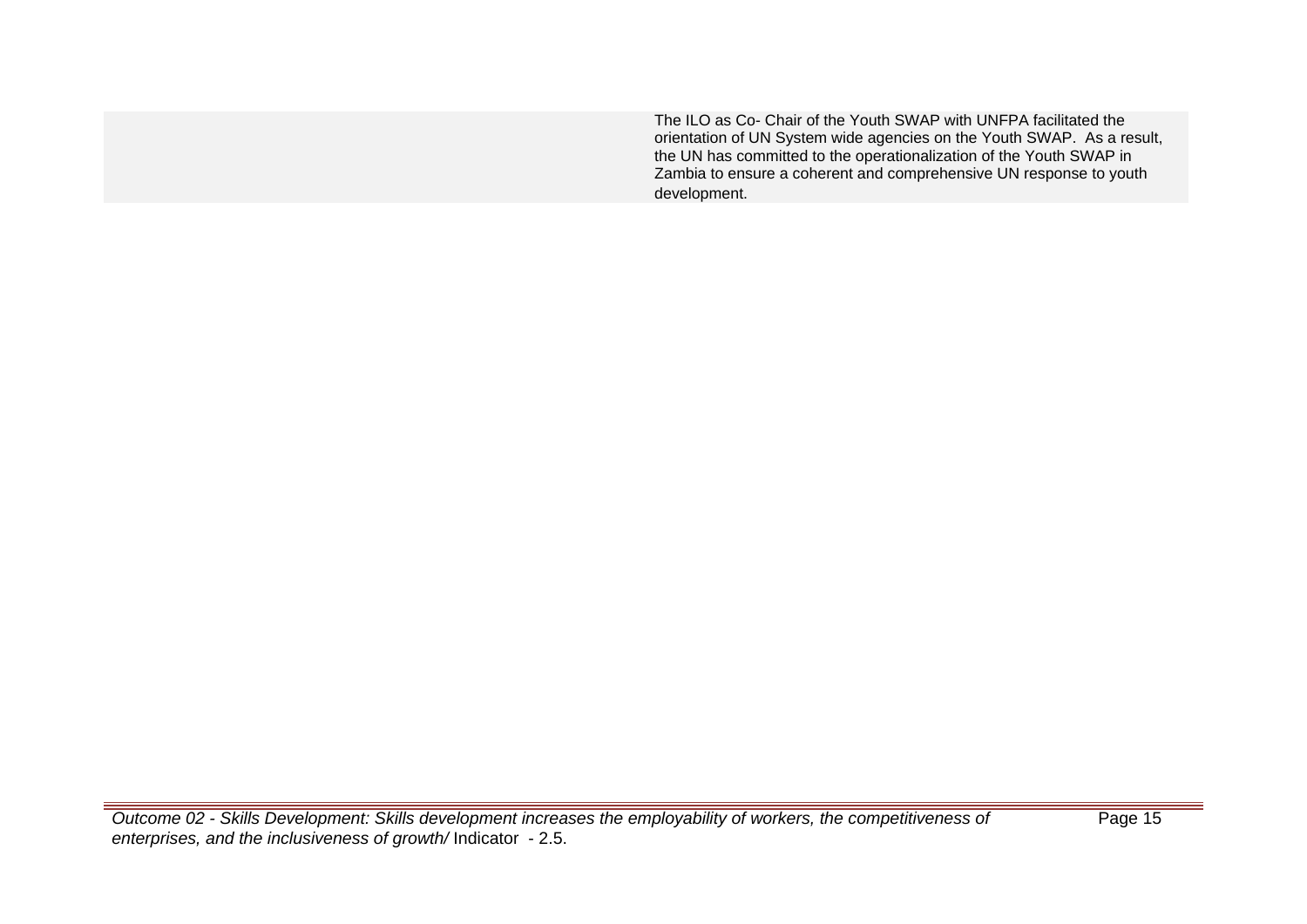| | |
|---|---|
| | The ILO as Co- Chair of the Youth SWAP with UNFPA facilitated the orientation of UN System wide agencies on the Youth SWAP. As a result, the UN has committed to the operationalization of the Youth SWAP in Zambia to ensure a coherent and comprehensive UN response to youth development. |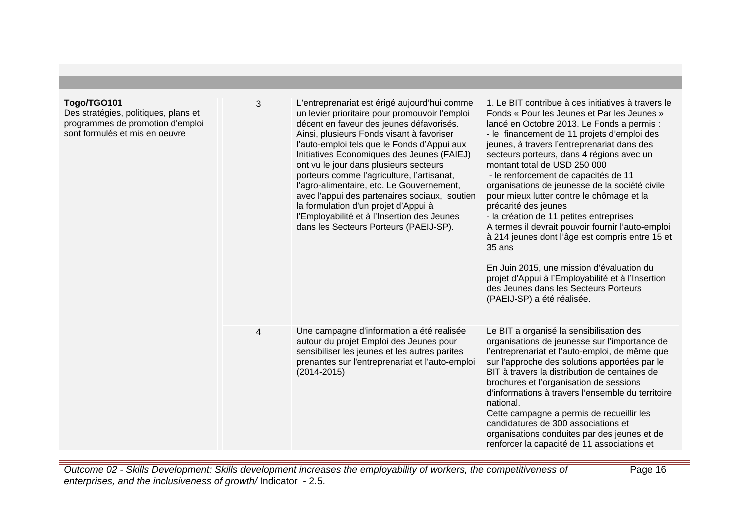| | | | |
|---|---|---|---|
| **Togo/TGO101**<br>Des stratégies, politiques, plans et programmes de promotion d'emploi sont formulés et mis en oeuvre | 3 | L'entreprenariat est érigé aujourd'hui comme un levier prioritaire pour promouvoir l'emploi décent en faveur des jeunes défavorisés. Ainsi, plusieurs Fonds visant à favoriser l'auto-emploi tels que le Fonds d'Appui aux Initiatives Economiques des Jeunes (FAIEJ) ont vu le jour dans plusieurs secteurs porteurs comme l'agriculture, l'artisanat, l'agro-alimentaire, etc. Le Gouvernement, avec l'appui des partenaires sociaux, soutien la formulation d'un projet d'Appui à l'Employabilité et à l'Insertion des Jeunes dans les Secteurs Porteurs (PAEIJ-SP). | 1. Le BIT contribue à ces initiatives à travers le Fonds « Pour les Jeunes et Par les Jeunes » lancé en Octobre 2013. Le Fonds a permis :<br>- le financement de 11 projets d'emploi des jeunes, à travers l'entreprenariat dans des secteurs porteurs, dans 4 régions avec un montant total de USD 250 000<br>- le renforcement de capacités de 11 organisations de jeunesse de la société civile pour mieux lutter contre le chômage et la précarité des jeunes<br>- la création de 11 petites entreprises<br>A termes il devrait pouvoir fournir l'auto-emploi à 214 jeunes dont l'âge est compris entre 15 et 35 ans<br><br>En Juin 2015, une mission d'évaluation du projet d'Appui à l'Employabilité et à l'Insertion des Jeunes dans les Secteurs Porteurs (PAEIJ-SP) a été réalisée. |
| | 4 | Une campagne d'information a été realisée autour du projet Emploi des Jeunes pour sensibiliser les jeunes et les autres parites prenantes sur l'entreprenariat et l'auto-emploi (2014-2015) | Le BIT a organisé la sensibilisation des organisations de jeunesse sur l'importance de l'entreprenariat et l'auto-emploi, de même que sur l'approche des solutions apportées par le BIT à travers la distribution de centaines de brochures et l'organisation de sessions d'informations à travers l'ensemble du territoire national.<br>Cette campagne a permis de recueillir les candidatures de 300 associations et organisations conduites par des jeunes et de renforcer la capacité de 11 associations et |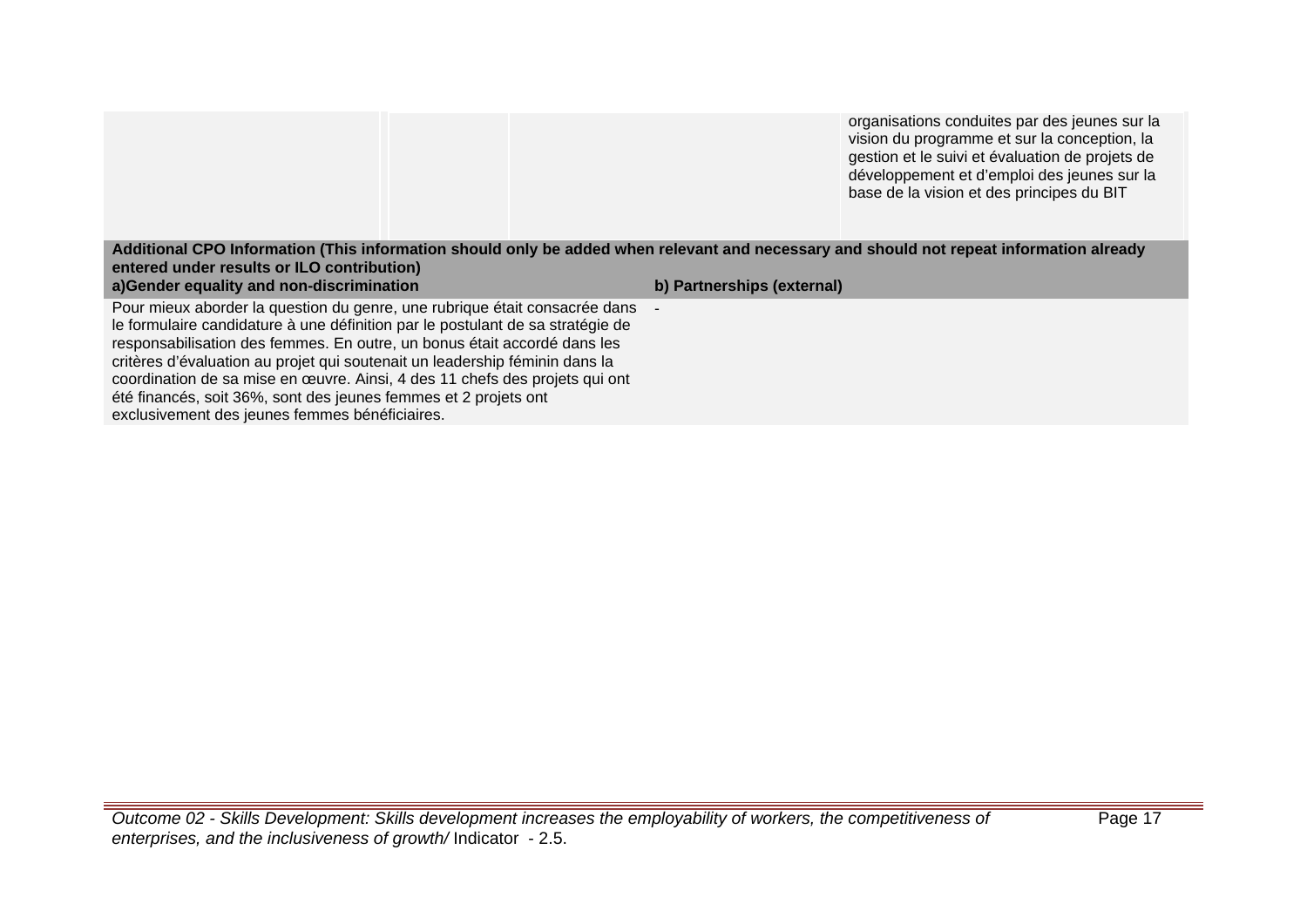| | | | | |
|---|---|---|---|---|
| | | | organisations conduites par des jeunes sur la vision du programme et sur la conception, la gestion et le suivi et évaluation de projets de développement et d'emploi des jeunes sur la base de la vision et des principes du BIT | |

| Additional CPO Information (This information should only be added when relevant and necessary and should not repeat information already entered under results or ILO contribution) | |
|---|---|
| **a)Gender equality and non-discrimination** | **b) Partnerships (external)** |
| Pour mieux aborder la question du genre, une rubrique était consacrée dans le formulaire candidature à une définition par le postulant de sa stratégie de responsabilisation des femmes. En outre, un bonus était accordé dans les critères d'évaluation au projet qui soutenait un leadership féminin dans la coordination de sa mise en œuvre. Ainsi, 4 des 11 chefs des projets qui ont été financés, soit 36%, sont des jeunes femmes et 2 projets ont exclusivement des jeunes femmes bénéficiaires. | - |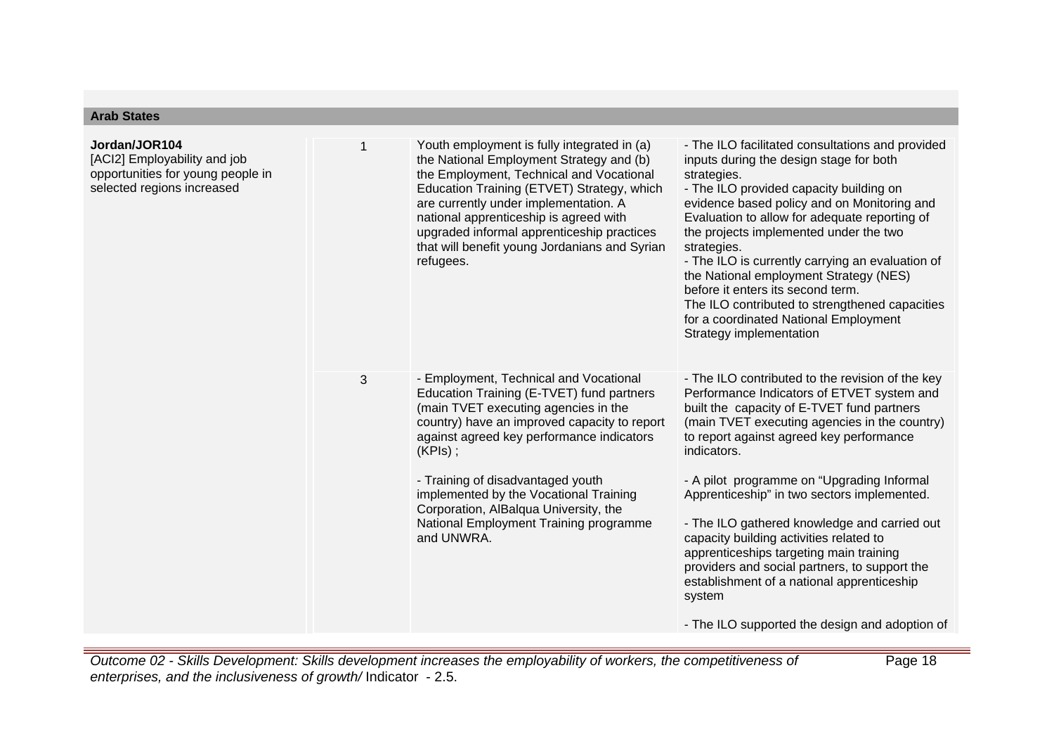## Arab States

| | | | |
|---|---|---|---|
| **Jordan/JOR104**<br>[ACI2] Employability and job opportunities for young people in selected regions increased | 1 | Youth employment is fully integrated in (a) the National Employment Strategy and (b) the Employment, Technical and Vocational Education Training (ETVET) Strategy, which are currently under implementation. A national apprenticeship is agreed with upgraded informal apprenticeship practices that will benefit young Jordanians and Syrian refugees. | - The ILO facilitated consultations and provided inputs during the design stage for both strategies.<br>- The ILO provided capacity building on evidence based policy and on Monitoring and Evaluation to allow for adequate reporting of the projects implemented under the two strategies.<br>- The ILO is currently carrying an evaluation of the National employment Strategy (NES) before it enters its second term.<br>The ILO contributed to strengthened capacities for a coordinated National Employment Strategy implementation |
| | 3 | - Employment, Technical and Vocational Education Training (E-TVET) fund partners (main TVET executing agencies in the country) have an improved capacity to report against agreed key performance indicators (KPIs) ;<br><br>- Training of disadvantaged youth implemented by the Vocational Training Corporation, AlBalqua University, the National Employment Training programme and UNWRA. | - The ILO contributed to the revision of the key Performance Indicators of ETVET system and built the capacity of E-TVET fund partners (main TVET executing agencies in the country) to report against agreed key performance indicators.<br><br>- A pilot programme on "Upgrading Informal Apprenticeship" in two sectors implemented.<br><br>- The ILO gathered knowledge and carried out capacity building activities related to apprenticeships targeting main training providers and social partners, to support the establishment of a national apprenticeship system<br><br>- The ILO supported the design and adoption of |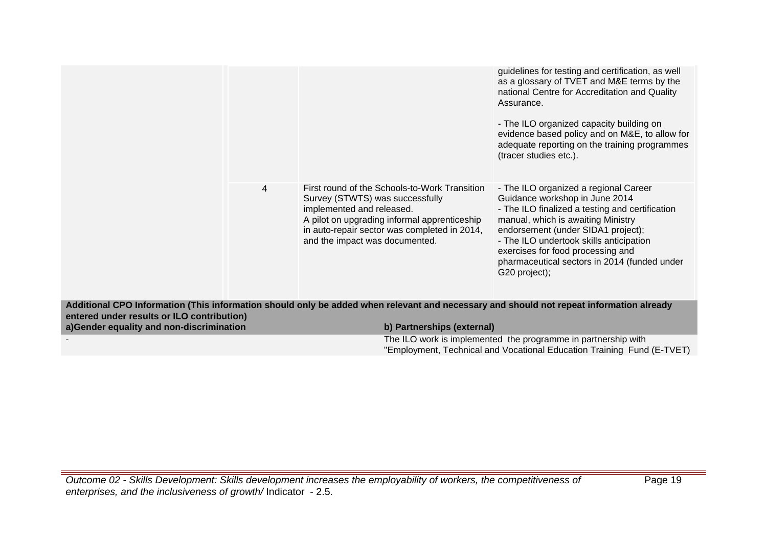| | | | |
|---|---|---|---|
| | | | guidelines for testing and certification, as well as a glossary of TVET and M&E terms by the national Centre for Accreditation and Quality Assurance.<br><br>- The ILO organized capacity building on evidence based policy and on M&E, to allow for adequate reporting on the training programmes (tracer studies etc.). |
| | 4 | First round of the Schools-to-Work Transition Survey (STWTS) was successfully implemented and released.<br>A pilot on upgrading informal apprenticeship in auto-repair sector was completed in 2014, and the impact was documented. | - The ILO organized a regional Career Guidance workshop in June 2014<br>- The ILO finalized a testing and certification manual, which is awaiting Ministry endorsement (under SIDA1 project);<br>- The ILO undertook skills anticipation exercises for food processing and pharmaceutical sectors in 2014 (funded under G20 project); |

**Additional CPO Information (This information should only be added when relevant and necessary and should not repeat information already entered under results or ILO contribution)**

| a)Gender equality and non-discrimination | b) Partnerships (external) |
|---|---|
| - | The ILO work is implemented the programme in partnership with "Employment, Technical and Vocational Education Training Fund (E-TVET) |

*Outcome 02 - Skills Development: Skills development increases the employability of workers, the competitiveness of enterprises, and the inclusiveness of growth/* Indicator - 2.5.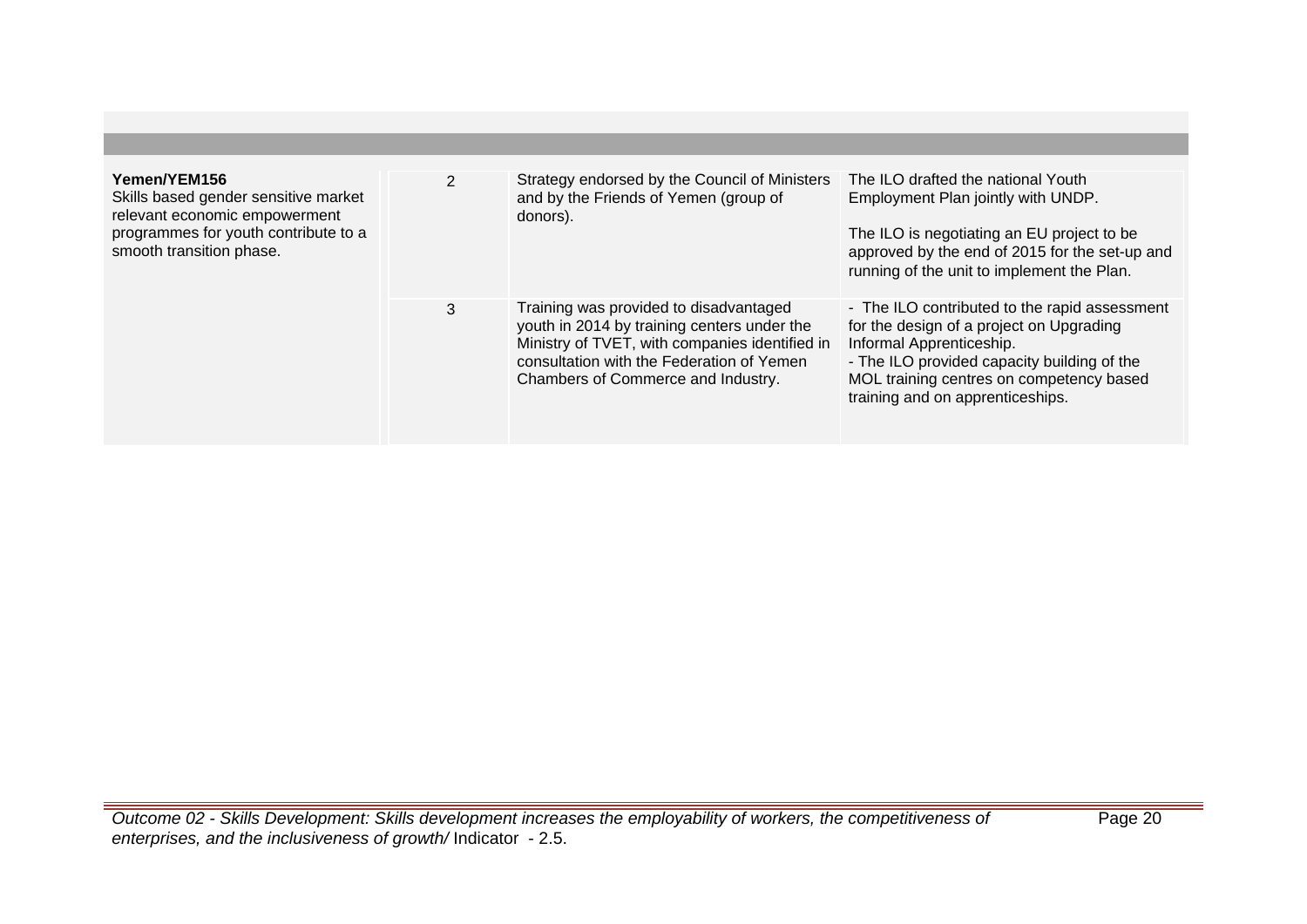| | | | |
|---|---|---|---|
| **Yemen/YEM156**<br>Skills based gender sensitive market relevant economic empowerment programmes for youth contribute to a smooth transition phase. | 2 | Strategy endorsed by the Council of Ministers and by the Friends of Yemen (group of donors). | The ILO drafted the national Youth Employment Plan jointly with UNDP.<br><br>The ILO is negotiating an EU project to be approved by the end of 2015 for the set-up and running of the unit to implement the Plan. |
| | 3 | Training was provided to disadvantaged youth in 2014 by training centers under the Ministry of TVET, with companies identified in consultation with the Federation of Yemen Chambers of Commerce and Industry. | - The ILO contributed to the rapid assessment for the design of a project on Upgrading Informal Apprenticeship.<br>- The ILO provided capacity building of the MOL training centres on competency based training and on apprenticeships. |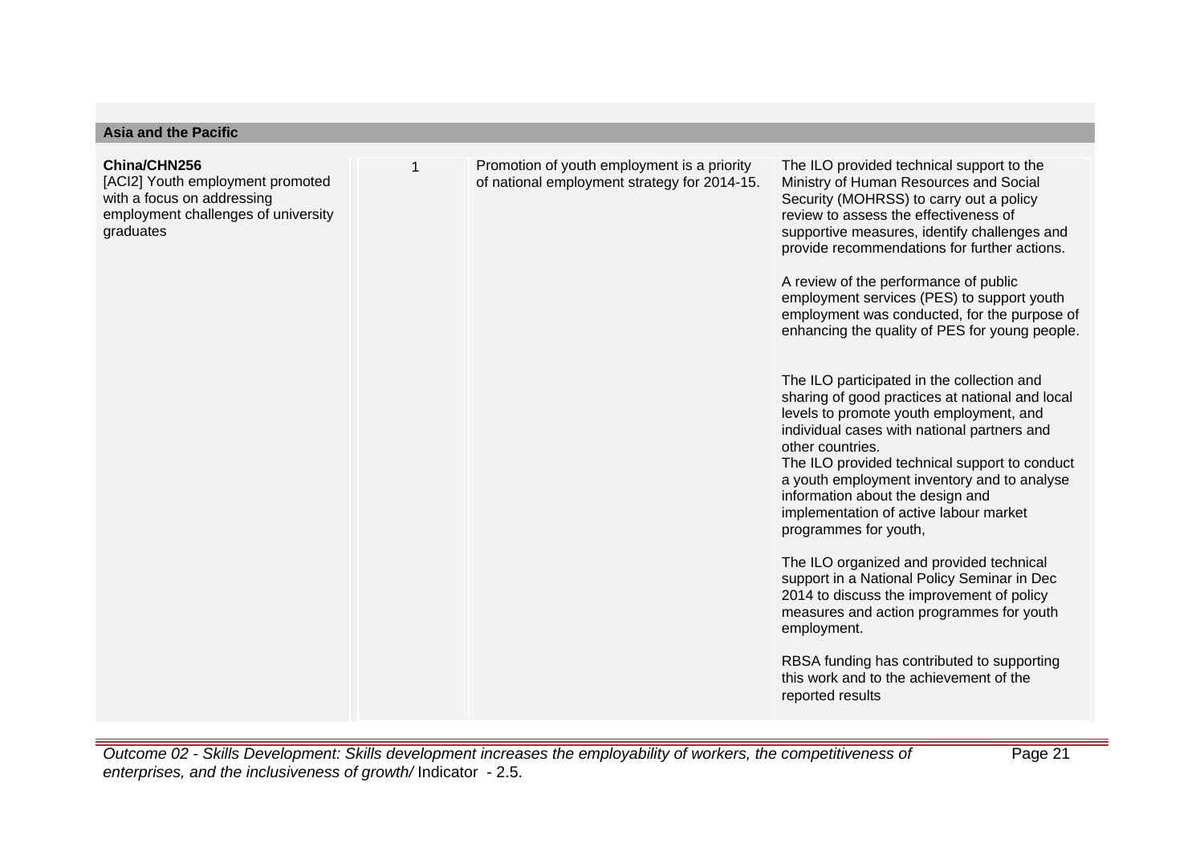| Asia and the Pacific | | | |
|---|---|---|---|
| **China/CHN256**<br>[ACI2] Youth employment promoted with a focus on addressing employment challenges of university graduates | 1 | Promotion of youth employment is a priority of national employment strategy for 2014-15. | The ILO provided technical support to the Ministry of Human Resources and Social Security (MOHRSS) to carry out a policy review to assess the effectiveness of supportive measures, identify challenges and provide recommendations for further actions.<br><br>A review of the performance of public employment services (PES) to support youth employment was conducted, for the purpose of enhancing the quality of PES for young people.<br><br>The ILO participated in the collection and sharing of good practices at national and local levels to promote youth employment, and individual cases with national partners and other countries.<br>The ILO provided technical support to conduct a youth employment inventory and to analyse information about the design and implementation of active labour market programmes for youth,<br><br>The ILO organized and provided technical support in a National Policy Seminar in Dec 2014 to discuss the improvement of policy measures and action programmes for youth employment.<br><br>RBSA funding has contributed to supporting this work and to the achievement of the reported results |

*Outcome 02 - Skills Development: Skills development increases the employability of workers, the competitiveness of enterprises, and the inclusiveness of growth/* Indicator - 2.5.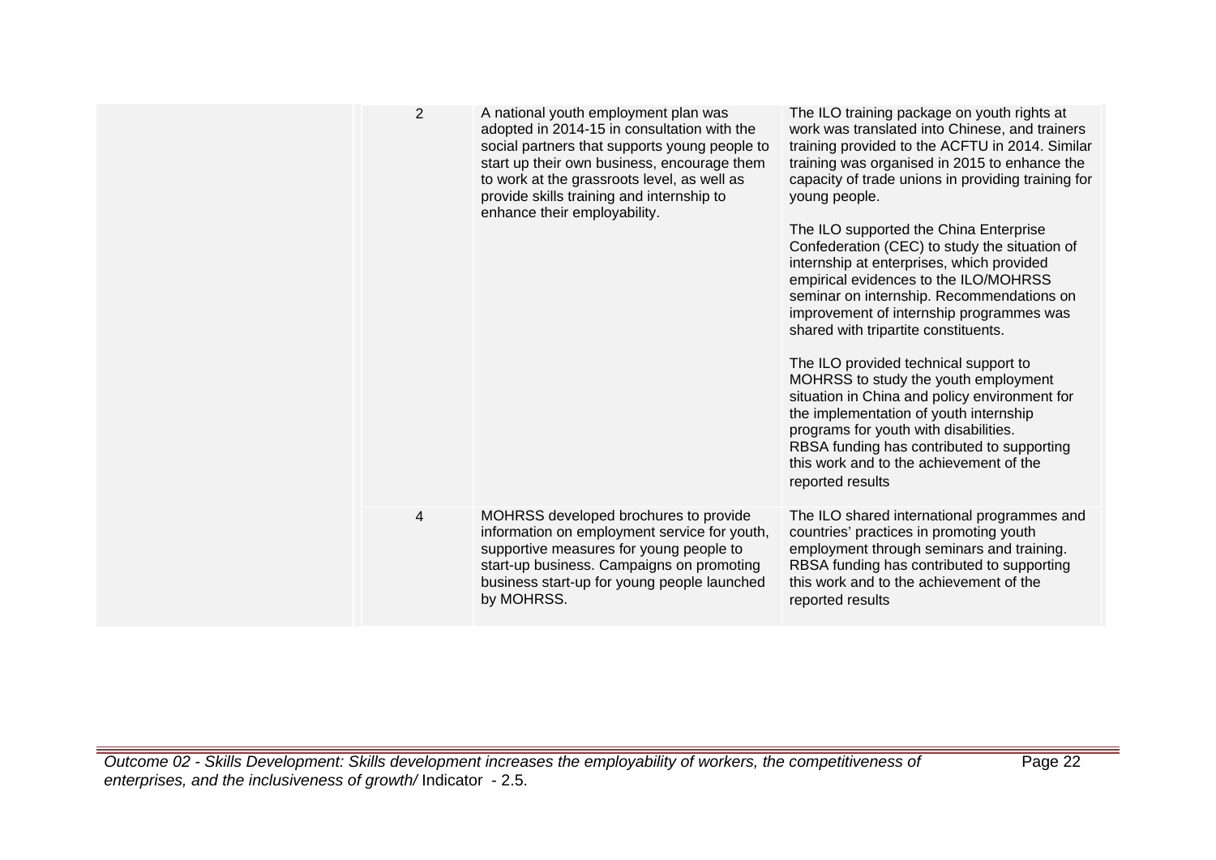| | | | |
|---|---|---|---|
| | 2 | A national youth employment plan was adopted in 2014-15 in consultation with the social partners that supports young people to start up their own business, encourage them to work at the grassroots level, as well as provide skills training and internship to enhance their employability. | The ILO training package on youth rights at work was translated into Chinese, and trainers training provided to the ACFTU in 2014. Similar training was organised in 2015 to enhance the capacity of trade unions in providing training for young people.<br><br>The ILO supported the China Enterprise Confederation (CEC) to study the situation of internship at enterprises, which provided empirical evidences to the ILO/MOHRSS seminar on internship. Recommendations on improvement of internship programmes was shared with tripartite constituents.<br><br>The ILO provided technical support to MOHRSS to study the youth employment situation in China and policy environment for the implementation of youth internship programs for youth with disabilities.<br>RBSA funding has contributed to supporting this work and to the achievement of the reported results |
| | 4 | MOHRSS developed brochures to provide information on employment service for youth, supportive measures for young people to start-up business. Campaigns on promoting business start-up for young people launched by MOHRSS. | The ILO shared international programmes and countries' practices in promoting youth employment through seminars and training.<br>RBSA funding has contributed to supporting this work and to the achievement of the reported results |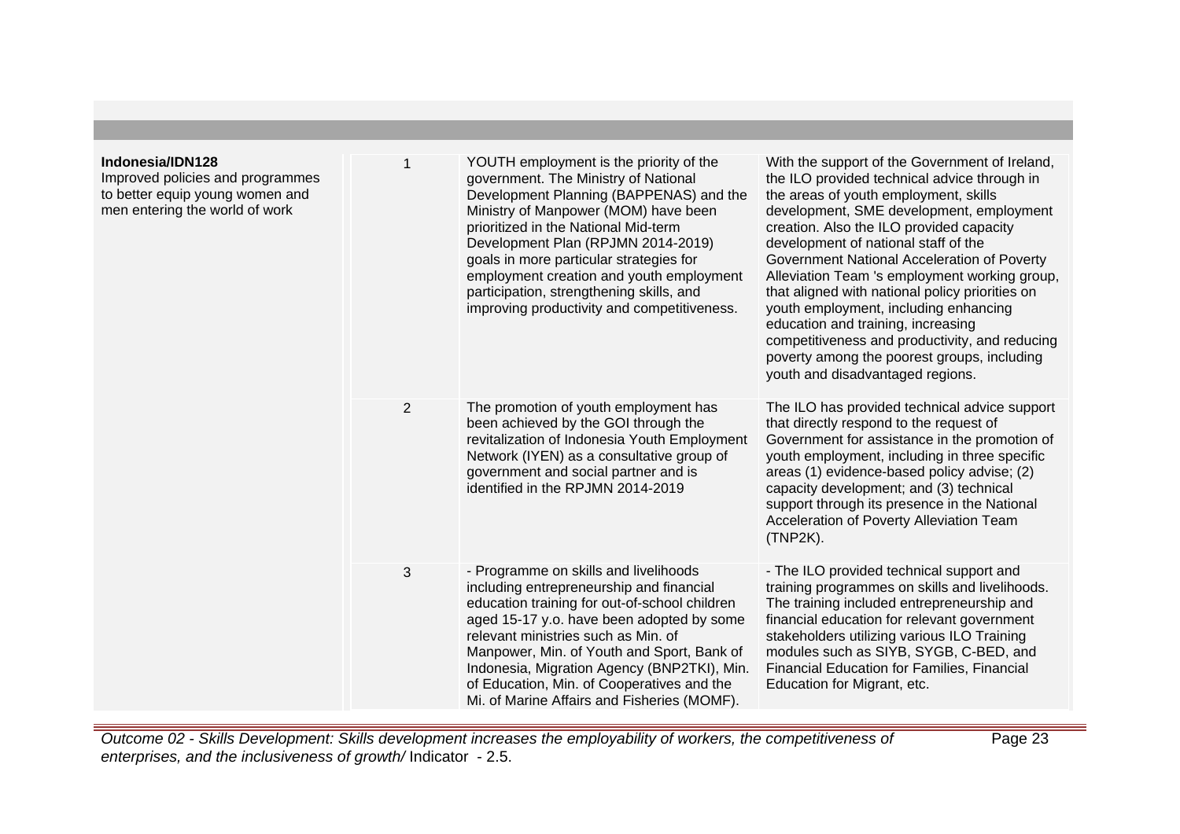| | | | |
|---|---|---|---|
| **Indonesia/IDN128**<br>Improved policies and programmes to better equip young women and men entering the world of work | 1 | YOUTH employment is the priority of the government. The Ministry of National Development Planning (BAPPENAS) and the Ministry of Manpower (MOM) have been prioritized in the National Mid-term Development Plan (RPJMN 2014-2019) goals in more particular strategies for employment creation and youth employment participation, strengthening skills, and improving productivity and competitiveness. | With the support of the Government of Ireland, the ILO provided technical advice through in the areas of youth employment, skills development, SME development, employment creation. Also the ILO provided capacity development of national staff of the Government National Acceleration of Poverty Alleviation Team 's employment working group, that aligned with national policy priorities on youth employment, including enhancing education and training, increasing competitiveness and productivity, and reducing poverty among the poorest groups, including youth and disadvantaged regions. |
| | 2 | The promotion of youth employment has been achieved by the GOI through the revitalization of Indonesia Youth Employment Network (IYEN) as a consultative group of government and social partner and is identified in the RPJMN 2014-2019 | The ILO has provided technical advice support that directly respond to the request of Government for assistance in the promotion of youth employment, including in three specific areas (1) evidence-based policy advise; (2) capacity development; and (3) technical support through its presence in the National Acceleration of Poverty Alleviation Team (TNP2K). |
| | 3 | - Programme on skills and livelihoods including entrepreneurship and financial education training for out-of-school children aged 15-17 y.o. have been adopted by some relevant ministries such as Min. of Manpower, Min. of Youth and Sport, Bank of Indonesia, Migration Agency (BNP2TKI), Min. of Education, Min. of Cooperatives and the Mi. of Marine Affairs and Fisheries (MOMF). | - The ILO provided technical support and training programmes on skills and livelihoods. The training included entrepreneurship and financial education for relevant government stakeholders utilizing various ILO Training modules such as SIYB, SYGB, C-BED, and Financial Education for Families, Financial Education for Migrant, etc. |

*Outcome 02 - Skills Development: Skills development increases the employability of workers, the competitiveness of enterprises, and the inclusiveness of growth/* Indicator - 2.5.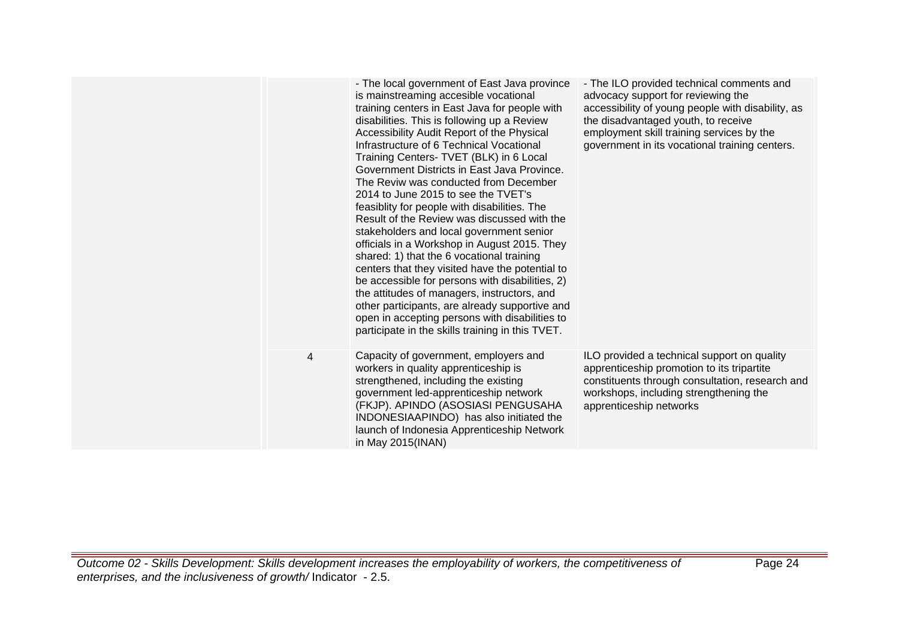| | | | |
|---|---|---|---|
| | | - The local government of East Java province is mainstreaming accesible vocational training centers in East Java for people with disabilities. This is following up a Review Accessibility Audit Report of the Physical Infrastructure of 6 Technical Vocational Training Centers- TVET (BLK) in 6 Local Government Districts in East Java Province. The Reviw was conducted from December 2014 to June 2015 to see the TVET's feasiblity for people with disabilities. The Result of the Review was discussed with the stakeholders and local government senior officials in a Workshop in August 2015. They shared: 1) that the 6 vocational training centers that they visited have the potential to be accessible for persons with disabilities, 2) the attitudes of managers, instructors, and other participants, are already supportive and open in accepting persons with disabilities to participate in the skills training in this TVET. | - The ILO provided technical comments and advocacy support for reviewing the accessibility of young people with disability, as the disadvantaged youth, to receive employment skill training services by the government in its vocational training centers. |
| | 4 | Capacity of government, employers and workers in quality apprenticeship is strengthened, including the existing government led-apprenticeship network (FKJP). APINDO (ASOSIASI PENGUSAHA INDONESIAAPINDO) has also initiated the launch of Indonesia Apprenticeship Network in May 2015(INAN) | ILO provided a technical support on quality apprenticeship promotion to its tripartite constituents through consultation, research and workshops, including strengthening the apprenticeship networks |

*Outcome 02 - Skills Development: Skills development increases the employability of workers, the competitiveness of enterprises, and the inclusiveness of growth/* Indicator - 2.5.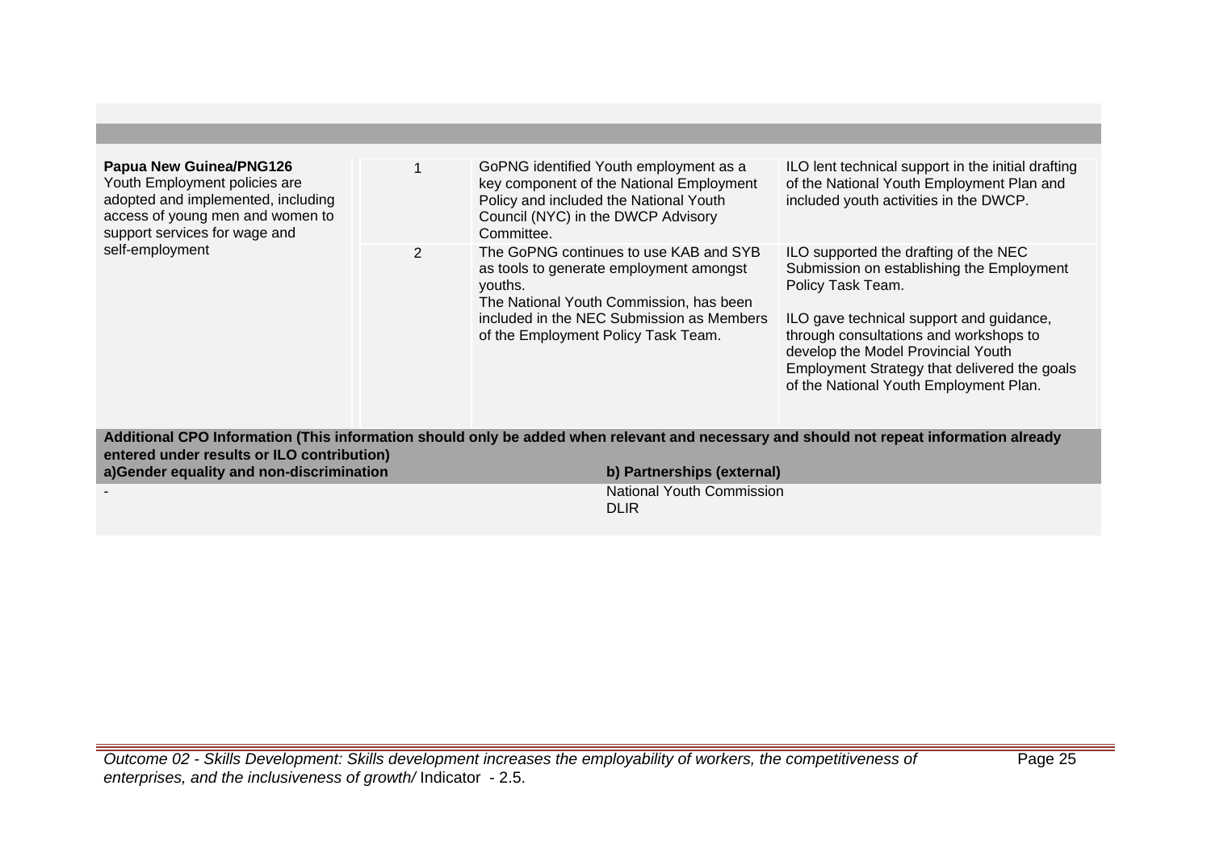| | | | |
|---|---|---|---|
| **Papua New Guinea/PNG126**<br>Youth Employment policies are adopted and implemented, including access of young men and women to support services for wage and self-employment | 1 | GoPNG identified Youth employment as a key component of the National Employment Policy and included the National Youth Council (NYC) in the DWCP Advisory Committee. | ILO lent technical support in the initial drafting of the National Youth Employment Plan and included youth activities in the DWCP. |
| | 2 | The GoPNG continues to use KAB and SYB as tools to generate employment amongst youths.<br>The National Youth Commission, has been included in the NEC Submission as Members of the Employment Policy Task Team. | ILO supported the drafting of the NEC Submission on establishing the Employment Policy Task Team.<br><br>ILO gave technical support and guidance, through consultations and workshops to develop the Model Provincial Youth Employment Strategy that delivered the goals of the National Youth Employment Plan. |

**Additional CPO Information (This information should only be added when relevant and necessary and should not repeat information already entered under results or ILO contribution)**

| a)Gender equality and non-discrimination | b) Partnerships (external) |
|---|---|
| - | National Youth Commission<br>DLIR |

*Outcome 02 - Skills Development: Skills development increases the employability of workers, the competitiveness of enterprises, and the inclusiveness of growth/* Indicator - 2.5.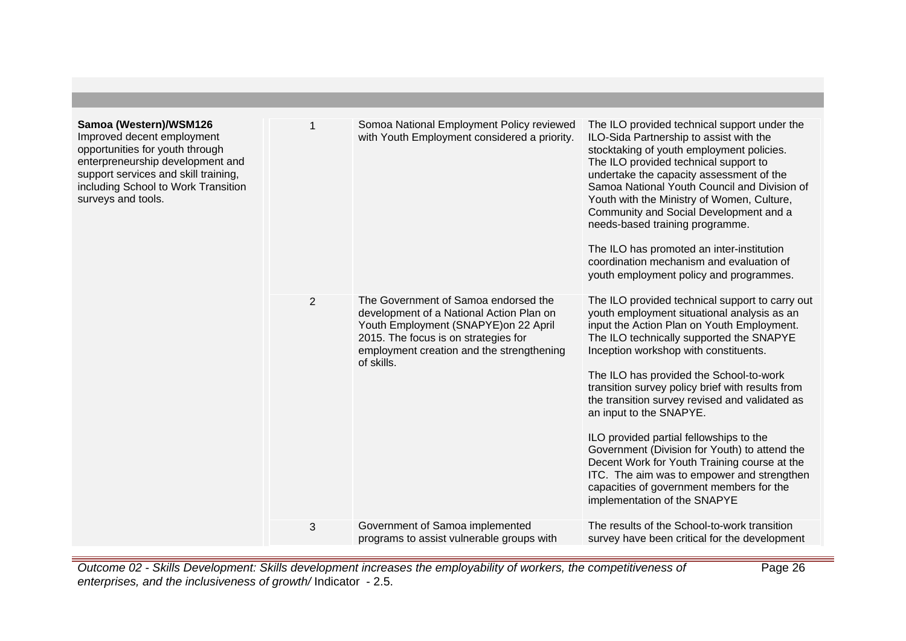| | | | |
|---|---|---|---|
| **Samoa (Western)/WSM126**<br>Improved decent employment opportunities for youth through enterpreneurship development and support services and skill training, including School to Work Transition surveys and tools. | 1 | Somoa National Employment Policy reviewed with Youth Employment considered a priority. | The ILO provided technical support under the ILO-Sida Partnership to assist with the stocktaking of youth employment policies. The ILO provided technical support to undertake the capacity assessment of the Samoa National Youth Council and Division of Youth with the Ministry of Women, Culture, Community and Social Development and a needs-based training programme.<br><br>The ILO has promoted an inter-institution coordination mechanism and evaluation of youth employment policy and programmes. |
| | 2 | The Government of Samoa endorsed the development of a National Action Plan on Youth Employment (SNAPYE)on 22 April 2015. The focus is on strategies for employment creation and the strengthening of skills. | The ILO provided technical support to carry out youth employment situational analysis as an input the Action Plan on Youth Employment. The ILO technically supported the SNAPYE Inception workshop with constituents.<br><br>The ILO has provided the School-to-work transition survey policy brief with results from the transition survey revised and validated as an input to the SNAPYE.<br><br>ILO provided partial fellowships to the Government (Division for Youth) to attend the Decent Work for Youth Training course at the ITC. The aim was to empower and strengthen capacities of government members for the implementation of the SNAPYE |
| | 3 | Government of Samoa implemented programs to assist vulnerable groups with | The results of the School-to-work transition survey have been critical for the development |

*Outcome 02 - Skills Development: Skills development increases the employability of workers, the competitiveness of enterprises, and the inclusiveness of growth/* Indicator - 2.5.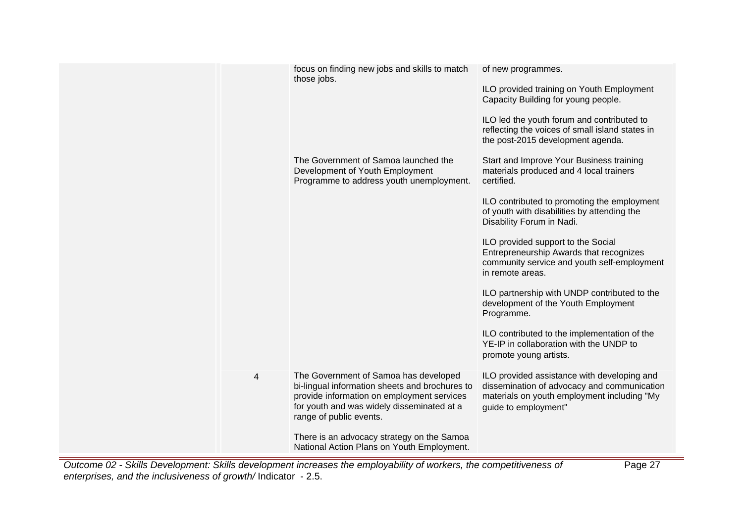| | | | |
|---|---|---|---|
| | | focus on finding new jobs and skills to match those jobs. | of new programmes.<br><br>ILO provided training on Youth Employment Capacity Building for young people.<br><br>ILO led the youth forum and contributed to reflecting the voices of small island states in the post-2015 development agenda. |
| | | The Government of Samoa launched the Development of Youth Employment Programme to address youth unemployment. | Start and Improve Your Business training materials produced and 4 local trainers certified.<br><br>ILO contributed to promoting the employment of youth with disabilities by attending the Disability Forum in Nadi.<br><br>ILO provided support to the Social Entrepreneurship Awards that recognizes community service and youth self-employment in remote areas.<br><br>ILO partnership with UNDP contributed to the development of the Youth Employment Programme.<br><br>ILO contributed to the implementation of the YE-IP in collaboration with the UNDP to promote young artists. |
| | 4 | The Government of Samoa has developed bi-lingual information sheets and brochures to provide information on employment services for youth and was widely disseminated at a range of public events.<br><br>There is an advocacy strategy on the Samoa National Action Plans on Youth Employment. | ILO provided assistance with developing and dissemination of advocacy and communication materials on youth employment including "My guide to employment" |

*Outcome 02 - Skills Development: Skills development increases the employability of workers, the competitiveness of enterprises, and the inclusiveness of growth/* Indicator - 2.5.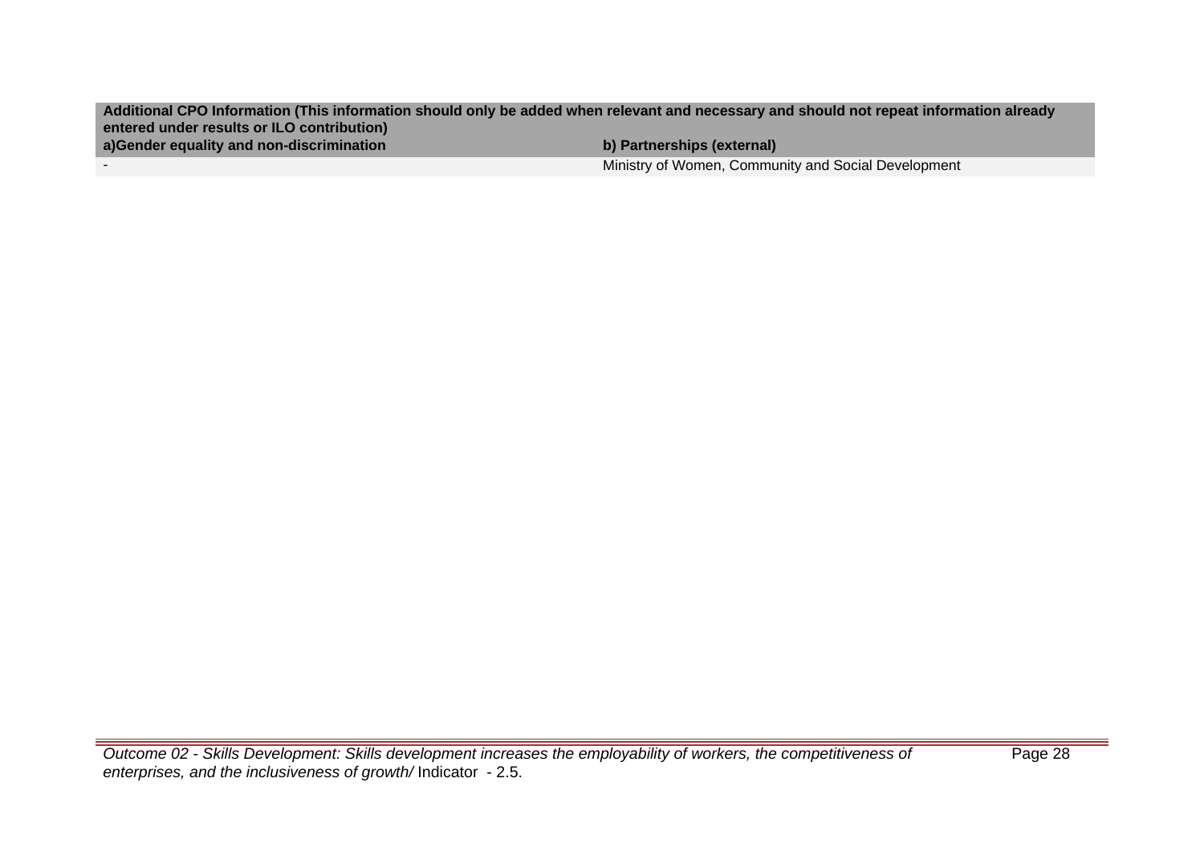| Additional CPO Information (This information should only be added when relevant and necessary and should not repeat information already entered under results or ILO contribution) | |
|---|---|
| **a)Gender equality and non-discrimination** | **b) Partnerships (external)** |
| - | Ministry of Women, Community and Social Development |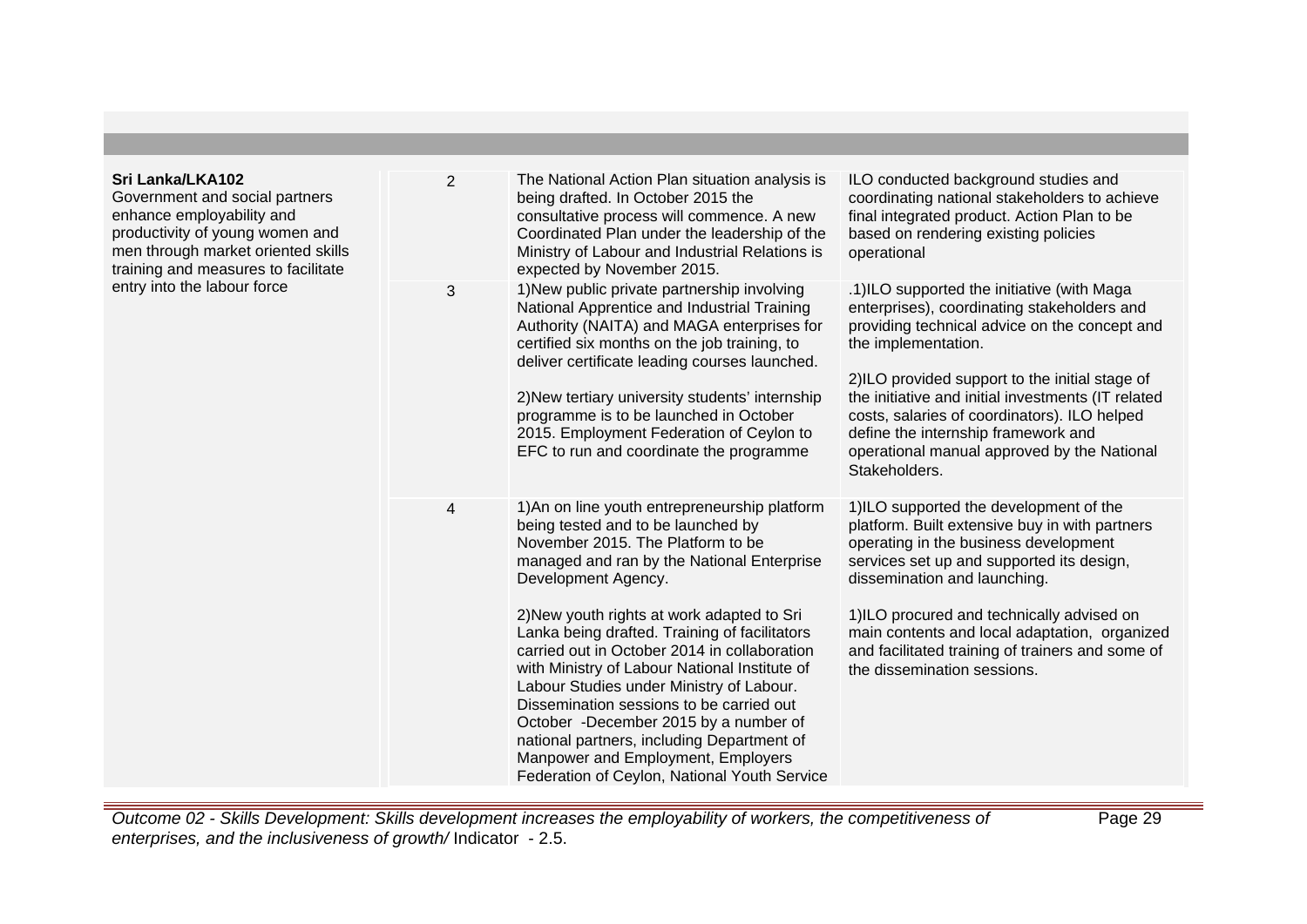| | | | |
|---|---|---|---|
| **Sri Lanka/LKA102**<br>Government and social partners enhance employability and productivity of young women and men through market oriented skills training and measures to facilitate entry into the labour force | 2 | The National Action Plan situation analysis is being drafted. In October 2015 the consultative process will commence. A new Coordinated Plan under the leadership of the Ministry of Labour and Industrial Relations is expected by November 2015. | ILO conducted background studies and coordinating national stakeholders to achieve final integrated product. Action Plan to be based on rendering existing policies operational |
| | 3 | 1)New public private partnership involving National Apprentice and Industrial Training Authority (NAITA) and MAGA enterprises for certified six months on the job training, to deliver certificate leading courses launched.<br><br>2)New tertiary university students' internship programme is to be launched in October 2015. Employment Federation of Ceylon to EFC to run and coordinate the programme | .1)ILO supported the initiative (with Maga enterprises), coordinating stakeholders and providing technical advice on the concept and the implementation.<br><br>2)ILO provided support to the initial stage of the initiative and initial investments (IT related costs, salaries of coordinators). ILO helped define the internship framework and operational manual approved by the National Stakeholders. |
| | 4 | 1)An on line youth entrepreneurship platform being tested and to be launched by November 2015. The Platform to be managed and ran by the National Enterprise Development Agency.<br><br>2)New youth rights at work adapted to Sri Lanka being drafted. Training of facilitators carried out in October 2014 in collaboration with Ministry of Labour National Institute of Labour Studies under Ministry of Labour. Dissemination sessions to be carried out October -December 2015 by a number of national partners, including Department of Manpower and Employment, Employers Federation of Ceylon, National Youth Service | 1)ILO supported the development of the platform. Built extensive buy in with partners operating in the business development services set up and supported its design, dissemination and launching.<br><br>1)ILO procured and technically advised on main contents and local adaptation, organized and facilitated training of trainers and some of the dissemination sessions. |

*Outcome 02 - Skills Development: Skills development increases the employability of workers, the competitiveness of enterprises, and the inclusiveness of growth/* Indicator - 2.5.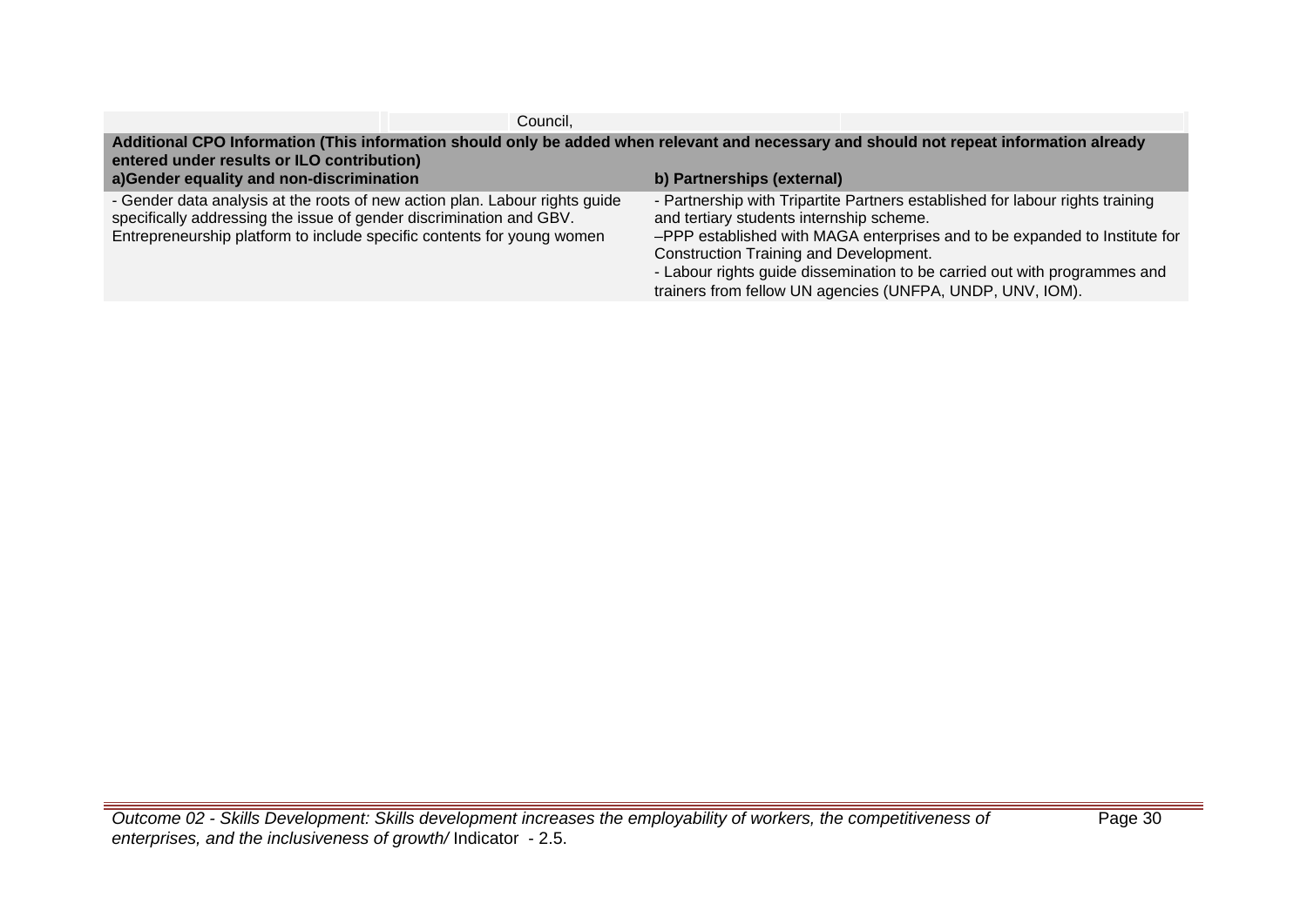| | Council, | | |
|---|---|---|---|

| Additional CPO Information (This information should only be added when relevant and necessary and should not repeat information already entered under results or ILO contribution) | |
|---|---|
| **a)Gender equality and non-discrimination** | **b) Partnerships (external)** |
| - Gender data analysis at the roots of new action plan. Labour rights guide specifically addressing the issue of gender discrimination and GBV. Entrepreneurship platform to include specific contents for young women | - Partnership with Tripartite Partners established for labour rights training and tertiary students internship scheme.<br>–PPP established with MAGA enterprises and to be expanded to Institute for Construction Training and Development.<br>- Labour rights guide dissemination to be carried out with programmes and trainers from fellow UN agencies (UNFPA, UNDP, UNV, IOM). |

*Outcome 02 - Skills Development: Skills development increases the employability of workers, the competitiveness of enterprises, and the inclusiveness of growth/* Indicator - 2.5.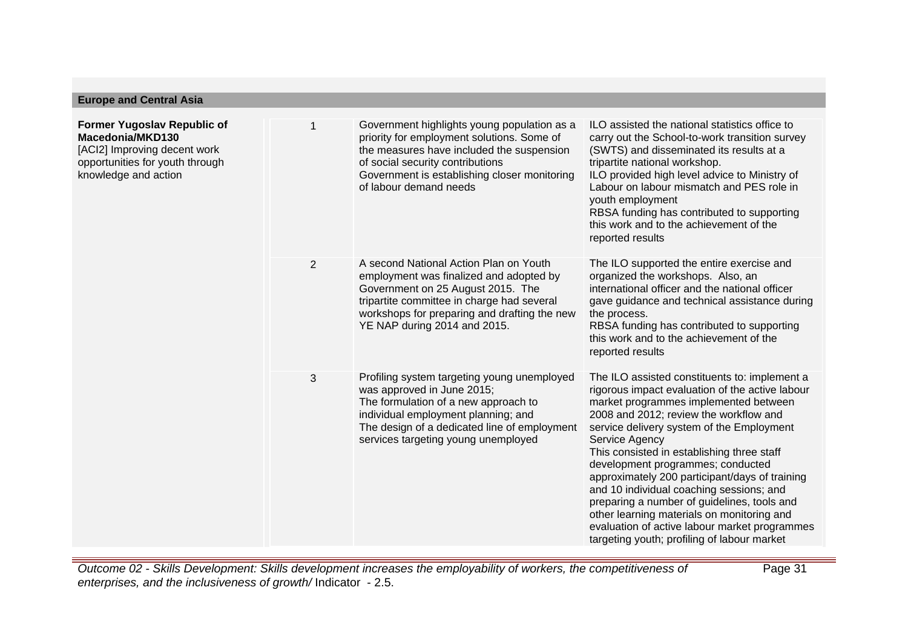## Europe and Central Asia

| | | | |
|---|---|---|---|
| **Former Yugoslav Republic of Macedonia/MKD130**<br>[ACI2] Improving decent work opportunities for youth through knowledge and action | 1 | Government highlights young population as a priority for employment solutions. Some of the measures have included the suspension of social security contributions<br>Government is establishing closer monitoring of labour demand needs | ILO assisted the national statistics office to carry out the School-to-work transition survey (SWTS) and disseminated its results at a tripartite national workshop.<br>ILO provided high level advice to Ministry of Labour on labour mismatch and PES role in youth employment<br>RBSA funding has contributed to supporting this work and to the achievement of the reported results |
| | 2 | A second National Action Plan on Youth employment was finalized and adopted by Government on 25 August 2015. The tripartite committee in charge had several workshops for preparing and drafting the new YE NAP during 2014 and 2015. | The ILO supported the entire exercise and organized the workshops. Also, an international officer and the national officer gave guidance and technical assistance during the process.<br>RBSA funding has contributed to supporting this work and to the achievement of the reported results |
| | 3 | Profiling system targeting young unemployed was approved in June 2015;<br>The formulation of a new approach to individual employment planning; and<br>The design of a dedicated line of employment services targeting young unemployed | The ILO assisted constituents to: implement a rigorous impact evaluation of the active labour market programmes implemented between 2008 and 2012; review the workflow and service delivery system of the Employment Service Agency<br>This consisted in establishing three staff development programmes; conducted approximately 200 participant/days of training and 10 individual coaching sessions; and preparing a number of guidelines, tools and other learning materials on monitoring and evaluation of active labour market programmes targeting youth; profiling of labour market |

*Outcome 02 - Skills Development: Skills development increases the employability of workers, the competitiveness of enterprises, and the inclusiveness of growth/* Indicator - 2.5.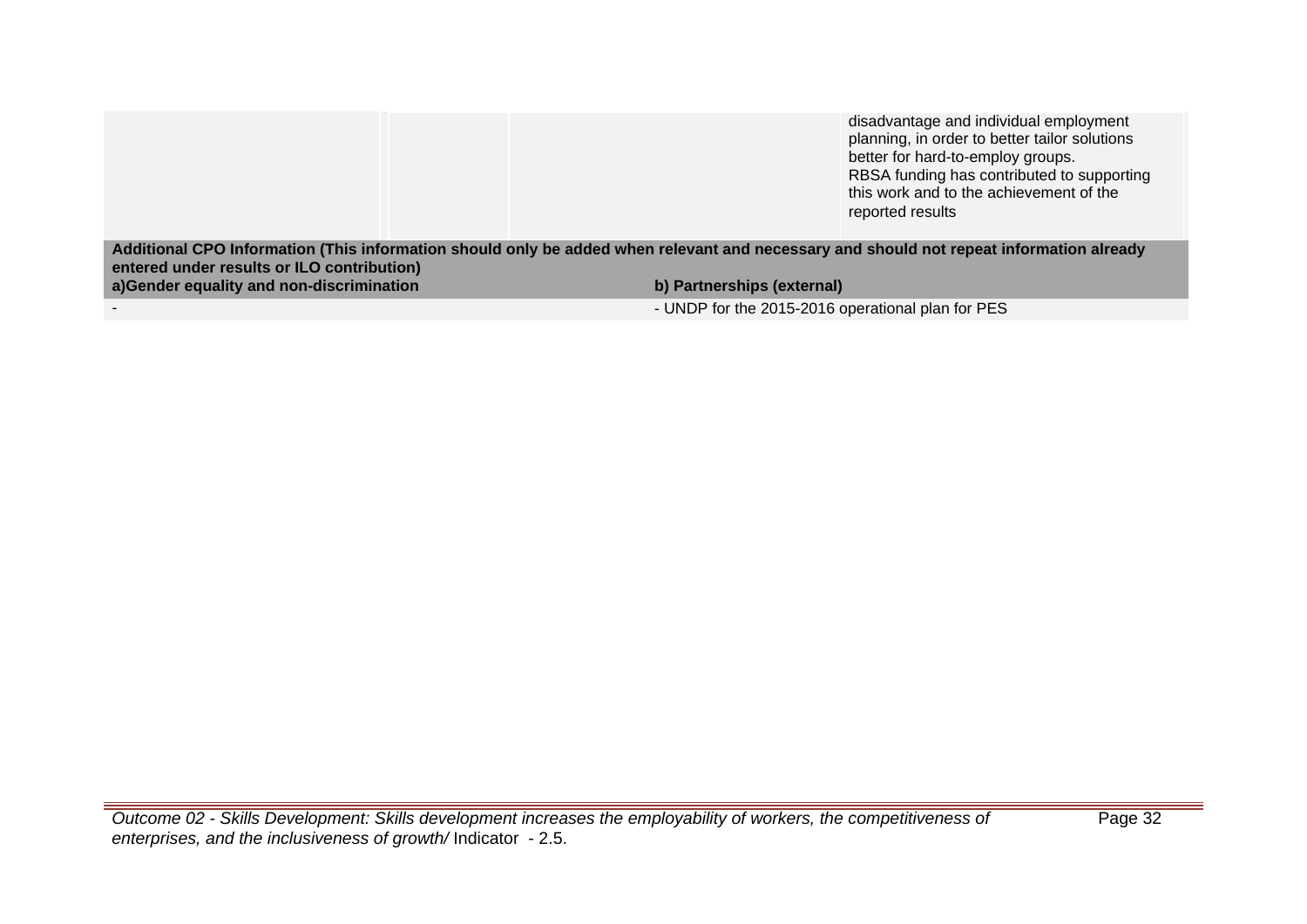| | | | |
|---|---|---|---|
| | | | disadvantage and individual employment planning, in order to better tailor solutions better for hard-to-employ groups.<br>RBSA funding has contributed to supporting this work and to the achievement of the reported results |

| Additional CPO Information (This information should only be added when relevant and necessary and should not repeat information already entered under results or ILO contribution) | |
|---|---|
| **a)Gender equality and non-discrimination** | **b) Partnerships (external)** |
| - | - UNDP for the 2015-2016 operational plan for PES |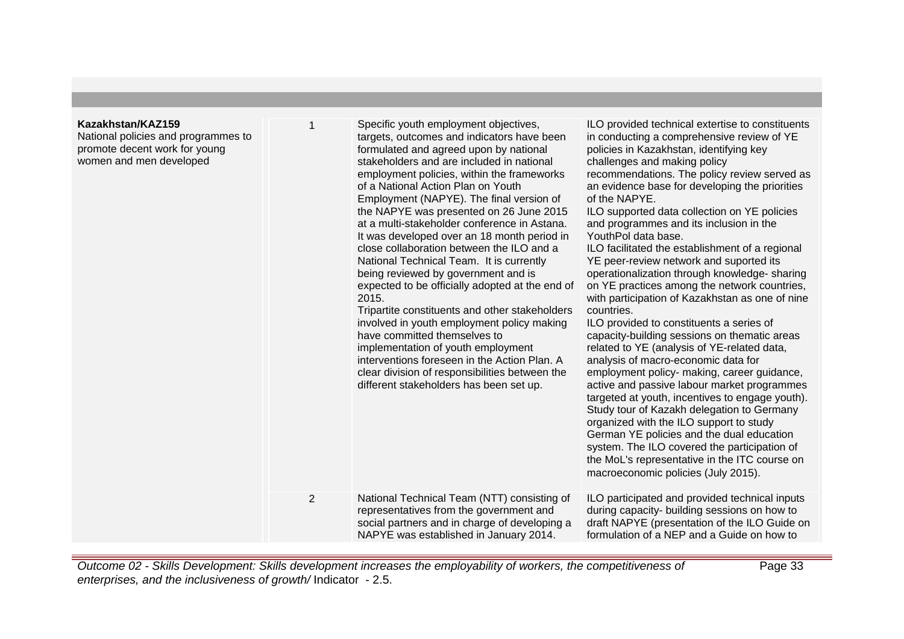| | | | |
|---|---|---|---|
| **Kazakhstan/KAZ159**<br>National policies and programmes to promote decent work for young women and men developed | 1 | Specific youth employment objectives, targets, outcomes and indicators have been formulated and agreed upon by national stakeholders and are included in national employment policies, within the frameworks of a National Action Plan on Youth Employment (NAPYE). The final version of the NAPYE was presented on 26 June 2015 at a multi-stakeholder conference in Astana. It was developed over an 18 month period in close collaboration between the ILO and a National Technical Team. It is currently being reviewed by government and is expected to be officially adopted at the end of 2015.<br>Tripartite constituents and other stakeholders involved in youth employment policy making have committed themselves to implementation of youth employment interventions foreseen in the Action Plan. A clear division of responsibilities between the different stakeholders has been set up. | ILO provided technical extertise to constituents in conducting a comprehensive review of YE policies in Kazakhstan, identifying key challenges and making policy recommendations. The policy review served as an evidence base for developing the priorities of the NAPYE.<br>ILO supported data collection on YE policies and programmes and its inclusion in the YouthPol data base.<br>ILO facilitated the establishment of a regional YE peer-review network and suported its operationalization through knowledge- sharing on YE practices among the network countries, with participation of Kazakhstan as one of nine countries.<br>ILO provided to constituents a series of capacity-building sessions on thematic areas related to YE (analysis of YE-related data, analysis of macro-economic data for employment policy- making, career guidance, active and passive labour market programmes targeted at youth, incentives to engage youth).<br>Study tour of Kazakh delegation to Germany organized with the ILO support to study German YE policies and the dual education system. The ILO covered the participation of the MoL's representative in the ITC course on macroeconomic policies (July 2015). |
| | 2 | National Technical Team (NTT) consisting of representatives from the government and social partners and in charge of developing a NAPYE was established in January 2014. | ILO participated and provided technical inputs during capacity- building sessions on how to draft NAPYE (presentation of the ILO Guide on formulation of a NEP and a Guide on how to |

*Outcome 02 - Skills Development: Skills development increases the employability of workers, the competitiveness of enterprises, and the inclusiveness of growth/* Indicator - 2.5.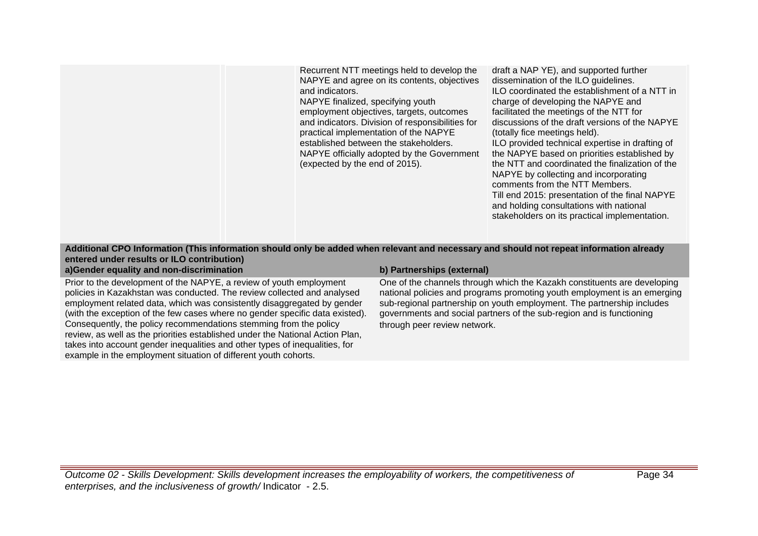| | | | |
|---|---|---|---|
| | | Recurrent NTT meetings held to develop the NAPYE and agree on its contents, objectives and indicators.<br>NAPYE finalized, specifying youth employment objectives, targets, outcomes and indicators. Division of responsibilities for practical implementation of the NAPYE established between the stakeholders.<br>NAPYE officially adopted by the Government (expected by the end of 2015). | draft a NAP YE), and supported further dissemination of the ILO guidelines.<br>ILO coordinated the establishment of a NTT in charge of developing the NAPYE and facilitated the meetings of the NTT for discussions of the draft versions of the NAPYE (totally fice meetings held).<br>ILO provided technical expertise in drafting of the NAPYE based on priorities established by the NTT and coordinated the finalization of the NAPYE by collecting and incorporating comments from the NTT Members.<br>Till end 2015: presentation of the final NAPYE and holding consultations with national stakeholders on its practical implementation. |

**Additional CPO Information (This information should only be added when relevant and necessary and should not repeat information already entered under results or ILO contribution)**

**a)Gender equality and non-discrimination**

Prior to the development of the NAPYE, a review of youth employment policies in Kazakhstan was conducted. The review collected and analysed employment related data, which was consistently disaggregated by gender (with the exception of the few cases where no gender specific data existed). Consequently, the policy recommendations stemming from the policy review, as well as the priorities established under the National Action Plan, takes into account gender inequalities and other types of inequalities, for example in the employment situation of different youth cohorts.

**b) Partnerships (external)**

One of the channels through which the Kazakh constituents are developing national policies and programs promoting youth employment is an emerging sub-regional partnership on youth employment. The partnership includes governments and social partners of the sub-region and is functioning through peer review network.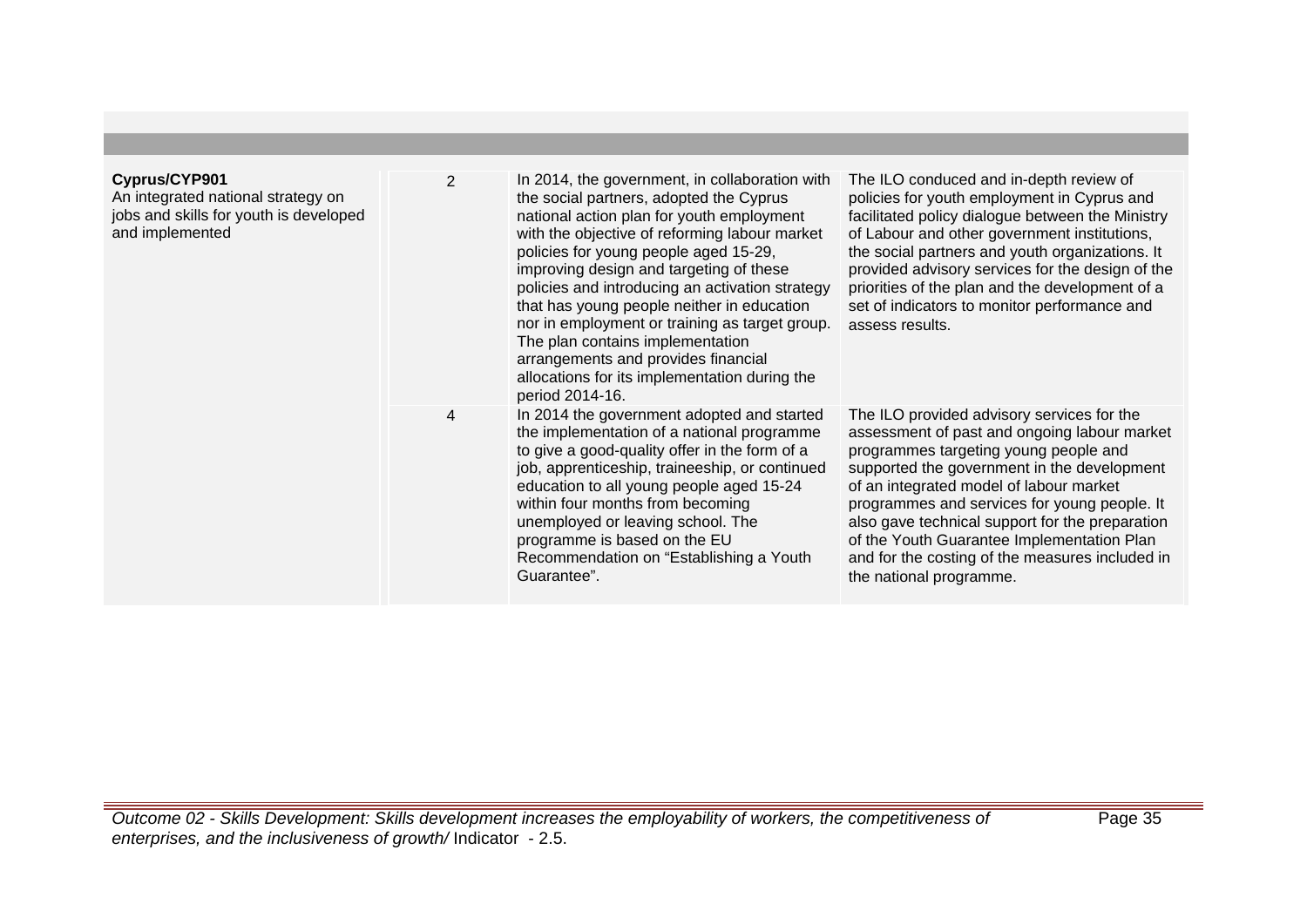| | | | |
|---|---|---|---|
| **Cyprus/CYP901**<br>An integrated national strategy on jobs and skills for youth is developed and implemented | 2 | In 2014, the government, in collaboration with the social partners, adopted the Cyprus national action plan for youth employment with the objective of reforming labour market policies for young people aged 15-29, improving design and targeting of these policies and introducing an activation strategy that has young people neither in education nor in employment or training as target group. The plan contains implementation arrangements and provides financial allocations for its implementation during the period 2014-16. | The ILO conduced and in-depth review of policies for youth employment in Cyprus and facilitated policy dialogue between the Ministry of Labour and other government institutions, the social partners and youth organizations. It provided advisory services for the design of the priorities of the plan and the development of a set of indicators to monitor performance and assess results. |
| | 4 | In 2014 the government adopted and started the implementation of a national programme to give a good-quality offer in the form of a job, apprenticeship, traineeship, or continued education to all young people aged 15-24 within four months from becoming unemployed or leaving school. The programme is based on the EU Recommendation on "Establishing a Youth Guarantee". | The ILO provided advisory services for the assessment of past and ongoing labour market programmes targeting young people and supported the government in the development of an integrated model of labour market programmes and services for young people. It also gave technical support for the preparation of the Youth Guarantee Implementation Plan and for the costing of the measures included in the national programme. |

*Outcome 02 - Skills Development: Skills development increases the employability of workers, the competitiveness of enterprises, and the inclusiveness of growth/* Indicator - 2.5.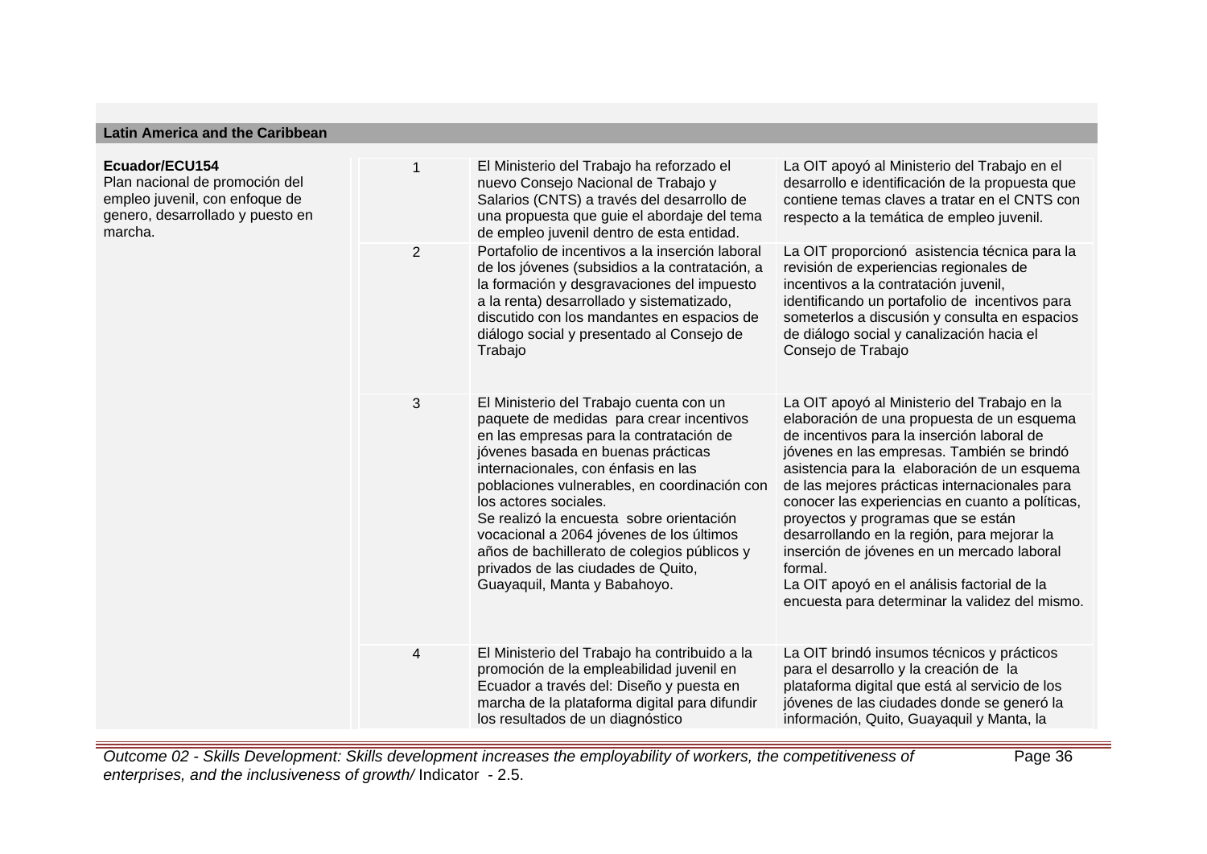## Latin America and the Caribbean

| Ecuador/ECU154 | | | |
|---|---|---|---|
| **Ecuador/ECU154**<br>Plan nacional de promoción del empleo juvenil, con enfoque de genero, desarrollado y puesto en marcha. | 1 | El Ministerio del Trabajo ha reforzado el nuevo Consejo Nacional de Trabajo y Salarios (CNTS) a través del desarrollo de una propuesta que guie el abordaje del tema de empleo juvenil dentro de esta entidad. | La OIT apoyó al Ministerio del Trabajo en el desarrollo e identificación de la propuesta que contiene temas claves a tratar en el CNTS con respecto a la temática de empleo juvenil. |
| | 2 | Portafolio de incentivos a la inserción laboral de los jóvenes (subsidios a la contratación, a la formación y desgravaciones del impuesto a la renta) desarrollado y sistematizado, discutido con los mandantes en espacios de diálogo social y presentado al Consejo de Trabajo | La OIT proporcionó asistencia técnica para la revisión de experiencias regionales de incentivos a la contratación juvenil, identificando un portafolio de incentivos para someterlos a discusión y consulta en espacios de diálogo social y canalización hacia el Consejo de Trabajo |
| | 3 | El Ministerio del Trabajo cuenta con un paquete de medidas para crear incentivos en las empresas para la contratación de jóvenes basada en buenas prácticas internacionales, con énfasis en las poblaciones vulnerables, en coordinación con los actores sociales.<br>Se realizó la encuesta sobre orientación vocacional a 2064 jóvenes de los últimos años de bachillerato de colegios públicos y privados de las ciudades de Quito, Guayaquil, Manta y Babahoyo. | La OIT apoyó al Ministerio del Trabajo en la elaboración de una propuesta de un esquema de incentivos para la inserción laboral de jóvenes en las empresas. También se brindó asistencia para la elaboración de un esquema de las mejores prácticas internacionales para conocer las experiencias en cuanto a políticas, proyectos y programas que se están desarrollando en la región, para mejorar la inserción de jóvenes en un mercado laboral formal.<br>La OIT apoyó en el análisis factorial de la encuesta para determinar la validez del mismo. |
| | 4 | El Ministerio del Trabajo ha contribuido a la promoción de la empleabilidad juvenil en Ecuador a través del: Diseño y puesta en marcha de la plataforma digital para difundir los resultados de un diagnóstico | La OIT brindó insumos técnicos y prácticos para el desarrollo y la creación de la plataforma digital que está al servicio de los jóvenes de las ciudades donde se generó la información, Quito, Guayaquil y Manta, la |

*Outcome 02 - Skills Development: Skills development increases the employability of workers, the competitiveness of enterprises, and the inclusiveness of growth/* Indicator - 2.5.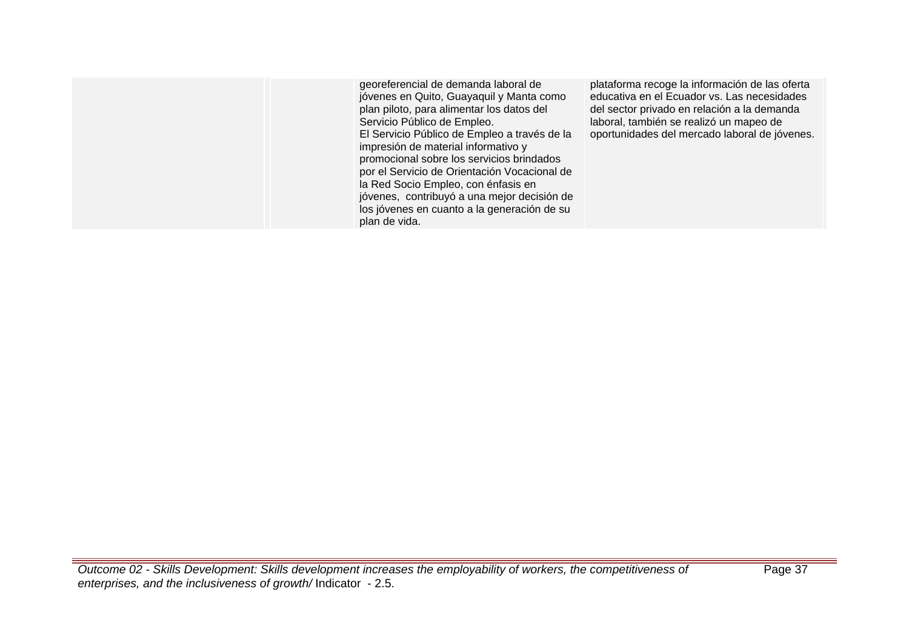| | | | | |
|---|---|---|---|---|
| | | | georeferencial de demanda laboral de jóvenes en Quito, Guayaquil y Manta como plan piloto, para alimentar los datos del Servicio Público de Empleo.<br>El Servicio Público de Empleo a través de la impresión de material informativo y promocional sobre los servicios brindados por el Servicio de Orientación Vocacional de la Red Socio Empleo, con énfasis en jóvenes, contribuyó a una mejor decisión de los jóvenes en cuanto a la generación de su plan de vida. | plataforma recoge la información de las oferta educativa en el Ecuador vs. Las necesidades del sector privado en relación a la demanda laboral, también se realizó un mapeo de oportunidades del mercado laboral de jóvenes. |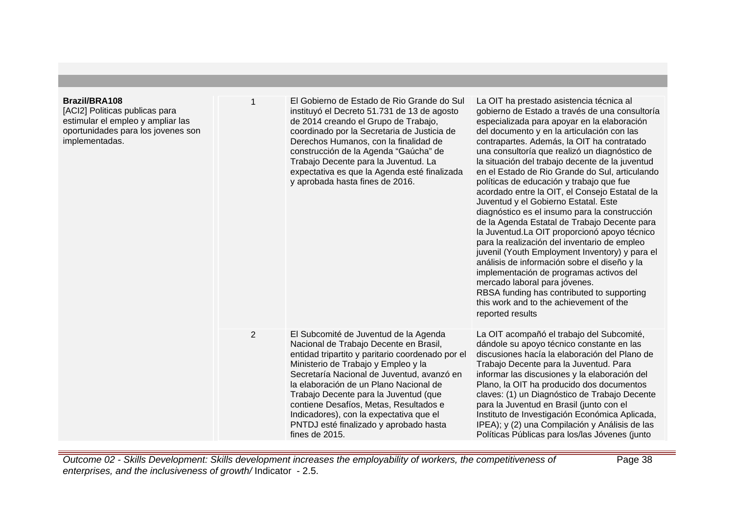| | | | |
|---|---|---|---|
| **Brazil/BRA108**<br>[ACI2] Politicas publicas para estimular el empleo y ampliar las oportunidades para los jovenes son implementadas. | 1 | El Gobierno de Estado de Rio Grande do Sul instituyó el Decreto 51.731 de 13 de agosto de 2014 creando el Grupo de Trabajo, coordinado por la Secretaria de Justicia de Derechos Humanos, con la finalidad de construcción de la Agenda "Gaúcha" de Trabajo Decente para la Juventud. La expectativa es que la Agenda esté finalizada y aprobada hasta fines de 2016. | La OIT ha prestado asistencia técnica al gobierno de Estado a través de una consultoría especializada para apoyar en la elaboración del documento y en la articulación con las contrapartes. Además, la OIT ha contratado una consultoría que realizó un diagnóstico de la situación del trabajo decente de la juventud en el Estado de Rio Grande do Sul, articulando políticas de educación y trabajo que fue acordado entre la OIT, el Consejo Estatal de la Juventud y el Gobierno Estatal. Este diagnóstico es el insumo para la construcción de la Agenda Estatal de Trabajo Decente para la Juventud.La OIT proporcionó apoyo técnico para la realización del inventario de empleo juvenil (Youth Employment Inventory) y para el análisis de información sobre el diseño y la implementación de programas activos del mercado laboral para jóvenes.<br>RBSA funding has contributed to supporting this work and to the achievement of the reported results |
| | 2 | El Subcomité de Juventud de la Agenda Nacional de Trabajo Decente en Brasil, entidad tripartito y paritario coordenado por el Ministerio de Trabajo y Empleo y la Secretaría Nacional de Juventud, avanzó en la elaboración de un Plano Nacional de Trabajo Decente para la Juventud (que contiene Desafíos, Metas, Resultados e Indicadores), con la expectativa que el PNTDJ esté finalizado y aprobado hasta fines de 2015. | La OIT acompañó el trabajo del Subcomité, dándole su apoyo técnico constante en las discusiones hacía la elaboración del Plano de Trabajo Decente para la Juventud. Para informar las discusiones y la elaboración del Plano, la OIT ha producido dos documentos claves: (1) un Diagnóstico de Trabajo Decente para la Juventud en Brasil (junto con el Instituto de Investigación Económica Aplicada, IPEA); y (2) una Compilación y Análisis de las Políticas Públicas para los/las Jóvenes (junto |

*Outcome 02 - Skills Development: Skills development increases the employability of workers, the competitiveness of enterprises, and the inclusiveness of growth/* Indicator - 2.5.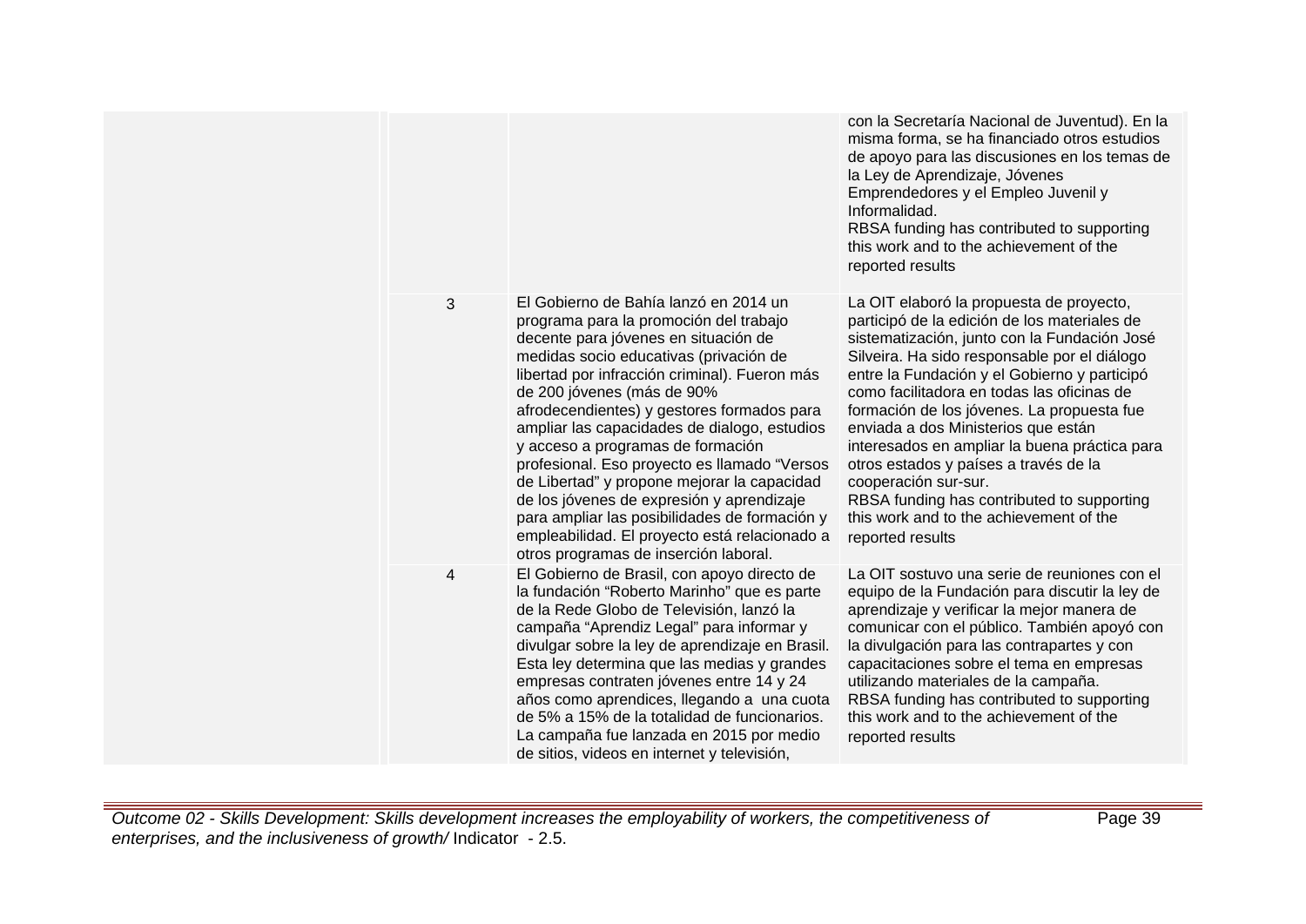| | | | |
|---|---|---|---|
| | | | con la Secretaría Nacional de Juventud). En la misma forma, se ha financiado otros estudios de apoyo para las discusiones en los temas de la Ley de Aprendizaje, Jóvenes Emprendedores y el Empleo Juvenil y Informalidad.<br>RBSA funding has contributed to supporting this work and to the achievement of the reported results |
| | 3 | El Gobierno de Bahía lanzó en 2014 un programa para la promoción del trabajo decente para jóvenes en situación de medidas socio educativas (privación de libertad por infracción criminal). Fueron más de 200 jóvenes (más de 90% afrodecendientes) y gestores formados para ampliar las capacidades de dialogo, estudios y acceso a programas de formación profesional. Eso proyecto es llamado "Versos de Libertad" y propone mejorar la capacidad de los jóvenes de expresión y aprendizaje para ampliar las posibilidades de formación y empleabilidad. El proyecto está relacionado a otros programas de inserción laboral. | La OIT elaboró la propuesta de proyecto, participó de la edición de los materiales de sistematización, junto con la Fundación José Silveira. Ha sido responsable por el diálogo entre la Fundación y el Gobierno y participó como facilitadora en todas las oficinas de formación de los jóvenes. La propuesta fue enviada a dos Ministerios que están interesados en ampliar la buena práctica para otros estados y países a través de la cooperación sur-sur.<br>RBSA funding has contributed to supporting this work and to the achievement of the reported results |
| | 4 | El Gobierno de Brasil, con apoyo directo de la fundación "Roberto Marinho" que es parte de la Rede Globo de Televisión, lanzó la campaña "Aprendiz Legal" para informar y divulgar sobre la ley de aprendizaje en Brasil. Esta ley determina que las medias y grandes empresas contraten jóvenes entre 14 y 24 años como aprendices, llegando a una cuota de 5% a 15% de la totalidad de funcionarios. La campaña fue lanzada en 2015 por medio de sitios, videos en internet y televisión, | La OIT sostuvo una serie de reuniones con el equipo de la Fundación para discutir la ley de aprendizaje y verificar la mejor manera de comunicar con el público. También apoyó con la divulgación para las contrapartes y con capacitaciones sobre el tema en empresas utilizando materiales de la campaña.<br>RBSA funding has contributed to supporting this work and to the achievement of the reported results |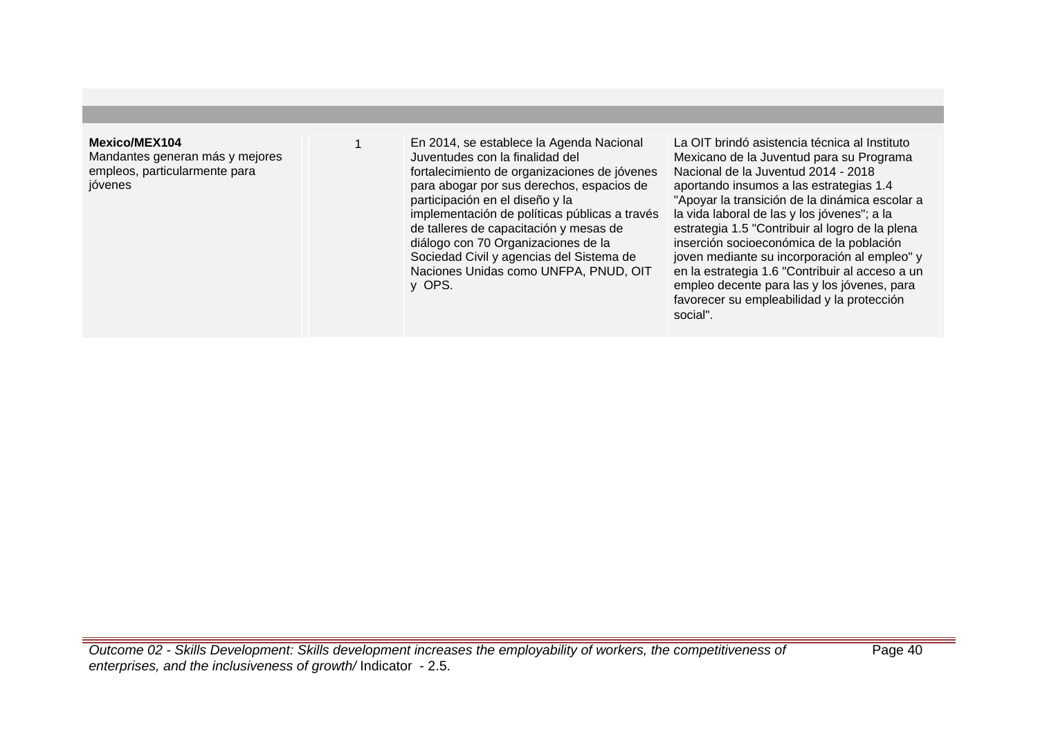| | | | |
|---|---|---|---|
| **Mexico/MEX104**<br>Mandantes generan más y mejores empleos, particularmente para jóvenes | 1 | En 2014, se establece la Agenda Nacional Juventudes con la finalidad del fortalecimiento de organizaciones de jóvenes para abogar por sus derechos, espacios de participación en el diseño y la implementación de políticas públicas a través de talleres de capacitación y mesas de diálogo con 70 Organizaciones de la Sociedad Civil y agencias del Sistema de Naciones Unidas como UNFPA, PNUD, OIT y OPS. | La OIT brindó asistencia técnica al Instituto Mexicano de la Juventud para su Programa Nacional de la Juventud 2014 - 2018 aportando insumos a las estrategias 1.4 "Apoyar la transición de la dinámica escolar a la vida laboral de las y los jóvenes"; a la estrategia 1.5 "Contribuir al logro de la plena inserción socioeconómica de la población joven mediante su incorporación al empleo" y en la estrategia 1.6 "Contribuir al acceso a un empleo decente para las y los jóvenes, para favorecer su empleabilidad y la protección social". |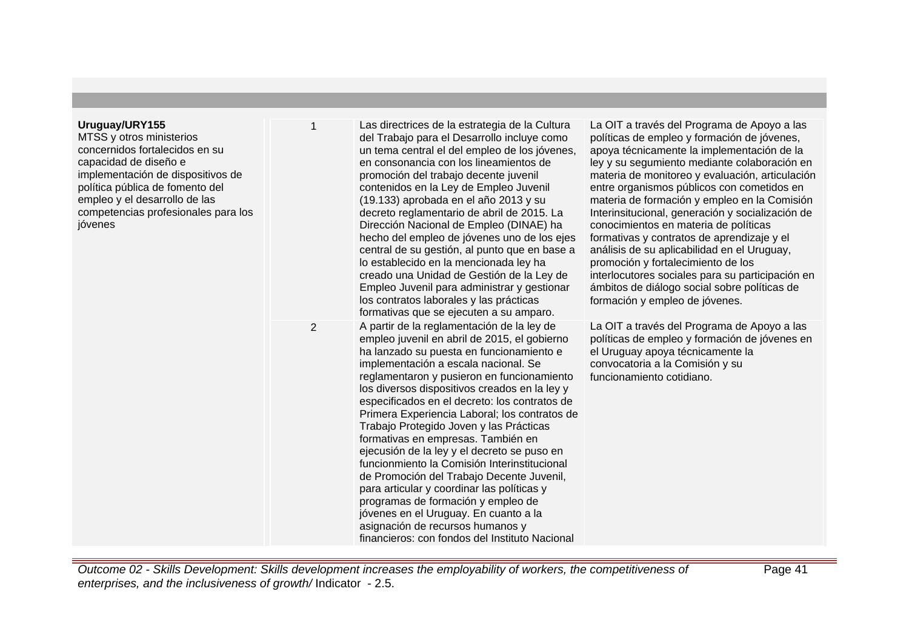| | | | |
|---|---|---|---|
| **Uruguay/URY155**<br>MTSS y otros ministerios concernidos fortalecidos en su capacidad de diseño e implementación de dispositivos de política pública de fomento del empleo y el desarrollo de las competencias profesionales para los jóvenes | 1 | Las directrices de la estrategia de la Cultura del Trabajo para el Desarrollo incluye como un tema central el del empleo de los jóvenes, en consonancia con los lineamientos de promoción del trabajo decente juvenil contenidos en la Ley de Empleo Juvenil (19.133) aprobada en el año 2013 y su decreto reglamentario de abril de 2015. La Dirección Nacional de Empleo (DINAE) ha hecho del empleo de jóvenes uno de los ejes central de su gestión, al punto que en base a lo establecido en la mencionada ley ha creado una Unidad de Gestión de la Ley de Empleo Juvenil para administrar y gestionar los contratos laborales y las prácticas formativas que se ejecuten a su amparo. | La OIT a través del Programa de Apoyo a las políticas de empleo y formación de jóvenes, apoya técnicamente la implementación de la ley y su segumiento mediante colaboración en materia de monitoreo y evaluación, articulación entre organismos públicos con cometidos en materia de formación y empleo en la Comisión Interinsitucional, generación y socialización de conocimientos en materia de políticas formativas y contratos de aprendizaje y el análisis de su aplicabilidad en el Uruguay, promoción y fortalecimiento de los interlocutores sociales para su participación en ámbitos de diálogo social sobre políticas de formación y empleo de jóvenes. |
| | 2 | A partir de la reglamentación de la ley de empleo juvenil en abril de 2015, el gobierno ha lanzado su puesta en funcionamiento e implementación a escala nacional. Se reglamentaron y pusieron en funcionamiento los diversos dispositivos creados en la ley y especificados en el decreto: los contratos de Primera Experiencia Laboral; los contratos de Trabajo Protegido Joven y las Prácticas formativas en empresas. También en ejecusión de la ley y el decreto se puso en funcionmiento la Comisión Interinstitucional de Promoción del Trabajo Decente Juvenil, para articular y coordinar las políticas y programas de formación y empleo de jóvenes en el Uruguay. En cuanto a la asignación de recursos humanos y financieros: con fondos del Instituto Nacional | La OIT a través del Programa de Apoyo a las políticas de empleo y formación de jóvenes en el Uruguay apoya técnicamente la convocatoria a la Comisión y su funcionamiento cotidiano. |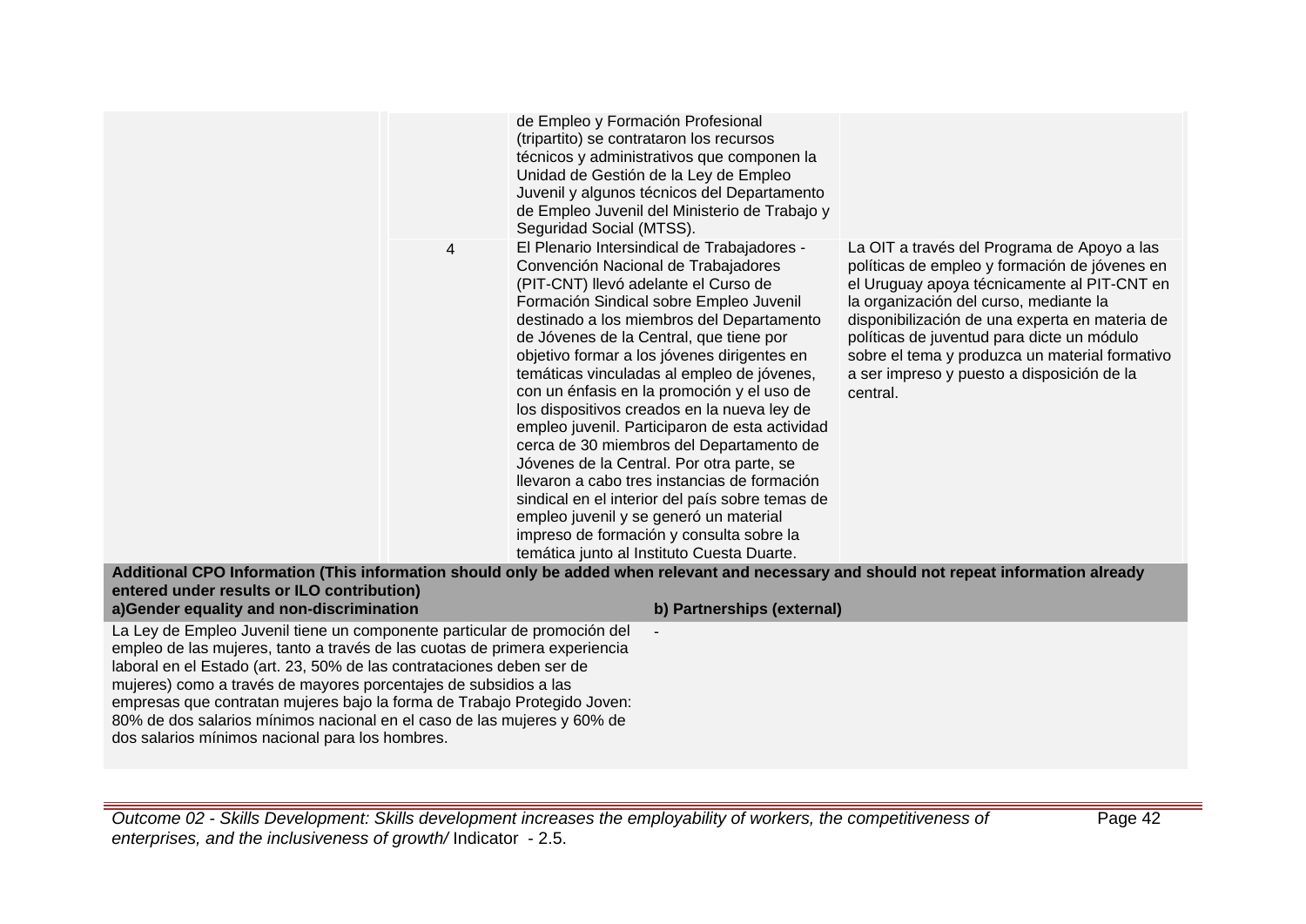| | | | |
|---|---|---|---|
| | | de Empleo y Formación Profesional (tripartito) se contrataron los recursos técnicos y administrativos que componen la Unidad de Gestión de la Ley de Empleo Juvenil y algunos técnicos del Departamento de Empleo Juvenil del Ministerio de Trabajo y Seguridad Social (MTSS). | |
| | 4 | El Plenario Intersindical de Trabajadores - Convención Nacional de Trabajadores (PIT-CNT) llevó adelante el Curso de Formación Sindical sobre Empleo Juvenil destinado a los miembros del Departamento de Jóvenes de la Central, que tiene por objetivo formar a los jóvenes dirigentes en temáticas vinculadas al empleo de jóvenes, con un énfasis en la promoción y el uso de los dispositivos creados en la nueva ley de empleo juvenil. Participaron de esta actividad cerca de 30 miembros del Departamento de Jóvenes de la Central. Por otra parte, se llevaron a cabo tres instancias de formación sindical en el interior del país sobre temas de empleo juvenil y se generó un material impreso de formación y consulta sobre la temática junto al Instituto Cuesta Duarte. | La OIT a través del Programa de Apoyo a las políticas de empleo y formación de jóvenes en el Uruguay apoya técnicamente al PIT-CNT en la organización del curso, mediante la disponibilización de una experta en materia de políticas de juventud para dicte un módulo sobre el tema y produzca un material formativo a ser impreso y puesto a disposición de la central. |

**Additional CPO Information (This information should only be added when relevant and necessary and should not repeat information already entered under results or ILO contribution)**

| a)Gender equality and non-discrimination | b) Partnerships (external) |
|---|---|
| La Ley de Empleo Juvenil tiene un componente particular de promoción del empleo de las mujeres, tanto a través de las cuotas de primera experiencia laboral en el Estado (art. 23, 50% de las contrataciones deben ser de mujeres) como a través de mayores porcentajes de subsidios a las empresas que contratan mujeres bajo la forma de Trabajo Protegido Joven: 80% de dos salarios mínimos nacional en el caso de las mujeres y 60% de dos salarios mínimos nacional para los hombres. | - |

*Outcome 02 - Skills Development: Skills development increases the employability of workers, the competitiveness of enterprises, and the inclusiveness of growth/* Indicator - 2.5.